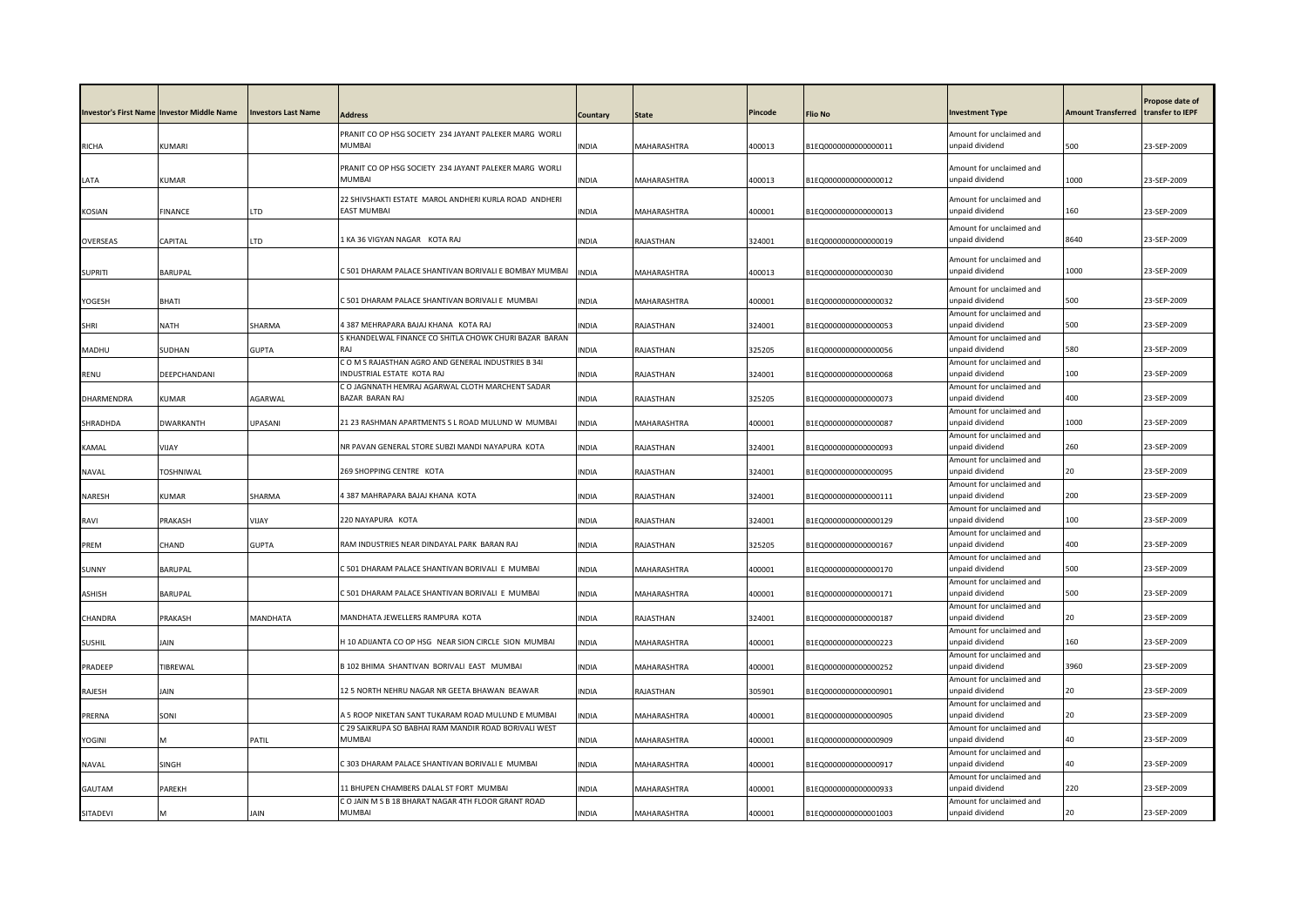| Investor's First Name | Investor Middle Name | Investors Last Name | Address | Country | State | Pincode | Flio No | Investment Type | Amount Transferred | Propose date of transfer to IEPF |
|---|---|---|---|---|---|---|---|---|---|---|
| RICHA | KUMARI | | PRANIT CO OP HSG SOCIETY 234 JAYANT PALEKER MARG WORLI MUMBAI | INDIA | MAHARASHTRA | 400013 | B1EQ0000000000000011 | Amount for unclaimed and unpaid dividend | 500 | 23-SEP-2009 |
| LATA | KUMAR | | PRANIT CO OP HSG SOCIETY 234 JAYANT PALEKER MARG WORLI MUMBAI | INDIA | MAHARASHTRA | 400013 | B1EQ0000000000000012 | Amount for unclaimed and unpaid dividend | 1000 | 23-SEP-2009 |
| KOSIAN | FINANCE | LTD | 22 SHIVSHAKTI ESTATE MAROL ANDHERI KURLA ROAD ANDHERI EAST MUMBAI | INDIA | MAHARASHTRA | 400001 | B1EQ0000000000000013 | Amount for unclaimed and unpaid dividend | 160 | 23-SEP-2009 |
| OVERSEAS | CAPITAL | LTD | 1 KA 36 VIGYAN NAGAR KOTA RAJ | INDIA | RAJASTHAN | 324001 | B1EQ0000000000000019 | Amount for unclaimed and unpaid dividend | 8640 | 23-SEP-2009 |
| SUPRITI | BARUPAL | | C 501 DHARAM PALACE SHANTIVAN BORIVALI E BOMBAY MUMBAI | INDIA | MAHARASHTRA | 400013 | B1EQ0000000000000030 | Amount for unclaimed and unpaid dividend | 1000 | 23-SEP-2009 |
| YOGESH | BHATI | | C 501 DHARAM PALACE SHANTIVAN BORIVALI E MUMBAI | INDIA | MAHARASHTRA | 400001 | B1EQ0000000000000032 | Amount for unclaimed and unpaid dividend | 500 | 23-SEP-2009 |
| SHRI | NATH | SHARMA | 4 387 MEHRAPARA BAJAJ KHANA KOTA RAJ | INDIA | RAJASTHAN | 324001 | B1EQ0000000000000053 | Amount for unclaimed and unpaid dividend | 500 | 23-SEP-2009 |
| MADHU | SUDHAN | GUPTA | S KHANDELWAL FINANCE CO SHITLA CHOWK CHURI BAZAR BARAN RAJ | INDIA | RAJASTHAN | 325205 | B1EQ0000000000000056 | Amount for unclaimed and unpaid dividend | 580 | 23-SEP-2009 |
| RENU | DEEPCHANDANI | | C O M S RAJASTHAN AGRO AND GENERAL INDUSTRIES B 34I INDUSTRIAL ESTATE KOTA RAJ | INDIA | RAJASTHAN | 324001 | B1EQ0000000000000068 | Amount for unclaimed and unpaid dividend | 100 | 23-SEP-2009 |
| DHARMENDRA | KUMAR | AGARWAL | C O JAGNNATH HEMRAJ AGARWAL CLOTH MARCHENT SADAR BAZAR BARAN RAJ | INDIA | RAJASTHAN | 325205 | B1EQ0000000000000073 | Amount for unclaimed and unpaid dividend | 400 | 23-SEP-2009 |
| SHRADHDA | DWARKANTH | UPASANI | 21 23 RASHMAN APARTMENTS S L ROAD MULUND W MUMBAI | INDIA | MAHARASHTRA | 400001 | B1EQ0000000000000087 | Amount for unclaimed and unpaid dividend | 1000 | 23-SEP-2009 |
| KAMAL | VIJAY | | NR PAVAN GENERAL STORE SUBZI MANDI NAYAPURA KOTA | INDIA | RAJASTHAN | 324001 | B1EQ0000000000000093 | Amount for unclaimed and unpaid dividend | 260 | 23-SEP-2009 |
| NAVAL | TOSHNIWAL | | 269 SHOPPING CENTRE KOTA | INDIA | RAJASTHAN | 324001 | B1EQ0000000000000095 | Amount for unclaimed and unpaid dividend | 20 | 23-SEP-2009 |
| NARESH | KUMAR | SHARMA | 4 387 MAHRAPARA BAJAJ KHANA KOTA | INDIA | RAJASTHAN | 324001 | B1EQ0000000000000111 | Amount for unclaimed and unpaid dividend | 200 | 23-SEP-2009 |
| RAVI | PRAKASH | VIJAY | 220 NAYAPURA KOTA | INDIA | RAJASTHAN | 324001 | B1EQ0000000000000129 | Amount for unclaimed and unpaid dividend | 100 | 23-SEP-2009 |
| PREM | CHAND | GUPTA | RAM INDUSTRIES NEAR DINDAYAL PARK BARAN RAJ | INDIA | RAJASTHAN | 325205 | B1EQ0000000000000167 | Amount for unclaimed and unpaid dividend | 400 | 23-SEP-2009 |
| SUNNY | BARUPAL | | C 501 DHARAM PALACE SHANTIVAN BORIVALI E MUMBAI | INDIA | MAHARASHTRA | 400001 | B1EQ0000000000000170 | Amount for unclaimed and unpaid dividend | 500 | 23-SEP-2009 |
| ASHISH | BARUPAL | | C 501 DHARAM PALACE SHANTIVAN BORIVALI E MUMBAI | INDIA | MAHARASHTRA | 400001 | B1EQ0000000000000171 | Amount for unclaimed and unpaid dividend | 500 | 23-SEP-2009 |
| CHANDRA | PRAKASH | MANDHATA | MANDHATA JEWELLERS RAMPURA KOTA | INDIA | RAJASTHAN | 324001 | B1EQ0000000000000187 | Amount for unclaimed and unpaid dividend | 20 | 23-SEP-2009 |
| SUSHIL | JAIN | | H 10 ADIJANTA CO OP HSG NEAR SION CIRCLE SION MUMBAI | INDIA | MAHARASHTRA | 400001 | B1EQ0000000000000223 | Amount for unclaimed and unpaid dividend | 160 | 23-SEP-2009 |
| PRADEEP | TIBREWAL | | B 102 BHIMA SHANTIVAN BORIVALI EAST MUMBAI | INDIA | MAHARASHTRA | 400001 | B1EQ0000000000000252 | Amount for unclaimed and unpaid dividend | 3960 | 23-SEP-2009 |
| RAJESH | JAIN | | 12 5 NORTH NEHRU NAGAR NR GEETA BHAWAN BEAWAR | INDIA | RAJASTHAN | 305901 | B1EQ0000000000000901 | Amount for unclaimed and unpaid dividend | 20 | 23-SEP-2009 |
| PRERNA | SONI | | A 5 ROOP NIKETAN SANT TUKARAM ROAD MULUND E MUMBAI | INDIA | MAHARASHTRA | 400001 | B1EQ0000000000000905 | Amount for unclaimed and unpaid dividend | 20 | 23-SEP-2009 |
| YOGINI | M | PATIL | C 29 SAIKRUPA SO BABHAI RAM MANDIR ROAD BORIVALI WEST MUMBAI | INDIA | MAHARASHTRA | 400001 | B1EQ0000000000000909 | Amount for unclaimed and unpaid dividend | 40 | 23-SEP-2009 |
| NAVAL | SINGH | | C 303 DHARAM PALACE SHANTIVAN BORIVALI E MUMBAI | INDIA | MAHARASHTRA | 400001 | B1EQ0000000000000917 | Amount for unclaimed and unpaid dividend | 40 | 23-SEP-2009 |
| GAUTAM | PAREKH | | 11 BHUPEN CHAMBERS DALAL ST FORT MUMBAI | INDIA | MAHARASHTRA | 400001 | B1EQ0000000000000933 | Amount for unclaimed and unpaid dividend | 220 | 23-SEP-2009 |
| SITADEVI | M | JAIN | C O JAIN M S B 18 BHARAT NAGAR 4TH FLOOR GRANT ROAD MUMBAI | INDIA | MAHARASHTRA | 400001 | B1EQ0000000000001003 | Amount for unclaimed and unpaid dividend | 20 | 23-SEP-2009 |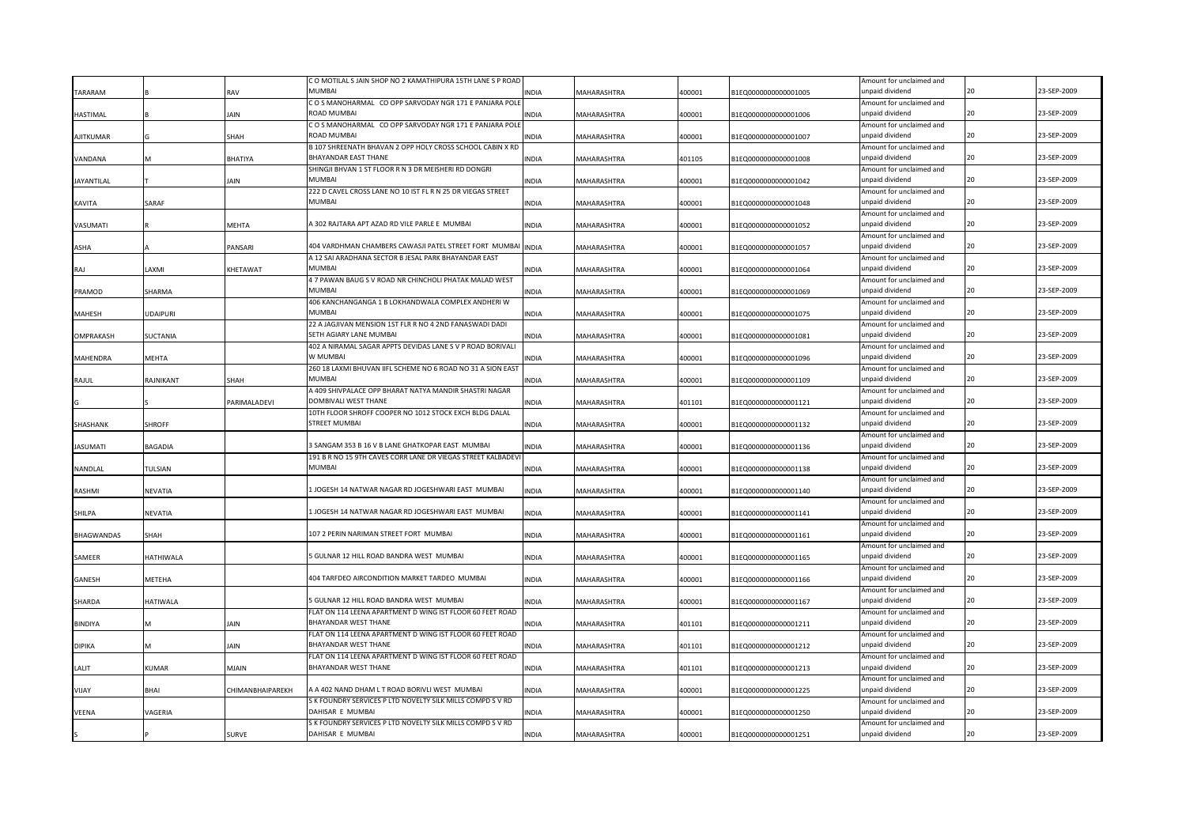| TARARAM | B | RAV | C O MOTILAL S JAIN SHOP NO 2 KAMATHIPURA 15TH LANE S P ROAD MUMBAI | INDIA | MAHARASHTRA | 400001 | B1EQ0000000000001005 | Amount for unclaimed and unpaid dividend | 20 | 23-SEP-2009 |
|---|---|---|---|---|---|---|---|---|---|---|
| HASTIMAL | B | JAIN | C O S MANOHARMAL CO OPP SARVODAY NGR 171 E PANJARA POLE ROAD MUMBAI | INDIA | MAHARASHTRA | 400001 | B1EQ0000000000001006 | Amount for unclaimed and unpaid dividend | 20 | 23-SEP-2009 |
| AJITKUMAR | G | SHAH | C O S MANOHARMAL CO OPP SARVODAY NGR 171 E PANJARA POLE ROAD MUMBAI | INDIA | MAHARASHTRA | 400001 | B1EQ0000000000001007 | Amount for unclaimed and unpaid dividend | 20 | 23-SEP-2009 |
| VANDANA | M | BHATIYA | B 107 SHREENATH BHAVAN 2 OPP HOLY CROSS SCHOOL CABIN X RD BHAYANDAR EAST THANE | INDIA | MAHARASHTRA | 401105 | B1EQ0000000000001008 | Amount for unclaimed and unpaid dividend | 20 | 23-SEP-2009 |
| JAYANTILAL | T | JAIN | SHINGJI BHVAN 1 ST FLOOR R N 3 DR MEISHERI RD DONGRI MUMBAI | INDIA | MAHARASHTRA | 400001 | B1EQ0000000000001042 | Amount for unclaimed and unpaid dividend | 20 | 23-SEP-2009 |
| KAVITA | SARAF | | 222 D CAVEL CROSS LANE NO 10 IST FL R N 25 DR VIEGAS STREET MUMBAI | INDIA | MAHARASHTRA | 400001 | B1EQ0000000000001048 | Amount for unclaimed and unpaid dividend | 20 | 23-SEP-2009 |
| VASUMATI | R | MEHTA | A 302 RAJTARA APT AZAD RD VILE PARLE E MUMBAI | INDIA | MAHARASHTRA | 400001 | B1EQ0000000000001052 | Amount for unclaimed and unpaid dividend | 20 | 23-SEP-2009 |
| ASHA | A | PANSARI | 404 VARDHMAN CHAMBERS CAWASJI PATEL STREET FORT MUMBAI | INDIA | MAHARASHTRA | 400001 | B1EQ0000000000001057 | Amount for unclaimed and unpaid dividend | 20 | 23-SEP-2009 |
| RAJ | LAXMI | KHETAWAT | A 12 SAI ARADHANA SECTOR B JESAL PARK BHAYANDAR EAST MUMBAI | INDIA | MAHARASHTRA | 400001 | B1EQ0000000000001064 | Amount for unclaimed and unpaid dividend | 20 | 23-SEP-2009 |
| PRAMOD | SHARMA | | 4 7 PAWAN BAUG S V ROAD NR CHINCHOLI PHATAK MALAD WEST MUMBAI | INDIA | MAHARASHTRA | 400001 | B1EQ0000000000001069 | Amount for unclaimed and unpaid dividend | 20 | 23-SEP-2009 |
| MAHESH | UDAIPURI | | 406 KANCHANGANGA 1 B LOKHANDWALA COMPLEX ANDHERI W MUMBAI | INDIA | MAHARASHTRA | 400001 | B1EQ0000000000001075 | Amount for unclaimed and unpaid dividend | 20 | 23-SEP-2009 |
| OMPRAKASH | SUCTANIA | | 22 A JAGJIVAN MENSION 1ST FLR R NO 4 2ND FANASWADI DADI SETH AGIARY LANE MUMBAI | INDIA | MAHARASHTRA | 400001 | B1EQ0000000000001081 | Amount for unclaimed and unpaid dividend | 20 | 23-SEP-2009 |
| MAHENDRA | MEHTA | | 402 A NIRAMAL SAGAR APPTS DEVIDAS LANE S V P ROAD BORIVALI W MUMBAI | INDIA | MAHARASHTRA | 400001 | B1EQ0000000000001096 | Amount for unclaimed and unpaid dividend | 20 | 23-SEP-2009 |
| RAJUL | RAJNIKANT | SHAH | 260 18 LAXMI BHUVAN IIFL SCHEME NO 6 ROAD NO 31 A SION EAST MUMBAI | INDIA | MAHARASHTRA | 400001 | B1EQ0000000000001109 | Amount for unclaimed and unpaid dividend | 20 | 23-SEP-2009 |
| G | S | PARIMALADEVI | A 409 SHIVPALACE OPP BHARAT NATYA MANDIR SHASTRI NAGAR DOMBIVALI WEST THANE | INDIA | MAHARASHTRA | 401101 | B1EQ0000000000001121 | Amount for unclaimed and unpaid dividend | 20 | 23-SEP-2009 |
| SHASHANK | SHROFF | | 10TH FLOOR SHROFF COOPER NO 1012 STOCK EXCH BLDG DALAL STREET MUMBAI | INDIA | MAHARASHTRA | 400001 | B1EQ0000000000001132 | Amount for unclaimed and unpaid dividend | 20 | 23-SEP-2009 |
| JASUMATI | BAGADIA | | 3 SANGAM 353 B 16 V B LANE GHATKOPAR EAST MUMBAI | INDIA | MAHARASHTRA | 400001 | B1EQ0000000000001136 | Amount for unclaimed and unpaid dividend | 20 | 23-SEP-2009 |
| NANDLAL | TULSIAN | | 191 B R NO 15 9TH CAVES CORR LANE DR VIEGAS STREET KALBADEVI MUMBAI | INDIA | MAHARASHTRA | 400001 | B1EQ0000000000001138 | Amount for unclaimed and unpaid dividend | 20 | 23-SEP-2009 |
| RASHMI | NEVATIA | | 1 JOGESH 14 NATWAR NAGAR RD JOGESHWARI EAST MUMBAI | INDIA | MAHARASHTRA | 400001 | B1EQ0000000000001140 | Amount for unclaimed and unpaid dividend | 20 | 23-SEP-2009 |
| SHILPA | NEVATIA | | 1 JOGESH 14 NATWAR NAGAR RD JOGESHWARI EAST MUMBAI | INDIA | MAHARASHTRA | 400001 | B1EQ0000000000001141 | Amount for unclaimed and unpaid dividend | 20 | 23-SEP-2009 |
| BHAGWANDAS | SHAH | | 107 2 PERIN NARIMAN STREET FORT MUMBAI | INDIA | MAHARASHTRA | 400001 | B1EQ0000000000001161 | Amount for unclaimed and unpaid dividend | 20 | 23-SEP-2009 |
| SAMEER | HATHIWALA | | 5 GULNAR 12 HILL ROAD BANDRA WEST MUMBAI | INDIA | MAHARASHTRA | 400001 | B1EQ0000000000001165 | Amount for unclaimed and unpaid dividend | 20 | 23-SEP-2009 |
| GANESH | METEHA | | 404 TARFDEO AIRCONDITION MARKET TARDEO MUMBAI | INDIA | MAHARASHTRA | 400001 | B1EQ0000000000001166 | Amount for unclaimed and unpaid dividend | 20 | 23-SEP-2009 |
| SHARDA | HATIWALA | | 5 GULNAR 12 HILL ROAD BANDRA WEST MUMBAI | INDIA | MAHARASHTRA | 400001 | B1EQ0000000000001167 | Amount for unclaimed and unpaid dividend | 20 | 23-SEP-2009 |
| BINDIYA | M | JAIN | FLAT ON 114 LEENA APARTMENT D WING IST FLOOR 60 FEET ROAD BHAYANDAR WEST THANE | INDIA | MAHARASHTRA | 401101 | B1EQ0000000000001211 | Amount for unclaimed and unpaid dividend | 20 | 23-SEP-2009 |
| DIPIKA | M | JAIN | FLAT ON 114 LEENA APARTMENT D WING IST FLOOR 60 FEET ROAD BHAYANDAR WEST THANE | INDIA | MAHARASHTRA | 401101 | B1EQ0000000000001212 | Amount for unclaimed and unpaid dividend | 20 | 23-SEP-2009 |
| LALIT | KUMAR | MJAIN | FLAT ON 114 LEENA APARTMENT D WING IST FLOOR 60 FEET ROAD BHAYANDAR WEST THANE | INDIA | MAHARASHTRA | 401101 | B1EQ0000000000001213 | Amount for unclaimed and unpaid dividend | 20 | 23-SEP-2009 |
| VIJAY | BHAI | CHIMANBHAIPAREKH | A A 402 NAND DHAM L T ROAD BORIVLI WEST MUMBAI | INDIA | MAHARASHTRA | 400001 | B1EQ0000000000001225 | Amount for unclaimed and unpaid dividend | 20 | 23-SEP-2009 |
| VEENA | VAGERIA | | S K FOUNDRY SERVICES P LTD NOVELTY SILK MILLS COMPD S V RD DAHISAR E MUMBAI | INDIA | MAHARASHTRA | 400001 | B1EQ0000000000001250 | Amount for unclaimed and unpaid dividend | 20 | 23-SEP-2009 |
| S | P | SURVE | S K FOUNDRY SERVICES P LTD NOVELTY SILK MILLS COMPD S V RD DAHISAR E MUMBAI | INDIA | MAHARASHTRA | 400001 | B1EQ0000000000001251 | Amount for unclaimed and unpaid dividend | 20 | 23-SEP-2009 |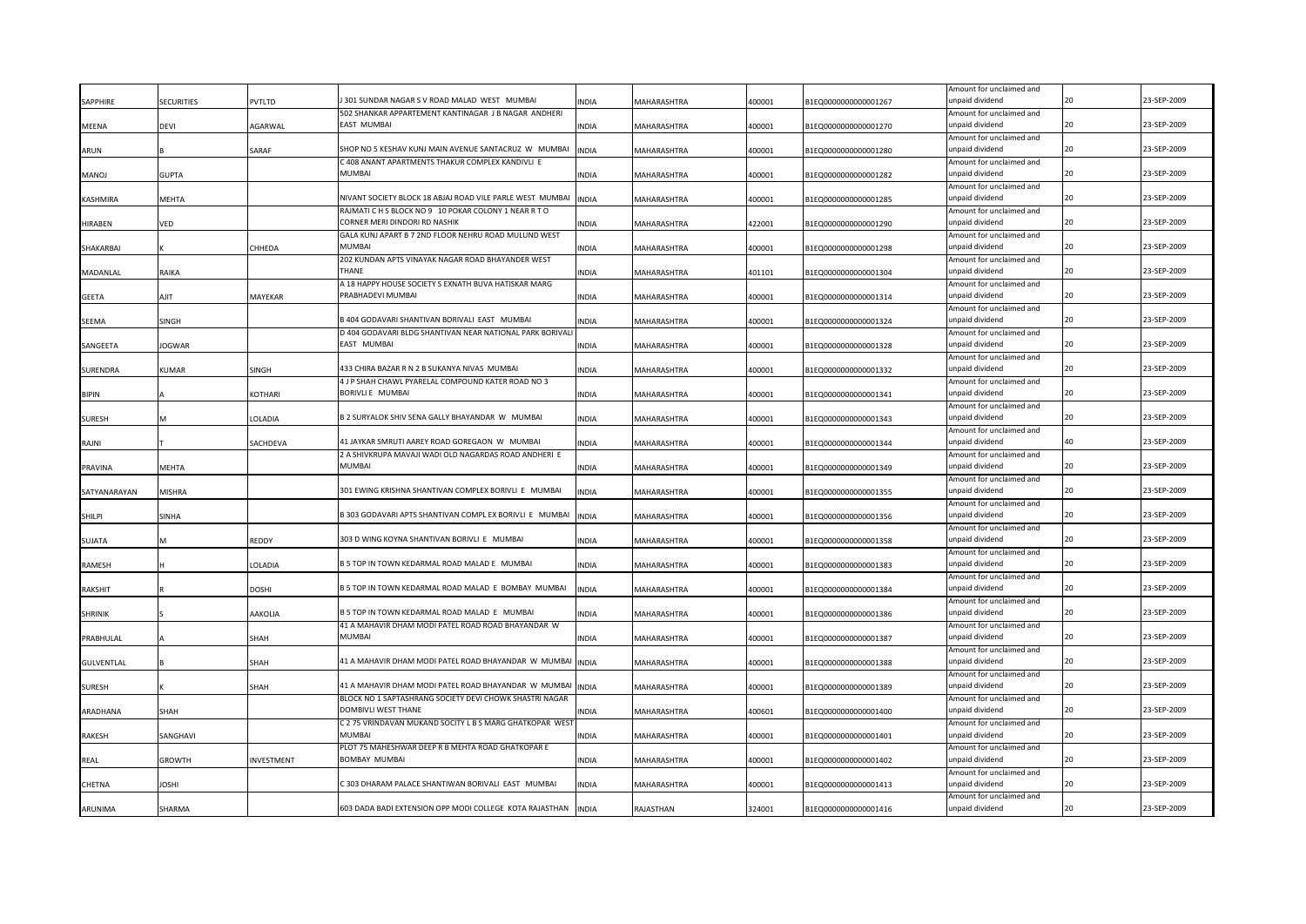| | | | | | | | | | | |
|---|---|---|---|---|---|---|---|---|---|---|
| SAPPHIRE | SECURITIES | PVTLTD | J 301 SUNDAR NAGAR S V ROAD MALAD WEST MUMBAI | INDIA | MAHARASHTRA | 400001 | B1EQ0000000000001267 | Amount for unclaimed and unpaid dividend | 20 | 23-SEP-2009 |
| MEENA | DEVI | AGARWAL | 502 SHANKAR APPARTEMENT KANTINAGAR J B NAGAR ANDHERI EAST MUMBAI | INDIA | MAHARASHTRA | 400001 | B1EQ0000000000001270 | Amount for unclaimed and unpaid dividend | 20 | 23-SEP-2009 |
| ARUN | B | SARAF | SHOP NO 5 KESHAV KUNJ MAIN AVENUE SANTACRUZ W MUMBAI | INDIA | MAHARASHTRA | 400001 | B1EQ0000000000001280 | Amount for unclaimed and unpaid dividend | 20 | 23-SEP-2009 |
| MANOJ | GUPTA | | C 408 ANANT APARTMENTS THAKUR COMPLEX KANDIVLI E MUMBAI | INDIA | MAHARASHTRA | 400001 | B1EQ0000000000001282 | Amount for unclaimed and unpaid dividend | 20 | 23-SEP-2009 |
| KASHMIRA | MEHTA | | NIVANT SOCIETY BLOCK 18 ABJAJ ROAD VILE PARLE WEST MUMBAI | INDIA | MAHARASHTRA | 400001 | B1EQ0000000000001285 | Amount for unclaimed and unpaid dividend | 20 | 23-SEP-2009 |
| HIRABEN | VED | | RAJMATI C H S BLOCK NO 9 10 POKAR COLONY 1 NEAR R T O CORNER MERI DINDORI RD NASHIK | INDIA | MAHARASHTRA | 422001 | B1EQ0000000000001290 | Amount for unclaimed and unpaid dividend | 20 | 23-SEP-2009 |
| SHAKARBAI | K | CHHEDA | GALA KUNJ APART B 7 2ND FLOOR NEHRU ROAD MULUND WEST MUMBAI | INDIA | MAHARASHTRA | 400001 | B1EQ0000000000001298 | Amount for unclaimed and unpaid dividend | 20 | 23-SEP-2009 |
| MADANLAL | RAIKA | | 202 KUNDAN APTS VINAYAK NAGAR ROAD BHAYANDER WEST THANE | INDIA | MAHARASHTRA | 401101 | B1EQ0000000000001304 | Amount for unclaimed and unpaid dividend | 20 | 23-SEP-2009 |
| GEETA | AJIT | MAYEKAR | A 18 HAPPY HOUSE SOCIETY S EXNATH BUVA HATISKAR MARG PRABHADEVI MUMBAI | INDIA | MAHARASHTRA | 400001 | B1EQ0000000000001314 | Amount for unclaimed and unpaid dividend | 20 | 23-SEP-2009 |
| SEEMA | SINGH | | B 404 GODAVARI SHANTIVAN BORIVALI EAST MUMBAI | INDIA | MAHARASHTRA | 400001 | B1EQ0000000000001324 | Amount for unclaimed and unpaid dividend | 20 | 23-SEP-2009 |
| SANGEETA | JOGWAR | | D 404 GODAVARI BLDG SHANTIVAN NEAR NATIONAL PARK BORIVALI EAST MUMBAI | INDIA | MAHARASHTRA | 400001 | B1EQ0000000000001328 | Amount for unclaimed and unpaid dividend | 20 | 23-SEP-2009 |
| SURENDRA | KUMAR | SINGH | 433 CHIRA BAZAR R N 2 B SUKANYA NIVAS MUMBAI | INDIA | MAHARASHTRA | 400001 | B1EQ0000000000001332 | Amount for unclaimed and unpaid dividend | 20 | 23-SEP-2009 |
| BIPIN | A | KOTHARI | 4 J P SHAH CHAWL PYARELAL COMPOUND KATER ROAD NO 3 BORIVLI E MUMBAI | INDIA | MAHARASHTRA | 400001 | B1EQ0000000000001341 | Amount for unclaimed and unpaid dividend | 20 | 23-SEP-2009 |
| SURESH | M | LOLADIA | B 2 SURYALOK SHIV SENA GALLY BHAYANDAR W MUMBAI | INDIA | MAHARASHTRA | 400001 | B1EQ0000000000001343 | Amount for unclaimed and unpaid dividend | 20 | 23-SEP-2009 |
| RAJNI | T | SACHDEVA | 41 JAYKAR SMRUTI AAREY ROAD GOREGAON W MUMBAI | INDIA | MAHARASHTRA | 400001 | B1EQ0000000000001344 | Amount for unclaimed and unpaid dividend | 40 | 23-SEP-2009 |
| PRAVINA | MEHTA | | 2 A SHIVKRUPA MAVAJI WADI OLD NAGARDAS ROAD ANDHERI E MUMBAI | INDIA | MAHARASHTRA | 400001 | B1EQ0000000000001349 | Amount for unclaimed and unpaid dividend | 20 | 23-SEP-2009 |
| SATYANARAYAN | MISHRA | | 301 EWING KRISHNA SHANTIVAN COMPLEX BORIVLI E MUMBAI | INDIA | MAHARASHTRA | 400001 | B1EQ0000000000001355 | Amount for unclaimed and unpaid dividend | 20 | 23-SEP-2009 |
| SHILPI | SINHA | | B 303 GODAVARI APTS SHANTIVAN COMPL EX BORIVLI E MUMBAI | INDIA | MAHARASHTRA | 400001 | B1EQ0000000000001356 | Amount for unclaimed and unpaid dividend | 20 | 23-SEP-2009 |
| SUJATA | M | REDDY | 303 D WING KOYNA SHANTIVAN BORIVLI E MUMBAI | INDIA | MAHARASHTRA | 400001 | B1EQ0000000000001358 | Amount for unclaimed and unpaid dividend | 20 | 23-SEP-2009 |
| RAMESH | H | LOLADIA | B 5 TOP IN TOWN KEDARMAL ROAD MALAD E MUMBAI | INDIA | MAHARASHTRA | 400001 | B1EQ0000000000001383 | Amount for unclaimed and unpaid dividend | 20 | 23-SEP-2009 |
| RAKSHIT | R | DOSHI | B 5 TOP IN TOWN KEDARMAL ROAD MALAD E BOMBAY MUMBAI | INDIA | MAHARASHTRA | 400001 | B1EQ0000000000001384 | Amount for unclaimed and unpaid dividend | 20 | 23-SEP-2009 |
| SHRINIK | S | AAKOLIA | B 5 TOP IN TOWN KEDARMAL ROAD MALAD E MUMBAI | INDIA | MAHARASHTRA | 400001 | B1EQ0000000000001386 | Amount for unclaimed and unpaid dividend | 20 | 23-SEP-2009 |
| PRABHULAL | A | SHAH | 41 A MAHAVIR DHAM MODI PATEL ROAD ROAD BHAYANDAR W MUMBAI | INDIA | MAHARASHTRA | 400001 | B1EQ0000000000001387 | Amount for unclaimed and unpaid dividend | 20 | 23-SEP-2009 |
| GULVENTLAL | B | SHAH | 41 A MAHAVIR DHAM MODI PATEL ROAD BHAYANDAR W MUMBAI | INDIA | MAHARASHTRA | 400001 | B1EQ0000000000001388 | Amount for unclaimed and unpaid dividend | 20 | 23-SEP-2009 |
| SURESH | K | SHAH | 41 A MAHAVIR DHAM MODI PATEL ROAD BHAYANDAR W MUMBAI | INDIA | MAHARASHTRA | 400001 | B1EQ0000000000001389 | Amount for unclaimed and unpaid dividend | 20 | 23-SEP-2009 |
| ARADHANA | SHAH | | BLOCK NO 1 SAPTASHRANG SOCIETY DEVI CHOWK SHASTRI NAGAR DOMBIVLI WEST THANE | INDIA | MAHARASHTRA | 400601 | B1EQ0000000000001400 | Amount for unclaimed and unpaid dividend | 20 | 23-SEP-2009 |
| RAKESH | SANGHAVI | | C 2 75 VRINDAVAN MUKAND SOCITY L B S MARG GHATKOPAR WEST MUMBAI | INDIA | MAHARASHTRA | 400001 | B1EQ0000000000001401 | Amount for unclaimed and unpaid dividend | 20 | 23-SEP-2009 |
| REAL | GROWTH | INVESTMENT | PLOT 75 MAHESHWAR DEEP R B MEHTA ROAD GHATKOPAR E BOMBAY MUMBAI | INDIA | MAHARASHTRA | 400001 | B1EQ0000000000001402 | Amount for unclaimed and unpaid dividend | 20 | 23-SEP-2009 |
| CHETNA | JOSHI | | C 303 DHARAM PALACE SHANTIWAN BORIVALI EAST MUMBAI | INDIA | MAHARASHTRA | 400001 | B1EQ0000000000001413 | Amount for unclaimed and unpaid dividend | 20 | 23-SEP-2009 |
| ARUNIMA | SHARMA | | 603 DADA BADI EXTENSION OPP MODI COLLEGE KOTA RAJASTHAN | INDIA | RAJASTHAN | 324001 | B1EQ0000000000001416 | Amount for unclaimed and unpaid dividend | 20 | 23-SEP-2009 |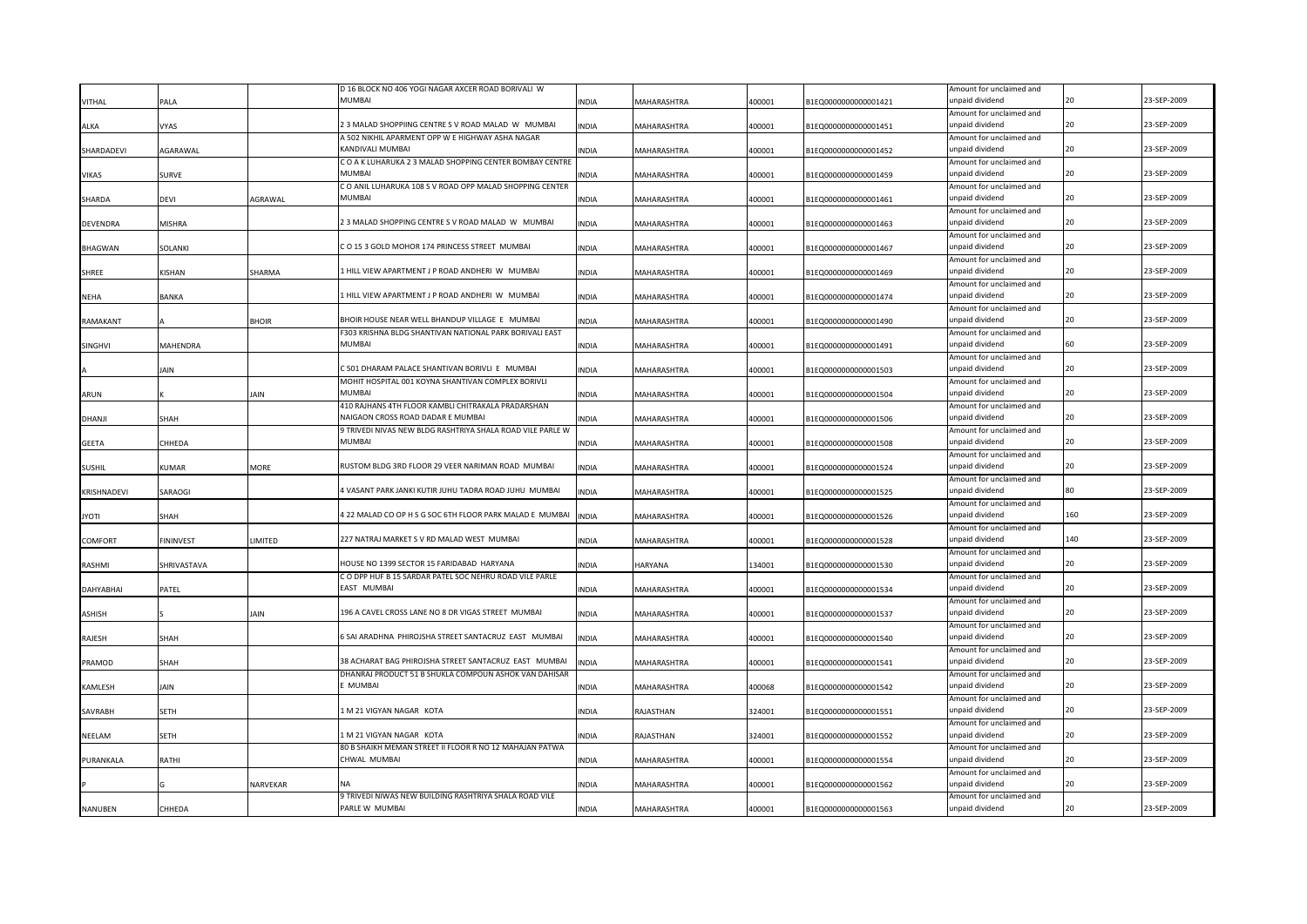| | | | | | | | | | | |
|---|---|---|---|---|---|---|---|---|---|---|
| VITHAL | PALA | | D 16 BLOCK NO 406 YOGI NAGAR AXCER ROAD BORIVALI W MUMBAI | INDIA | MAHARASHTRA | 400001 | B1EQ0000000000001421 | Amount for unclaimed and unpaid dividend | 20 | 23-SEP-2009 |
| ALKA | VYAS | | 2 3 MALAD SHOPPIING CENTRE S V ROAD MALAD W MUMBAI | INDIA | MAHARASHTRA | 400001 | B1EQ0000000000001451 | Amount for unclaimed and unpaid dividend | 20 | 23-SEP-2009 |
| SHARDADEVI | AGARAWAL | | A 502 NIKHIL APARMENT OPP W E HIGHWAY ASHA NAGAR KANDIVALI MUMBAI | INDIA | MAHARASHTRA | 400001 | B1EQ0000000000001452 | Amount for unclaimed and unpaid dividend | 20 | 23-SEP-2009 |
| VIKAS | SURVE | | C O A K LUHARUKA 2 3 MALAD SHOPPING CENTER BOMBAY CENTRE MUMBAI | INDIA | MAHARASHTRA | 400001 | B1EQ0000000000001459 | Amount for unclaimed and unpaid dividend | 20 | 23-SEP-2009 |
| SHARDA | DEVI | AGRAWAL | C O ANIL LUHARUKA 108 S V ROAD OPP MALAD SHOPPING CENTER MUMBAI | INDIA | MAHARASHTRA | 400001 | B1EQ0000000000001461 | Amount for unclaimed and unpaid dividend | 20 | 23-SEP-2009 |
| DEVENDRA | MISHRA | | 2 3 MALAD SHOPPING CENTRE S V ROAD MALAD W MUMBAI | INDIA | MAHARASHTRA | 400001 | B1EQ0000000000001463 | Amount for unclaimed and unpaid dividend | 20 | 23-SEP-2009 |
| BHAGWAN | SOLANKI | | C O 15 3 GOLD MOHOR 174 PRINCESS STREET MUMBAI | INDIA | MAHARASHTRA | 400001 | B1EQ0000000000001467 | Amount for unclaimed and unpaid dividend | 20 | 23-SEP-2009 |
| SHREE | KISHAN | SHARMA | 1 HILL VIEW APARTMENT J P ROAD ANDHERI W MUMBAI | INDIA | MAHARASHTRA | 400001 | B1EQ0000000000001469 | Amount for unclaimed and unpaid dividend | 20 | 23-SEP-2009 |
| NEHA | BANKA | | 1 HILL VIEW APARTMENT J P ROAD ANDHERI W MUMBAI | INDIA | MAHARASHTRA | 400001 | B1EQ0000000000001474 | Amount for unclaimed and unpaid dividend | 20 | 23-SEP-2009 |
| RAMAKANT | A | BHOIR | BHOIR HOUSE NEAR WELL BHANDUP VILLAGE E MUMBAI | INDIA | MAHARASHTRA | 400001 | B1EQ0000000000001490 | Amount for unclaimed and unpaid dividend | 20 | 23-SEP-2009 |
| SINGHVI | MAHENDRA | | F303 KRISHNA BLDG SHANTIVAN NATIONAL PARK BORIVALI EAST MUMBAI | INDIA | MAHARASHTRA | 400001 | B1EQ0000000000001491 | Amount for unclaimed and unpaid dividend | 60 | 23-SEP-2009 |
| A | JAIN | | C 501 DHARAM PALACE SHANTIVAN BORIVLI E MUMBAI | INDIA | MAHARASHTRA | 400001 | B1EQ0000000000001503 | Amount for unclaimed and unpaid dividend | 20 | 23-SEP-2009 |
| ARUN | K | JAIN | MOHIT HOSPITAL 001 KOYNA SHANTIVAN COMPLEX BORIVLI MUMBAI | INDIA | MAHARASHTRA | 400001 | B1EQ0000000000001504 | Amount for unclaimed and unpaid dividend | 20 | 23-SEP-2009 |
| DHANJI | SHAH | | 410 RAJHANS 4TH FLOOR KAMBLI CHITRAKALA PRADARSHAN NAIGAON CROSS ROAD DADAR E MUMBAI | INDIA | MAHARASHTRA | 400001 | B1EQ0000000000001506 | Amount for unclaimed and unpaid dividend | 20 | 23-SEP-2009 |
| GEETA | CHHEDA | | 9 TRIVEDI NIVAS NEW BLDG RASHTRIYA SHALA ROAD VILE PARLE W MUMBAI | INDIA | MAHARASHTRA | 400001 | B1EQ0000000000001508 | Amount for unclaimed and unpaid dividend | 20 | 23-SEP-2009 |
| SUSHIL | KUMAR | MORE | RUSTOM BLDG 3RD FLOOR 29 VEER NARIMAN ROAD MUMBAI | INDIA | MAHARASHTRA | 400001 | B1EQ0000000000001524 | Amount for unclaimed and unpaid dividend | 20 | 23-SEP-2009 |
| KRISHNADEVI | SARAOGI | | 4 VASANT PARK JANKI KUTIR JUHU TADRA ROAD JUHU MUMBAI | INDIA | MAHARASHTRA | 400001 | B1EQ0000000000001525 | Amount for unclaimed and unpaid dividend | 80 | 23-SEP-2009 |
| JYOTI | SHAH | | 4 22 MALAD CO OP H S G SOC 6TH FLOOR PARK MALAD E MUMBAI | INDIA | MAHARASHTRA | 400001 | B1EQ0000000000001526 | Amount for unclaimed and unpaid dividend | 160 | 23-SEP-2009 |
| COMFORT | FININVEST | LIMITED | 227 NATRAJ MARKET S V RD MALAD WEST MUMBAI | INDIA | MAHARASHTRA | 400001 | B1EQ0000000000001528 | Amount for unclaimed and unpaid dividend | 140 | 23-SEP-2009 |
| RASHMI | SHRIVASTAVA | | HOUSE NO 1399 SECTOR 15 FARIDABAD HARYANA | INDIA | HARYANA | 134001 | B1EQ0000000000001530 | Amount for unclaimed and unpaid dividend | 20 | 23-SEP-2009 |
| DAHYABHAI | PATEL | | C O DPP HUF B 15 SARDAR PATEL SOC NEHRU ROAD VILE PARLE EAST MUMBAI | INDIA | MAHARASHTRA | 400001 | B1EQ0000000000001534 | Amount for unclaimed and unpaid dividend | 20 | 23-SEP-2009 |
| ASHISH | S | JAIN | 196 A CAVEL CROSS LANE NO 8 DR VIGAS STREET MUMBAI | INDIA | MAHARASHTRA | 400001 | B1EQ0000000000001537 | Amount for unclaimed and unpaid dividend | 20 | 23-SEP-2009 |
| RAJESH | SHAH | | 6 SAI ARADHNA PHIROJSHA STREET SANTACRUZ EAST MUMBAI | INDIA | MAHARASHTRA | 400001 | B1EQ0000000000001540 | Amount for unclaimed and unpaid dividend | 20 | 23-SEP-2009 |
| PRAMOD | SHAH | | 38 ACHARAT BAG PHIROJSHA STREET SANTACRUZ EAST MUMBAI | INDIA | MAHARASHTRA | 400001 | B1EQ0000000000001541 | Amount for unclaimed and unpaid dividend | 20 | 23-SEP-2009 |
| KAMLESH | JAIN | | DHANRAJ PRODUCT 51 B SHUKLA COMPOUN ASHOK VAN DAHISAR E MUMBAI | INDIA | MAHARASHTRA | 400068 | B1EQ0000000000001542 | Amount for unclaimed and unpaid dividend | 20 | 23-SEP-2009 |
| SAVRABH | SETH | | 1 M 21 VIGYAN NAGAR KOTA | INDIA | RAJASTHAN | 324001 | B1EQ0000000000001551 | Amount for unclaimed and unpaid dividend | 20 | 23-SEP-2009 |
| NEELAM | SETH | | 1 M 21 VIGYAN NAGAR KOTA | INDIA | RAJASTHAN | 324001 | B1EQ0000000000001552 | Amount for unclaimed and unpaid dividend | 20 | 23-SEP-2009 |
| PURANKALA | RATHI | | 80 B SHAIKH MEMAN STREET II FLOOR R NO 12 MAHAJAN PATWA CHWAL MUMBAI | INDIA | MAHARASHTRA | 400001 | B1EQ0000000000001554 | Amount for unclaimed and unpaid dividend | 20 | 23-SEP-2009 |
| P | G | NARVEKAR | NA | INDIA | MAHARASHTRA | 400001 | B1EQ0000000000001562 | Amount for unclaimed and unpaid dividend | 20 | 23-SEP-2009 |
| NANUBEN | CHHEDA | | 9 TRIVEDI NIWAS NEW BUILDING RASHTRIYA SHALA ROAD VILE PARLE W MUMBAI | INDIA | MAHARASHTRA | 400001 | B1EQ0000000000001563 | Amount for unclaimed and unpaid dividend | 20 | 23-SEP-2009 |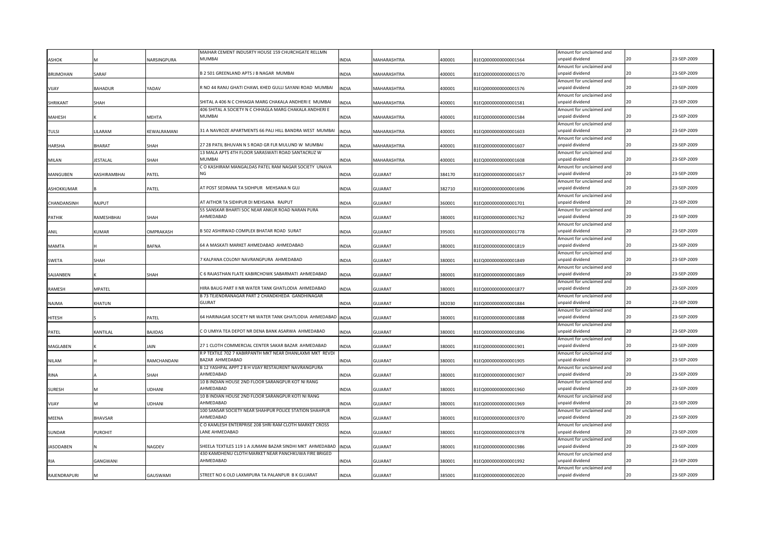| ASHOK | M | NARSINGPURA | MAIHAR CEMENT INDUSRTY HOUSE 159 CHURCHGATE RELLMN MUMBAI | INDIA | MAHARASHTRA | 400001 | B1EQ0000000000001564 | Amount for unclaimed and unpaid dividend | 20 | 23-SEP-2009 |
|---|---|---|---|---|---|---|---|---|---|---|
| BRIJMOHAN | SARAF | | B 2 501 GREENLAND APTS J B NAGAR MUMBAI | INDIA | MAHARASHTRA | 400001 | B1EQ0000000000001570 | Amount for unclaimed and unpaid dividend | 20 | 23-SEP-2009 |
| VIJAY | BAHADUR | YADAV | R NO 44 RANU GHATI CHAWL KHED GULLI SAYANI ROAD MUMBAI | INDIA | MAHARASHTRA | 400001 | B1EQ0000000000001576 | Amount for unclaimed and unpaid dividend | 20 | 23-SEP-2009 |
| SHRIKANT | SHAH | | SHITAL A 406 N C CHHAGIA MARG CHAKALA ANDHERI E MUMBAI | INDIA | MAHARASHTRA | 400001 | B1EQ0000000000001581 | Amount for unclaimed and unpaid dividend | 20 | 23-SEP-2009 |
| MAHESH | K | MEHTA | 406 SHITAL A SOCIETY N C CHHAGLA MARG CHAKALA ANDHERI E MUMBAI | INDIA | MAHARASHTRA | 400001 | B1EQ0000000000001584 | Amount for unclaimed and unpaid dividend | 20 | 23-SEP-2009 |
| TULSI | LILARAM | KEWALRAMANI | 31 A NAVROZE APARTMENTS 66 PALI HILL BANDRA WEST MUMBAI | INDIA | MAHARASHTRA | 400001 | B1EQ0000000000001603 | Amount for unclaimed and unpaid dividend | 20 | 23-SEP-2009 |
| HARSHA | BHARAT | SHAH | 27 28 PATIL BHUVAN N S ROAD GR FLR MULUND W MUMBAI | INDIA | MAHARASHTRA | 400001 | B1EQ0000000000001607 | Amount for unclaimed and unpaid dividend | 20 | 23-SEP-2009 |
| MILAN | JESTALAL | SHAH | 13 MALA APTS 4TH FLOOR SARASWATI ROAD SANTACRUZ W MUMBAI | INDIA | MAHARASHTRA | 400001 | B1EQ0000000000001608 | Amount for unclaimed and unpaid dividend | 20 | 23-SEP-2009 |
| MANGUBEN | KASHIRAMBHAI | PATEL | C O KASHIRAM MANGALDAS PATEL RAM NAGAR SOCIETY UNAVA NG | INDIA | GUJARAT | 384170 | B1EQ0000000000001657 | Amount for unclaimed and unpaid dividend | 20 | 23-SEP-2009 |
| ASHOKKUMAR | B | PATEL | AT POST SEDRANA TA SIDHPUR MEHSANA N GUJ | INDIA | GUJARAT | 382710 | B1EQ0000000000001696 | Amount for unclaimed and unpaid dividend | 20 | 23-SEP-2009 |
| CHANDANSINH | RAJPUT | | AT AITHOR TA SIDHPUR DI MEHSANA RAJPUT | INDIA | GUJARAT | 360001 | B1EQ0000000000001701 | Amount for unclaimed and unpaid dividend | 20 | 23-SEP-2009 |
| PATHIK | RAMESHBHAI | SHAH | 55 SANSKAR BHARTI SOC NEAR ANKUR ROAD NARAN PURA AHMEDABAD | INDIA | GUJARAT | 380001 | B1EQ0000000000001762 | Amount for unclaimed and unpaid dividend | 20 | 23-SEP-2009 |
| ANIL | KUMAR | OMPRAKASH | B 502 ASHIRWAD COMPLEX BHATAR ROAD SURAT | INDIA | GUJARAT | 395001 | B1EQ0000000000001778 | Amount for unclaimed and unpaid dividend | 20 | 23-SEP-2009 |
| MAMTA | H | BAFNA | 64 A MASKATI MARKET AHMEDABAD AHMEDABAD | INDIA | GUJARAT | 380001 | B1EQ0000000000001819 | Amount for unclaimed and unpaid dividend | 20 | 23-SEP-2009 |
| SWETA | SHAH | | 7 KALPANA COLONY NAVRANGPURA AHMEDABAD | INDIA | GUJARAT | 380001 | B1EQ0000000000001849 | Amount for unclaimed and unpaid dividend | 20 | 23-SEP-2009 |
| SAJJANBEN | K | SHAH | C 6 RAJASTHAN FLATE KABIRCHOWK SABARMATI AHMEDABAD | INDIA | GUJARAT | 380001 | B1EQ0000000000001869 | Amount for unclaimed and unpaid dividend | 20 | 23-SEP-2009 |
| RAMESH | MPATEL | | HIRA BAUG PART II NR WATER TANK GHATLODIA AHMEDABAD | INDIA | GUJARAT | 380001 | B1EQ0000000000001877 | Amount for unclaimed and unpaid dividend | 20 | 23-SEP-2009 |
| NAJMA | KHATUN | | B 73 TEJENDRANAGAR PART 2 CHANDKHEDA GANDHINAGAR GUJRAT | INDIA | GUJARAT | 382030 | B1EQ0000000000001884 | Amount for unclaimed and unpaid dividend | 20 | 23-SEP-2009 |
| HITESH | S | PATEL | 64 HARINAGAR SOCIETY NR WATER TANK GHATLODIA AHMEDABAD | INDIA | GUJARAT | 380001 | B1EQ0000000000001888 | Amount for unclaimed and unpaid dividend | 20 | 23-SEP-2009 |
| PATEL | KANTILAL | BAJIDAS | C O UMIYA TEA DEPOT NR DENA BANK ASARWA AHMEDABAD | INDIA | GUJARAT | 380001 | B1EQ0000000000001896 | Amount for unclaimed and unpaid dividend | 20 | 23-SEP-2009 |
| MAGLABEN | K | JAIN | 27 1 CLOTH COMMERCIAL CENTER SAKAR BAZAR AHMEDABAD | INDIA | GUJARAT | 380001 | B1EQ0000000000001901 | Amount for unclaimed and unpaid dividend | 20 | 23-SEP-2009 |
| NILAM | H | RAMCHANDANI | R P TEXTILE 702 7 KABIRPANTH MKT NEAR DHANLAXMI MKT REVDI BAZAR AHMEDABAD | INDIA | GUJARAT | 380001 | B1EQ0000000000001905 | Amount for unclaimed and unpaid dividend | 20 | 23-SEP-2009 |
| RINA | A | SHAH | B 12 YASHPAL APPT 2 B H VIJAY RESTAURENT NAVRANGPURA AHMEDABAD | INDIA | GUJARAT | 380001 | B1EQ0000000000001907 | Amount for unclaimed and unpaid dividend | 20 | 23-SEP-2009 |
| SURESH | M | UDHANI | 10 B INDIAN HOUSE 2ND FLOOR SARANGPUR KOT NI RANG AHMEDABAD | INDIA | GUJARAT | 380001 | B1EQ0000000000001960 | Amount for unclaimed and unpaid dividend | 20 | 23-SEP-2009 |
| VIJAY | M | UDHANI | 10 B INDIAN HOUSE 2ND FLOOR SARANGPUR KOTI NI RANG AHMEDABAD | INDIA | GUJARAT | 380001 | B1EQ0000000000001969 | Amount for unclaimed and unpaid dividend | 20 | 23-SEP-2009 |
| MEENA | BHAVSAR | | 100 SANSAR SOCIETY NEAR SHAHPUR POLICE STATION SHAHPUR AHMEDABAD | INDIA | GUJARAT | 380001 | B1EQ0000000000001970 | Amount for unclaimed and unpaid dividend | 20 | 23-SEP-2009 |
| SUNDAR | PUROHIT | | C O KAMLESH ENTERPRISE 208 SHRI RAM CLOTH MARKET CROSS LANE AHMEDABAD | INDIA | GUJARAT | 380001 | B1EQ0000000000001978 | Amount for unclaimed and unpaid dividend | 20 | 23-SEP-2009 |
| JASODABEN | N | NAGDEV | SHEELA TEXTILES 119 1 A JUMANI BAZAR SINDHI MKT AHMEDABAD | INDIA | GUJARAT | 380001 | B1EQ0000000000001986 | Amount for unclaimed and unpaid dividend | 20 | 23-SEP-2009 |
| RIA | GANGWANI | | 430 KAMDHENU CLOTH MARKET NEAR PANCHKUWA FIRE BRIGED AHMEDABAD | INDIA | GUJARAT | 380001 | B1EQ0000000000001992 | Amount for unclaimed and unpaid dividend | 20 | 23-SEP-2009 |
| RAJENDRAPURI | M | GAUSWAMI | STREET NO 6 OLD LAXMIPURA TA PALANPUR B K GUJARAT | INDIA | GUJARAT | 385001 | B1EQ0000000000002020 | Amount for unclaimed and unpaid dividend | 20 | 23-SEP-2009 |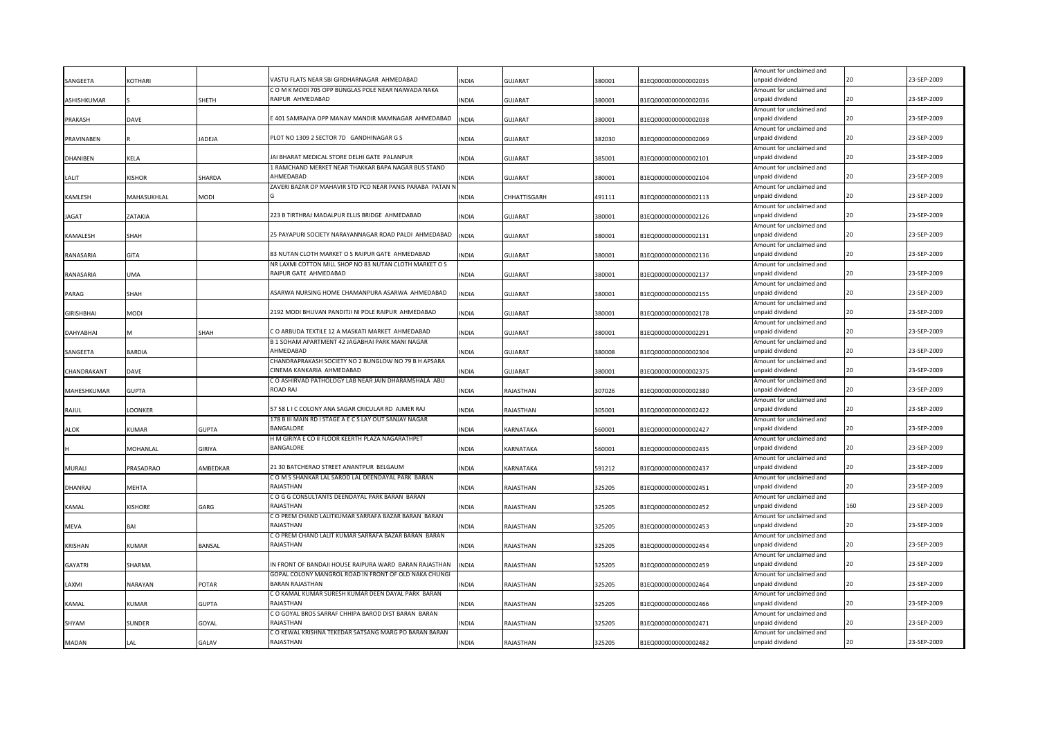| | | | | | | | | | | |
|---|---|---|---|---|---|---|---|---|---|---|
| SANGEETA | KOTHARI | | VASTU FLATS NEAR SBI GIRDHARNAGAR AHMEDABAD | INDIA | GUJARAT | 380001 | B1EQ0000000000002035 | Amount for unclaimed and unpaid dividend | 20 | 23-SEP-2009 |
| ASHISHKUMAR | S | SHETH | C O M K MODI 705 OPP BUNGLAS POLE NEAR NAIWADA NAKA RAIPUR AHMEDABAD | INDIA | GUJARAT | 380001 | B1EQ0000000000002036 | Amount for unclaimed and unpaid dividend | 20 | 23-SEP-2009 |
| PRAKASH | DAVE | | E 401 SAMRAJYA OPP MANAV MANDIR MAMNAGAR AHMEDABAD | INDIA | GUJARAT | 380001 | B1EQ0000000000002038 | Amount for unclaimed and unpaid dividend | 20 | 23-SEP-2009 |
| PRAVINABEN | R | JADEJA | PLOT NO 1309 2 SECTOR 7D GANDHINAGAR G S | INDIA | GUJARAT | 382030 | B1EQ0000000000002069 | Amount for unclaimed and unpaid dividend | 20 | 23-SEP-2009 |
| DHANIBEN | KELA | | JAI BHARAT MEDICAL STORE DELHI GATE PALANPUR | INDIA | GUJARAT | 385001 | B1EQ0000000000002101 | Amount for unclaimed and unpaid dividend | 20 | 23-SEP-2009 |
| LALIT | KISHOR | SHARDA | 1 RAMCHAND MERKET NEAR THAKKAR BAPA NAGAR BUS STAND AHMEDABAD | INDIA | GUJARAT | 380001 | B1EQ0000000000002104 | Amount for unclaimed and unpaid dividend | 20 | 23-SEP-2009 |
| KAMLESH | MAHASUKHLAL | MODI | ZAVERI BAZAR OP MAHAVIR STD PCO NEAR PANIS PARABA PATAN N G | INDIA | CHHATTISGARH | 491111 | B1EQ0000000000002113 | Amount for unclaimed and unpaid dividend | 20 | 23-SEP-2009 |
| JAGAT | ZATAKIA | | 223 B TIRTHRAJ MADALPUR ELLIS BRIDGE AHMEDABAD | INDIA | GUJARAT | 380001 | B1EQ0000000000002126 | Amount for unclaimed and unpaid dividend | 20 | 23-SEP-2009 |
| KAMALESH | SHAH | | 25 PAYAPURI SOCIETY NARAYANNAGAR ROAD PALDI AHMEDABAD | INDIA | GUJARAT | 380001 | B1EQ0000000000002131 | Amount for unclaimed and unpaid dividend | 20 | 23-SEP-2009 |
| RANASARIA | GITA | | 83 NUTAN CLOTH MARKET O S RAIPUR GATE AHMEDABAD | INDIA | GUJARAT | 380001 | B1EQ0000000000002136 | Amount for unclaimed and unpaid dividend | 20 | 23-SEP-2009 |
| RANASARIA | UMA | | NR LAXMI COTTON MILL SHOP NO 83 NUTAN CLOTH MARKET O S RAIPUR GATE AHMEDABAD | INDIA | GUJARAT | 380001 | B1EQ0000000000002137 | Amount for unclaimed and unpaid dividend | 20 | 23-SEP-2009 |
| PARAG | SHAH | | ASARWA NURSING HOME CHAMANPURA ASARWA AHMEDABAD | INDIA | GUJARAT | 380001 | B1EQ0000000000002155 | Amount for unclaimed and unpaid dividend | 20 | 23-SEP-2009 |
| GIRISHBHAI | MODI | | 2192 MODI BHUVAN PANDITJI NI POLE RAIPUR AHMEDABAD | INDIA | GUJARAT | 380001 | B1EQ0000000000002178 | Amount for unclaimed and unpaid dividend | 20 | 23-SEP-2009 |
| DAHYABHAI | M | SHAH | C O ARBUDA TEXTILE 12 A MASKATI MARKET AHMEDABAD | INDIA | GUJARAT | 380001 | B1EQ0000000000002291 | Amount for unclaimed and unpaid dividend | 20 | 23-SEP-2009 |
| SANGEETA | BARDIA | | B 1 SOHAM APARTMENT 42 JAGABHAI PARK MANI NAGAR AHMEDABAD | INDIA | GUJARAT | 380008 | B1EQ0000000000002304 | Amount for unclaimed and unpaid dividend | 20 | 23-SEP-2009 |
| CHANDRAKANT | DAVE | | CHANDRAPRAKASH SOCIETY NO 2 BUNGLOW NO 79 B H APSARA CINEMA KANKARIA AHMEDABAD | INDIA | GUJARAT | 380001 | B1EQ0000000000002375 | Amount for unclaimed and unpaid dividend | 20 | 23-SEP-2009 |
| MAHESHKUMAR | GUPTA | | C O ASHIRVAD PATHOLOGY LAB NEAR JAIN DHARAMSHALA ABU ROAD RAJ | INDIA | RAJASTHAN | 307026 | B1EQ0000000000002380 | Amount for unclaimed and unpaid dividend | 20 | 23-SEP-2009 |
| RAJUL | LOONKER | | 57 58 L I C COLONY ANA SAGAR CRICULAR RD AJMER RAJ | INDIA | RAJASTHAN | 305001 | B1EQ0000000000002422 | Amount for unclaimed and unpaid dividend | 20 | 23-SEP-2009 |
| ALOK | KUMAR | GUPTA | 178 B III MAIN RD I STAGE A E C S LAY OUT SANJAY NAGAR BANGALORE | INDIA | KARNATAKA | 560001 | B1EQ0000000000002427 | Amount for unclaimed and unpaid dividend | 20 | 23-SEP-2009 |
| H | MOHANLAL | GIRIYA | H M GIRIYA E CO II FLOOR KEERTH PLAZA NAGARATHPET BANGALORE | INDIA | KARNATAKA | 560001 | B1EQ0000000000002435 | Amount for unclaimed and unpaid dividend | 20 | 23-SEP-2009 |
| MURALI | PRASADRAO | AMBEDKAR | 21 30 BATCHERAO STREET ANANTPUR BELGAUM | INDIA | KARNATAKA | 591212 | B1EQ0000000000002437 | Amount for unclaimed and unpaid dividend | 20 | 23-SEP-2009 |
| DHANRAJ | MEHTA | | C O M S SHANKAR LAL SAROD LAL DEENDAYAL PARK BARAN RAJASTHAN | INDIA | RAJASTHAN | 325205 | B1EQ0000000000002451 | Amount for unclaimed and unpaid dividend | 20 | 23-SEP-2009 |
| KAMAL | KISHORE | GARG | C O G G CONSULTANTS DEENDAYAL PARK BARAN BARAN RAJASTHAN | INDIA | RAJASTHAN | 325205 | B1EQ0000000000002452 | Amount for unclaimed and unpaid dividend | 160 | 23-SEP-2009 |
| MEVA | BAI | | C O PREM CHAND LALITKUMAR SARRAFA BAZAR BARAN BARAN RAJASTHAN | INDIA | RAJASTHAN | 325205 | B1EQ0000000000002453 | Amount for unclaimed and unpaid dividend | 20 | 23-SEP-2009 |
| KRISHAN | KUMAR | BANSAL | C O PREM CHAND LALIT KUMAR SARRAFA BAZAR BARAN BARAN RAJASTHAN | INDIA | RAJASTHAN | 325205 | B1EQ0000000000002454 | Amount for unclaimed and unpaid dividend | 20 | 23-SEP-2009 |
| GAYATRI | SHARMA | | IN FRONT OF BANDAJI HOUSE RAIPURA WARD BARAN RAJASTHAN | INDIA | RAJASTHAN | 325205 | B1EQ0000000000002459 | Amount for unclaimed and unpaid dividend | 20 | 23-SEP-2009 |
| LAXMI | NARAYAN | POTAR | GOPAL COLONY MANGROL ROAD IN FRONT OF OLD NAKA CHUNGI BARAN RAJASTHAN | INDIA | RAJASTHAN | 325205 | B1EQ0000000000002464 | Amount for unclaimed and unpaid dividend | 20 | 23-SEP-2009 |
| KAMAL | KUMAR | GUPTA | C O KAMAL KUMAR SURESH KUMAR DEEN DAYAL PARK BARAN RAJASTHAN | INDIA | RAJASTHAN | 325205 | B1EQ0000000000002466 | Amount for unclaimed and unpaid dividend | 20 | 23-SEP-2009 |
| SHYAM | SUNDER | GOYAL | C O GOYAL BROS SARRAF CHHIPA BAROD DIST BARAN BARAN RAJASTHAN | INDIA | RAJASTHAN | 325205 | B1EQ0000000000002471 | Amount for unclaimed and unpaid dividend | 20 | 23-SEP-2009 |
| MADAN | LAL | GALAV | C O KEWAL KRISHNA TEKEDAR SATSANG MARG PO BARAN BARAN RAJASTHAN | INDIA | RAJASTHAN | 325205 | B1EQ0000000000002482 | Amount for unclaimed and unpaid dividend | 20 | 23-SEP-2009 |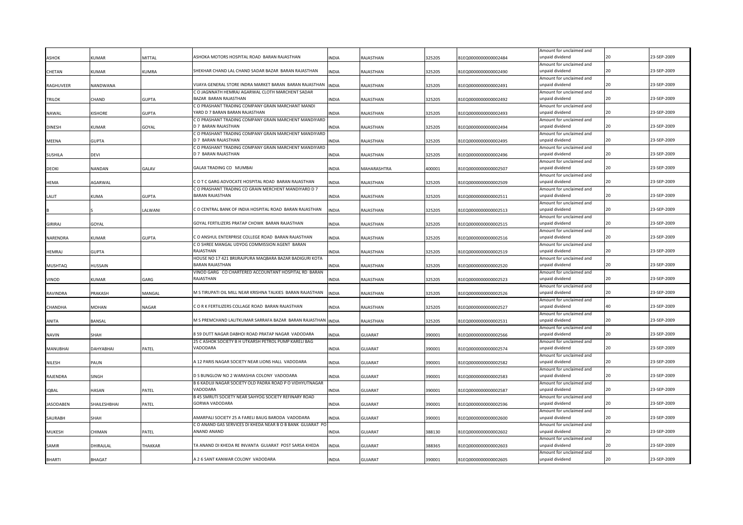| ASHOK | KUMAR | MITTAL | ASHOKA MOTORS HOSPITAL ROAD BARAN RAJASTHAN | INDIA | RAJASTHAN | 325205 | B1EQ0000000000002484 | Amount for unclaimed and unpaid dividend | 20 | 23-SEP-2009 |
|---|---|---|---|---|---|---|---|---|---|---|
| CHETAN | KUMAR | KUMRA | SHEKHAR CHAND LAL CHAND SADAR BAZAR BARAN RAJASTHAN | INDIA | RAJASTHAN | 325205 | B1EQ0000000000002490 | Amount for unclaimed and unpaid dividend | 20 | 23-SEP-2009 |
| RAGHUVEER | NANDWANA | | VIJAYA GENERAL STORE INDRA MARKET BARAN BARAN RAJASTHAN | INDIA | RAJASTHAN | 325205 | B1EQ0000000000002491 | Amount for unclaimed and unpaid dividend | 20 | 23-SEP-2009 |
| TRILOK | CHAND | GUPTA | C O JAGNNATH HEMRAJ AGARWAL CLOTH MARCHENT SADAR BAZAR BARAN RAJASTHAN | INDIA | RAJASTHAN | 325205 | B1EQ0000000000002492 | Amount for unclaimed and unpaid dividend | 20 | 23-SEP-2009 |
| NAWAL | KISHORE | GUPTA | C O PRASHANT TRADING COMPANY GRAIN MARCHANT MANDI YARD D 7 BARAN BARAN RAJASTHAN | INDIA | RAJASTHAN | 325205 | B1EQ0000000000002493 | Amount for unclaimed and unpaid dividend | 20 | 23-SEP-2009 |
| DINESH | KUMAR | GOYAL | C O PRASHANT TRADING COMPANY GRAIN MARCHENT MANDIYARD D 7 BARAN RAJASTHAN | INDIA | RAJASTHAN | 325205 | B1EQ0000000000002494 | Amount for unclaimed and unpaid dividend | 20 | 23-SEP-2009 |
| MEENA | GUPTA | | C O PRASHANT TRADING COMPANY GRAIN MARCHENT MANDIYARD D 7 BARAN RAJASTHAN | INDIA | RAJASTHAN | 325205 | B1EQ0000000000002495 | Amount for unclaimed and unpaid dividend | 20 | 23-SEP-2009 |
| SUSHILA | DEVI | | C O PRASHANT TRADING COMPANY GRAIN MARCHENT MANDIYARD D 7 BARAN RAJASTHAN | INDIA | RAJASTHAN | 325205 | B1EQ0000000000002496 | Amount for unclaimed and unpaid dividend | 20 | 23-SEP-2009 |
| DEOKI | NANDAN | GALAV | GALAX TRADING CO MUMBAI | INDIA | MAHARASHTRA | 400001 | B1EQ0000000000002507 | Amount for unclaimed and unpaid dividend | 20 | 23-SEP-2009 |
| HEMA | AGARWAL | | C O T C GARG ADVOCATE HOSPITAL ROAD BARAN RAJASTHAN | INDIA | RAJASTHAN | 325205 | B1EQ0000000000002509 | Amount for unclaimed and unpaid dividend | 20 | 23-SEP-2009 |
| LALIT | KUMA | GUPTA | C O PRASHANT TRADING CO GRAIN MERCHENT MANDIYARD D 7 BARAN RAJASTHAN | INDIA | RAJASTHAN | 325205 | B1EQ0000000000002511 | Amount for unclaimed and unpaid dividend | 20 | 23-SEP-2009 |
| B | S | LALWANI | C O CENTRAL BANK OF INDIA HOSPITAL ROAD BARAN RAJASTHAN | INDIA | RAJASTHAN | 325205 | B1EQ0000000000002513 | Amount for unclaimed and unpaid dividend | 20 | 23-SEP-2009 |
| GIRIRAJ | GOYAL | | GOYAL FERTILIZERS PRATAP CHOWK BARAN RAJASTHAN | INDIA | RAJASTHAN | 325205 | B1EQ0000000000002515 | Amount for unclaimed and unpaid dividend | 20 | 23-SEP-2009 |
| NARENDRA | KUMAR | GUPTA | C O ANSHUL ENTERPRISE COLLEGE ROAD BARAN RAJASTHAN | INDIA | RAJASTHAN | 325205 | B1EQ0000000000002516 | Amount for unclaimed and unpaid dividend | 20 | 23-SEP-2009 |
| HEMRAJ | GUPTA | | C O SHREE MANGAL UDYOG COMMISSION AGENT BARAN RAJASTHAN | INDIA | RAJASTHAN | 325205 | B1EQ0000000000002519 | Amount for unclaimed and unpaid dividend | 20 | 23-SEP-2009 |
| MUSHTAQ | HUSSAIN | | HOUSE NO 17 421 BRIJRAJPURA MAQBARA BAZAR BADIGURI KOTA BARAN RAJASTHAN | INDIA | RAJASTHAN | 325205 | B1EQ0000000000002520 | Amount for unclaimed and unpaid dividend | 20 | 23-SEP-2009 |
| VINOD | KUMAR | GARG | VINOD GARG CO CHARTERED ACCOUNTANT HOSPITAL RD BARAN RAJASTHAN | INDIA | RAJASTHAN | 325205 | B1EQ0000000000002523 | Amount for unclaimed and unpaid dividend | 20 | 23-SEP-2009 |
| RAVINDRA | PRAKASH | MANGAL | M S TIRUPATI OIL MILL NEAR KRISHNA TALKIES BARAN RAJASTHAN | INDIA | RAJASTHAN | 325205 | B1EQ0000000000002526 | Amount for unclaimed and unpaid dividend | 20 | 23-SEP-2009 |
| CHANDHA | MOHAN | NAGAR | C O R K FERTILIZERS COLLAGE ROAD BARAN RAJASTHAN | INDIA | RAJASTHAN | 325205 | B1EQ0000000000002527 | Amount for unclaimed and unpaid dividend | 40 | 23-SEP-2009 |
| ANITA | BANSAL | | M S PREMCHAND LALITKUMAR SARRAFA BAZAR BARAN RAJASTHAN | INDIA | RAJASTHAN | 325205 | B1EQ0000000000002531 | Amount for unclaimed and unpaid dividend | 20 | 23-SEP-2009 |
| NAVIN | SHAH | | 8 59 DUTT NAGAR DABHOI ROAD PRATAP NAGAR VADODARA | INDIA | GUJARAT | 390001 | B1EQ0000000000002566 | Amount for unclaimed and unpaid dividend | 20 | 23-SEP-2009 |
| MANUBHAI | DAHYABHAI | PATEL | 25 C ASHOK SOCIETY B H UTKARSH PETROL PUMP KARELI BAG VADODARA | INDIA | GUJARAT | 390001 | B1EQ0000000000002574 | Amount for unclaimed and unpaid dividend | 20 | 23-SEP-2009 |
| NILESH | PAUN | | A 12 PARIS NAGAR SOCIETY NEAR LIONS HALL VADODARA | INDIA | GUJARAT | 390001 | B1EQ0000000000002582 | Amount for unclaimed and unpaid dividend | 20 | 23-SEP-2009 |
| RAJENDRA | SINGH | | D S BUNGLOW NO 2 WARASHIA COLONY VADODARA | INDIA | GUJARAT | 390001 | B1EQ0000000000002583 | Amount for unclaimed and unpaid dividend | 20 | 23-SEP-2009 |
| IQBAL | HASAN | PATEL | B 6 KADUJI NAGAR SOCIETY OLD PADRA ROAD P O VIDHYUTNAGAR VADODARA | INDIA | GUJARAT | 390001 | B1EQ0000000000002587 | Amount for unclaimed and unpaid dividend | 20 | 23-SEP-2009 |
| JASODABEN | SHAILESHBHAI | PATEL | B 45 SMRUTI SOCIETY NEAR SAHYOG SOCIETY REFINARY ROAD GORWA VADODARA | INDIA | GUJARAT | 390001 | B1EQ0000000000002596 | Amount for unclaimed and unpaid dividend | 20 | 23-SEP-2009 |
| SAURABH | SHAH | | AMARPALI SOCIETY 25 A FARELI BAUG BARODA VADODARA | INDIA | GUJARAT | 390001 | B1EQ0000000000002600 | Amount for unclaimed and unpaid dividend | 20 | 23-SEP-2009 |
| MUKESH | CHIMAN | PATEL | C O ANAND GAS SERVICES DI KHEDA NEAR B O B BANK GUJARAT PO ANAND ANAND | INDIA | GUJARAT | 388130 | B1EQ0000000000002602 | Amount for unclaimed and unpaid dividend | 20 | 23-SEP-2009 |
| SAMIR | DHIRAJLAL | THAKKAR | TA ANAND DI KHEDA RE INVANTA GUJARAT POST SARSA KHEDA | INDIA | GUJARAT | 388365 | B1EQ0000000000002603 | Amount for unclaimed and unpaid dividend | 20 | 23-SEP-2009 |
| BHARTI | BHAGAT | | A 2 6 SANT KANWAR COLONY VADODARA | INDIA | GUJARAT | 390001 | B1EQ0000000000002605 | Amount for unclaimed and unpaid dividend | 20 | 23-SEP-2009 |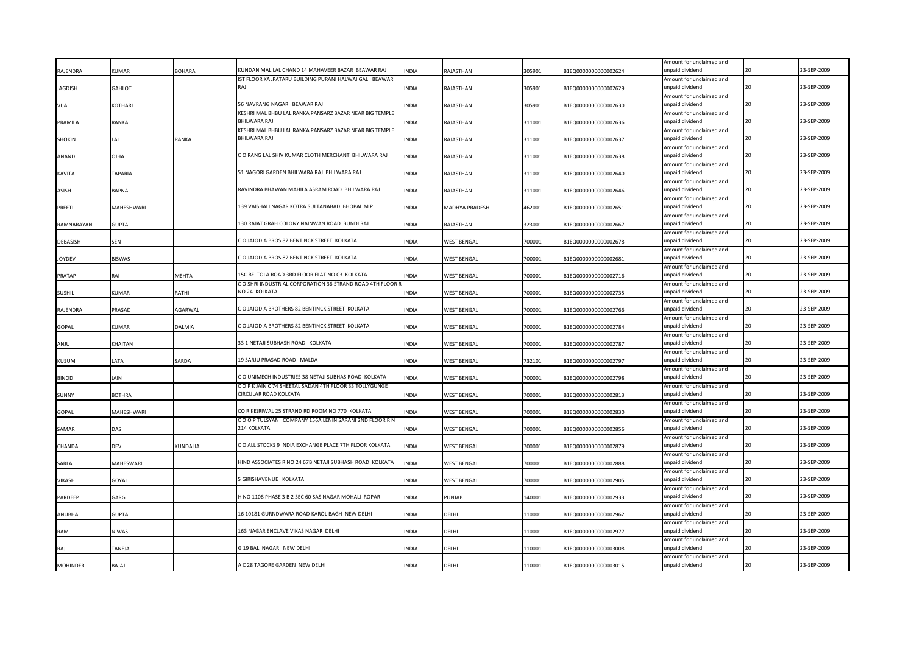| | | | | | | | | | | |
|---|---|---|---|---|---|---|---|---|---|---|
| RAJENDRA | KUMAR | BOHARA | KUNDAN MAL LAL CHAND 14 MAHAVEER BAZAR BEAWAR RAJ | INDIA | RAJASTHAN | 305901 | B1EQ0000000000002624 | Amount for unclaimed and unpaid dividend | 20 | 23-SEP-2009 |
| JAGDISH | GAHLOT | | IST FLOOR KALPATARU BUILDING PURANI HALWAI GALI BEAWAR RAJ | INDIA | RAJASTHAN | 305901 | B1EQ0000000000002629 | Amount for unclaimed and unpaid dividend | 20 | 23-SEP-2009 |
| VIJAI | KOTHARI | | 56 NAVRANG NAGAR BEAWAR RAJ | INDIA | RAJASTHAN | 305901 | B1EQ0000000000002630 | Amount for unclaimed and unpaid dividend | 20 | 23-SEP-2009 |
| PRAMILA | RANKA | | KESHRI MAL BHBU LAL RANKA PANSARZ BAZAR NEAR BIG TEMPLE BHILWARA RAJ | INDIA | RAJASTHAN | 311001 | B1EQ0000000000002636 | Amount for unclaimed and unpaid dividend | 20 | 23-SEP-2009 |
| SHOKIN | LAL | RANKA | KESHRI MAL BHBU LAL RANKA PANSARZ BAZAR NEAR BIG TEMPLE BHILWARA RAJ | INDIA | RAJASTHAN | 311001 | B1EQ0000000000002637 | Amount for unclaimed and unpaid dividend | 20 | 23-SEP-2009 |
| ANAND | OJHA | | C O RANG LAL SHIV KUMAR CLOTH MERCHANT BHILWARA RAJ | INDIA | RAJASTHAN | 311001 | B1EQ0000000000002638 | Amount for unclaimed and unpaid dividend | 20 | 23-SEP-2009 |
| KAVITA | TAPARIA | | 51 NAGORI GARDEN BHILWARA RAJ BHILWARA RAJ | INDIA | RAJASTHAN | 311001 | B1EQ0000000000002640 | Amount for unclaimed and unpaid dividend | 20 | 23-SEP-2009 |
| ASISH | BAPNA | | RAVINDRA BHAWAN MAHILA ASRAM ROAD BHILWARA RAJ | INDIA | RAJASTHAN | 311001 | B1EQ0000000000002646 | Amount for unclaimed and unpaid dividend | 20 | 23-SEP-2009 |
| PREETI | MAHESHWARI | | 139 VAISHALI NAGAR KOTRA SULTANABAD BHOPAL M P | INDIA | MADHYA PRADESH | 462001 | B1EQ0000000000002651 | Amount for unclaimed and unpaid dividend | 20 | 23-SEP-2009 |
| RAMNARAYAN | GUPTA | | 130 RAJAT GRAH COLONY NAINWAN ROAD BUNDI RAJ | INDIA | RAJASTHAN | 323001 | B1EQ0000000000002667 | Amount for unclaimed and unpaid dividend | 20 | 23-SEP-2009 |
| DEBASISH | SEN | | C O JAJODIA BROS 82 BENTINCK STREET KOLKATA | INDIA | WEST BENGAL | 700001 | B1EQ0000000000002678 | Amount for unclaimed and unpaid dividend | 20 | 23-SEP-2009 |
| JOYDEV | BISWAS | | C O JAJODIA BROS 82 BENTINCK STREET KOLKATA | INDIA | WEST BENGAL | 700001 | B1EQ0000000000002681 | Amount for unclaimed and unpaid dividend | 20 | 23-SEP-2009 |
| PRATAP | RAI | MEHTA | 15C BELTOLA ROAD 3RD FLOOR FLAT NO C3 KOLKATA | INDIA | WEST BENGAL | 700001 | B1EQ0000000000002716 | Amount for unclaimed and unpaid dividend | 20 | 23-SEP-2009 |
| SUSHIL | KUMAR | RATHI | C O SHRI INDUSTRIAL CORPORATION 36 STRAND ROAD 4TH FLOOR R NO 24 KOLKATA | INDIA | WEST BENGAL | 700001 | B1EQ0000000000002735 | Amount for unclaimed and unpaid dividend | 20 | 23-SEP-2009 |
| RAJENDRA | PRASAD | AGARWAL | C O JAJODIA BROTHERS 82 BENTINCK STREET KOLKATA | INDIA | WEST BENGAL | 700001 | B1EQ0000000000002766 | Amount for unclaimed and unpaid dividend | 20 | 23-SEP-2009 |
| GOPAL | KUMAR | DALMIA | C O JAJODIA BROTHERS 82 BENTINCK STREET KOLKATA | INDIA | WEST BENGAL | 700001 | B1EQ0000000000002784 | Amount for unclaimed and unpaid dividend | 20 | 23-SEP-2009 |
| ANJU | KHAITAN | | 33 1 NETAJI SUBHASH ROAD KOLKATA | INDIA | WEST BENGAL | 700001 | B1EQ0000000000002787 | Amount for unclaimed and unpaid dividend | 20 | 23-SEP-2009 |
| KUSUM | LATA | SARDA | 19 SARJU PRASAD ROAD MALDA | INDIA | WEST BENGAL | 732101 | B1EQ0000000000002797 | Amount for unclaimed and unpaid dividend | 20 | 23-SEP-2009 |
| BINOD | JAIN | | C O UNIMECH INDUSTRIES 38 NETAJI SUBHAS ROAD KOLKATA | INDIA | WEST BENGAL | 700001 | B1EQ0000000000002798 | Amount for unclaimed and unpaid dividend | 20 | 23-SEP-2009 |
| SUNNY | BOTHRA | | C O P K JAIN C 74 SHEETAL SADAN 4TH FLOOR 33 TOLLYGUNGE CIRCULAR ROAD KOLKATA | INDIA | WEST BENGAL | 700001 | B1EQ0000000000002813 | Amount for unclaimed and unpaid dividend | 20 | 23-SEP-2009 |
| GOPAL | MAHESHWARI | | CO R KEJRIWAL 25 STRAND RD ROOM NO 770 KOLKATA | INDIA | WEST BENGAL | 700001 | B1EQ0000000000002830 | Amount for unclaimed and unpaid dividend | 20 | 23-SEP-2009 |
| SAMAR | DAS | | C O O P TULSYAN COMPANY 156A LENIN SARANI 2ND FLOOR R N 214 KOLKATA | INDIA | WEST BENGAL | 700001 | B1EQ0000000000002856 | Amount for unclaimed and unpaid dividend | 20 | 23-SEP-2009 |
| CHANDA | DEVI | KUNDALIA | C O ALL STOCKS 9 INDIA EXCHANGE PLACE 7TH FLOOR KOLKATA | INDIA | WEST BENGAL | 700001 | B1EQ0000000000002879 | Amount for unclaimed and unpaid dividend | 20 | 23-SEP-2009 |
| SARLA | MAHESWARI | | HIND ASSOCIATES R NO 24 67B NETAJI SUBHASH ROAD KOLKATA | INDIA | WEST BENGAL | 700001 | B1EQ0000000000002888 | Amount for unclaimed and unpaid dividend | 20 | 23-SEP-2009 |
| VIKASH | GOYAL | | 5 GIRISHAVENUE KOLKATA | INDIA | WEST BENGAL | 700001 | B1EQ0000000000002905 | Amount for unclaimed and unpaid dividend | 20 | 23-SEP-2009 |
| PARDEEP | GARG | | H NO 1108 PHASE 3 B 2 SEC 60 SAS NAGAR MOHALI ROPAR | INDIA | PUNJAB | 140001 | B1EQ0000000000002933 | Amount for unclaimed and unpaid dividend | 20 | 23-SEP-2009 |
| ANUBHA | GUPTA | | 16 10181 GURNDWARA ROAD KAROL BAGH NEW DELHI | INDIA | DELHI | 110001 | B1EQ0000000000002962 | Amount for unclaimed and unpaid dividend | 20 | 23-SEP-2009 |
| RAM | NIWAS | | 163 NAGAR ENCLAVE VIKAS NAGAR DELHI | INDIA | DELHI | 110001 | B1EQ0000000000002977 | Amount for unclaimed and unpaid dividend | 20 | 23-SEP-2009 |
| RAJ | TANEJA | | G 19 BALI NAGAR NEW DELHI | INDIA | DELHI | 110001 | B1EQ0000000000003008 | Amount for unclaimed and unpaid dividend | 20 | 23-SEP-2009 |
| MOHINDER | BAJAJ | | A C 28 TAGORE GARDEN NEW DELHI | INDIA | DELHI | 110001 | B1EQ0000000000003015 | Amount for unclaimed and unpaid dividend | 20 | 23-SEP-2009 |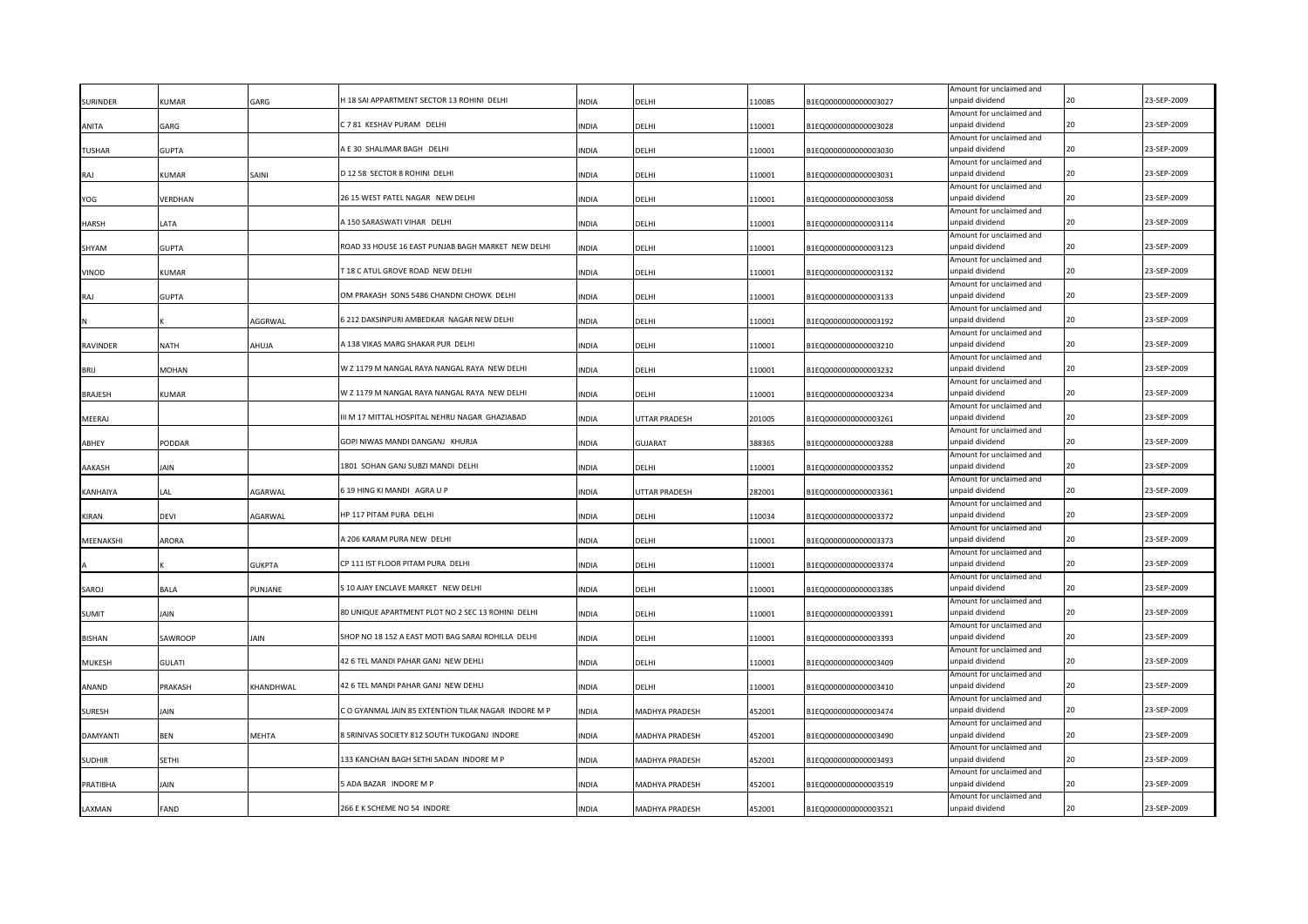| SURINDER | KUMAR | GARG | H 18 SAI APPARTMENT SECTOR 13 ROHINI DELHI | INDIA | DELHI | 110085 | B1EQ0000000000003027 | Amount for unclaimed and unpaid dividend | 20 | 23-SEP-2009 |
|---|---|---|---|---|---|---|---|---|---|---|
| ANITA | GARG | | C 7 81 KESHAV PURAM DELHI | INDIA | DELHI | 110001 | B1EQ0000000000003028 | Amount for unclaimed and unpaid dividend | 20 | 23-SEP-2009 |
| TUSHAR | GUPTA | | A E 30 SHALIMAR BAGH DELHI | INDIA | DELHI | 110001 | B1EQ0000000000003030 | Amount for unclaimed and unpaid dividend | 20 | 23-SEP-2009 |
| RAJ | KUMAR | SAINI | D 12 58 SECTOR 8 ROHINI DELHI | INDIA | DELHI | 110001 | B1EQ0000000000003031 | Amount for unclaimed and unpaid dividend | 20 | 23-SEP-2009 |
| YOG | VERDHAN | | 26 15 WEST PATEL NAGAR NEW DELHI | INDIA | DELHI | 110001 | B1EQ0000000000003058 | Amount for unclaimed and unpaid dividend | 20 | 23-SEP-2009 |
| HARSH | LATA | | A 150 SARASWATI VIHAR DELHI | INDIA | DELHI | 110001 | B1EQ0000000000003114 | Amount for unclaimed and unpaid dividend | 20 | 23-SEP-2009 |
| SHYAM | GUPTA | | ROAD 33 HOUSE 16 EAST PUNJAB BAGH MARKET NEW DELHI | INDIA | DELHI | 110001 | B1EQ0000000000003123 | Amount for unclaimed and unpaid dividend | 20 | 23-SEP-2009 |
| VINOD | KUMAR | | T 18 C ATUL GROVE ROAD NEW DELHI | INDIA | DELHI | 110001 | B1EQ0000000000003132 | Amount for unclaimed and unpaid dividend | 20 | 23-SEP-2009 |
| RAJ | GUPTA | | OM PRAKASH SONS 5486 CHANDNI CHOWK DELHI | INDIA | DELHI | 110001 | B1EQ0000000000003133 | Amount for unclaimed and unpaid dividend | 20 | 23-SEP-2009 |
| N | K | AGGRWAL | 6 212 DAKSINPURI AMBEDKAR NAGAR NEW DELHI | INDIA | DELHI | 110001 | B1EQ0000000000003192 | Amount for unclaimed and unpaid dividend | 20 | 23-SEP-2009 |
| RAVINDER | NATH | AHUJA | A 138 VIKAS MARG SHAKAR PUR DELHI | INDIA | DELHI | 110001 | B1EQ0000000000003210 | Amount for unclaimed and unpaid dividend | 20 | 23-SEP-2009 |
| BRIJ | MOHAN | | W Z 1179 M NANGAL RAYA NANGAL RAYA NEW DELHI | INDIA | DELHI | 110001 | B1EQ0000000000003232 | Amount for unclaimed and unpaid dividend | 20 | 23-SEP-2009 |
| BRAJESH | KUMAR | | W Z 1179 M NANGAL RAYA NANGAL RAYA NEW DELHI | INDIA | DELHI | 110001 | B1EQ0000000000003234 | Amount for unclaimed and unpaid dividend | 20 | 23-SEP-2009 |
| MEERAJ | | | III M 17 MITTAL HOSPITAL NEHRU NAGAR GHAZIABAD | INDIA | UTTAR PRADESH | 201005 | B1EQ0000000000003261 | Amount for unclaimed and unpaid dividend | 20 | 23-SEP-2009 |
| ABHEY | PODDAR | | GOPI NIWAS MANDI DANGANJ KHURJA | INDIA | GUJARAT | 388365 | B1EQ0000000000003288 | Amount for unclaimed and unpaid dividend | 20 | 23-SEP-2009 |
| AAKASH | JAIN | | 1801 SOHAN GANJ SUBZI MANDI DELHI | INDIA | DELHI | 110001 | B1EQ0000000000003352 | Amount for unclaimed and unpaid dividend | 20 | 23-SEP-2009 |
| KANHAIYA | LAL | AGARWAL | 6 19 HING KI MANDI AGRA U P | INDIA | UTTAR PRADESH | 282001 | B1EQ0000000000003361 | Amount for unclaimed and unpaid dividend | 20 | 23-SEP-2009 |
| KIRAN | DEVI | AGARWAL | HP 117 PITAM PURA DELHI | INDIA | DELHI | 110034 | B1EQ0000000000003372 | Amount for unclaimed and unpaid dividend | 20 | 23-SEP-2009 |
| MEENAKSHI | ARORA | | A 206 KARAM PURA NEW DELHI | INDIA | DELHI | 110001 | B1EQ0000000000003373 | Amount for unclaimed and unpaid dividend | 20 | 23-SEP-2009 |
| A | K | GUKPTA | CP 111 IST FLOOR PITAM PURA DELHI | INDIA | DELHI | 110001 | B1EQ0000000000003374 | Amount for unclaimed and unpaid dividend | 20 | 23-SEP-2009 |
| SAROJ | BALA | PUNJANE | S 10 AJAY ENCLAVE MARKET NEW DELHI | INDIA | DELHI | 110001 | B1EQ0000000000003385 | Amount for unclaimed and unpaid dividend | 20 | 23-SEP-2009 |
| SUMIT | JAIN | | 80 UNIQUE APARTMENT PLOT NO 2 SEC 13 ROHINI DELHI | INDIA | DELHI | 110001 | B1EQ0000000000003391 | Amount for unclaimed and unpaid dividend | 20 | 23-SEP-2009 |
| BISHAN | SAWROOP | JAIN | SHOP NO 18 152 A EAST MOTI BAG SARAI ROHILLA DELHI | INDIA | DELHI | 110001 | B1EQ0000000000003393 | Amount for unclaimed and unpaid dividend | 20 | 23-SEP-2009 |
| MUKESH | GULATI | | 42 6 TEL MANDI PAHAR GANJ NEW DEHLI | INDIA | DELHI | 110001 | B1EQ0000000000003409 | Amount for unclaimed and unpaid dividend | 20 | 23-SEP-2009 |
| ANAND | PRAKASH | KHANDHWAL | 42 6 TEL MANDI PAHAR GANJ NEW DEHLI | INDIA | DELHI | 110001 | B1EQ0000000000003410 | Amount for unclaimed and unpaid dividend | 20 | 23-SEP-2009 |
| SURESH | JAIN | | C O GYANMAL JAIN 85 EXTENTION TILAK NAGAR INDORE M P | INDIA | MADHYA PRADESH | 452001 | B1EQ0000000000003474 | Amount for unclaimed and unpaid dividend | 20 | 23-SEP-2009 |
| DAMYANTI | BEN | MEHTA | 8 SRINIVAS SOCIETY 812 SOUTH TUKOGANJ INDORE | INDIA | MADHYA PRADESH | 452001 | B1EQ0000000000003490 | Amount for unclaimed and unpaid dividend | 20 | 23-SEP-2009 |
| SUDHIR | SETHI | | 133 KANCHAN BAGH SETHI SADAN INDORE M P | INDIA | MADHYA PRADESH | 452001 | B1EQ0000000000003493 | Amount for unclaimed and unpaid dividend | 20 | 23-SEP-2009 |
| PRATIBHA | JAIN | | 5 ADA BAZAR INDORE M P | INDIA | MADHYA PRADESH | 452001 | B1EQ0000000000003519 | Amount for unclaimed and unpaid dividend | 20 | 23-SEP-2009 |
| LAXMAN | FAND | | 266 E K SCHEME NO 54 INDORE | INDIA | MADHYA PRADESH | 452001 | B1EQ0000000000003521 | Amount for unclaimed and unpaid dividend | 20 | 23-SEP-2009 |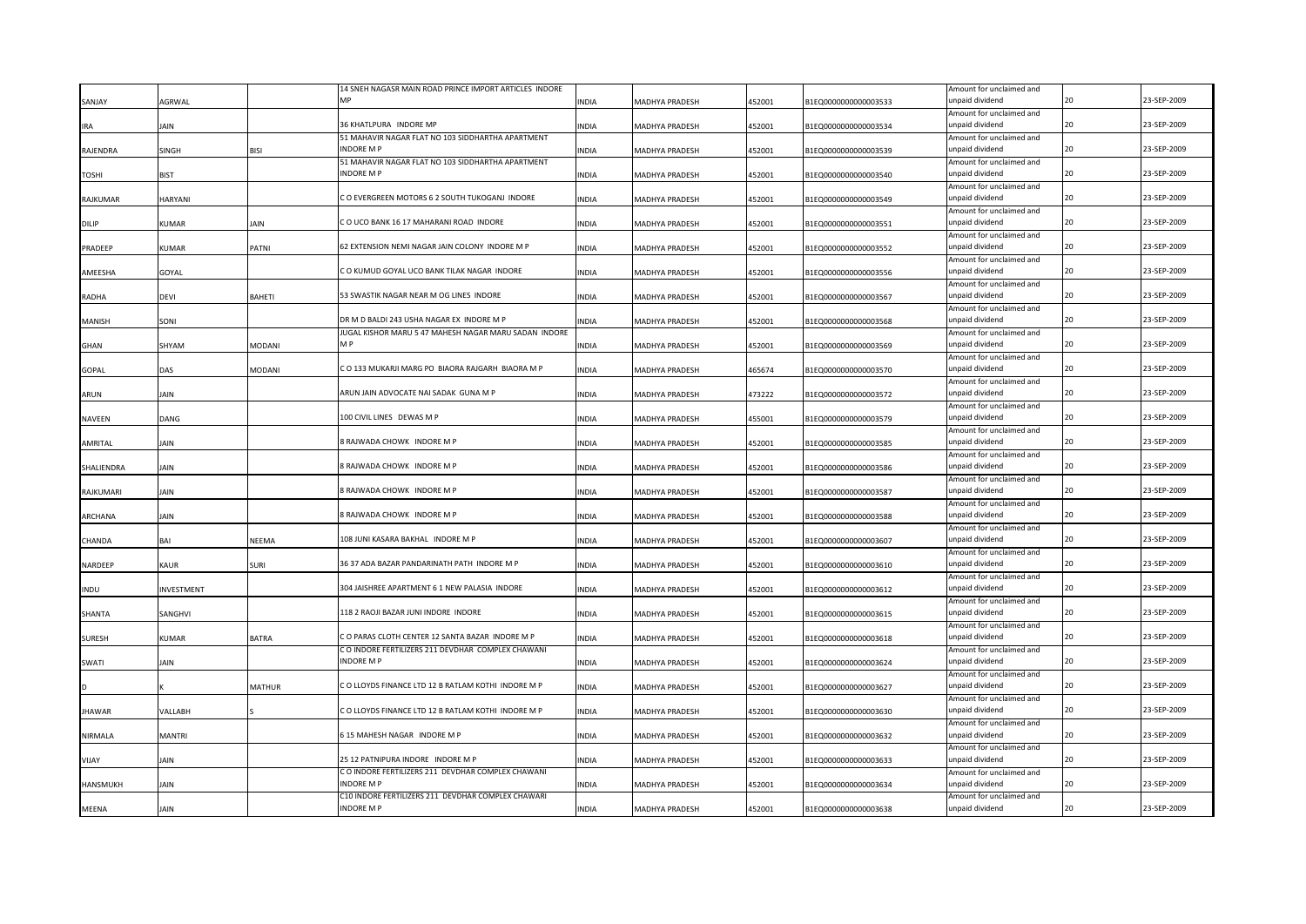| SANJAY | AGRWAL | | 14 SNEH NAGASR MAIN ROAD PRINCE IMPORT ARTICLES INDORE MP | INDIA | MADHYA PRADESH | 452001 | B1EQ0000000000003533 | Amount for unclaimed and unpaid dividend | 20 | 23-SEP-2009 |
|---|---|---|---|---|---|---|---|---|---|---|
| IRA | JAIN | | 36 KHATLPURA INDORE MP | INDIA | MADHYA PRADESH | 452001 | B1EQ0000000000003534 | Amount for unclaimed and unpaid dividend | 20 | 23-SEP-2009 |
| RAJENDRA | SINGH | BISI | 51 MAHAVIR NAGAR FLAT NO 103 SIDDHARTHA APARTMENT INDORE M P | INDIA | MADHYA PRADESH | 452001 | B1EQ0000000000003539 | Amount for unclaimed and unpaid dividend | 20 | 23-SEP-2009 |
| TOSHI | BIST | | 51 MAHAVIR NAGAR FLAT NO 103 SIDDHARTHA APARTMENT INDORE M P | INDIA | MADHYA PRADESH | 452001 | B1EQ0000000000003540 | Amount for unclaimed and unpaid dividend | 20 | 23-SEP-2009 |
| RAJKUMAR | HARYANI | | C O EVERGREEN MOTORS 6 2 SOUTH TUKOGANJ INDORE | INDIA | MADHYA PRADESH | 452001 | B1EQ0000000000003549 | Amount for unclaimed and unpaid dividend | 20 | 23-SEP-2009 |
| DILIP | KUMAR | JAIN | C O UCO BANK 16 17 MAHARANI ROAD INDORE | INDIA | MADHYA PRADESH | 452001 | B1EQ0000000000003551 | Amount for unclaimed and unpaid dividend | 20 | 23-SEP-2009 |
| PRADEEP | KUMAR | PATNI | 62 EXTENSION NEMI NAGAR JAIN COLONY INDORE M P | INDIA | MADHYA PRADESH | 452001 | B1EQ0000000000003552 | Amount for unclaimed and unpaid dividend | 20 | 23-SEP-2009 |
| AMEESHA | GOYAL | | C O KUMUD GOYAL UCO BANK TILAK NAGAR INDORE | INDIA | MADHYA PRADESH | 452001 | B1EQ0000000000003556 | Amount for unclaimed and unpaid dividend | 20 | 23-SEP-2009 |
| RADHA | DEVI | BAHETI | 53 SWASTIK NAGAR NEAR M OG LINES INDORE | INDIA | MADHYA PRADESH | 452001 | B1EQ0000000000003567 | Amount for unclaimed and unpaid dividend | 20 | 23-SEP-2009 |
| MANISH | SONI | | DR M D BALDI 243 USHA NAGAR EX INDORE M P | INDIA | MADHYA PRADESH | 452001 | B1EQ0000000000003568 | Amount for unclaimed and unpaid dividend | 20 | 23-SEP-2009 |
| GHAN | SHYAM | MODANI | JUGAL KISHOR MARU 5 47 MAHESH NAGAR MARU SADAN INDORE M P | INDIA | MADHYA PRADESH | 452001 | B1EQ0000000000003569 | Amount for unclaimed and unpaid dividend | 20 | 23-SEP-2009 |
| GOPAL | DAS | MODANI | C O 133 MUKARJI MARG PO BIAORA RAJGARH BIAORA M P | INDIA | MADHYA PRADESH | 465674 | B1EQ0000000000003570 | Amount for unclaimed and unpaid dividend | 20 | 23-SEP-2009 |
| ARUN | JAIN | | ARUN JAIN ADVOCATE NAI SADAK GUNA M P | INDIA | MADHYA PRADESH | 473222 | B1EQ0000000000003572 | Amount for unclaimed and unpaid dividend | 20 | 23-SEP-2009 |
| NAVEEN | DANG | | 100 CIVIL LINES DEWAS M P | INDIA | MADHYA PRADESH | 455001 | B1EQ0000000000003579 | Amount for unclaimed and unpaid dividend | 20 | 23-SEP-2009 |
| AMRITAL | JAIN | | 8 RAJWADA CHOWK INDORE M P | INDIA | MADHYA PRADESH | 452001 | B1EQ0000000000003585 | Amount for unclaimed and unpaid dividend | 20 | 23-SEP-2009 |
| SHALIENDRA | JAIN | | 8 RAJWADA CHOWK INDORE M P | INDIA | MADHYA PRADESH | 452001 | B1EQ0000000000003586 | Amount for unclaimed and unpaid dividend | 20 | 23-SEP-2009 |
| RAJKUMARI | JAIN | | 8 RAJWADA CHOWK INDORE M P | INDIA | MADHYA PRADESH | 452001 | B1EQ0000000000003587 | Amount for unclaimed and unpaid dividend | 20 | 23-SEP-2009 |
| ARCHANA | JAIN | | 8 RAJWADA CHOWK INDORE M P | INDIA | MADHYA PRADESH | 452001 | B1EQ0000000000003588 | Amount for unclaimed and unpaid dividend | 20 | 23-SEP-2009 |
| CHANDA | BAI | NEEMA | 108 JUNI KASARA BAKHAL INDORE M P | INDIA | MADHYA PRADESH | 452001 | B1EQ0000000000003607 | Amount for unclaimed and unpaid dividend | 20 | 23-SEP-2009 |
| NARDEEP | KAUR | SURI | 36 37 ADA BAZAR PANDARINATH PATH INDORE M P | INDIA | MADHYA PRADESH | 452001 | B1EQ0000000000003610 | Amount for unclaimed and unpaid dividend | 20 | 23-SEP-2009 |
| INDU | INVESTMENT | | 304 JAISHREE APARTMENT 6 1 NEW PALASIA INDORE | INDIA | MADHYA PRADESH | 452001 | B1EQ0000000000003612 | Amount for unclaimed and unpaid dividend | 20 | 23-SEP-2009 |
| SHANTA | SANGHVI | | 118 2 RAOJI BAZAR JUNI INDORE INDORE | INDIA | MADHYA PRADESH | 452001 | B1EQ0000000000003615 | Amount for unclaimed and unpaid dividend | 20 | 23-SEP-2009 |
| SURESH | KUMAR | BATRA | C O PARAS CLOTH CENTER 12 SANTA BAZAR INDORE M P | INDIA | MADHYA PRADESH | 452001 | B1EQ0000000000003618 | Amount for unclaimed and unpaid dividend | 20 | 23-SEP-2009 |
| SWATI | JAIN | | C O INDORE FERTILIZERS 211 DEVDHAR COMPLEX CHAWANI INDORE M P | INDIA | MADHYA PRADESH | 452001 | B1EQ0000000000003624 | Amount for unclaimed and unpaid dividend | 20 | 23-SEP-2009 |
| D | K | MATHUR | C O LLOYDS FINANCE LTD 12 B RATLAM KOTHI INDORE M P | INDIA | MADHYA PRADESH | 452001 | B1EQ0000000000003627 | Amount for unclaimed and unpaid dividend | 20 | 23-SEP-2009 |
| JHAWAR | VALLABH | S | C O LLOYDS FINANCE LTD 12 B RATLAM KOTHI INDORE M P | INDIA | MADHYA PRADESH | 452001 | B1EQ0000000000003630 | Amount for unclaimed and unpaid dividend | 20 | 23-SEP-2009 |
| NIRMALA | MANTRI | | 6 15 MAHESH NAGAR INDORE M P | INDIA | MADHYA PRADESH | 452001 | B1EQ0000000000003632 | Amount for unclaimed and unpaid dividend | 20 | 23-SEP-2009 |
| VIJAY | JAIN | | 25 12 PATNIPURA INDORE INDORE M P | INDIA | MADHYA PRADESH | 452001 | B1EQ0000000000003633 | Amount for unclaimed and unpaid dividend | 20 | 23-SEP-2009 |
| HANSMUKH | JAIN | | C O INDORE FERTILIZERS 211 DEVDHAR COMPLEX CHAWANI INDORE M P | INDIA | MADHYA PRADESH | 452001 | B1EQ0000000000003634 | Amount for unclaimed and unpaid dividend | 20 | 23-SEP-2009 |
| MEENA | JAIN | | C10 INDORE FERTILIZERS 211 DEVDHAR COMPLEX CHAWARI INDORE M P | INDIA | MADHYA PRADESH | 452001 | B1EQ0000000000003638 | Amount for unclaimed and unpaid dividend | 20 | 23-SEP-2009 |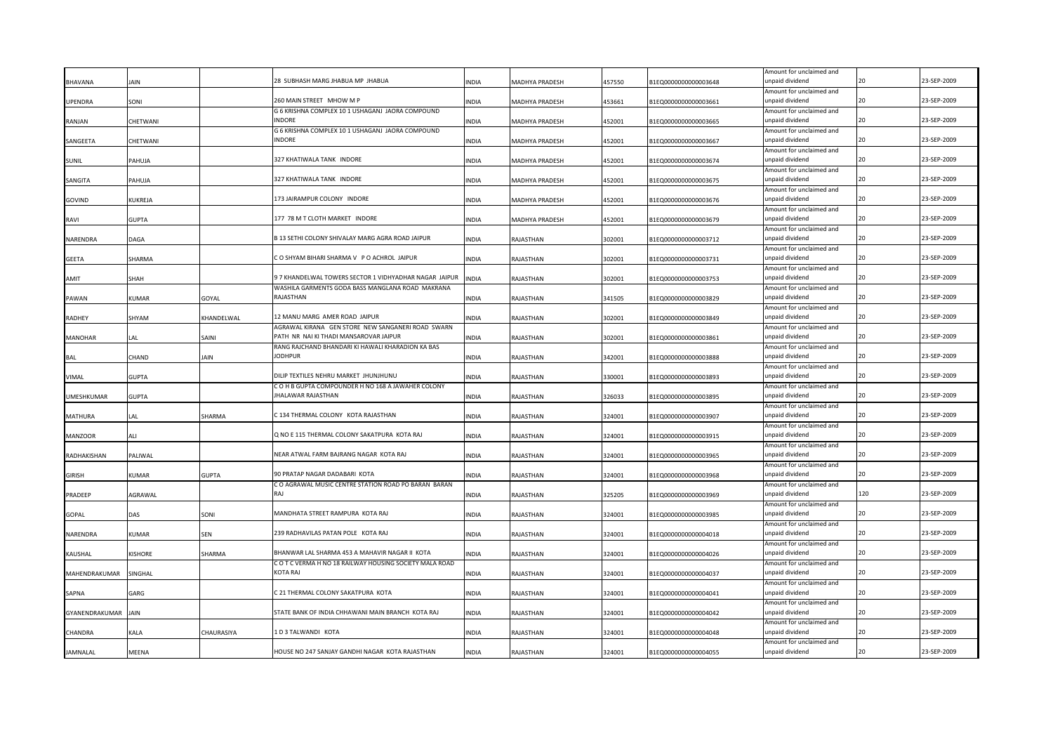| BHAVANA | JAIN | | 28 SUBHASH MARG JHABUA MP JHABUA | INDIA | MADHYA PRADESH | 457550 | B1EQ0000000000003648 | Amount for unclaimed and unpaid dividend | 20 | 23-SEP-2009 |
|---|---|---|---|---|---|---|---|---|---|---|
| UPENDRA | SONI | | 260 MAIN STREET MHOW M P | INDIA | MADHYA PRADESH | 453661 | B1EQ0000000000003661 | Amount for unclaimed and unpaid dividend | 20 | 23-SEP-2009 |
| RANJAN | CHETWANI | | G 6 KRISHNA COMPLEX 10 1 USHAGANJ JAORA COMPOUND INDORE | INDIA | MADHYA PRADESH | 452001 | B1EQ0000000000003665 | Amount for unclaimed and unpaid dividend | 20 | 23-SEP-2009 |
| SANGEETA | CHETWANI | | G 6 KRISHNA COMPLEX 10 1 USHAGANJ JAORA COMPOUND INDORE | INDIA | MADHYA PRADESH | 452001 | B1EQ0000000000003667 | Amount for unclaimed and unpaid dividend | 20 | 23-SEP-2009 |
| SUNIL | PAHUJA | | 327 KHATIWALA TANK INDORE | INDIA | MADHYA PRADESH | 452001 | B1EQ0000000000003674 | Amount for unclaimed and unpaid dividend | 20 | 23-SEP-2009 |
| SANGITA | PAHUJA | | 327 KHATIWALA TANK INDORE | INDIA | MADHYA PRADESH | 452001 | B1EQ0000000000003675 | Amount for unclaimed and unpaid dividend | 20 | 23-SEP-2009 |
| GOVIND | KUKREJA | | 173 JAIRAMPUR COLONY INDORE | INDIA | MADHYA PRADESH | 452001 | B1EQ0000000000003676 | Amount for unclaimed and unpaid dividend | 20 | 23-SEP-2009 |
| RAVI | GUPTA | | 177 78 M T CLOTH MARKET INDORE | INDIA | MADHYA PRADESH | 452001 | B1EQ0000000000003679 | Amount for unclaimed and unpaid dividend | 20 | 23-SEP-2009 |
| NARENDRA | DAGA | | B 13 SETHI COLONY SHIVALAY MARG AGRA ROAD JAIPUR | INDIA | RAJASTHAN | 302001 | B1EQ0000000000003712 | Amount for unclaimed and unpaid dividend | 20 | 23-SEP-2009 |
| GEETA | SHARMA | | C O SHYAM BIHARI SHARMA V P O ACHROL JAIPUR | INDIA | RAJASTHAN | 302001 | B1EQ0000000000003731 | Amount for unclaimed and unpaid dividend | 20 | 23-SEP-2009 |
| AMIT | SHAH | | 9 7 KHANDELWAL TOWERS SECTOR 1 VIDHYADHAR NAGAR JAIPUR | INDIA | RAJASTHAN | 302001 | B1EQ0000000000003753 | Amount for unclaimed and unpaid dividend | 20 | 23-SEP-2009 |
| PAWAN | KUMAR | GOYAL | WASHILA GARMENTS GODA BASS MANGLANA ROAD MAKRANA RAJASTHAN | INDIA | RAJASTHAN | 341505 | B1EQ0000000000003829 | Amount for unclaimed and unpaid dividend | 20 | 23-SEP-2009 |
| RADHEY | SHYAM | KHANDELWAL | 12 MANU MARG AMER ROAD JAIPUR | INDIA | RAJASTHAN | 302001 | B1EQ0000000000003849 | Amount for unclaimed and unpaid dividend | 20 | 23-SEP-2009 |
| MANOHAR | LAL | SAINI | AGRAWAL KIRANA GEN STORE NEW SANGANERI ROAD SWARN PATH NR NAI KI THADI MANSAROVAR JAIPUR | INDIA | RAJASTHAN | 302001 | B1EQ0000000000003861 | Amount for unclaimed and unpaid dividend | 20 | 23-SEP-2009 |
| BAL | CHAND | JAIN | RANG RAJCHAND BHANDARI KI HAWALI KHARADION KA BAS JODHPUR | INDIA | RAJASTHAN | 342001 | B1EQ0000000000003888 | Amount for unclaimed and unpaid dividend | 20 | 23-SEP-2009 |
| VIMAL | GUPTA | | DILIP TEXTILES NEHRU MARKET JHUNJHUNU | INDIA | RAJASTHAN | 330001 | B1EQ0000000000003893 | Amount for unclaimed and unpaid dividend | 20 | 23-SEP-2009 |
| UMESHKUMAR | GUPTA | | C O H B GUPTA COMPOUNDER H NO 168 A JAWAHER COLONY JHALAWAR RAJASTHAN | INDIA | RAJASTHAN | 326033 | B1EQ0000000000003895 | Amount for unclaimed and unpaid dividend | 20 | 23-SEP-2009 |
| MATHURA | LAL | SHARMA | C 134 THERMAL COLONY KOTA RAJASTHAN | INDIA | RAJASTHAN | 324001 | B1EQ0000000000003907 | Amount for unclaimed and unpaid dividend | 20 | 23-SEP-2009 |
| MANZOOR | ALI | | Q NO E 115 THERMAL COLONY SAKATPURA KOTA RAJ | INDIA | RAJASTHAN | 324001 | B1EQ0000000000003915 | Amount for unclaimed and unpaid dividend | 20 | 23-SEP-2009 |
| RADHAKISHAN | PALIWAL | | NEAR ATWAL FARM BAJRANG NAGAR KOTA RAJ | INDIA | RAJASTHAN | 324001 | B1EQ0000000000003965 | Amount for unclaimed and unpaid dividend | 20 | 23-SEP-2009 |
| GIRISH | KUMAR | GUPTA | 90 PRATAP NAGAR DADABARI KOTA | INDIA | RAJASTHAN | 324001 | B1EQ0000000000003968 | Amount for unclaimed and unpaid dividend | 20 | 23-SEP-2009 |
| PRADEEP | AGRAWAL | | C O AGRAWAL MUSIC CENTRE STATION ROAD PO BARAN BARAN RAJ | INDIA | RAJASTHAN | 325205 | B1EQ0000000000003969 | Amount for unclaimed and unpaid dividend | 120 | 23-SEP-2009 |
| GOPAL | DAS | SONI | MANDHATA STREET RAMPURA KOTA RAJ | INDIA | RAJASTHAN | 324001 | B1EQ0000000000003985 | Amount for unclaimed and unpaid dividend | 20 | 23-SEP-2009 |
| NARENDRA | KUMAR | SEN | 239 RADHAVILAS PATAN POLE KOTA RAJ | INDIA | RAJASTHAN | 324001 | B1EQ0000000000004018 | Amount for unclaimed and unpaid dividend | 20 | 23-SEP-2009 |
| KAUSHAL | KISHORE | SHARMA | BHANWAR LAL SHARMA 453 A MAHAVIR NAGAR II KOTA | INDIA | RAJASTHAN | 324001 | B1EQ0000000000004026 | Amount for unclaimed and unpaid dividend | 20 | 23-SEP-2009 |
| MAHENDRAKUMAR | SINGHAL | | C O T C VERMA H NO 18 RAILWAY HOUSING SOCIETY MALA ROAD KOTA RAJ | INDIA | RAJASTHAN | 324001 | B1EQ0000000000004037 | Amount for unclaimed and unpaid dividend | 20 | 23-SEP-2009 |
| SAPNA | GARG | | C 21 THERMAL COLONY SAKATPURA KOTA | INDIA | RAJASTHAN | 324001 | B1EQ0000000000004041 | Amount for unclaimed and unpaid dividend | 20 | 23-SEP-2009 |
| GYANENDRAKUMAR | JAIN | | STATE BANK OF INDIA CHHAWANI MAIN BRANCH KOTA RAJ | INDIA | RAJASTHAN | 324001 | B1EQ0000000000004042 | Amount for unclaimed and unpaid dividend | 20 | 23-SEP-2009 |
| CHANDRA | KALA | CHAURASIYA | 1 D 3 TALWANDI KOTA | INDIA | RAJASTHAN | 324001 | B1EQ0000000000004048 | Amount for unclaimed and unpaid dividend | 20 | 23-SEP-2009 |
| JAMNALAL | MEENA | | HOUSE NO 247 SANJAY GANDHI NAGAR KOTA RAJASTHAN | INDIA | RAJASTHAN | 324001 | B1EQ0000000000004055 | Amount for unclaimed and unpaid dividend | 20 | 23-SEP-2009 |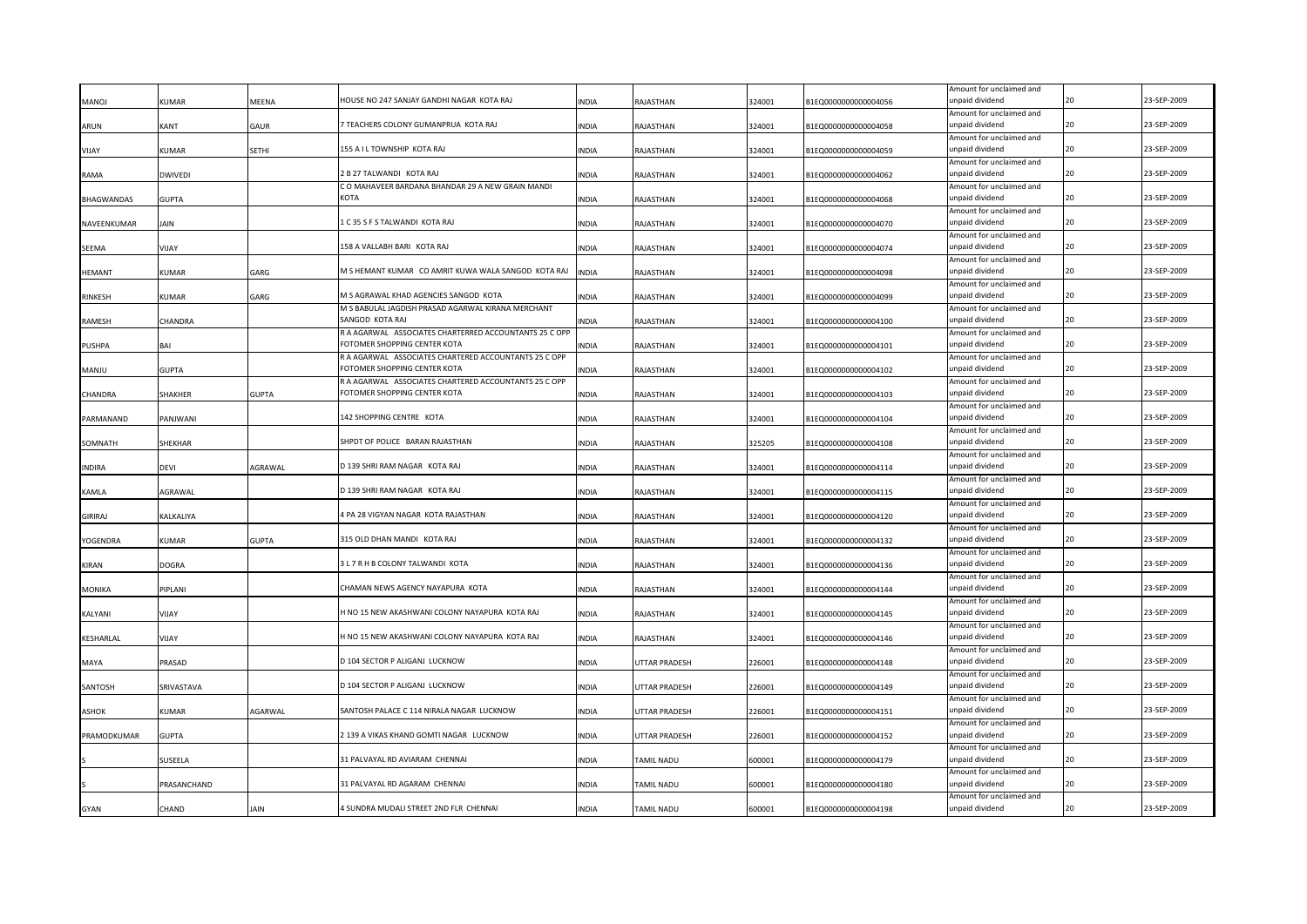| | | | | | | | | | | |
|---|---|---|---|---|---|---|---|---|---|---|
| MANOJ | KUMAR | MEENA | HOUSE NO 247 SANJAY GANDHI NAGAR KOTA RAJ | INDIA | RAJASTHAN | 324001 | B1EQ0000000000004056 | Amount for unclaimed and unpaid dividend | 20 | 23-SEP-2009 |
| ARUN | KANT | GAUR | 7 TEACHERS COLONY GUMANPRUA KOTA RAJ | INDIA | RAJASTHAN | 324001 | B1EQ0000000000004058 | Amount for unclaimed and unpaid dividend | 20 | 23-SEP-2009 |
| VIJAY | KUMAR | SETHI | 155 A I L TOWNSHIP KOTA RAJ | INDIA | RAJASTHAN | 324001 | B1EQ0000000000004059 | Amount for unclaimed and unpaid dividend | 20 | 23-SEP-2009 |
| RAMA | DWIVEDI | | 2 B 27 TALWANDI KOTA RAJ | INDIA | RAJASTHAN | 324001 | B1EQ0000000000004062 | Amount for unclaimed and unpaid dividend | 20 | 23-SEP-2009 |
| BHAGWANDAS | GUPTA | | C O MAHAVEER BARDANA BHANDAR 29 A NEW GRAIN MANDI KOTA | INDIA | RAJASTHAN | 324001 | B1EQ0000000000004068 | Amount for unclaimed and unpaid dividend | 20 | 23-SEP-2009 |
| NAVEENKUMAR | JAIN | | 1 C 35 S F S TALWANDI KOTA RAJ | INDIA | RAJASTHAN | 324001 | B1EQ0000000000004070 | Amount for unclaimed and unpaid dividend | 20 | 23-SEP-2009 |
| SEEMA | VIJAY | | 158 A VALLABH BARI KOTA RAJ | INDIA | RAJASTHAN | 324001 | B1EQ0000000000004074 | Amount for unclaimed and unpaid dividend | 20 | 23-SEP-2009 |
| HEMANT | KUMAR | GARG | M S HEMANT KUMAR CO AMRIT KUWA WALA SANGOD KOTA RAJ | INDIA | RAJASTHAN | 324001 | B1EQ0000000000004098 | Amount for unclaimed and unpaid dividend | 20 | 23-SEP-2009 |
| RINKESH | KUMAR | GARG | M S AGRAWAL KHAD AGENCIES SANGOD KOTA | INDIA | RAJASTHAN | 324001 | B1EQ0000000000004099 | Amount for unclaimed and unpaid dividend | 20 | 23-SEP-2009 |
| RAMESH | CHANDRA | | M S BABULAL JAGDISH PRASAD AGARWAL KIRANA MERCHANT SANGOD KOTA RAJ | INDIA | RAJASTHAN | 324001 | B1EQ0000000000004100 | Amount for unclaimed and unpaid dividend | 20 | 23-SEP-2009 |
| PUSHPA | BAI | | R A AGARWAL ASSOCIATES CHARTERRED ACCOUNTANTS 25 C OPP FOTOMER SHOPPING CENTER KOTA | INDIA | RAJASTHAN | 324001 | B1EQ0000000000004101 | Amount for unclaimed and unpaid dividend | 20 | 23-SEP-2009 |
| MANJU | GUPTA | | R A AGARWAL ASSOCIATES CHARTERED ACCOUNTANTS 25 C OPP FOTOMER SHOPPING CENTER KOTA | INDIA | RAJASTHAN | 324001 | B1EQ0000000000004102 | Amount for unclaimed and unpaid dividend | 20 | 23-SEP-2009 |
| CHANDRA | SHAKHER | GUPTA | R A AGARWAL ASSOCIATES CHARTERED ACCOUNTANTS 25 C OPP FOTOMER SHOPPING CENTER KOTA | INDIA | RAJASTHAN | 324001 | B1EQ0000000000004103 | Amount for unclaimed and unpaid dividend | 20 | 23-SEP-2009 |
| PARMANAND | PANJWANI | | 142 SHOPPING CENTRE KOTA | INDIA | RAJASTHAN | 324001 | B1EQ0000000000004104 | Amount for unclaimed and unpaid dividend | 20 | 23-SEP-2009 |
| SOMNATH | SHEKHAR | | SHPDT OF POLICE BARAN RAJASTHAN | INDIA | RAJASTHAN | 325205 | B1EQ0000000000004108 | Amount for unclaimed and unpaid dividend | 20 | 23-SEP-2009 |
| INDIRA | DEVI | AGRAWAL | D 139 SHRI RAM NAGAR KOTA RAJ | INDIA | RAJASTHAN | 324001 | B1EQ0000000000004114 | Amount for unclaimed and unpaid dividend | 20 | 23-SEP-2009 |
| KAMLA | AGRAWAL | | D 139 SHRI RAM NAGAR KOTA RAJ | INDIA | RAJASTHAN | 324001 | B1EQ0000000000004115 | Amount for unclaimed and unpaid dividend | 20 | 23-SEP-2009 |
| GIRIRAJ | KALKALIYA | | 4 PA 28 VIGYAN NAGAR KOTA RAJASTHAN | INDIA | RAJASTHAN | 324001 | B1EQ0000000000004120 | Amount for unclaimed and unpaid dividend | 20 | 23-SEP-2009 |
| YOGENDRA | KUMAR | GUPTA | 315 OLD DHAN MANDI KOTA RAJ | INDIA | RAJASTHAN | 324001 | B1EQ0000000000004132 | Amount for unclaimed and unpaid dividend | 20 | 23-SEP-2009 |
| KIRAN | DOGRA | | 3 L 7 R H B COLONY TALWANDI KOTA | INDIA | RAJASTHAN | 324001 | B1EQ0000000000004136 | Amount for unclaimed and unpaid dividend | 20 | 23-SEP-2009 |
| MONIKA | PIPLANI | | CHAMAN NEWS AGENCY NAYAPURA KOTA | INDIA | RAJASTHAN | 324001 | B1EQ0000000000004144 | Amount for unclaimed and unpaid dividend | 20 | 23-SEP-2009 |
| KALYANI | VIJAY | | H NO 15 NEW AKASHWANI COLONY NAYAPURA KOTA RAJ | INDIA | RAJASTHAN | 324001 | B1EQ0000000000004145 | Amount for unclaimed and unpaid dividend | 20 | 23-SEP-2009 |
| KESHARLAL | VIJAY | | H NO 15 NEW AKASHWANI COLONY NAYAPURA KOTA RAJ | INDIA | RAJASTHAN | 324001 | B1EQ0000000000004146 | Amount for unclaimed and unpaid dividend | 20 | 23-SEP-2009 |
| MAYA | PRASAD | | D 104 SECTOR P ALIGANJ LUCKNOW | INDIA | UTTAR PRADESH | 226001 | B1EQ0000000000004148 | Amount for unclaimed and unpaid dividend | 20 | 23-SEP-2009 |
| SANTOSH | SRIVASTAVA | | D 104 SECTOR P ALIGANJ LUCKNOW | INDIA | UTTAR PRADESH | 226001 | B1EQ0000000000004149 | Amount for unclaimed and unpaid dividend | 20 | 23-SEP-2009 |
| ASHOK | KUMAR | AGARWAL | SANTOSH PALACE C 114 NIRALA NAGAR LUCKNOW | INDIA | UTTAR PRADESH | 226001 | B1EQ0000000000004151 | Amount for unclaimed and unpaid dividend | 20 | 23-SEP-2009 |
| PRAMODKUMAR | GUPTA | | 2 139 A VIKAS KHAND GOMTI NAGAR LUCKNOW | INDIA | UTTAR PRADESH | 226001 | B1EQ0000000000004152 | Amount for unclaimed and unpaid dividend | 20 | 23-SEP-2009 |
| S | SUSEELA | | 31 PALVAYAL RD AVIARAM CHENNAI | INDIA | TAMIL NADU | 600001 | B1EQ0000000000004179 | Amount for unclaimed and unpaid dividend | 20 | 23-SEP-2009 |
| S | PRASANCHAND | | 31 PALVAYAL RD AGARAM CHENNAI | INDIA | TAMIL NADU | 600001 | B1EQ0000000000004180 | Amount for unclaimed and unpaid dividend | 20 | 23-SEP-2009 |
| GYAN | CHAND | JAIN | 4 SUNDRA MUDALI STREET 2ND FLR CHENNAI | INDIA | TAMIL NADU | 600001 | B1EQ0000000000004198 | Amount for unclaimed and unpaid dividend | 20 | 23-SEP-2009 |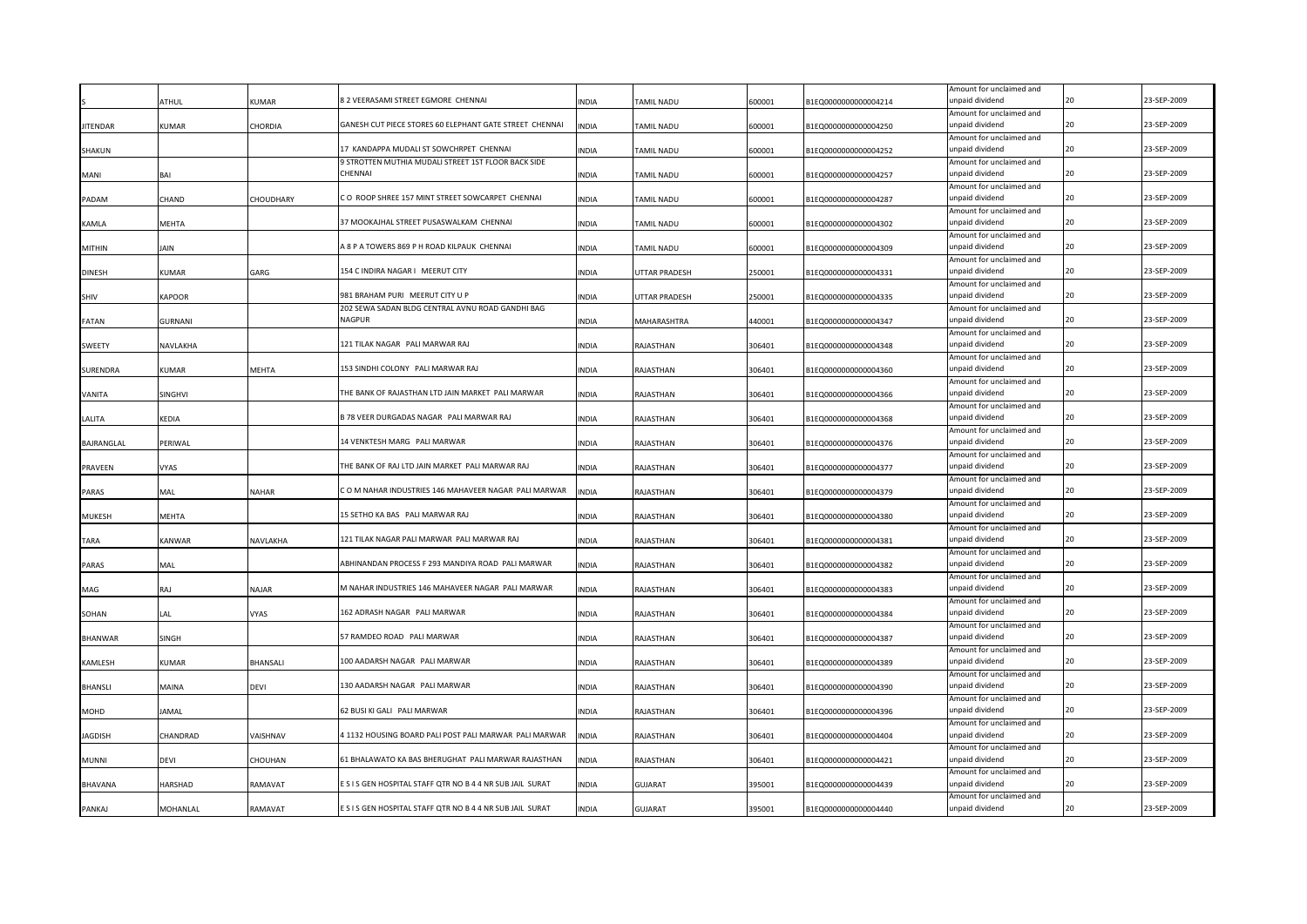| | | | | | | | | | | |
|---|---|---|---|---|---|---|---|---|---|---|
| S | ATHUL | KUMAR | 8 2 VEERASAMI STREET EGMORE CHENNAI | INDIA | TAMIL NADU | 600001 | B1EQ0000000000004214 | Amount for unclaimed and unpaid dividend | 20 | 23-SEP-2009 |
| JITENDAR | KUMAR | CHORDIA | GANESH CUT PIECE STORES 60 ELEPHANT GATE STREET CHENNAI | INDIA | TAMIL NADU | 600001 | B1EQ0000000000004250 | Amount for unclaimed and unpaid dividend | 20 | 23-SEP-2009 |
| SHAKUN | | | 17 KANDAPPA MUDALI ST SOWCHRPET CHENNAI | INDIA | TAMIL NADU | 600001 | B1EQ0000000000004252 | Amount for unclaimed and unpaid dividend | 20 | 23-SEP-2009 |
| MANI | BAI | | 9 STROTTEN MUTHIA MUDALI STREET 1ST FLOOR BACK SIDE CHENNAI | INDIA | TAMIL NADU | 600001 | B1EQ0000000000004257 | Amount for unclaimed and unpaid dividend | 20 | 23-SEP-2009 |
| PADAM | CHAND | CHOUDHARY | C O ROOP SHREE 157 MINT STREET SOWCARPET CHENNAI | INDIA | TAMIL NADU | 600001 | B1EQ0000000000004287 | Amount for unclaimed and unpaid dividend | 20 | 23-SEP-2009 |
| KAMLA | MEHTA | | 37 MOOKAJHAL STREET PUSASWALKAM CHENNAI | INDIA | TAMIL NADU | 600001 | B1EQ0000000000004302 | Amount for unclaimed and unpaid dividend | 20 | 23-SEP-2009 |
| MITHIN | JAIN | | A 8 P A TOWERS 869 P H ROAD KILPAUK CHENNAI | INDIA | TAMIL NADU | 600001 | B1EQ0000000000004309 | Amount for unclaimed and unpaid dividend | 20 | 23-SEP-2009 |
| DINESH | KUMAR | GARG | 154 C INDIRA NAGAR I MEERUT CITY | INDIA | UTTAR PRADESH | 250001 | B1EQ0000000000004331 | Amount for unclaimed and unpaid dividend | 20 | 23-SEP-2009 |
| SHIV | KAPOOR | | 981 BRAHAM PURI MEERUT CITY U P | INDIA | UTTAR PRADESH | 250001 | B1EQ0000000000004335 | Amount for unclaimed and unpaid dividend | 20 | 23-SEP-2009 |
| FATAN | GURNANI | | 202 SEWA SADAN BLDG CENTRAL AVNU ROAD GANDHI BAG NAGPUR | INDIA | MAHARASHTRA | 440001 | B1EQ0000000000004347 | Amount for unclaimed and unpaid dividend | 20 | 23-SEP-2009 |
| SWEETY | NAVLAKHA | | 121 TILAK NAGAR PALI MARWAR RAJ | INDIA | RAJASTHAN | 306401 | B1EQ0000000000004348 | Amount for unclaimed and unpaid dividend | 20 | 23-SEP-2009 |
| SURENDRA | KUMAR | MEHTA | 153 SINDHI COLONY PALI MARWAR RAJ | INDIA | RAJASTHAN | 306401 | B1EQ0000000000004360 | Amount for unclaimed and unpaid dividend | 20 | 23-SEP-2009 |
| VANITA | SINGHVI | | THE BANK OF RAJASTHAN LTD JAIN MARKET PALI MARWAR | INDIA | RAJASTHAN | 306401 | B1EQ0000000000004366 | Amount for unclaimed and unpaid dividend | 20 | 23-SEP-2009 |
| LALITA | KEDIA | | B 78 VEER DURGADAS NAGAR PALI MARWAR RAJ | INDIA | RAJASTHAN | 306401 | B1EQ0000000000004368 | Amount for unclaimed and unpaid dividend | 20 | 23-SEP-2009 |
| BAJRANGLAL | PERIWAL | | 14 VENKTESH MARG PALI MARWAR | INDIA | RAJASTHAN | 306401 | B1EQ0000000000004376 | Amount for unclaimed and unpaid dividend | 20 | 23-SEP-2009 |
| PRAVEEN | VYAS | | THE BANK OF RAJ LTD JAIN MARKET PALI MARWAR RAJ | INDIA | RAJASTHAN | 306401 | B1EQ0000000000004377 | Amount for unclaimed and unpaid dividend | 20 | 23-SEP-2009 |
| PARAS | MAL | NAHAR | C O M NAHAR INDUSTRIES 146 MAHAVEER NAGAR PALI MARWAR | INDIA | RAJASTHAN | 306401 | B1EQ0000000000004379 | Amount for unclaimed and unpaid dividend | 20 | 23-SEP-2009 |
| MUKESH | MEHTA | | 15 SETHO KA BAS PALI MARWAR RAJ | INDIA | RAJASTHAN | 306401 | B1EQ0000000000004380 | Amount for unclaimed and unpaid dividend | 20 | 23-SEP-2009 |
| TARA | KANWAR | NAVLAKHA | 121 TILAK NAGAR PALI MARWAR PALI MARWAR RAJ | INDIA | RAJASTHAN | 306401 | B1EQ0000000000004381 | Amount for unclaimed and unpaid dividend | 20 | 23-SEP-2009 |
| PARAS | MAL | | ABHINANDAN PROCESS F 293 MANDIYA ROAD PALI MARWAR | INDIA | RAJASTHAN | 306401 | B1EQ0000000000004382 | Amount for unclaimed and unpaid dividend | 20 | 23-SEP-2009 |
| MAG | RAJ | NAJAR | M NAHAR INDUSTRIES 146 MAHAVEER NAGAR PALI MARWAR | INDIA | RAJASTHAN | 306401 | B1EQ0000000000004383 | Amount for unclaimed and unpaid dividend | 20 | 23-SEP-2009 |
| SOHAN | LAL | VYAS | 162 ADRASH NAGAR PALI MARWAR | INDIA | RAJASTHAN | 306401 | B1EQ0000000000004384 | Amount for unclaimed and unpaid dividend | 20 | 23-SEP-2009 |
| BHANWAR | SINGH | | 57 RAMDEO ROAD PALI MARWAR | INDIA | RAJASTHAN | 306401 | B1EQ0000000000004387 | Amount for unclaimed and unpaid dividend | 20 | 23-SEP-2009 |
| KAMLESH | KUMAR | BHANSALI | 100 AADARSH NAGAR PALI MARWAR | INDIA | RAJASTHAN | 306401 | B1EQ0000000000004389 | Amount for unclaimed and unpaid dividend | 20 | 23-SEP-2009 |
| BHANSLI | MAINA | DEVI | 130 AADARSH NAGAR PALI MARWAR | INDIA | RAJASTHAN | 306401 | B1EQ0000000000004390 | Amount for unclaimed and unpaid dividend | 20 | 23-SEP-2009 |
| MOHD | JAMAL | | 62 BUSI KI GALI PALI MARWAR | INDIA | RAJASTHAN | 306401 | B1EQ0000000000004396 | Amount for unclaimed and unpaid dividend | 20 | 23-SEP-2009 |
| JAGDISH | CHANDRAD | VAISHNAV | 4 1132 HOUSING BOARD PALI POST PALI MARWAR PALI MARWAR | INDIA | RAJASTHAN | 306401 | B1EQ0000000000004404 | Amount for unclaimed and unpaid dividend | 20 | 23-SEP-2009 |
| MUNNI | DEVI | CHOUHAN | 61 BHALAWATO KA BAS BHERUGHAT PALI MARWAR RAJASTHAN | INDIA | RAJASTHAN | 306401 | B1EQ0000000000004421 | Amount for unclaimed and unpaid dividend | 20 | 23-SEP-2009 |
| BHAVANA | HARSHAD | RAMAVAT | E S I S GEN HOSPITAL STAFF QTR NO B 4 4 NR SUB JAIL SURAT | INDIA | GUJARAT | 395001 | B1EQ0000000000004439 | Amount for unclaimed and unpaid dividend | 20 | 23-SEP-2009 |
| PANKAJ | MOHANLAL | RAMAVAT | E S I S GEN HOSPITAL STAFF QTR NO B 4 4 NR SUB JAIL SURAT | INDIA | GUJARAT | 395001 | B1EQ0000000000004440 | Amount for unclaimed and unpaid dividend | 20 | 23-SEP-2009 |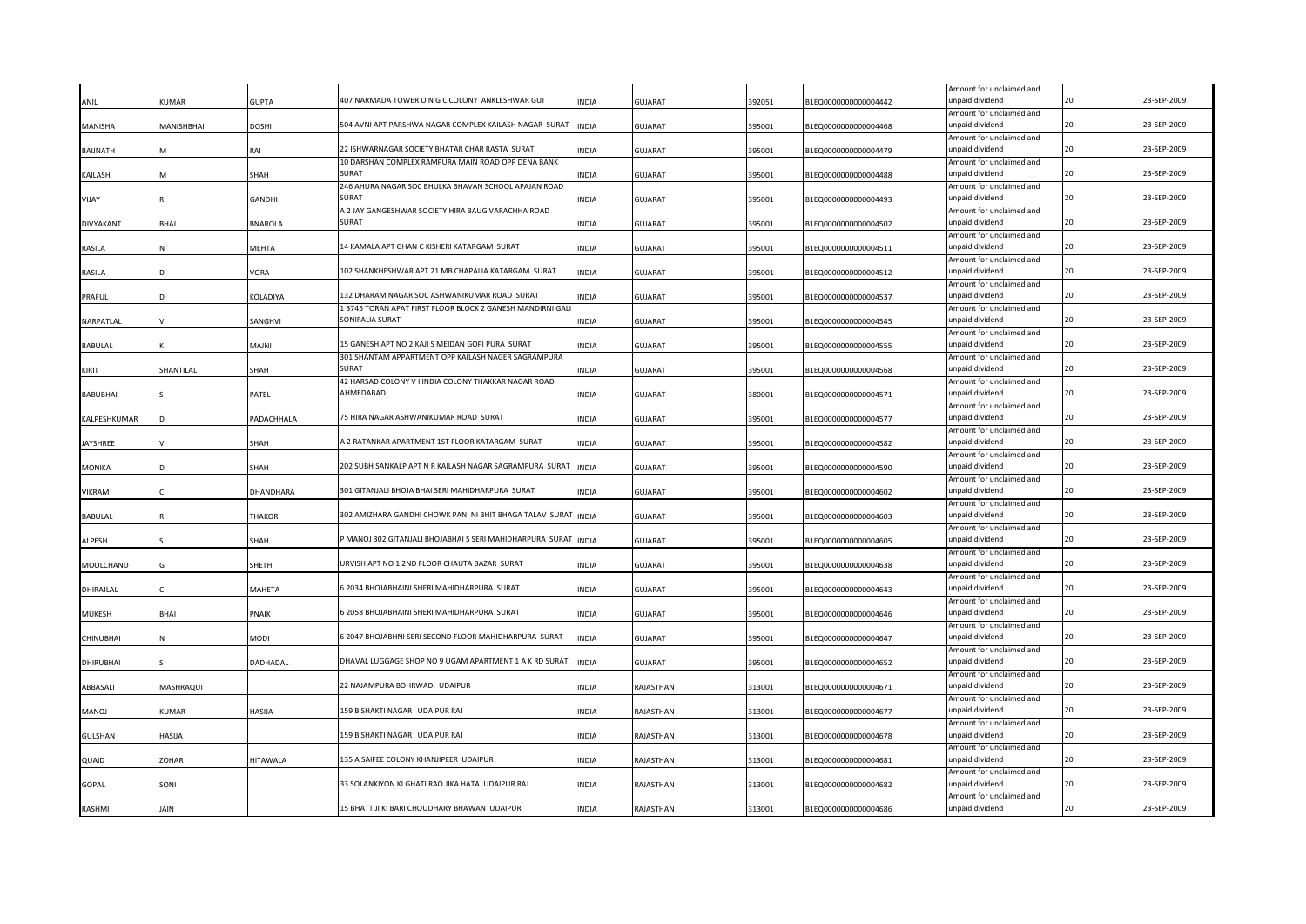| ANIL | KUMAR | GUPTA | 407 NARMADA TOWER O N G C COLONY ANKLESHWAR GUJ | INDIA | GUJARAT | 392051 | B1EQ0000000000004442 | Amount for unclaimed and unpaid dividend | 20 | 23-SEP-2009 |
|---|---|---|---|---|---|---|---|---|---|---|
| MANISHA | MANISHBHAI | DOSHI | 504 AVNI APT PARSHWA NAGAR COMPLEX KAILASH NAGAR SURAT | INDIA | GUJARAT | 395001 | B1EQ0000000000004468 | Amount for unclaimed and unpaid dividend | 20 | 23-SEP-2009 |
| BAIJNATH | M | RAI | 22 ISHWARNAGAR SOCIETY BHATAR CHAR RASTA SURAT | INDIA | GUJARAT | 395001 | B1EQ0000000000004479 | Amount for unclaimed and unpaid dividend | 20 | 23-SEP-2009 |
| KAILASH | M | SHAH | 10 DARSHAN COMPLEX RAMPURA MAIN ROAD OPP DENA BANK SURAT | INDIA | GUJARAT | 395001 | B1EQ0000000000004488 | Amount for unclaimed and unpaid dividend | 20 | 23-SEP-2009 |
| VIJAY | R | GANDHI | 246 AHURA NAGAR SOC BHULKA BHAVAN SCHOOL APAJAN ROAD SURAT | INDIA | GUJARAT | 395001 | B1EQ0000000000004493 | Amount for unclaimed and unpaid dividend | 20 | 23-SEP-2009 |
| DIVYAKANT | BHAI | BNAROLA | A 2 JAY GANGESHWAR SOCIETY HIRA BAUG VARACHHA ROAD SURAT | INDIA | GUJARAT | 395001 | B1EQ0000000000004502 | Amount for unclaimed and unpaid dividend | 20 | 23-SEP-2009 |
| RASILA | N | MEHTA | 14 KAMALA APT GHAN C KISHERI KATARGAM SURAT | INDIA | GUJARAT | 395001 | B1EQ0000000000004511 | Amount for unclaimed and unpaid dividend | 20 | 23-SEP-2009 |
| RASILA | D | VORA | 102 SHANKHESHWAR APT 21 MB CHAPALIA KATARGAM SURAT | INDIA | GUJARAT | 395001 | B1EQ0000000000004512 | Amount for unclaimed and unpaid dividend | 20 | 23-SEP-2009 |
| PRAFUL | D | KOLADIYA | 132 DHARAM NAGAR SOC ASHWANIKUMAR ROAD SURAT | INDIA | GUJARAT | 395001 | B1EQ0000000000004537 | Amount for unclaimed and unpaid dividend | 20 | 23-SEP-2009 |
| NARPATLAL | V | SANGHVI | 1 3745 TORAN APAT FIRST FLOOR BLOCK 2 GANESH MANDIRNI GALI SONIFALIA SURAT | INDIA | GUJARAT | 395001 | B1EQ0000000000004545 | Amount for unclaimed and unpaid dividend | 20 | 23-SEP-2009 |
| BABULAL | K | MAJNI | 15 GANESH APT NO 2 KAJI S MEIDAN GOPI PURA SURAT | INDIA | GUJARAT | 395001 | B1EQ0000000000004555 | Amount for unclaimed and unpaid dividend | 20 | 23-SEP-2009 |
| KIRIT | SHANTILAL | SHAH | 301 SHANTAM APPARTMENT OPP KAILASH NAGER SAGRAMPURA SURAT | INDIA | GUJARAT | 395001 | B1EQ0000000000004568 | Amount for unclaimed and unpaid dividend | 20 | 23-SEP-2009 |
| BABUBHAI | S | PATEL | 42 HARSAD COLONY V I INDIA COLONY THAKKAR NAGAR ROAD AHMEDABAD | INDIA | GUJARAT | 380001 | B1EQ0000000000004571 | Amount for unclaimed and unpaid dividend | 20 | 23-SEP-2009 |
| KALPESHKUMAR | D | PADACHHALA | 75 HIRA NAGAR ASHWANIKUMAR ROAD SURAT | INDIA | GUJARAT | 395001 | B1EQ0000000000004577 | Amount for unclaimed and unpaid dividend | 20 | 23-SEP-2009 |
| JAYSHREE | V | SHAH | A 2 RATANKAR APARTMENT 1ST FLOOR KATARGAM SURAT | INDIA | GUJARAT | 395001 | B1EQ0000000000004582 | Amount for unclaimed and unpaid dividend | 20 | 23-SEP-2009 |
| MONIKA | D | SHAH | 202 SUBH SANKALP APT N R KAILASH NAGAR SAGRAMPURA SURAT | INDIA | GUJARAT | 395001 | B1EQ0000000000004590 | Amount for unclaimed and unpaid dividend | 20 | 23-SEP-2009 |
| VIKRAM | C | DHANDHARA | 301 GITANJALI BHOJA BHAI SERI MAHIDHARPURA SURAT | INDIA | GUJARAT | 395001 | B1EQ0000000000004602 | Amount for unclaimed and unpaid dividend | 20 | 23-SEP-2009 |
| BABULAL | R | THAKOR | 302 AMIZHARA GANDHI CHOWK PANI NI BHIT BHAGA TALAV SURAT | INDIA | GUJARAT | 395001 | B1EQ0000000000004603 | Amount for unclaimed and unpaid dividend | 20 | 23-SEP-2009 |
| ALPESH | S | SHAH | P MANOJ 302 GITANJALI BHOJABHAI S SERI MAHIDHARPURA SURAT | INDIA | GUJARAT | 395001 | B1EQ0000000000004605 | Amount for unclaimed and unpaid dividend | 20 | 23-SEP-2009 |
| MOOLCHAND | G | SHETH | URVISH APT NO 1 2ND FLOOR CHAUTA BAZAR SURAT | INDIA | GUJARAT | 395001 | B1EQ0000000000004638 | Amount for unclaimed and unpaid dividend | 20 | 23-SEP-2009 |
| DHIRAJLAL | C | MAHETA | 6 2034 BHOJABHAINI SHERI MAHIDHARPURA SURAT | INDIA | GUJARAT | 395001 | B1EQ0000000000004643 | Amount for unclaimed and unpaid dividend | 20 | 23-SEP-2009 |
| MUKESH | BHAI | PNAIK | 6 2058 BHOJABHAINI SHERI MAHIDHARPURA SURAT | INDIA | GUJARAT | 395001 | B1EQ0000000000004646 | Amount for unclaimed and unpaid dividend | 20 | 23-SEP-2009 |
| CHINUBHAI | N | MODI | 6 2047 BHOJABHNI SERI SECOND FLOOR MAHIDHARPURA SURAT | INDIA | GUJARAT | 395001 | B1EQ0000000000004647 | Amount for unclaimed and unpaid dividend | 20 | 23-SEP-2009 |
| DHIRUBHAI | S | DADHADAL | DHAVAL LUGGAGE SHOP NO 9 UGAM APARTMENT 1 A K RD SURAT | INDIA | GUJARAT | 395001 | B1EQ0000000000004652 | Amount for unclaimed and unpaid dividend | 20 | 23-SEP-2009 |
| ABBASALI | MASHRAQUI | | 22 NAJAMPURA BOHRWADI UDAIPUR | INDIA | RAJASTHAN | 313001 | B1EQ0000000000004671 | Amount for unclaimed and unpaid dividend | 20 | 23-SEP-2009 |
| MANOJ | KUMAR | HASIJA | 159 B SHAKTI NAGAR UDAIPUR RAJ | INDIA | RAJASTHAN | 313001 | B1EQ0000000000004677 | Amount for unclaimed and unpaid dividend | 20 | 23-SEP-2009 |
| GULSHAN | HASIJA | | 159 B SHAKTI NAGAR UDAIPUR RAJ | INDIA | RAJASTHAN | 313001 | B1EQ0000000000004678 | Amount for unclaimed and unpaid dividend | 20 | 23-SEP-2009 |
| QUAID | ZOHAR | HITAWALA | 135 A SAIFEE COLONY KHANJIPEER UDAIPUR | INDIA | RAJASTHAN | 313001 | B1EQ0000000000004681 | Amount for unclaimed and unpaid dividend | 20 | 23-SEP-2009 |
| GOPAL | SONI | | 33 SOLANKIYON KI GHATI RAO JIKA HATA UDAIPUR RAJ | INDIA | RAJASTHAN | 313001 | B1EQ0000000000004682 | Amount for unclaimed and unpaid dividend | 20 | 23-SEP-2009 |
| RASHMI | JAIN | | 15 BHATT JI KI BARI CHOUDHARY BHAWAN UDAIPUR | INDIA | RAJASTHAN | 313001 | B1EQ0000000000004686 | Amount for unclaimed and unpaid dividend | 20 | 23-SEP-2009 |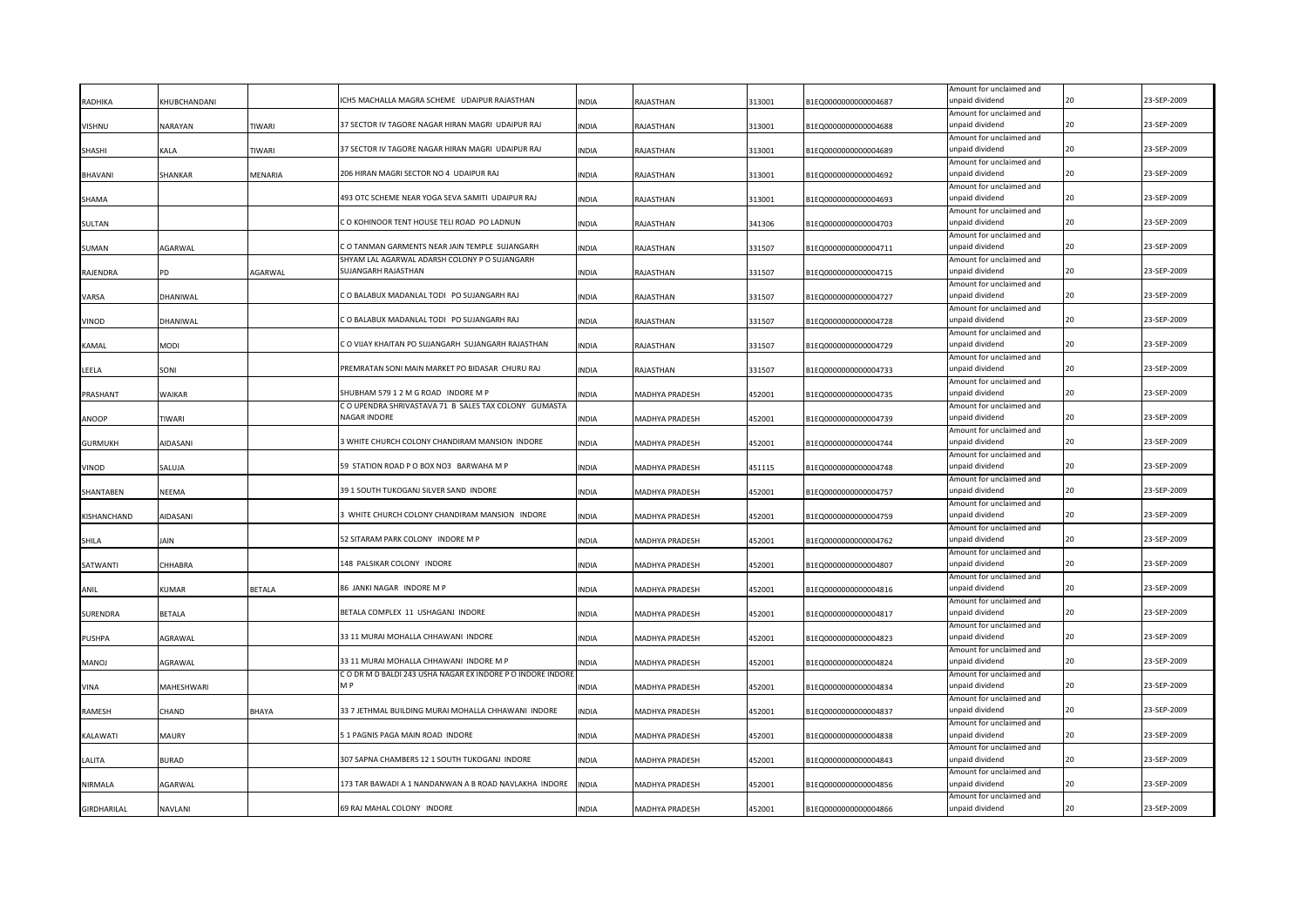| RADHIKA | KHUBCHANDANI | | ICH5 MACHALLA MAGRA SCHEME UDAIPUR RAJASTHAN | INDIA | RAJASTHAN | 313001 | B1EQ0000000000004687 | Amount for unclaimed and unpaid dividend | 20 | 23-SEP-2009 |
|---|---|---|---|---|---|---|---|---|---|---|
| VISHNU | NARAYAN | TIWARI | 37 SECTOR IV TAGORE NAGAR HIRAN MAGRI UDAIPUR RAJ | INDIA | RAJASTHAN | 313001 | B1EQ0000000000004688 | Amount for unclaimed and unpaid dividend | 20 | 23-SEP-2009 |
| SHASHI | KALA | TIWARI | 37 SECTOR IV TAGORE NAGAR HIRAN MAGRI UDAIPUR RAJ | INDIA | RAJASTHAN | 313001 | B1EQ0000000000004689 | Amount for unclaimed and unpaid dividend | 20 | 23-SEP-2009 |
| BHAVANI | SHANKAR | MENARIA | 206 HIRAN MAGRI SECTOR NO 4 UDAIPUR RAJ | INDIA | RAJASTHAN | 313001 | B1EQ0000000000004692 | Amount for unclaimed and unpaid dividend | 20 | 23-SEP-2009 |
| SHAMA | | | 493 OTC SCHEME NEAR YOGA SEVA SAMITI UDAIPUR RAJ | INDIA | RAJASTHAN | 313001 | B1EQ0000000000004693 | Amount for unclaimed and unpaid dividend | 20 | 23-SEP-2009 |
| SULTAN | | | C O KOHINOOR TENT HOUSE TELI ROAD PO LADNUN | INDIA | RAJASTHAN | 341306 | B1EQ0000000000004703 | Amount for unclaimed and unpaid dividend | 20 | 23-SEP-2009 |
| SUMAN | AGARWAL | | C O TANMAN GARMENTS NEAR JAIN TEMPLE SUJANGARH | INDIA | RAJASTHAN | 331507 | B1EQ0000000000004711 | Amount for unclaimed and unpaid dividend | 20 | 23-SEP-2009 |
| RAJENDRA | PD | AGARWAL | SHYAM LAL AGARWAL ADARSH COLONY P O SUJANGARH SUJANGARH RAJASTHAN | INDIA | RAJASTHAN | 331507 | B1EQ0000000000004715 | Amount for unclaimed and unpaid dividend | 20 | 23-SEP-2009 |
| VARSA | DHANIWAL | | C O BALABUX MADANLAL TODI PO SUJANGARH RAJ | INDIA | RAJASTHAN | 331507 | B1EQ0000000000004727 | Amount for unclaimed and unpaid dividend | 20 | 23-SEP-2009 |
| VINOD | DHANIWAL | | C O BALABUX MADANLAL TODI PO SUJANGARH RAJ | INDIA | RAJASTHAN | 331507 | B1EQ0000000000004728 | Amount for unclaimed and unpaid dividend | 20 | 23-SEP-2009 |
| KAMAL | MODI | | C O VIJAY KHAITAN PO SUJANGARH SUJANGARH RAJASTHAN | INDIA | RAJASTHAN | 331507 | B1EQ0000000000004729 | Amount for unclaimed and unpaid dividend | 20 | 23-SEP-2009 |
| LEELA | SONI | | PREMRATAN SONI MAIN MARKET PO BIDASAR CHURU RAJ | INDIA | RAJASTHAN | 331507 | B1EQ0000000000004733 | Amount for unclaimed and unpaid dividend | 20 | 23-SEP-2009 |
| PRASHANT | WAIKAR | | SHUBHAM 579 1 2 M G ROAD INDORE M P | INDIA | MADHYA PRADESH | 452001 | B1EQ0000000000004735 | Amount for unclaimed and unpaid dividend | 20 | 23-SEP-2009 |
| ANOOP | TIWARI | | C O UPENDRA SHRIVASTAVA 71 B SALES TAX COLONY GUMASTA NAGAR INDORE | INDIA | MADHYA PRADESH | 452001 | B1EQ0000000000004739 | Amount for unclaimed and unpaid dividend | 20 | 23-SEP-2009 |
| GURMUKH | AIDASANI | | 3 WHITE CHURCH COLONY CHANDIRAM MANSION INDORE | INDIA | MADHYA PRADESH | 452001 | B1EQ0000000000004744 | Amount for unclaimed and unpaid dividend | 20 | 23-SEP-2009 |
| VINOD | SALUJA | | 59 STATION ROAD P O BOX NO3 BARWAHA M P | INDIA | MADHYA PRADESH | 451115 | B1EQ0000000000004748 | Amount for unclaimed and unpaid dividend | 20 | 23-SEP-2009 |
| SHANTABEN | NEEMA | | 39 1 SOUTH TUKOGANJ SILVER SAND INDORE | INDIA | MADHYA PRADESH | 452001 | B1EQ0000000000004757 | Amount for unclaimed and unpaid dividend | 20 | 23-SEP-2009 |
| KISHANCHAND | AIDASANI | | 3 WHITE CHURCH COLONY CHANDIRAM MANSION INDORE | INDIA | MADHYA PRADESH | 452001 | B1EQ0000000000004759 | Amount for unclaimed and unpaid dividend | 20 | 23-SEP-2009 |
| SHILA | JAIN | | 52 SITARAM PARK COLONY INDORE M P | INDIA | MADHYA PRADESH | 452001 | B1EQ0000000000004762 | Amount for unclaimed and unpaid dividend | 20 | 23-SEP-2009 |
| SATWANTI | CHHABRA | | 148 PALSIKAR COLONY INDORE | INDIA | MADHYA PRADESH | 452001 | B1EQ0000000000004807 | Amount for unclaimed and unpaid dividend | 20 | 23-SEP-2009 |
| ANIL | KUMAR | BETALA | 86 JANKI NAGAR INDORE M P | INDIA | MADHYA PRADESH | 452001 | B1EQ0000000000004816 | Amount for unclaimed and unpaid dividend | 20 | 23-SEP-2009 |
| SURENDRA | BETALA | | BETALA COMPLEX 11 USHAGANJ INDORE | INDIA | MADHYA PRADESH | 452001 | B1EQ0000000000004817 | Amount for unclaimed and unpaid dividend | 20 | 23-SEP-2009 |
| PUSHPA | AGRAWAL | | 33 11 MURAI MOHALLA CHHAWANI INDORE | INDIA | MADHYA PRADESH | 452001 | B1EQ0000000000004823 | Amount for unclaimed and unpaid dividend | 20 | 23-SEP-2009 |
| MANOJ | AGRAWAL | | 33 11 MURAI MOHALLA CHHAWANI INDORE M P | INDIA | MADHYA PRADESH | 452001 | B1EQ0000000000004824 | Amount for unclaimed and unpaid dividend | 20 | 23-SEP-2009 |
| VINA | MAHESHWARI | | C O DR M D BALDI 243 USHA NAGAR EX INDORE P O INDORE INDORE M P | INDIA | MADHYA PRADESH | 452001 | B1EQ0000000000004834 | Amount for unclaimed and unpaid dividend | 20 | 23-SEP-2009 |
| RAMESH | CHAND | BHAYA | 33 7 JETHMAL BUILDING MURAI MOHALLA CHHAWANI INDORE | INDIA | MADHYA PRADESH | 452001 | B1EQ0000000000004837 | Amount for unclaimed and unpaid dividend | 20 | 23-SEP-2009 |
| KALAWATI | MAURY | | 5 1 PAGNIS PAGA MAIN ROAD INDORE | INDIA | MADHYA PRADESH | 452001 | B1EQ0000000000004838 | Amount for unclaimed and unpaid dividend | 20 | 23-SEP-2009 |
| LALITA | BURAD | | 307 SAPNA CHAMBERS 12 1 SOUTH TUKOGANJ INDORE | INDIA | MADHYA PRADESH | 452001 | B1EQ0000000000004843 | Amount for unclaimed and unpaid dividend | 20 | 23-SEP-2009 |
| NIRMALA | AGARWAL | | 173 TAR BAWADI A 1 NANDANWAN A B ROAD NAVLAKHA INDORE | INDIA | MADHYA PRADESH | 452001 | B1EQ0000000000004856 | Amount for unclaimed and unpaid dividend | 20 | 23-SEP-2009 |
| GIRDHARILAL | NAVLANI | | 69 RAJ MAHAL COLONY INDORE | INDIA | MADHYA PRADESH | 452001 | B1EQ0000000000004866 | Amount for unclaimed and unpaid dividend | 20 | 23-SEP-2009 |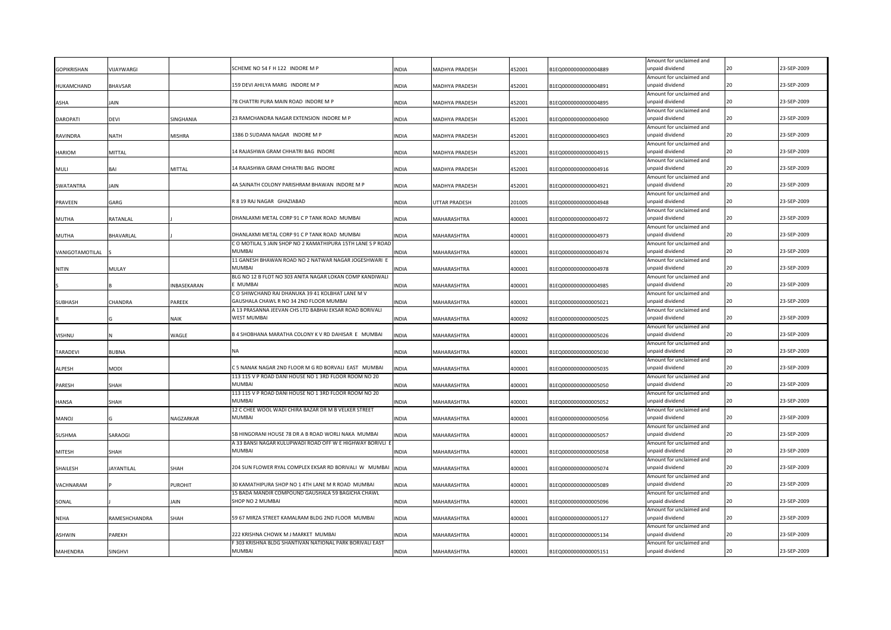| | | | | | | | | | | |
|---|---|---|---|---|---|---|---|---|---|---|
| GOPIKRISHAN | VIJAYWARGI | | SCHEME NO 54 F H 122 INDORE M P | INDIA | MADHYA PRADESH | 452001 | B1EQ0000000000004889 | Amount for unclaimed and unpaid dividend | 20 | 23-SEP-2009 |
| HUKAMCHAND | BHAVSAR | | 159 DEVI AHILYA MARG INDORE M P | INDIA | MADHYA PRADESH | 452001 | B1EQ0000000000004891 | Amount for unclaimed and unpaid dividend | 20 | 23-SEP-2009 |
| ASHA | JAIN | | 78 CHATTRI PURA MAIN ROAD INDORE M P | INDIA | MADHYA PRADESH | 452001 | B1EQ0000000000004895 | Amount for unclaimed and unpaid dividend | 20 | 23-SEP-2009 |
| DAROPATI | DEVI | SINGHANIA | 23 RAMCHANDRA NAGAR EXTENSION INDORE M P | INDIA | MADHYA PRADESH | 452001 | B1EQ0000000000004900 | Amount for unclaimed and unpaid dividend | 20 | 23-SEP-2009 |
| RAVINDRA | NATH | MISHRA | 1386 D SUDAMA NAGAR INDORE M P | INDIA | MADHYA PRADESH | 452001 | B1EQ0000000000004903 | Amount for unclaimed and unpaid dividend | 20 | 23-SEP-2009 |
| HARIOM | MITTAL | | 14 RAJASHWA GRAM CHHATRI BAG INDORE | INDIA | MADHYA PRADESH | 452001 | B1EQ0000000000004915 | Amount for unclaimed and unpaid dividend | 20 | 23-SEP-2009 |
| MULI | BAI | MITTAL | 14 RAJASHWA GRAM CHHATRI BAG INDORE | INDIA | MADHYA PRADESH | 452001 | B1EQ0000000000004916 | Amount for unclaimed and unpaid dividend | 20 | 23-SEP-2009 |
| SWATANTRA | JAIN | | 4A SAINATH COLONY PARISHRAM BHAWAN INDORE M P | INDIA | MADHYA PRADESH | 452001 | B1EQ0000000000004921 | Amount for unclaimed and unpaid dividend | 20 | 23-SEP-2009 |
| PRAVEEN | GARG | | R 8 19 RAJ NAGAR GHAZIABAD | INDIA | UTTAR PRADESH | 201005 | B1EQ0000000000004948 | Amount for unclaimed and unpaid dividend | 20 | 23-SEP-2009 |
| MUTHA | RATANLAL | J | DHANLAXMI METAL CORP 91 C P TANK ROAD MUMBAI | INDIA | MAHARASHTRA | 400001 | B1EQ0000000000004972 | Amount for unclaimed and unpaid dividend | 20 | 23-SEP-2009 |
| MUTHA | BHAVARLAL | J | DHANLAXMI METAL CORP 91 C P TANK ROAD MUMBAI | INDIA | MAHARASHTRA | 400001 | B1EQ0000000000004973 | Amount for unclaimed and unpaid dividend | 20 | 23-SEP-2009 |
| VANIGOTAMOTILAL | S | | C O MOTILAL S JAIN SHOP NO 2 KAMATHIPURA 15TH LANE S P ROAD MUMBAI | INDIA | MAHARASHTRA | 400001 | B1EQ0000000000004974 | Amount for unclaimed and unpaid dividend | 20 | 23-SEP-2009 |
| NITIN | MULAY | | 11 GANESH BHAWAN ROAD NO 2 NATWAR NAGAR JOGESHWARI E MUMBAI | INDIA | MAHARASHTRA | 400001 | B1EQ0000000000004978 | Amount for unclaimed and unpaid dividend | 20 | 23-SEP-2009 |
| S | B | INBASEKARAN | BLG NO 12 B FLOT NO 303 ANITA NAGAR LOKAN COMP KANDIWALI E MUMBAI | INDIA | MAHARASHTRA | 400001 | B1EQ0000000000004985 | Amount for unclaimed and unpaid dividend | 20 | 23-SEP-2009 |
| SUBHASH | CHANDRA | PAREEK | C O SHIWCHAND RAI DHANUKA 39 41 KOLBHAT LANE M V GAUSHALA CHAWL R NO 34 2ND FLOOR MUMBAI | INDIA | MAHARASHTRA | 400001 | B1EQ0000000000005021 | Amount for unclaimed and unpaid dividend | 20 | 23-SEP-2009 |
| R | G | NAIK | A 13 PRASANNA JEEVAN CHS LTD BABHAI EKSAR ROAD BORIVALI WEST MUMBAI | INDIA | MAHARASHTRA | 400092 | B1EQ0000000000005025 | Amount for unclaimed and unpaid dividend | 20 | 23-SEP-2009 |
| VISHNU | N | WAGLE | B 4 SHOBHANA MARATHA COLONY K V RD DAHISAR E MUMBAI | INDIA | MAHARASHTRA | 400001 | B1EQ0000000000005026 | Amount for unclaimed and unpaid dividend | 20 | 23-SEP-2009 |
| TARADEVI | BUBNA | | NA | INDIA | MAHARASHTRA | 400001 | B1EQ0000000000005030 | Amount for unclaimed and unpaid dividend | 20 | 23-SEP-2009 |
| ALPESH | MODI | | C 5 NANAK NAGAR 2ND FLOOR M G RD BORVALI EAST MUMBAI | INDIA | MAHARASHTRA | 400001 | B1EQ0000000000005035 | Amount for unclaimed and unpaid dividend | 20 | 23-SEP-2009 |
| PARESH | SHAH | | 113 115 V P ROAD DANI HOUSE NO 1 3RD FLOOR ROOM NO 20 MUMBAI | INDIA | MAHARASHTRA | 400001 | B1EQ0000000000005050 | Amount for unclaimed and unpaid dividend | 20 | 23-SEP-2009 |
| HANSA | SHAH | | 113 115 V P ROAD DANI HOUSE NO 1 3RD FLOOR ROOM NO 20 MUMBAI | INDIA | MAHARASHTRA | 400001 | B1EQ0000000000005052 | Amount for unclaimed and unpaid dividend | 20 | 23-SEP-2009 |
| MANOJ | G | NAGZARKAR | 12 C CHEE WOOL WADI CHIRA BAZAR DR M B VELKER STREET MUMBAI | INDIA | MAHARASHTRA | 400001 | B1EQ0000000000005056 | Amount for unclaimed and unpaid dividend | 20 | 23-SEP-2009 |
| SUSHMA | SARAOGI | | 5B HINGORANI HOUSE 78 DR A B ROAD WORLI NAKA MUMBAI | INDIA | MAHARASHTRA | 400001 | B1EQ0000000000005057 | Amount for unclaimed and unpaid dividend | 20 | 23-SEP-2009 |
| MITESH | SHAH | | A 33 BANSI NAGAR KULUPWADI ROAD OFF W E HIGHWAY BORIVLI E MUMBAI | INDIA | MAHARASHTRA | 400001 | B1EQ0000000000005058 | Amount for unclaimed and unpaid dividend | 20 | 23-SEP-2009 |
| SHAILESH | JAYANTILAL | SHAH | 204 SUN FLOWER RYAL COMPLEX EKSAR RD BORIVALI W MUMBAI | INDIA | MAHARASHTRA | 400001 | B1EQ0000000000005074 | Amount for unclaimed and unpaid dividend | 20 | 23-SEP-2009 |
| VACHNARAM | P | PUROHIT | 30 KAMATHIPURA SHOP NO 1 4TH LANE M R ROAD MUMBAI | INDIA | MAHARASHTRA | 400001 | B1EQ0000000000005089 | Amount for unclaimed and unpaid dividend | 20 | 23-SEP-2009 |
| SONAL | J | JAIN | 15 BADA MANDIR COMPOUND GAUSHALA 59 BAGICHA CHAWL SHOP NO 2 MUMBAI | INDIA | MAHARASHTRA | 400001 | B1EQ0000000000005096 | Amount for unclaimed and unpaid dividend | 20 | 23-SEP-2009 |
| NEHA | RAMESHCHANDRA | SHAH | 59 67 MIRZA STREET KAMALRAM BLDG 2ND FLOOR MUMBAI | INDIA | MAHARASHTRA | 400001 | B1EQ0000000000005127 | Amount for unclaimed and unpaid dividend | 20 | 23-SEP-2009 |
| ASHWIN | PAREKH | | 222 KRISHNA CHOWK M J MARKET MUMBAI | INDIA | MAHARASHTRA | 400001 | B1EQ0000000000005134 | Amount for unclaimed and unpaid dividend | 20 | 23-SEP-2009 |
| MAHENDRA | SINGHVI | | F 303 KRISHNA BLDG SHANTIVAN NATIONAL PARK BORIVALI EAST MUMBAI | INDIA | MAHARASHTRA | 400001 | B1EQ0000000000005151 | Amount for unclaimed and unpaid dividend | 20 | 23-SEP-2009 |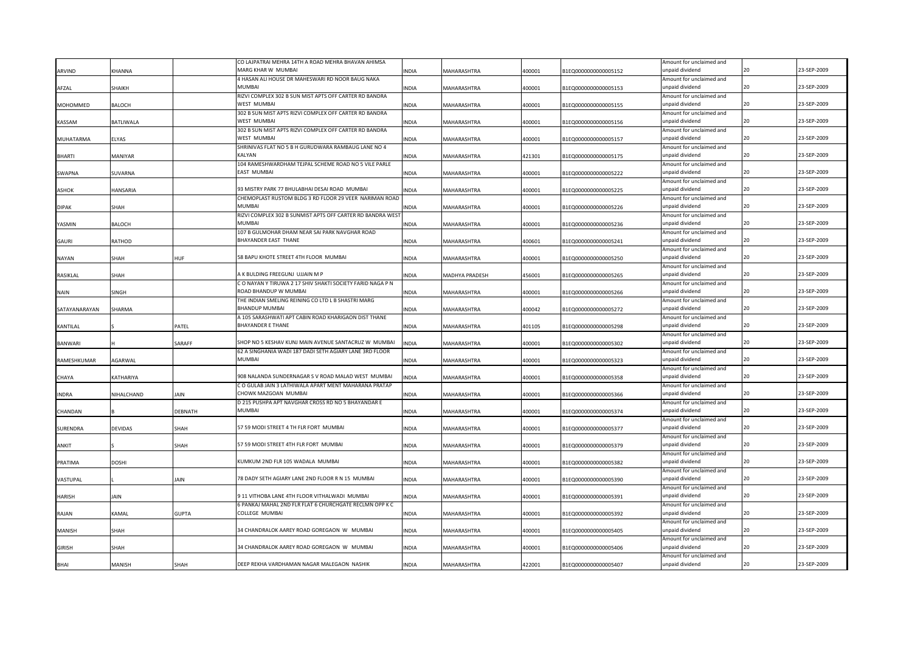| | | | | | | | | | | |
|---|---|---|---|---|---|---|---|---|---|---|
| ARVIND | KHANNA | | CO LAJPATRAI MEHRA 14TH A ROAD MEHRA BHAVAN AHIMSA MARG KHAR W MUMBAI | INDIA | MAHARASHTRA | 400001 | B1EQ0000000000005152 | Amount for unclaimed and unpaid dividend | 20 | 23-SEP-2009 |
| AFZAL | SHAIKH | | 4 HASAN ALI HOUSE DR MAHESWARI RD NOOR BAUG NAKA MUMBAI | INDIA | MAHARASHTRA | 400001 | B1EQ0000000000005153 | Amount for unclaimed and unpaid dividend | 20 | 23-SEP-2009 |
| MOHOMMED | BALOCH | | RIZVI COMPLEX 302 B SUN MIST APTS OFF CARTER RD BANDRA WEST MUMBAI | INDIA | MAHARASHTRA | 400001 | B1EQ0000000000005155 | Amount for unclaimed and unpaid dividend | 20 | 23-SEP-2009 |
| KASSAM | BATLIWALA | | 302 B SUN MIST APTS RIZVI COMPLEX OFF CARTER RD BANDRA WEST MUMBAI | INDIA | MAHARASHTRA | 400001 | B1EQ0000000000005156 | Amount for unclaimed and unpaid dividend | 20 | 23-SEP-2009 |
| MUHATARMA | ELYAS | | 302 B SUN MIST APTS RIZVI COMPLEX OFF CARTER RD BANDRA WEST MUMBAI | INDIA | MAHARASHTRA | 400001 | B1EQ0000000000005157 | Amount for unclaimed and unpaid dividend | 20 | 23-SEP-2009 |
| BHARTI | MANIYAR | | SHRINIVAS FLAT NO 5 B H GURUDWARA RAMBAUG LANE NO 4 KALYAN | INDIA | MAHARASHTRA | 421301 | B1EQ0000000000005175 | Amount for unclaimed and unpaid dividend | 20 | 23-SEP-2009 |
| SWAPNA | SUVARNA | | 104 RAMESHWARDHAM TEJPAL SCHEME ROAD NO 5 VILE PARLE EAST MUMBAI | INDIA | MAHARASHTRA | 400001 | B1EQ0000000000005222 | Amount for unclaimed and unpaid dividend | 20 | 23-SEP-2009 |
| ASHOK | HANSARIA | | 93 MISTRY PARK 77 BHULABHAI DESAI ROAD MUMBAI | INDIA | MAHARASHTRA | 400001 | B1EQ0000000000005225 | Amount for unclaimed and unpaid dividend | 20 | 23-SEP-2009 |
| DIPAK | SHAH | | CHEMOPLAST RUSTOM BLDG 3 RD FLOOR 29 VEER NARIMAN ROAD MUMBAI | INDIA | MAHARASHTRA | 400001 | B1EQ0000000000005226 | Amount for unclaimed and unpaid dividend | 20 | 23-SEP-2009 |
| YASMIN | BALOCH | | RIZVI COMPLEX 302 B SUNMIST APTS OFF CARTER RD BANDRA WEST MUMBAI | INDIA | MAHARASHTRA | 400001 | B1EQ0000000000005236 | Amount for unclaimed and unpaid dividend | 20 | 23-SEP-2009 |
| GAURI | RATHOD | | 107 B GULMOHAR DHAM NEAR SAI PARK NAVGHAR ROAD BHAYANDER EAST THANE | INDIA | MAHARASHTRA | 400601 | B1EQ0000000000005241 | Amount for unclaimed and unpaid dividend | 20 | 23-SEP-2009 |
| NAYAN | SHAH | HUF | 58 BAPU KHOTE STREET 4TH FLOOR MUMBAI | INDIA | MAHARASHTRA | 400001 | B1EQ0000000000005250 | Amount for unclaimed and unpaid dividend | 20 | 23-SEP-2009 |
| RASIKLAL | SHAH | | A K BULDING FREEGUNJ UJJAIN M P | INDIA | MADHYA PRADESH | 456001 | B1EQ0000000000005265 | Amount for unclaimed and unpaid dividend | 20 | 23-SEP-2009 |
| NAIN | SINGH | | C O NAYAN Y TIRUWA 2 17 SHIV SHAKTI SOCIETY FARID NAGA P N ROAD BHANDUP W MUMBAI | INDIA | MAHARASHTRA | 400001 | B1EQ0000000000005266 | Amount for unclaimed and unpaid dividend | 20 | 23-SEP-2009 |
| SATAYANARAYAN | SHARMA | | THE INDIAN SMELING REINING CO LTD L B SHASTRI MARG BHANDUP MUMBAI | INDIA | MAHARASHTRA | 400042 | B1EQ0000000000005272 | Amount for unclaimed and unpaid dividend | 20 | 23-SEP-2009 |
| KANTILAL | S | PATEL | A 105 SARASHWATI APT CABIN ROAD KHARIGAON DIST THANE BHAYANDER E THANE | INDIA | MAHARASHTRA | 401105 | B1EQ0000000000005298 | Amount for unclaimed and unpaid dividend | 20 | 23-SEP-2009 |
| BANWARI | H | SARAFF | SHOP NO 5 KESHAV KUNJ MAIN AVENUE SANTACRUZ W MUMBAI | INDIA | MAHARASHTRA | 400001 | B1EQ0000000000005302 | Amount for unclaimed and unpaid dividend | 20 | 23-SEP-2009 |
| RAMESHKUMAR | AGARWAL | | 62 A SINGHANIA WADI 187 DADI SETH AGIARY LANE 3RD FLOOR MUMBAI | INDIA | MAHARASHTRA | 400001 | B1EQ0000000000005323 | Amount for unclaimed and unpaid dividend | 20 | 23-SEP-2009 |
| CHAYA | KATHARIYA | | 908 NALANDA SUNDERNAGAR S V ROAD MALAD WEST MUMBAI | INDIA | MAHARASHTRA | 400001 | B1EQ0000000000005358 | Amount for unclaimed and unpaid dividend | 20 | 23-SEP-2009 |
| INDRA | NIHALCHAND | JAIN | C O GULAB JAIN 3 LATHIWALA APART MENT MAHARANA PRATAP CHOWK MAZGOAN MUMBAI | INDIA | MAHARASHTRA | 400001 | B1EQ0000000000005366 | Amount for unclaimed and unpaid dividend | 20 | 23-SEP-2009 |
| CHANDAN | B | DEBNATH | D 215 PUSHPA APT NAVGHAR CROSS RD NO 5 BHAYANDAR E MUMBAI | INDIA | MAHARASHTRA | 400001 | B1EQ0000000000005374 | Amount for unclaimed and unpaid dividend | 20 | 23-SEP-2009 |
| SURENDRA | DEVIDAS | SHAH | 57 59 MODI STREET 4 TH FLR FORT MUMBAI | INDIA | MAHARASHTRA | 400001 | B1EQ0000000000005377 | Amount for unclaimed and unpaid dividend | 20 | 23-SEP-2009 |
| ANKIT | S | SHAH | 57 59 MODI STREET 4TH FLR FORT MUMBAI | INDIA | MAHARASHTRA | 400001 | B1EQ0000000000005379 | Amount for unclaimed and unpaid dividend | 20 | 23-SEP-2009 |
| PRATIMA | DOSHI | | KUMKUM 2ND FLR 105 WADALA MUMBAI | INDIA | MAHARASHTRA | 400001 | B1EQ0000000000005382 | Amount for unclaimed and unpaid dividend | 20 | 23-SEP-2009 |
| VASTUPAL | L | JAIN | 78 DADY SETH AGIARY LANE 2ND FLOOR R N 15 MUMBAI | INDIA | MAHARASHTRA | 400001 | B1EQ0000000000005390 | Amount for unclaimed and unpaid dividend | 20 | 23-SEP-2009 |
| HARISH | JAIN | | 9 11 VITHOBA LANE 4TH FLOOR VITHALWADI MUMBAI | INDIA | MAHARASHTRA | 400001 | B1EQ0000000000005391 | Amount for unclaimed and unpaid dividend | 20 | 23-SEP-2009 |
| RAJAN | KAMAL | GUPTA | 6 PANKAJ MAHAL 2ND FLR FLAT 6 CHURCHGATE RECLMN OPP K C COLLEGE MUMBAI | INDIA | MAHARASHTRA | 400001 | B1EQ0000000000005392 | Amount for unclaimed and unpaid dividend | 20 | 23-SEP-2009 |
| MANISH | SHAH | | 34 CHANDRALOK AAREY ROAD GOREGAON W MUMBAI | INDIA | MAHARASHTRA | 400001 | B1EQ0000000000005405 | Amount for unclaimed and unpaid dividend | 20 | 23-SEP-2009 |
| GIRISH | SHAH | | 34 CHANDRALOK AAREY ROAD GOREGAON W MUMBAI | INDIA | MAHARASHTRA | 400001 | B1EQ0000000000005406 | Amount for unclaimed and unpaid dividend | 20 | 23-SEP-2009 |
| BHAI | MANISH | SHAH | DEEP REKHA VARDHAMAN NAGAR MALEGAON NASHIK | INDIA | MAHARASHTRA | 422001 | B1EQ0000000000005407 | Amount for unclaimed and unpaid dividend | 20 | 23-SEP-2009 |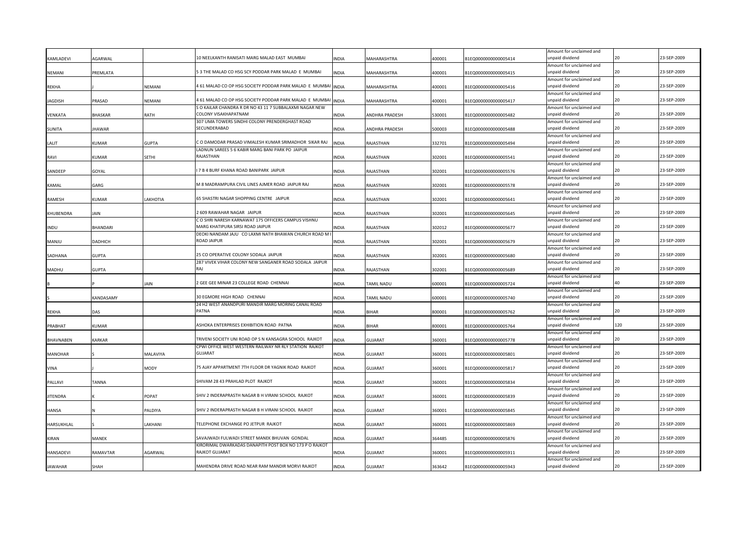| KAMLADEVI | AGARWAL | | 10 NEELKANTH RANISATI MARG MALAD EAST MUMBAI | INDIA | MAHARASHTRA | 400001 | B1EQ0000000000005414 | Amount for unclaimed and unpaid dividend | 20 | 23-SEP-2009 |
|---|---|---|---|---|---|---|---|---|---|---|
| NEMANI | PREMLATA | | 5 3 THE MALAD CO HSG SCY PODDAR PARK MALAD E MUMBAI | INDIA | MAHARASHTRA | 400001 | B1EQ0000000000005415 | Amount for unclaimed and unpaid dividend | 20 | 23-SEP-2009 |
| REKHA | J | NEMANI | 4 61 MALAD CO OP HSG SOCIETY PODDAR PARK MALAD E MUMBAI | INDIA | MAHARASHTRA | 400001 | B1EQ0000000000005416 | Amount for unclaimed and unpaid dividend | 20 | 23-SEP-2009 |
| JAGDISH | PRASAD | NEMANI | 4 61 MALAD CO OP HSG SOCIETY PODDAR PARK MALAD E MUMBAI | INDIA | MAHARASHTRA | 400001 | B1EQ0000000000005417 | Amount for unclaimed and unpaid dividend | 20 | 23-SEP-2009 |
| VENKATA | BHASKAR | RATH | S O KAILAR CHANDRA R DR NO 43 11 7 SUBBALAXMI NAGAR NEW COLONY VISAKHAPATNAM | INDIA | ANDHRA PRADESH | 530001 | B1EQ0000000000005482 | Amount for unclaimed and unpaid dividend | 20 | 23-SEP-2009 |
| SUNITA | JHAWAR | | 307 UMA TOWERS SINDHI COLONY PRENDERGHAST ROAD SECUNDERABAD | INDIA | ANDHRA PRADESH | 500003 | B1EQ0000000000005488 | Amount for unclaimed and unpaid dividend | 20 | 23-SEP-2009 |
| LALIT | KUMAR | GUPTA | C O DAMODAR PRASAD VIMALESH KUMAR SRIMADHOR SIKAR RAJ | INDIA | RAJASTHAN | 332701 | B1EQ0000000000005494 | Amount for unclaimed and unpaid dividend | 20 | 23-SEP-2009 |
| RAVI | KUMAR | SETHI | LADNUN SAREES 5 6 KABIR MARG BANI PARK PO JAIPUR RAJASTHAN | INDIA | RAJASTHAN | 302001 | B1EQ0000000000005541 | Amount for unclaimed and unpaid dividend | 20 | 23-SEP-2009 |
| SANDEEP | GOYAL | | I 7 B 4 BURF KHANA ROAD BANIPARK JAIPUR | INDIA | RAJASTHAN | 302001 | B1EQ0000000000005576 | Amount for unclaimed and unpaid dividend | 20 | 23-SEP-2009 |
| KAMAL | GARG | | M 8 MADRAMPURA CIVIL LINES AJMER ROAD JAIPUR RAJ | INDIA | RAJASTHAN | 302001 | B1EQ0000000000005578 | Amount for unclaimed and unpaid dividend | 20 | 23-SEP-2009 |
| RAMESH | KUMAR | LAKHOTIA | 65 SHASTRI NAGAR SHOPPING CENTRE JAIPUR | INDIA | RAJASTHAN | 302001 | B1EQ0000000000005641 | Amount for unclaimed and unpaid dividend | 20 | 23-SEP-2009 |
| KHUBENDRA | JAIN | | 2 609 RAWAHAR NAGAR JAIPUR | INDIA | RAJASTHAN | 302001 | B1EQ0000000000005645 | Amount for unclaimed and unpaid dividend | 20 | 23-SEP-2009 |
| INDU | BHANDARI | | C O SHRI NARESH KARNAWAT 175 OFFICERS CAMPUS VISHNU MARG KHATIPURA SIRSI ROAD JAIPUR | INDIA | RAJASTHAN | 302012 | B1EQ0000000000005677 | Amount for unclaimed and unpaid dividend | 20 | 23-SEP-2009 |
| MANJU | DADHICH | | DEOKI NANDAM JAJU CO LAXMI NATH BHAWAN CHURCH ROAD M I ROAD JAIPUR | INDIA | RAJASTHAN | 302001 | B1EQ0000000000005679 | Amount for unclaimed and unpaid dividend | 20 | 23-SEP-2009 |
| SADHANA | GUPTA | | 25 CO OPERATIVE COLONY SODALA JAIPUR | INDIA | RAJASTHAN | 302001 | B1EQ0000000000005680 | Amount for unclaimed and unpaid dividend | 20 | 23-SEP-2009 |
| MADHU | GUPTA | | 287 VIVEK VIHAR COLONY NEW SANGANER ROAD SODALA JAIPUR RAJ | INDIA | RAJASTHAN | 302001 | B1EQ0000000000005689 | Amount for unclaimed and unpaid dividend | 20 | 23-SEP-2009 |
| B | P | JAIN | 2 GEE GEE MINAR 23 COLLEGE ROAD CHENNAI | INDIA | TAMIL NADU | 600001 | B1EQ0000000000005724 | Amount for unclaimed and unpaid dividend | 40 | 23-SEP-2009 |
| S | KANDASAMY | | 30 EGMORE HIGH ROAD CHENNAI | INDIA | TAMIL NADU | 600001 | B1EQ0000000000005740 | Amount for unclaimed and unpaid dividend | 20 | 23-SEP-2009 |
| REKHA | DAS | | 24 H2 WEST ANANDPURI MANDIR MARG MORING CANAL ROAD PATNA | INDIA | BIHAR | 800001 | B1EQ0000000000005762 | Amount for unclaimed and unpaid dividend | 20 | 23-SEP-2009 |
| PRABHAT | KUMAR | | ASHOKA ENTERPRISES EXHIBITION ROAD PATNA | INDIA | BIHAR | 800001 | B1EQ0000000000005764 | Amount for unclaimed and unpaid dividend | 120 | 23-SEP-2009 |
| BHAVNABEN | KARKAR | | TRIVENI SOCIETY UNI ROAD OP S N KANSAGRA SCHOOL RAJKOT | INDIA | GUJARAT | 360001 | B1EQ0000000000005778 | Amount for unclaimed and unpaid dividend | 20 | 23-SEP-2009 |
| MANOHAR | S | MALAVIYA | CPWI OFFICE WEST WESTERN RAILWAY NR RLY STATION RAJKOT GUJARAT | INDIA | GUJARAT | 360001 | B1EQ0000000000005801 | Amount for unclaimed and unpaid dividend | 20 | 23-SEP-2009 |
| VINA | J | MODY | 75 AJAY APPARTMENT 7TH FLOOR DR YAGNIK ROAD RAJKOT | INDIA | GUJARAT | 360001 | B1EQ0000000000005817 | Amount for unclaimed and unpaid dividend | 20 | 23-SEP-2009 |
| PALLAVI | TANNA | | SHIVAM 28 43 PRAHLAD PLOT RAJKOT | INDIA | GUJARAT | 360001 | B1EQ0000000000005834 | Amount for unclaimed and unpaid dividend | 20 | 23-SEP-2009 |
| JITENDRA | K | POPAT | SHIV 2 INDERAPRASTH NAGAR B H VIRANI SCHOOL RAJKOT | INDIA | GUJARAT | 360001 | B1EQ0000000000005839 | Amount for unclaimed and unpaid dividend | 20 | 23-SEP-2009 |
| HANSA | N | PALDIYA | SHIV 2 INDERAPRASTH NAGAR B H VIRANI SCHOOL RAJKOT | INDIA | GUJARAT | 360001 | B1EQ0000000000005845 | Amount for unclaimed and unpaid dividend | 20 | 23-SEP-2009 |
| HARSUKHLAL | S | LAKHANI | TELEPHONE EXCHANGE PO JETPUR RAJKOT | INDIA | GUJARAT | 360001 | B1EQ0000000000005869 | Amount for unclaimed and unpaid dividend | 20 | 23-SEP-2009 |
| KIRAN | MANEK | | SAVAJWADI FULWADI STREET MANEK BHUVAN GONDAL | INDIA | GUJARAT | 364485 | B1EQ0000000000005876 | Amount for unclaimed and unpaid dividend | 20 | 23-SEP-2009 |
| HANSADEVI | RAMAVTAR | AGARWAL | KIRORIMAL DWARKADAS DANAPITH POST BOX NO 173 P O RAJKOT RAJKOT GUJARAT | INDIA | GUJARAT | 360001 | B1EQ0000000000005911 | Amount for unclaimed and unpaid dividend | 20 | 23-SEP-2009 |
| JAWAHAR | SHAH | | MAHENDRA DRIVE ROAD NEAR RAM MANDIR MORVI RAJKOT | INDIA | GUJARAT | 363642 | B1EQ0000000000005943 | Amount for unclaimed and unpaid dividend | 20 | 23-SEP-2009 |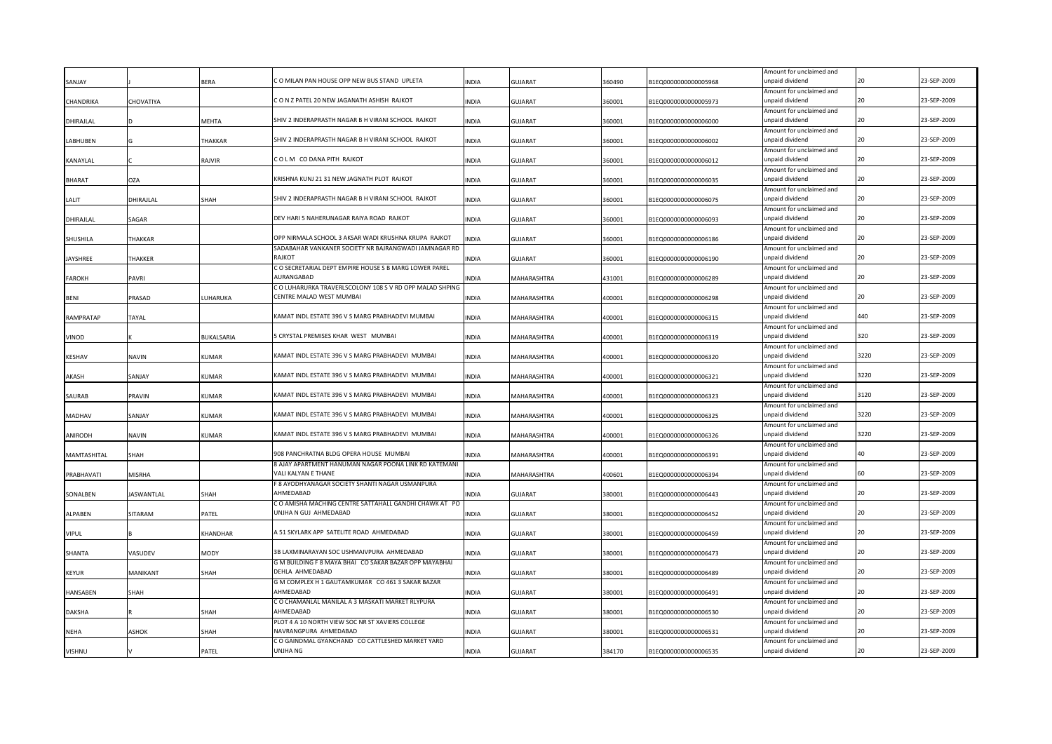| | | | | | | | | | | |
|---|---|---|---|---|---|---|---|---|---|---|
| SANJAY | J | BERA | C O MILAN PAN HOUSE OPP NEW BUS STAND UPLETA | INDIA | GUJARAT | 360490 | B1EQ0000000000005968 | Amount for unclaimed and unpaid dividend | 20 | 23-SEP-2009 |
| CHANDRIKA | CHOVATIYA | | C O N Z PATEL 20 NEW JAGANATH ASHISH RAJKOT | INDIA | GUJARAT | 360001 | B1EQ0000000000005973 | Amount for unclaimed and unpaid dividend | 20 | 23-SEP-2009 |
| DHIRAJLAL | D | MEHTA | SHIV 2 INDERAPRASTH NAGAR B H VIRANI SCHOOL RAJKOT | INDIA | GUJARAT | 360001 | B1EQ0000000000006000 | Amount for unclaimed and unpaid dividend | 20 | 23-SEP-2009 |
| LABHUBEN | G | THAKKAR | SHIV 2 INDERAPRASTH NAGAR B H VIRANI SCHOOL RAJKOT | INDIA | GUJARAT | 360001 | B1EQ0000000000006002 | Amount for unclaimed and unpaid dividend | 20 | 23-SEP-2009 |
| KANAYLAL | C | RAJVIR | C O L M CO DANA PITH RAJKOT | INDIA | GUJARAT | 360001 | B1EQ0000000000006012 | Amount for unclaimed and unpaid dividend | 20 | 23-SEP-2009 |
| BHARAT | OZA | | KRISHNA KUNJ 21 31 NEW JAGNATH PLOT RAJKOT | INDIA | GUJARAT | 360001 | B1EQ0000000000006035 | Amount for unclaimed and unpaid dividend | 20 | 23-SEP-2009 |
| LALIT | DHIRAJLAL | SHAH | SHIV 2 INDERAPRASTH NAGAR B H VIRANI SCHOOL RAJKOT | INDIA | GUJARAT | 360001 | B1EQ0000000000006075 | Amount for unclaimed and unpaid dividend | 20 | 23-SEP-2009 |
| DHIRAJLAL | SAGAR | | DEV HARI 5 NAHERUNAGAR RAIYA ROAD RAJKOT | INDIA | GUJARAT | 360001 | B1EQ0000000000006093 | Amount for unclaimed and unpaid dividend | 20 | 23-SEP-2009 |
| SHUSHILA | THAKKAR | | OPP NIRMALA SCHOOL 3 AKSAR WADI KRUSHNA KRUPA RAJKOT | INDIA | GUJARAT | 360001 | B1EQ0000000000006186 | Amount for unclaimed and unpaid dividend | 20 | 23-SEP-2009 |
| JAYSHREE | THAKKER | | SADABAHAR VANKANER SOCIETY NR BAJRANGWADI JAMNAGAR RD RAJKOT | INDIA | GUJARAT | 360001 | B1EQ0000000000006190 | Amount for unclaimed and unpaid dividend | 20 | 23-SEP-2009 |
| FAROKH | PAVRI | | C O SECRETARIAL DEPT EMPIRE HOUSE S B MARG LOWER PAREL AURANGABAD | INDIA | MAHARASHTRA | 431001 | B1EQ0000000000006289 | Amount for unclaimed and unpaid dividend | 20 | 23-SEP-2009 |
| BENI | PRASAD | LUHARUKA | C O LUHARURKA TRAVERLSCOLONY 108 S V RD OPP MALAD SHPING CENTRE MALAD WEST MUMBAI | INDIA | MAHARASHTRA | 400001 | B1EQ0000000000006298 | Amount for unclaimed and unpaid dividend | 20 | 23-SEP-2009 |
| RAMPRATAP | TAYAL | | KAMAT INDL ESTATE 396 V S MARG PRABHADEVI MUMBAI | INDIA | MAHARASHTRA | 400001 | B1EQ0000000000006315 | Amount for unclaimed and unpaid dividend | 440 | 23-SEP-2009 |
| VINOD | K | BUKALSARIA | 5 CRYSTAL PREMISES KHAR WEST MUMBAI | INDIA | MAHARASHTRA | 400001 | B1EQ0000000000006319 | Amount for unclaimed and unpaid dividend | 320 | 23-SEP-2009 |
| KESHAV | NAVIN | KUMAR | KAMAT INDL ESTATE 396 V S MARG PRABHADEVI MUMBAI | INDIA | MAHARASHTRA | 400001 | B1EQ0000000000006320 | Amount for unclaimed and unpaid dividend | 3220 | 23-SEP-2009 |
| AKASH | SANJAY | KUMAR | KAMAT INDL ESTATE 396 V S MARG PRABHADEVI MUMBAI | INDIA | MAHARASHTRA | 400001 | B1EQ0000000000006321 | Amount for unclaimed and unpaid dividend | 3220 | 23-SEP-2009 |
| SAURAB | PRAVIN | KUMAR | KAMAT INDL ESTATE 396 V S MARG PRABHADEVI MUMBAI | INDIA | MAHARASHTRA | 400001 | B1EQ0000000000006323 | Amount for unclaimed and unpaid dividend | 3120 | 23-SEP-2009 |
| MADHAV | SANJAY | KUMAR | KAMAT INDL ESTATE 396 V S MARG PRABHADEVI MUMBAI | INDIA | MAHARASHTRA | 400001 | B1EQ0000000000006325 | Amount for unclaimed and unpaid dividend | 3220 | 23-SEP-2009 |
| ANIRODH | NAVIN | KUMAR | KAMAT INDL ESTATE 396 V S MARG PRABHADEVI MUMBAI | INDIA | MAHARASHTRA | 400001 | B1EQ0000000000006326 | Amount for unclaimed and unpaid dividend | 3220 | 23-SEP-2009 |
| MAMTASHITAL | SHAH | | 908 PANCHRATNA BLDG OPERA HOUSE MUMBAI | INDIA | MAHARASHTRA | 400001 | B1EQ0000000000006391 | Amount for unclaimed and unpaid dividend | 40 | 23-SEP-2009 |
| PRABHAVATI | MISRHA | | 8 AJAY APARTMENT HANUMAN NAGAR POONA LINK RD KATEMANI VALI KALYAN E THANE | INDIA | MAHARASHTRA | 400601 | B1EQ0000000000006394 | Amount for unclaimed and unpaid dividend | 60 | 23-SEP-2009 |
| SONALBEN | JASWANTLAL | SHAH | F 8 AYODHYANAGAR SOCIETY SHANTI NAGAR USMANPURA AHMEDABAD | INDIA | GUJARAT | 380001 | B1EQ0000000000006443 | Amount for unclaimed and unpaid dividend | 20 | 23-SEP-2009 |
| ALPABEN | SITARAM | PATEL | C O AMISHA MACHING CENTRE SATTAHALL GANDHI CHAWK AT PO UNJHA N GUJ AHMEDABAD | INDIA | GUJARAT | 380001 | B1EQ0000000000006452 | Amount for unclaimed and unpaid dividend | 20 | 23-SEP-2009 |
| VIPUL | B | KHANDHAR | A 51 SKYLARK APP SATELITE ROAD AHMEDABAD | INDIA | GUJARAT | 380001 | B1EQ0000000000006459 | Amount for unclaimed and unpaid dividend | 20 | 23-SEP-2009 |
| SHANTA | VASUDEV | MODY | 3B LAXMINARAYAN SOC USHMAIVPURA AHMEDABAD | INDIA | GUJARAT | 380001 | B1EQ0000000000006473 | Amount for unclaimed and unpaid dividend | 20 | 23-SEP-2009 |
| KEYUR | MANIKANT | SHAH | G M BUILDING F 8 MAYA BHAI CO SAKAR BAZAR OPP MAYABHAI DEHLA AHMEDABAD | INDIA | GUJARAT | 380001 | B1EQ0000000000006489 | Amount for unclaimed and unpaid dividend | 20 | 23-SEP-2009 |
| HANSABEN | SHAH | | G M COMPLEX H 1 GAUTAMKUMAR CO 461 3 SAKAR BAZAR AHMEDABAD | INDIA | GUJARAT | 380001 | B1EQ0000000000006491 | Amount for unclaimed and unpaid dividend | 20 | 23-SEP-2009 |
| DAKSHA | R | SHAH | C O CHAMANLAL MANILAL A 3 MASKATI MARKET RLYPURA AHMEDABAD | INDIA | GUJARAT | 380001 | B1EQ0000000000006530 | Amount for unclaimed and unpaid dividend | 20 | 23-SEP-2009 |
| NEHA | ASHOK | SHAH | PLOT 4 A 10 NORTH VIEW SOC NR ST XAVIERS COLLEGE NAVRANGPURA AHMEDABAD | INDIA | GUJARAT | 380001 | B1EQ0000000000006531 | Amount for unclaimed and unpaid dividend | 20 | 23-SEP-2009 |
| VISHNU | V | PATEL | C O GAINDMAL GYANCHAND CO CATTLESHED MARKET YARD UNJHA NG | INDIA | GUJARAT | 384170 | B1EQ0000000000006535 | Amount for unclaimed and unpaid dividend | 20 | 23-SEP-2009 |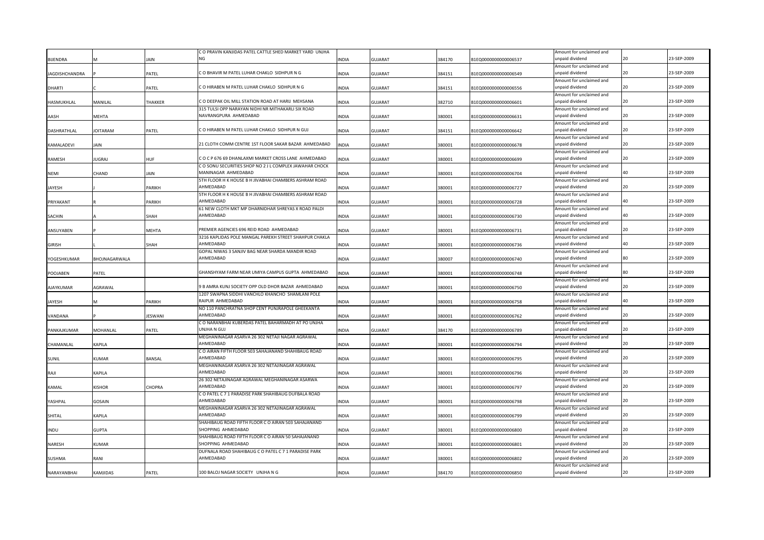| BIJENDRA | M | JAIN | C O PRAVIN KANJIDAS PATEL CATTLE SHED MARKET YARD UNJHA NG | INDIA | GUJARAT | 384170 | B1EQ0000000000006537 | Amount for unclaimed and unpaid dividend | 20 | 23-SEP-2009 |
|---|---|---|---|---|---|---|---|---|---|---|
| JAGDISHCHANDRA | P | PATEL | C O BHAVIR M PATEL LUHAR CHAKLO SIDHPUR N G | INDIA | GUJARAT | 384151 | B1EQ0000000000006549 | Amount for unclaimed and unpaid dividend | 20 | 23-SEP-2009 |
| DHARTI | C | PATEL | C O HIRABEN M PATEL LUHAR CHAKLO SIDHPUR N G | INDIA | GUJARAT | 384151 | B1EQ0000000000006556 | Amount for unclaimed and unpaid dividend | 20 | 23-SEP-2009 |
| HASMUKHLAL | MANILAL | THAKKER | C O DEEPAK OIL MILL STATION ROAD AT HARIJ MEHSANA | INDIA | GUJARAT | 382710 | B1EQ0000000000006601 | Amount for unclaimed and unpaid dividend | 20 | 23-SEP-2009 |
| AASH | MEHTA | | 315 TULSI OPP NARAYAN NIDHI NR MITHAKARLI SIX ROAD NAVRANGPURA AHMEDABAD | INDIA | GUJARAT | 380001 | B1EQ0000000000006631 | Amount for unclaimed and unpaid dividend | 20 | 23-SEP-2009 |
| DASHRATHLAL | JOITARAM | PATEL | C O HIRABEN M PATEL LUHAR CHAKLO SIDHPUR N GUJ | INDIA | GUJARAT | 384151 | B1EQ0000000000006642 | Amount for unclaimed and unpaid dividend | 20 | 23-SEP-2009 |
| KAMALADEVI | JAIN | | 21 CLOTH COMM CENTRE 1ST FLOOR SAKAR BAZAR AHMEDABAD | INDIA | GUJARAT | 380001 | B1EQ0000000000006678 | Amount for unclaimed and unpaid dividend | 20 | 23-SEP-2009 |
| RAMESH | JUGRAJ | HUF | C O C P 676 69 DHANLAXMI MARKET CROSS LANE AHMEDABAD | INDIA | GUJARAT | 380001 | B1EQ0000000000006699 | Amount for unclaimed and unpaid dividend | 20 | 23-SEP-2009 |
| NEMI | CHAND | JAIN | C O SONU SECURITIES SHOP NO 2 J L COMPLEX JAWAHAR CHOCK MANINAGAR AHMEDABAD | INDIA | GUJARAT | 380001 | B1EQ0000000000006704 | Amount for unclaimed and unpaid dividend | 40 | 23-SEP-2009 |
| JAYESH | J | PARIKH | 5TH FLOOR H K HOUSE B H JIVABHAI CHAMBERS ASHRAM ROAD AHMEDABAD | INDIA | GUJARAT | 380001 | B1EQ0000000000006727 | Amount for unclaimed and unpaid dividend | 20 | 23-SEP-2009 |
| PRIYAKANT | R | PARIKH | 5TH FLOOR H K HOUSE B H JIVABHAI CHAMBERS ASHRAM ROAD AHMEDABAD | INDIA | GUJARAT | 380001 | B1EQ0000000000006728 | Amount for unclaimed and unpaid dividend | 40 | 23-SEP-2009 |
| SACHIN | A | SHAH | 61 NEW CLOTH MKT MP DHARNIDHAR SHREYAS X ROAD PALDI AHMEDABAD | INDIA | GUJARAT | 380001 | B1EQ0000000000006730 | Amount for unclaimed and unpaid dividend | 40 | 23-SEP-2009 |
| ANSUYABEN | P | MEHTA | PREMIER AGENCIES 696 REID ROAD AHMEDABAD | INDIA | GUJARAT | 380001 | B1EQ0000000000006731 | Amount for unclaimed and unpaid dividend | 20 | 23-SEP-2009 |
| GIRISH | L | SHAH | 3216 KAPLIDAS POLE MANGAL PAREKH STREET SHAHPUR CHAKLA AHMEDABAD | INDIA | GUJARAT | 380001 | B1EQ0000000000006736 | Amount for unclaimed and unpaid dividend | 40 | 23-SEP-2009 |
| YOGESHKUMAR | BHOJNAGARWALA | | GOPAL NIWAS 3 SANJIV BAG NEAR SHARDA MANDIR ROAD AHMEDABAD | INDIA | GUJARAT | 380007 | B1EQ0000000000006740 | Amount for unclaimed and unpaid dividend | 80 | 23-SEP-2009 |
| POOJABEN | PATEL | | GHANSHYAM FARM NEAR UMIYA CAMPUS GUPTA AHMEDABAD | INDIA | GUJARAT | 380001 | B1EQ0000000000006748 | Amount for unclaimed and unpaid dividend | 80 | 23-SEP-2009 |
| AJAYKUMAR | AGRAWAL | | 9 B AMRA KUNJ SOCIETY OPP OLD DHOR BAZAR AHMEDABAD | INDIA | GUJARAT | 380001 | B1EQ0000000000006750 | Amount for unclaimed and unpaid dividend | 20 | 23-SEP-2009 |
| JAYESH | M | PARIKH | 1207 SWAPNA SIDDHI VANCHLO KHANCHO SHAMLANI POLE RAIPUR AHMEDABAD | INDIA | GUJARAT | 380001 | B1EQ0000000000006758 | Amount for unclaimed and unpaid dividend | 40 | 23-SEP-2009 |
| VANDANA | P | JESWANI | NO 110 PANCHRATNA SHOP CENT PUNJRAPOLE GHEEKANTA AHMEDABAD | INDIA | GUJARAT | 380001 | B1EQ0000000000006762 | Amount for unclaimed and unpaid dividend | 20 | 23-SEP-2009 |
| PANKAJKUMAR | MOHANLAL | PATEL | C O NARANBHAI KUBERDAS PATEL BAHARMADH AT PO UNJHA UNJHA N GUJ | INDIA | GUJARAT | 384170 | B1EQ0000000000006789 | Amount for unclaimed and unpaid dividend | 20 | 23-SEP-2009 |
| CHAMANLAL | KAPILA | | MEGHANINAGAR ASARVA 26 302 NETAJI NAGAR AGRAWAL AHMEDABAD | INDIA | GUJARAT | 380001 | B1EQ0000000000006794 | Amount for unclaimed and unpaid dividend | 20 | 23-SEP-2009 |
| SUNIL | KUMAR | BANSAL | C O AIRAN FIFTH FLOOR 503 SAHAJANAND SHAHIBAUG ROAD AHMEDABAD | INDIA | GUJARAT | 380001 | B1EQ0000000000006795 | Amount for unclaimed and unpaid dividend | 20 | 23-SEP-2009 |
| RAJI | KAPILA | | MEGHANINAGAR ASARVA 26 302 NETAJINAGAR AGRAWAL AHMEDABAD | INDIA | GUJARAT | 380001 | B1EQ0000000000006796 | Amount for unclaimed and unpaid dividend | 20 | 23-SEP-2009 |
| KAMAL | KISHOR | CHOPRA | 26 302 NETAJINAGAR AGRAWAL MEGHANINAGAR ASARWA AHMEDABAD | INDIA | GUJARAT | 380001 | B1EQ0000000000006797 | Amount for unclaimed and unpaid dividend | 20 | 23-SEP-2009 |
| YASHPAL | GOSAIN | | C O PATEL C 7 1 PARADISE PARK SHAHIBAUG DUFBALA ROAD AHMEDABAD | INDIA | GUJARAT | 380001 | B1EQ0000000000006798 | Amount for unclaimed and unpaid dividend | 20 | 23-SEP-2009 |
| SHITAL | KAPILA | | MEGHANINAGAR ASARVA 26 302 NETAJINAGAR AGRAWAL AHMEDABAD | INDIA | GUJARAT | 380001 | B1EQ0000000000006799 | Amount for unclaimed and unpaid dividend | 20 | 23-SEP-2009 |
| INDU | GUPTA | | SHAHIBAUG ROAD FIFTH FLOOR C O AIRAN 503 SAHAJANAND SHOPPING AHMEDABAD | INDIA | GUJARAT | 380001 | B1EQ0000000000006800 | Amount for unclaimed and unpaid dividend | 20 | 23-SEP-2009 |
| NARESH | KUMAR | | SHAHIBAUG ROAD FIFTH FLOOR C O AIRAN 50 SAHAJANAND SHOPPING AHMEDABAD | INDIA | GUJARAT | 380001 | B1EQ0000000000006801 | Amount for unclaimed and unpaid dividend | 20 | 23-SEP-2009 |
| SUSHMA | RANI | | DUFNALA ROAD SHAHIBAUG C O PATEL C 7 1 PARADISE PARK AHMEDABAD | INDIA | GUJARAT | 380001 | B1EQ0000000000006802 | Amount for unclaimed and unpaid dividend | 20 | 23-SEP-2009 |
| NARAYANBHAI | KAMJIDAS | PATEL | 100 BALOJ NAGAR SOCIETY UNJHA N G | INDIA | GUJARAT | 384170 | B1EQ0000000000006850 | Amount for unclaimed and unpaid dividend | 20 | 23-SEP-2009 |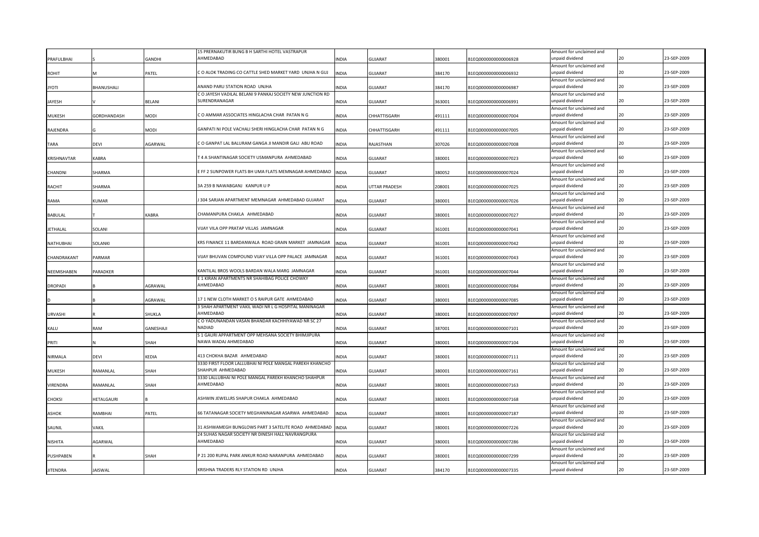| | | | | | | | | | | |
|---|---|---|---|---|---|---|---|---|---|---|
| PRAFULBHAI | S | GANDHI | 15 PRERNAKUTIR BUNG B H SARTHI HOTEL VASTRAPUR AHMEDABAD | INDIA | GUJARAT | 380001 | B1EQ0000000000006928 | Amount for unclaimed and unpaid dividend | 20 | 23-SEP-2009 |
| ROHIT | M | PATEL | C O ALOK TRADING CO CATTLE SHED MARKET YARD UNJHA N GUJ | INDIA | GUJARAT | 384170 | B1EQ0000000000006932 | Amount for unclaimed and unpaid dividend | 20 | 23-SEP-2009 |
| JYOTI | BHANUSHALI | | ANAND PARU STATION ROAD UNJHA | INDIA | GUJARAT | 384170 | B1EQ0000000000006987 | Amount for unclaimed and unpaid dividend | 20 | 23-SEP-2009 |
| JAYESH | V | BELANI | C O JAYESH VADILAL BELANI 9 PANKAJ SOCIETY NEW JUNCTION RD SURENDRANAGAR | INDIA | GUJARAT | 363001 | B1EQ0000000000006991 | Amount for unclaimed and unpaid dividend | 20 | 23-SEP-2009 |
| MUKESH | GORDHANDASH | MODI | C O AMMAR ASSOCIATES HINGLACHA CHAR PATAN N G | INDIA | CHHATTISGARH | 491111 | B1EQ0000000000007004 | Amount for unclaimed and unpaid dividend | 20 | 23-SEP-2009 |
| RAJENDRA | G | MODI | GANPATI NI POLE VACHALI SHERI HINGLACHA CHAR PATAN N G | INDIA | CHHATTISGARH | 491111 | B1EQ0000000000007005 | Amount for unclaimed and unpaid dividend | 20 | 23-SEP-2009 |
| TARA | DEVI | AGARWAL | C O GANPAT LAL BALURAM GANGA JI MANDIR GALI ABU ROAD | INDIA | RAJASTHAN | 307026 | B1EQ0000000000007008 | Amount for unclaimed and unpaid dividend | 20 | 23-SEP-2009 |
| KRISHNAVTAR | KABRA | | T 4 A SHANTINAGAR SOCIETY USMANPURA AHMEDABAD | INDIA | GUJARAT | 380001 | B1EQ0000000000007023 | Amount for unclaimed and unpaid dividend | 60 | 23-SEP-2009 |
| CHANDNI | SHARMA | | E FF 2 SUNPOWER FLATS BH UMA FLATS MEMNAGAR AHMEDABAD | INDIA | GUJARAT | 380052 | B1EQ0000000000007024 | Amount for unclaimed and unpaid dividend | 20 | 23-SEP-2009 |
| RACHIT | SHARMA | | 3A 259 B NAWABGANJ KANPUR U P | INDIA | UTTAR PRADESH | 208001 | B1EQ0000000000007025 | Amount for unclaimed and unpaid dividend | 20 | 23-SEP-2009 |
| RAMA | KUMAR | | J 304 SARJAN APARTMENT MEMNAGAR AHMEDABAD GUJARAT | INDIA | GUJARAT | 380001 | B1EQ0000000000007026 | Amount for unclaimed and unpaid dividend | 20 | 23-SEP-2009 |
| BABULAL | T | KABRA | CHAMANPURA CHAKLA AHMEDABAD | INDIA | GUJARAT | 380001 | B1EQ0000000000007027 | Amount for unclaimed and unpaid dividend | 20 | 23-SEP-2009 |
| JETHALAL | SOLANI | | VIJAY VILA OPP PRATAP VILLAS JAMNAGAR | INDIA | GUJARAT | 361001 | B1EQ0000000000007041 | Amount for unclaimed and unpaid dividend | 20 | 23-SEP-2009 |
| NATHUBHAI | SOLANKI | | KRS FINANCE 11 BARDANWALA ROAD GRAIN MARKET JAMNAGAR | INDIA | GUJARAT | 361001 | B1EQ0000000000007042 | Amount for unclaimed and unpaid dividend | 20 | 23-SEP-2009 |
| CHANDRAKANT | PARMAR | | VIJAY BHUVAN COMPOUND VIJAY VILLA OPP PALACE JAMNAGAR | INDIA | GUJARAT | 361001 | B1EQ0000000000007043 | Amount for unclaimed and unpaid dividend | 20 | 23-SEP-2009 |
| NEEMISHABEN | PARADKER | | KANTILAL BROS WOOLS BARDAN WALA MARG JAMNAGAR | INDIA | GUJARAT | 361001 | B1EQ0000000000007044 | Amount for unclaimed and unpaid dividend | 20 | 23-SEP-2009 |
| DROPADI | B | AGRAWAL | E 1 KIRAN APARTMENTS NR SHAHIBAG POLICE CHOWKY AHMEDABAD | INDIA | GUJARAT | 380001 | B1EQ0000000000007084 | Amount for unclaimed and unpaid dividend | 20 | 23-SEP-2009 |
| D | B | AGRAWAL | 17 1 NEW CLOTH MARKET O S RAIPUR GATE AHMEDABAD | INDIA | GUJARAT | 380001 | B1EQ0000000000007085 | Amount for unclaimed and unpaid dividend | 20 | 23-SEP-2009 |
| URVASHI | R | SHUKLA | 3 SHAH APARTMENT VAKIL WADI NR L G HOSPITAL MANINAGAR AHMEDABAD | INDIA | GUJARAT | 380001 | B1EQ0000000000007097 | Amount for unclaimed and unpaid dividend | 20 | 23-SEP-2009 |
| KALU | RAM | GANESHAJI | C O YADUNANDAN VASAN BHANDAR KACHHIYAWAD NR SC 27 NADIAD | INDIA | GUJARAT | 387001 | B1EQ0000000000007101 | Amount for unclaimed and unpaid dividend | 20 | 23-SEP-2009 |
| PRITI | N | SHAH | S 1 GAURI APPARTMENT OPP MEHSANA SOCIETY BHIMJIPURA NAWA WADAJ AHMEDABAD | INDIA | GUJARAT | 380001 | B1EQ0000000000007104 | Amount for unclaimed and unpaid dividend | 20 | 23-SEP-2009 |
| NIRMALA | DEVI | KEDIA | 413 CHOKHA BAZAR AHMEDABAD | INDIA | GUJARAT | 380001 | B1EQ0000000000007111 | Amount for unclaimed and unpaid dividend | 20 | 23-SEP-2009 |
| MUKESH | RAMANLAL | SHAH | 3330 FIRST FLOOR LALLUBHAI NI POLE MANGAL PAREKH KHANCHO SHAHPUR AHMEDABAD | INDIA | GUJARAT | 380001 | B1EQ0000000000007161 | Amount for unclaimed and unpaid dividend | 20 | 23-SEP-2009 |
| VIRENDRA | RAMANLAL | SHAH | 3330 LALLUBHAI NI POLE MANGAL PAREKH KHANCHO SHAHPUR AHMEDABAD | INDIA | GUJARAT | 380001 | B1EQ0000000000007163 | Amount for unclaimed and unpaid dividend | 20 | 23-SEP-2009 |
| CHOKSI | HETALGAURI | B | ASHWIN JEWELLRS SHAPUR CHAKLA AHMEDABAD | INDIA | GUJARAT | 380001 | B1EQ0000000000007168 | Amount for unclaimed and unpaid dividend | 20 | 23-SEP-2009 |
| ASHOK | RAMBHAI | PATEL | 66 TATANAGAR SOCIETY MEGHANINAGAR ASARWA AHMEDABAD | INDIA | GUJARAT | 380001 | B1EQ0000000000007187 | Amount for unclaimed and unpaid dividend | 20 | 23-SEP-2009 |
| SAUNIL | VAKIL | | 31 ASHWAMEGH BUNGLOWS PART 3 SATELITE ROAD AHMEDABAD | INDIA | GUJARAT | 380001 | B1EQ0000000000007226 | Amount for unclaimed and unpaid dividend | 20 | 23-SEP-2009 |
| NISHITA | AGARWAL | | 24 SUHAS NAGAR SOCIETY NR DINESH HALL NAVRANGPURA AHMEDABAD | INDIA | GUJARAT | 380001 | B1EQ0000000000007286 | Amount for unclaimed and unpaid dividend | 20 | 23-SEP-2009 |
| PUSHPABEN | R | SHAH | P 21 200 RUPAL PARK ANKUR ROAD NARANPURA AHMEDABAD | INDIA | GUJARAT | 380001 | B1EQ0000000000007299 | Amount for unclaimed and unpaid dividend | 20 | 23-SEP-2009 |
| JITENDRA | JAISWAL | | KRISHNA TRADERS RLY STATION RD UNJHA | INDIA | GUJARAT | 384170 | B1EQ0000000000007335 | Amount for unclaimed and unpaid dividend | 20 | 23-SEP-2009 |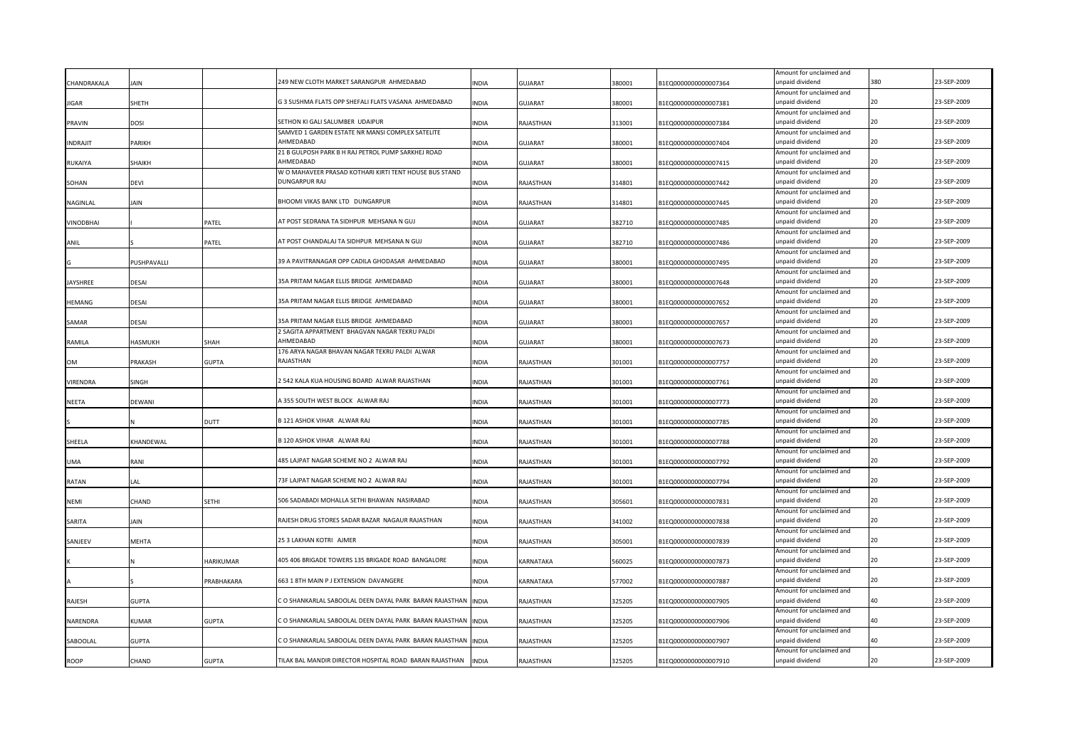| | | | | | | | | | | |
|---|---|---|---|---|---|---|---|---|---|---|
| CHANDRAKALA | JAIN | | 249 NEW CLOTH MARKET SARANGPUR AHMEDABAD | INDIA | GUJARAT | 380001 | B1EQ0000000000007364 | Amount for unclaimed and unpaid dividend | 380 | 23-SEP-2009 |
| JIGAR | SHETH | | G 3 SUSHMA FLATS OPP SHEFALI FLATS VASANA AHMEDABAD | INDIA | GUJARAT | 380001 | B1EQ0000000000007381 | Amount for unclaimed and unpaid dividend | 20 | 23-SEP-2009 |
| PRAVIN | DOSI | | SETHON KI GALI SALUMBER UDAIPUR | INDIA | RAJASTHAN | 313001 | B1EQ0000000000007384 | Amount for unclaimed and unpaid dividend | 20 | 23-SEP-2009 |
| INDRAJIT | PARIKH | | SAMVED 1 GARDEN ESTATE NR MANSI COMPLEX SATELITE AHMEDABAD | INDIA | GUJARAT | 380001 | B1EQ0000000000007404 | Amount for unclaimed and unpaid dividend | 20 | 23-SEP-2009 |
| RUKAIYA | SHAIKH | | 21 B GULPOSH PARK B H RAJ PETROL PUMP SARKHEJ ROAD AHMEDABAD | INDIA | GUJARAT | 380001 | B1EQ0000000000007415 | Amount for unclaimed and unpaid dividend | 20 | 23-SEP-2009 |
| SOHAN | DEVI | | W O MAHAVEER PRASAD KOTHARI KIRTI TENT HOUSE BUS STAND DUNGARPUR RAJ | INDIA | RAJASTHAN | 314801 | B1EQ0000000000007442 | Amount for unclaimed and unpaid dividend | 20 | 23-SEP-2009 |
| NAGINLAL | JAIN | | BHOOMI VIKAS BANK LTD DUNGARPUR | INDIA | RAJASTHAN | 314801 | B1EQ0000000000007445 | Amount for unclaimed and unpaid dividend | 20 | 23-SEP-2009 |
| VINODBHAI | I | PATEL | AT POST SEDRANA TA SIDHPUR MEHSANA N GUJ | INDIA | GUJARAT | 382710 | B1EQ0000000000007485 | Amount for unclaimed and unpaid dividend | 20 | 23-SEP-2009 |
| ANIL | S | PATEL | AT POST CHANDALAJ TA SIDHPUR MEHSANA N GUJ | INDIA | GUJARAT | 382710 | B1EQ0000000000007486 | Amount for unclaimed and unpaid dividend | 20 | 23-SEP-2009 |
| G | PUSHPAVALLI | | 39 A PAVITRANAGAR OPP CADILA GHODASAR AHMEDABAD | INDIA | GUJARAT | 380001 | B1EQ0000000000007495 | Amount for unclaimed and unpaid dividend | 20 | 23-SEP-2009 |
| JAYSHREE | DESAI | | 35A PRITAM NAGAR ELLIS BRIDGE AHMEDABAD | INDIA | GUJARAT | 380001 | B1EQ0000000000007648 | Amount for unclaimed and unpaid dividend | 20 | 23-SEP-2009 |
| HEMANG | DESAI | | 35A PRITAM NAGAR ELLIS BRIDGE AHMEDABAD | INDIA | GUJARAT | 380001 | B1EQ0000000000007652 | Amount for unclaimed and unpaid dividend | 20 | 23-SEP-2009 |
| SAMAR | DESAI | | 35A PRITAM NAGAR ELLIS BRIDGE AHMEDABAD | INDIA | GUJARAT | 380001 | B1EQ0000000000007657 | Amount for unclaimed and unpaid dividend | 20 | 23-SEP-2009 |
| RAMILA | HASMUKH | SHAH | 2 SAGITA APPARTMENT BHAGVAN NAGAR TEKRU PALDI AHMEDABAD | INDIA | GUJARAT | 380001 | B1EQ0000000000007673 | Amount for unclaimed and unpaid dividend | 20 | 23-SEP-2009 |
| OM | PRAKASH | GUPTA | 176 ARYA NAGAR BHAVAN NAGAR TEKRU PALDI ALWAR RAJASTHAN | INDIA | RAJASTHAN | 301001 | B1EQ0000000000007757 | Amount for unclaimed and unpaid dividend | 20 | 23-SEP-2009 |
| VIRENDRA | SINGH | | 2 542 KALA KUA HOUSING BOARD ALWAR RAJASTHAN | INDIA | RAJASTHAN | 301001 | B1EQ0000000000007761 | Amount for unclaimed and unpaid dividend | 20 | 23-SEP-2009 |
| NEETA | DEWANI | | A 355 SOUTH WEST BLOCK ALWAR RAJ | INDIA | RAJASTHAN | 301001 | B1EQ0000000000007773 | Amount for unclaimed and unpaid dividend | 20 | 23-SEP-2009 |
| S | N | DUTT | B 121 ASHOK VIHAR ALWAR RAJ | INDIA | RAJASTHAN | 301001 | B1EQ0000000000007785 | Amount for unclaimed and unpaid dividend | 20 | 23-SEP-2009 |
| SHEELA | KHANDEWAL | | B 120 ASHOK VIHAR ALWAR RAJ | INDIA | RAJASTHAN | 301001 | B1EQ0000000000007788 | Amount for unclaimed and unpaid dividend | 20 | 23-SEP-2009 |
| UMA | RANI | | 485 LAJPAT NAGAR SCHEME NO 2 ALWAR RAJ | INDIA | RAJASTHAN | 301001 | B1EQ0000000000007792 | Amount for unclaimed and unpaid dividend | 20 | 23-SEP-2009 |
| RATAN | LAL | | 73F LAJPAT NAGAR SCHEME NO 2 ALWAR RAJ | INDIA | RAJASTHAN | 301001 | B1EQ0000000000007794 | Amount for unclaimed and unpaid dividend | 20 | 23-SEP-2009 |
| NEMI | CHAND | SETHI | 506 SADABADI MOHALLA SETHI BHAWAN NASIRABAD | INDIA | RAJASTHAN | 305601 | B1EQ0000000000007831 | Amount for unclaimed and unpaid dividend | 20 | 23-SEP-2009 |
| SARITA | JAIN | | RAJESH DRUG STORES SADAR BAZAR NAGAUR RAJASTHAN | INDIA | RAJASTHAN | 341002 | B1EQ0000000000007838 | Amount for unclaimed and unpaid dividend | 20 | 23-SEP-2009 |
| SANJEEV | MEHTA | | 25 3 LAKHAN KOTRI AJMER | INDIA | RAJASTHAN | 305001 | B1EQ0000000000007839 | Amount for unclaimed and unpaid dividend | 20 | 23-SEP-2009 |
| K | N | HARIKUMAR | 405 406 BRIGADE TOWERS 135 BRIGADE ROAD BANGALORE | INDIA | KARNATAKA | 560025 | B1EQ0000000000007873 | Amount for unclaimed and unpaid dividend | 20 | 23-SEP-2009 |
| A | S | PRABHAKARA | 663 1 8TH MAIN P J EXTENSION DAVANGERE | INDIA | KARNATAKA | 577002 | B1EQ0000000000007887 | Amount for unclaimed and unpaid dividend | 20 | 23-SEP-2009 |
| RAJESH | GUPTA | | C O SHANKARLAL SABOOLAL DEEN DAYAL PARK BARAN RAJASTHAN | INDIA | RAJASTHAN | 325205 | B1EQ0000000000007905 | Amount for unclaimed and unpaid dividend | 40 | 23-SEP-2009 |
| NARENDRA | KUMAR | GUPTA | C O SHANKARLAL SABOOLAL DEEN DAYAL PARK BARAN RAJASTHAN | INDIA | RAJASTHAN | 325205 | B1EQ0000000000007906 | Amount for unclaimed and unpaid dividend | 40 | 23-SEP-2009 |
| SABOOLAL | GUPTA | | C O SHANKARLAL SABOOLAL DEEN DAYAL PARK BARAN RAJASTHAN | INDIA | RAJASTHAN | 325205 | B1EQ0000000000007907 | Amount for unclaimed and unpaid dividend | 40 | 23-SEP-2009 |
| ROOP | CHAND | GUPTA | TILAK BAL MANDIR DIRECTOR HOSPITAL ROAD BARAN RAJASTHAN | INDIA | RAJASTHAN | 325205 | B1EQ0000000000007910 | Amount for unclaimed and unpaid dividend | 20 | 23-SEP-2009 |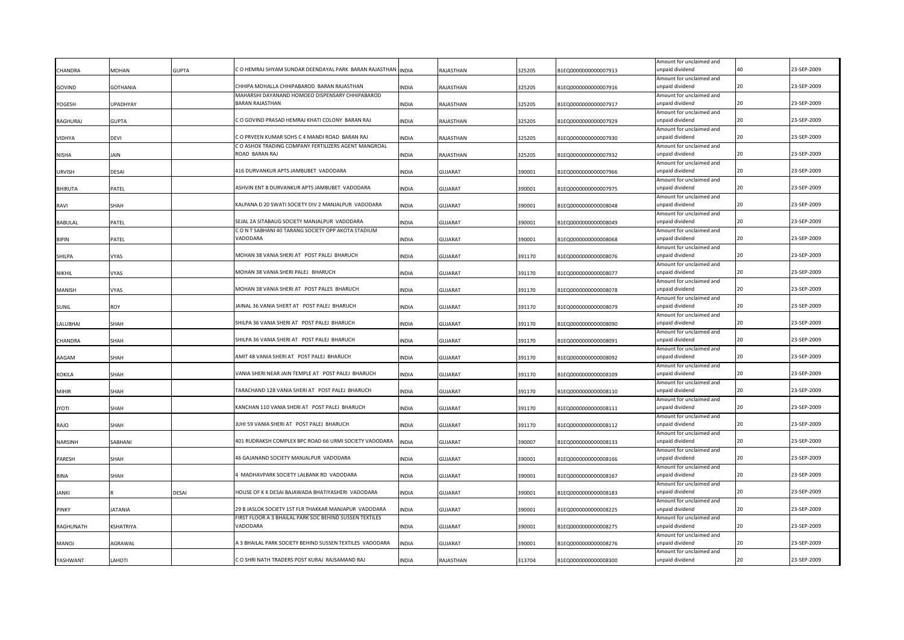| CHANDRA | MOHAN | GUPTA | C O HEMRAJ SHYAM SUNDAR DEENDAYAL PARK BARAN RAJASTHAN | INDIA | RAJASTHAN | 325205 | B1EQ0000000000007913 | Amount for unclaimed and unpaid dividend | 40 | 23-SEP-2009 |
|---|---|---|---|---|---|---|---|---|---|---|
| GOVIND | GOTHANIA | | CHHIPA MOHALLA CHHIPABAROD BARAN RAJASTHAN | INDIA | RAJASTHAN | 325205 | B1EQ0000000000007916 | Amount for unclaimed and unpaid dividend | 20 | 23-SEP-2009 |
| YOGESH | UPADHYAY | | MAHARSHI DAYANAND HOMOEO DISPENSARY CHHIPABAROD BARAN RAJASTHAN | INDIA | RAJASTHAN | 325205 | B1EQ0000000000007917 | Amount for unclaimed and unpaid dividend | 20 | 23-SEP-2009 |
| RAGHURAJ | GUPTA | | C O GOVIND PRASAD HEMRAJ KHATI COLONY BARAN RAJ | INDIA | RAJASTHAN | 325205 | B1EQ0000000000007929 | Amount for unclaimed and unpaid dividend | 20 | 23-SEP-2009 |
| VIDHYA | DEVI | | C O PRVEEN KUMAR SOHS C 4 MANDI ROAD BARAN RAJ | INDIA | RAJASTHAN | 325205 | B1EQ0000000000007930 | Amount for unclaimed and unpaid dividend | 20 | 23-SEP-2009 |
| NISHA | JAIN | | C O ASHOK TRADING COMPANY FERTILIZERS AGENT MANGROAL ROAD BARAN RAJ | INDIA | RAJASTHAN | 325205 | B1EQ0000000000007932 | Amount for unclaimed and unpaid dividend | 20 | 23-SEP-2009 |
| URVISH | DESAI | | 416 DURVANKUR APTS JAMBUBET VADODARA | INDIA | GUJARAT | 390001 | B1EQ0000000000007966 | Amount for unclaimed and unpaid dividend | 20 | 23-SEP-2009 |
| BHIRUTA | PATEL | | ASHVIN ENT 8 DURVANKUR APTS JAMBUBET VADODARA | INDIA | GUJARAT | 390001 | B1EQ0000000000007975 | Amount for unclaimed and unpaid dividend | 20 | 23-SEP-2009 |
| RAVI | SHAH | | KALPANA D 20 SWATI SOCIETY DIV 2 MANJALPUR VADODARA | INDIA | GUJARAT | 390001 | B1EQ0000000000008048 | Amount for unclaimed and unpaid dividend | 20 | 23-SEP-2009 |
| BABULAL | PATEL | | SEJAL 2A SITABAUG SOCIETY MANJALPUR VADODARA | INDIA | GUJARAT | 390001 | B1EQ0000000000008049 | Amount for unclaimed and unpaid dividend | 20 | 23-SEP-2009 |
| BIPIN | PATEL | | C O N T SABHANI 40 TARANG SOCIETY OPP AKOTA STADIUM VADODARA | INDIA | GUJARAT | 390001 | B1EQ0000000000008068 | Amount for unclaimed and unpaid dividend | 20 | 23-SEP-2009 |
| SHILPA | VYAS | | MOHAN 38 VANIA SHERI AT POST PALEJ BHARUCH | INDIA | GUJARAT | 391170 | B1EQ0000000000008076 | Amount for unclaimed and unpaid dividend | 20 | 23-SEP-2009 |
| NIKHIL | VYAS | | MOHAN 38 VANIA SHERI PALEJ BHARUCH | INDIA | GUJARAT | 391170 | B1EQ0000000000008077 | Amount for unclaimed and unpaid dividend | 20 | 23-SEP-2009 |
| MANISH | VYAS | | MOHAN 38 VANIA SHERI AT POST PALES BHARUCH | INDIA | GUJARAT | 391170 | B1EQ0000000000008078 | Amount for unclaimed and unpaid dividend | 20 | 23-SEP-2009 |
| SUNIL | ROY | | JAINAL 36 VANIA SHERT AT POST PALEJ BHARUCH | INDIA | GUJARAT | 391170 | B1EQ0000000000008079 | Amount for unclaimed and unpaid dividend | 20 | 23-SEP-2009 |
| LALUBHAI | SHAH | | SHILPA 36 VANIA SHERI AT POST PALEJ BHARUCH | INDIA | GUJARAT | 391170 | B1EQ0000000000008090 | Amount for unclaimed and unpaid dividend | 20 | 23-SEP-2009 |
| CHANDRA | SHAH | | SHILPA 36 VANIA SHERI AT POST PALEJ BHARUCH | INDIA | GUJARAT | 391170 | B1EQ0000000000008091 | Amount for unclaimed and unpaid dividend | 20 | 23-SEP-2009 |
| AAGAM | SHAH | | AMIT 48 VANIA SHERI AT POST PALEJ BHARUCH | INDIA | GUJARAT | 391170 | B1EQ0000000000008092 | Amount for unclaimed and unpaid dividend | 20 | 23-SEP-2009 |
| KOKILA | SHAH | | VANIA SHERI NEAR JAIN TEMPLE AT POST PALEJ BHARUCH | INDIA | GUJARAT | 391170 | B1EQ0000000000008109 | Amount for unclaimed and unpaid dividend | 20 | 23-SEP-2009 |
| MIHIR | SHAH | | TARACHAND 128 VANIA SHERI AT POST PALEJ BHARUCH | INDIA | GUJARAT | 391170 | B1EQ0000000000008110 | Amount for unclaimed and unpaid dividend | 20 | 23-SEP-2009 |
| JYOTI | SHAH | | KANCHAN 110 VANIA SHERI AT POST PALEJ BHARUCH | INDIA | GUJARAT | 391170 | B1EQ0000000000008111 | Amount for unclaimed and unpaid dividend | 20 | 23-SEP-2009 |
| RAJO | SHAH | | JUHI 59 VANIA SHERI AT POST PALEJ BHARUCH | INDIA | GUJARAT | 391170 | B1EQ0000000000008112 | Amount for unclaimed and unpaid dividend | 20 | 23-SEP-2009 |
| NARSINH | SABHANI | | 401 RUDRAKSH COMPLEX BPC ROAD 66 URMI SOCIETY VADODARA | INDIA | GUJARAT | 390007 | B1EQ0000000000008133 | Amount for unclaimed and unpaid dividend | 20 | 23-SEP-2009 |
| PARESH | SHAH | | 46 GAJANAND SOCIETY MANJALPUR VADODARA | INDIA | GUJARAT | 390001 | B1EQ0000000000008166 | Amount for unclaimed and unpaid dividend | 20 | 23-SEP-2009 |
| BINA | SHAH | | 4 MADHAVPARK SOCIETY LALBANK RD VADODARA | INDIA | GUJARAT | 390001 | B1EQ0000000000008167 | Amount for unclaimed and unpaid dividend | 20 | 23-SEP-2009 |
| JANKI | R | DESAI | HOUSE OF K K DESAI BAJAWADA BHATIYASHERI VADODARA | INDIA | GUJARAT | 390001 | B1EQ0000000000008183 | Amount for unclaimed and unpaid dividend | 20 | 23-SEP-2009 |
| PINKY | JATANIA | | 29 B JASLOK SOCIETY 1ST FLR THAKKAR MANJAPUR VADODARA | INDIA | GUJARAT | 390001 | B1EQ0000000000008225 | Amount for unclaimed and unpaid dividend | 20 | 23-SEP-2009 |
| RAGHUNATH | KSHATRIYA | | FIRST FLOOR A 3 BHAILAL PARK SOC BEHIND SUSSEN TEXTILES VADODARA | INDIA | GUJARAT | 390001 | B1EQ0000000000008275 | Amount for unclaimed and unpaid dividend | 20 | 23-SEP-2009 |
| MANOJ | AGRAWAL | | A 3 BHAILAL PARK SOCIETY BEHIND SUSSEN TEXTILES VADODARA | INDIA | GUJARAT | 390001 | B1EQ0000000000008276 | Amount for unclaimed and unpaid dividend | 20 | 23-SEP-2009 |
| YASHWANT | LAHOTI | | C O SHRI NATH TRADERS POST KURAJ RAJSAMAND RAJ | INDIA | RAJASTHAN | 313704 | B1EQ0000000000008300 | Amount for unclaimed and unpaid dividend | 20 | 23-SEP-2009 |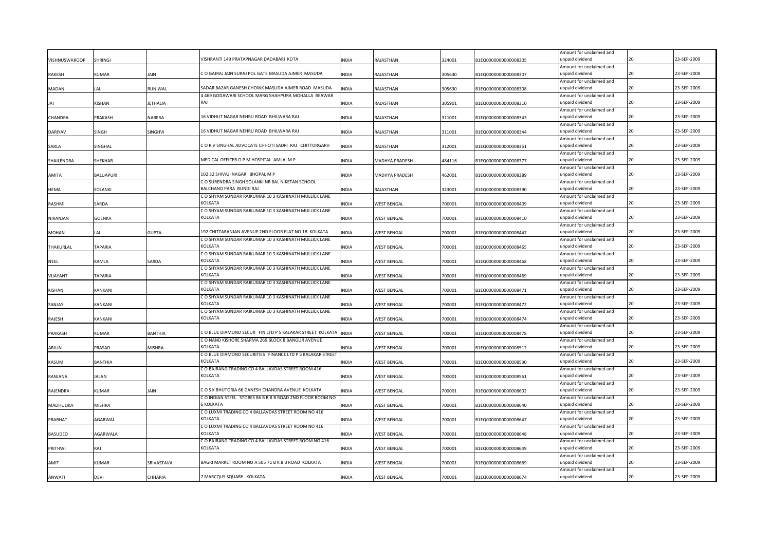| | | | | | | | | | | |
|---|---|---|---|---|---|---|---|---|---|---|
| VISHNUSWAROOP | SHRINGI | | VISHRANTI 149 PRATAPNAGAR DADABARI KOTA | INDIA | RAJASTHAN | 324001 | B1EQ0000000000008305 | Amount for unclaimed and unpaid dividend | 20 | 23-SEP-2009 |
| RAKESH | KUMAR | JAIN | C O GAJRAJ JAIN SURAJ POL GATE MASUDA AJMER MASUDA | INDIA | RAJASTHAN | 305630 | B1EQ0000000000008307 | Amount for unclaimed and unpaid dividend | 20 | 23-SEP-2009 |
| MADAN | LAL | RUNIWAL | SADAR BAZAR GANESH CHOWK MASUDA AJMER ROAD MASUDA | INDIA | RAJASTHAN | 305630 | B1EQ0000000000008308 | Amount for unclaimed and unpaid dividend | 20 | 23-SEP-2009 |
| JAI | KISHAN | JETHALIA | 4 469 GODAWARI SCHOOL MARG SHAHPURA MOHALLA BEAWAR RAJ | INDIA | RAJASTHAN | 305901 | B1EQ0000000000008310 | Amount for unclaimed and unpaid dividend | 20 | 23-SEP-2009 |
| CHANDRA | PRAKASH | NABERA | 16 VIDHUT NAGAR NEHRU ROAD BHILWARA RAJ | INDIA | RAJASTHAN | 311001 | B1EQ0000000000008343 | Amount for unclaimed and unpaid dividend | 20 | 23-SEP-2009 |
| DARIYAV | SINGH | SINGHVI | 16 VIDHUT NAGAR NEHRU ROAD BHILWARA RAJ | INDIA | RAJASTHAN | 311001 | B1EQ0000000000008344 | Amount for unclaimed and unpaid dividend | 20 | 23-SEP-2009 |
| SARLA | SINGHAL | | C O R V SINGHAL ADVOCATE CHHOTI SADRI RAJ CHITTORGARH | INDIA | RAJASTHAN | 312001 | B1EQ0000000000008351 | Amount for unclaimed and unpaid dividend | 20 | 23-SEP-2009 |
| SHAILENDRA | SHEKHAR | | MEDICAL OFFICER O P M HOSPITAL AMLAI M P | INDIA | MADHYA PRADESH | 484116 | B1EQ0000000000008377 | Amount for unclaimed and unpaid dividend | 20 | 23-SEP-2009 |
| AMITA | BALUAPURI | | 102 32 SHIVAJI NAGAR BHOPAL M P | INDIA | MADHYA PRADESH | 462001 | B1EQ0000000000008389 | Amount for unclaimed and unpaid dividend | 20 | 23-SEP-2009 |
| HEMA | SOLANKI | | C O SURENDRA SINGH SOLANKI NR BAL NIKETAN SCHOOL BALCHAND PARA BUNDI RAJ | INDIA | RAJASTHAN | 323001 | B1EQ0000000000008390 | Amount for unclaimed and unpaid dividend | 20 | 23-SEP-2009 |
| RASHMI | SARDA | | C O SHYAM SUNDAR RAJKUMAR 10 3 KASHINATH MULLICK LANE KOLKATA | INDIA | WEST BENGAL | 700001 | B1EQ0000000000008409 | Amount for unclaimed and unpaid dividend | 20 | 23-SEP-2009 |
| NIRANJAN | GOENKA | | C O SHYAM SUNDAR RAJKUMAR 10 3 KASHINATH MULLICK LANE KOLKATA | INDIA | WEST BENGAL | 700001 | B1EQ0000000000008410 | Amount for unclaimed and unpaid dividend | 20 | 23-SEP-2009 |
| MOHAN | LAL | GUPTA | 192 CHITTARANJAN AVENUE 2ND FLOOR FLAT NO 18 KOLKATA | INDIA | WEST BENGAL | 700001 | B1EQ0000000000008447 | Amount for unclaimed and unpaid dividend | 20 | 23-SEP-2009 |
| THAKURLAL | TAPARIA | | C O SHYAM SUNDAR RAJKUMAR 10 3 KASHINATH MULLICK LANE KOLKATA | INDIA | WEST BENGAL | 700001 | B1EQ0000000000008465 | Amount for unclaimed and unpaid dividend | 20 | 23-SEP-2009 |
| NEEL | KAMLA | SARDA | C O SHYAM SUNDAR RAJKUMAR 10 3 KASHINATH MULLICK LANE KOLKATA | INDIA | WEST BENGAL | 700001 | B1EQ0000000000008468 | Amount for unclaimed and unpaid dividend | 20 | 23-SEP-2009 |
| VIJAYANT | TAPARIA | | C O SHYAM SUNDAR RAJKUMAR 10 3 KASHINATH MULLICK LANE KOLKATA | INDIA | WEST BENGAL | 700001 | B1EQ0000000000008469 | Amount for unclaimed and unpaid dividend | 20 | 23-SEP-2009 |
| KISHAN | KANKANI | | C O SHYAM SUNDAR RAJKUMAR 10 3 KASHINATH MULLICK LANE KOLKATA | INDIA | WEST BENGAL | 700001 | B1EQ0000000000008471 | Amount for unclaimed and unpaid dividend | 20 | 23-SEP-2009 |
| SANJAY | KANKANI | | C O SHYAM SUNDAR RAJKUMAR 10 3 KASHINATH MULLICK LANE KOLKATA | INDIA | WEST BENGAL | 700001 | B1EQ0000000000008472 | Amount for unclaimed and unpaid dividend | 20 | 23-SEP-2009 |
| RAJESH | KANKANI | | C O SHYAM SUNDAR RAJKUMAR 10 3 KASHINATH MULLICK LANE KOLKATA | INDIA | WEST BENGAL | 700001 | B1EQ0000000000008474 | Amount for unclaimed and unpaid dividend | 20 | 23-SEP-2009 |
| PRAKASH | KUMAR | BANTHIA | C O BLUE DIAMOND SECUR FIN LTD P 5 KALAKAR STREET KOLKATA | INDIA | WEST BENGAL | 700001 | B1EQ0000000000008478 | Amount for unclaimed and unpaid dividend | 20 | 23-SEP-2009 |
| ARJUN | PRASAD | MISHRA | C O NAND KISHORE SHARMA 269 BLOCK B BANGUR AVENUE KOLKATA | INDIA | WEST BENGAL | 700001 | B1EQ0000000000008512 | Amount for unclaimed and unpaid dividend | 20 | 23-SEP-2009 |
| KASUM | BANTHIA | | C O BLUE DIAMOND SECURITIES FINANCE LTD P 5 KALAKAR STREET KOLKATA | INDIA | WEST BENGAL | 700001 | B1EQ0000000000008530 | Amount for unclaimed and unpaid dividend | 20 | 23-SEP-2009 |
| RANJANA | JALAN | | C O BAJRANG TRADING CO 4 BALLAVDAS STREET ROOM 416 KOLKATA | INDIA | WEST BENGAL | 700001 | B1EQ0000000000008561 | Amount for unclaimed and unpaid dividend | 20 | 23-SEP-2009 |
| RAJENDRA | KUMAR | JAIN | C O S K BHUTORIA 66 GANESH CHANDRA AVENUE KOLKATA | INDIA | WEST BENGAL | 700001 | B1EQ0000000000008602 | Amount for unclaimed and unpaid dividend | 20 | 23-SEP-2009 |
| MADHULIKA | MISHRA | | C O INDIAN STEEL STORES 86 B R B B ROAD 2ND FLOOR ROOM NO 6 KOLKATA | INDIA | WEST BENGAL | 700001 | B1EQ0000000000008640 | Amount for unclaimed and unpaid dividend | 20 | 23-SEP-2009 |
| PRABHAT | AGARWAL | | C O LUXMI TRADING CO 4 BALLAVDAS STREET ROOM NO 416 KOLKATA | INDIA | WEST BENGAL | 700001 | B1EQ0000000000008647 | Amount for unclaimed and unpaid dividend | 20 | 23-SEP-2009 |
| BASUDEO | AGARWALA | | C O LUXMI TRADING CO 4 BALLAVDAS STREET ROOM NO 416 KOLKATA | INDIA | WEST BENGAL | 700001 | B1EQ0000000000008648 | Amount for unclaimed and unpaid dividend | 20 | 23-SEP-2009 |
| PRITHWI | RAJ | | C O BAJRANG TRADING CO 4 BALLAVDAS STREET ROOM NO 416 KOLKATA | INDIA | WEST BENGAL | 700001 | B1EQ0000000000008649 | Amount for unclaimed and unpaid dividend | 20 | 23-SEP-2009 |
| AMIT | KUMAR | SRIVASTAVA | BAGRI MARKET ROOM NO A 505 71 B R B B ROAD KOLKATA | INDIA | WEST BENGAL | 700001 | B1EQ0000000000008669 | Amount for unclaimed and unpaid dividend | 20 | 23-SEP-2009 |
| ANWATI | DEVI | CHHARIA | 7 MARCQUS SQUARE KOLKATA | INDIA | WEST BENGAL | 700001 | B1EQ0000000000008674 | Amount for unclaimed and unpaid dividend | 20 | 23-SEP-2009 |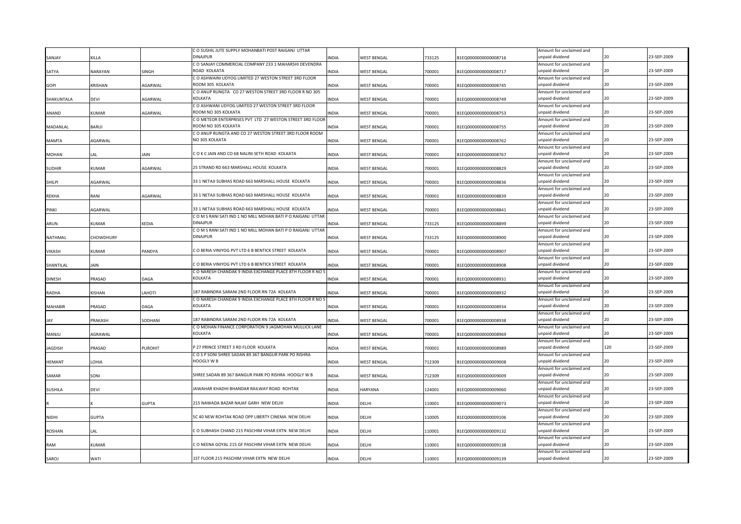| | | | | | | | | | | |
|---|---|---|---|---|---|---|---|---|---|---|
| SANJAY | KILLA | | C O SUSHIL JUTE SUPPLY MOHANBATI POST RAIGANJ UTTAR DINAJPUR | INDIA | WEST BENGAL | 733125 | B1EQ0000000000008716 | Amount for unclaimed and unpaid dividend | 20 | 23-SEP-2009 |
| SATYA | NARAYAN | SINGH | C O SANJAY COMMERCIAL COMPANY 233 1 MAHARSHI DEVENDRA ROAD KOLKATA | INDIA | WEST BENGAL | 700001 | B1EQ0000000000008717 | Amount for unclaimed and unpaid dividend | 20 | 23-SEP-2009 |
| GOPI | KRISHAN | AGARWAL | C O ASHWAINI UDYOG LIMITED 27 WESTON STREET 3RD FLOOR ROOM 305 KOLKATA | INDIA | WEST BENGAL | 700001 | B1EQ0000000000008745 | Amount for unclaimed and unpaid dividend | 20 | 23-SEP-2009 |
| SHAKUNTALA | DEVI | AGARWAL | C O ANUP RUNGTA CO 27 WESTON STREET 3RD FLOOR R NO 305 KOLKATA | INDIA | WEST BENGAL | 700001 | B1EQ0000000000008749 | Amount for unclaimed and unpaid dividend | 20 | 23-SEP-2009 |
| ANAND | KUMAR | AGARWAL | C O ASHWANI UDYOG LIMITED 27 WESTON STREET 3RD FLOOR ROOM NO 305 KOLKATA | INDIA | WEST BENGAL | 700001 | B1EQ0000000000008753 | Amount for unclaimed and unpaid dividend | 20 | 23-SEP-2009 |
| MADANLAL | BARUI | | C O METEOR ENTERPRISES PVT LTD 27 WESTON STREET 3RD FLOOR ROOM NO 305 KOLKATA | INDIA | WEST BENGAL | 700001 | B1EQ0000000000008755 | Amount for unclaimed and unpaid dividend | 20 | 23-SEP-2009 |
| MAMTA | AGARWAL | | C O ANUP RUNGTA AND CO 27 WESTON STREET 3RD FLOOR ROOM NO 305 KOLKATA | INDIA | WEST BENGAL | 700001 | B1EQ0000000000008762 | Amount for unclaimed and unpaid dividend | 20 | 23-SEP-2009 |
| MOHAN | LAL | JAIN | C O K C JAIN AND CO 68 NALINI SETH ROAD KOLKATA | INDIA | WEST BENGAL | 700001 | B1EQ0000000000008767 | Amount for unclaimed and unpaid dividend | 20 | 23-SEP-2009 |
| SUDHIR | KUMAR | AGARWAL | 25 STRAND RD 663 MARSHALL HOUSE KOLKATA | INDIA | WEST BENGAL | 700001 | B1EQ0000000000008829 | Amount for unclaimed and unpaid dividend | 20 | 23-SEP-2009 |
| SHILPI | AGARWAL | | 33 1 NETAJI SUBHAS ROAD 663 MARSHALL HOUSE KOLKATA | INDIA | WEST BENGAL | 700001 | B1EQ0000000000008836 | Amount for unclaimed and unpaid dividend | 20 | 23-SEP-2009 |
| REKHA | RANI | AGARWAL | 33 1 NETAJI SUBHAS ROAD 663 MARSHALL HOUSE KOLKATA | INDIA | WEST BENGAL | 700001 | B1EQ0000000000008839 | Amount for unclaimed and unpaid dividend | 20 | 23-SEP-2009 |
| PINKI | AGARWAL | | 33 1 NETAJI SUBHAS ROAD 663 MARSHALL HOUSE KOLKATA | INDIA | WEST BENGAL | 700001 | B1EQ0000000000008841 | Amount for unclaimed and unpaid dividend | 20 | 23-SEP-2009 |
| ARUN | KUMAR | KEDIA | C O M S RANI SATI IND 1 NO MILL MOHAN BATI P O RAIGANJ UTTAR DINAJPUR | INDIA | WEST BENGAL | 733125 | B1EQ0000000000008899 | Amount for unclaimed and unpaid dividend | 20 | 23-SEP-2009 |
| NATHMAL | CHOWDHURY | | C O M S RANI SATI IND 1 NO MILL MOHAN BATI P O RAIGANJ UTTAR DINAJPUR | INDIA | WEST BENGAL | 733125 | B1EQ0000000000008900 | Amount for unclaimed and unpaid dividend | 20 | 23-SEP-2009 |
| VIKASH | KUMAR | PANDYA | C O BERIA VINIYOG PVT LTD 6 B BENTICK STREET KOLKATA | INDIA | WEST BENGAL | 700001 | B1EQ0000000000008907 | Amount for unclaimed and unpaid dividend | 20 | 23-SEP-2009 |
| SHANTILAL | JAIN | | C O BERIA VINIYOG PVT LTD 6 B BENTICK STREET KOLKATA | INDIA | WEST BENGAL | 700001 | B1EQ0000000000008908 | Amount for unclaimed and unpaid dividend | 20 | 23-SEP-2009 |
| DINESH | PRASAD | DAGA | C O NARESH CHANDAK 9 INDIA EXCHANGE PLACE 8TH FLOOR R NO 5 KOLKATA | INDIA | WEST BENGAL | 700001 | B1EQ0000000000008931 | Amount for unclaimed and unpaid dividend | 20 | 23-SEP-2009 |
| RADHA | KISHAN | LAHOTI | 187 RABINDRA SARANI 2ND FLOOR RN 72A KOLKATA | INDIA | WEST BENGAL | 700001 | B1EQ0000000000008932 | Amount for unclaimed and unpaid dividend | 20 | 23-SEP-2009 |
| MAHABIR | PRASAD | DAGA | C O NARESH CHANDAK 9 INDIA EXCHANGE PLACE 8TH FLOOR R NO 5 KOLKATA | INDIA | WEST BENGAL | 700001 | B1EQ0000000000008934 | Amount for unclaimed and unpaid dividend | 20 | 23-SEP-2009 |
| JAY | PRAKASH | SODHANI | 187 RABINDRA SARANI 2ND FLOOR RN 72A KOLKATA | INDIA | WEST BENGAL | 700001 | B1EQ0000000000008938 | Amount for unclaimed and unpaid dividend | 20 | 23-SEP-2009 |
| MANJU | AGRAWAL | | C O MOHAN FINANCE CORPORATION 9 JAGMOHAN MULLICK LANE KOLKATA | INDIA | WEST BENGAL | 700001 | B1EQ0000000000008969 | Amount for unclaimed and unpaid dividend | 20 | 23-SEP-2009 |
| JAGDISH | PRASAD | PUROHIT | P 27 PRINCE STREET 3 RD FLOOR KOLKATA | INDIA | WEST BENGAL | 700001 | B1EQ0000000000008989 | Amount for unclaimed and unpaid dividend | 120 | 23-SEP-2009 |
| HEMANT | LOHIA | | C O S P SONI SHREE SADAN 89 367 BANGUR PARK PO RISHRA HOOGLY W B | INDIA | WEST BENGAL | 712309 | B1EQ0000000000009008 | Amount for unclaimed and unpaid dividend | 20 | 23-SEP-2009 |
| SAMAR | SONI | | SHREE SADAN 89 367 BANGUR PARK PO RISHRA HOOGLY W B | INDIA | WEST BENGAL | 712309 | B1EQ0000000000009009 | Amount for unclaimed and unpaid dividend | 20 | 23-SEP-2009 |
| SUSHILA | DEVI | | JAWAHAR KHADHI BHANDAR RAILWAY ROAD ROHTAK | INDIA | HARYANA | 124001 | B1EQ0000000000009060 | Amount for unclaimed and unpaid dividend | 20 | 23-SEP-2009 |
| R | K | GUPTA | 215 NAWADA BAZAR NAJAF GARH NEW DELHI | INDIA | DELHI | 110001 | B1EQ0000000000009073 | Amount for unclaimed and unpaid dividend | 20 | 23-SEP-2009 |
| NIDHI | GUPTA | | 5C 40 NEW ROHTAK ROAD OPP LIBERTY CINEMA NEW DELHI | INDIA | DELHI | 110005 | B1EQ0000000000009106 | Amount for unclaimed and unpaid dividend | 20 | 23-SEP-2009 |
| ROSHAN | LAL | | C O SUBHASH CHAND 215 PASCHIM VIHAR EXTN NEW DELHI | INDIA | DELHI | 110001 | B1EQ0000000000009132 | Amount for unclaimed and unpaid dividend | 20 | 23-SEP-2009 |
| RAM | KUMAR | | C O NEENA GOYAL 215 GF PASCHIM VIHAR EXTN NEW DELHI | INDIA | DELHI | 110001 | B1EQ0000000000009138 | Amount for unclaimed and unpaid dividend | 20 | 23-SEP-2009 |
| SAROJ | WATI | | 1ST FLOOR 215 PASCHIM VIHAR EXTN NEW DELHI | INDIA | DELHI | 110001 | B1EQ0000000000009139 | Amount for unclaimed and unpaid dividend | 20 | 23-SEP-2009 |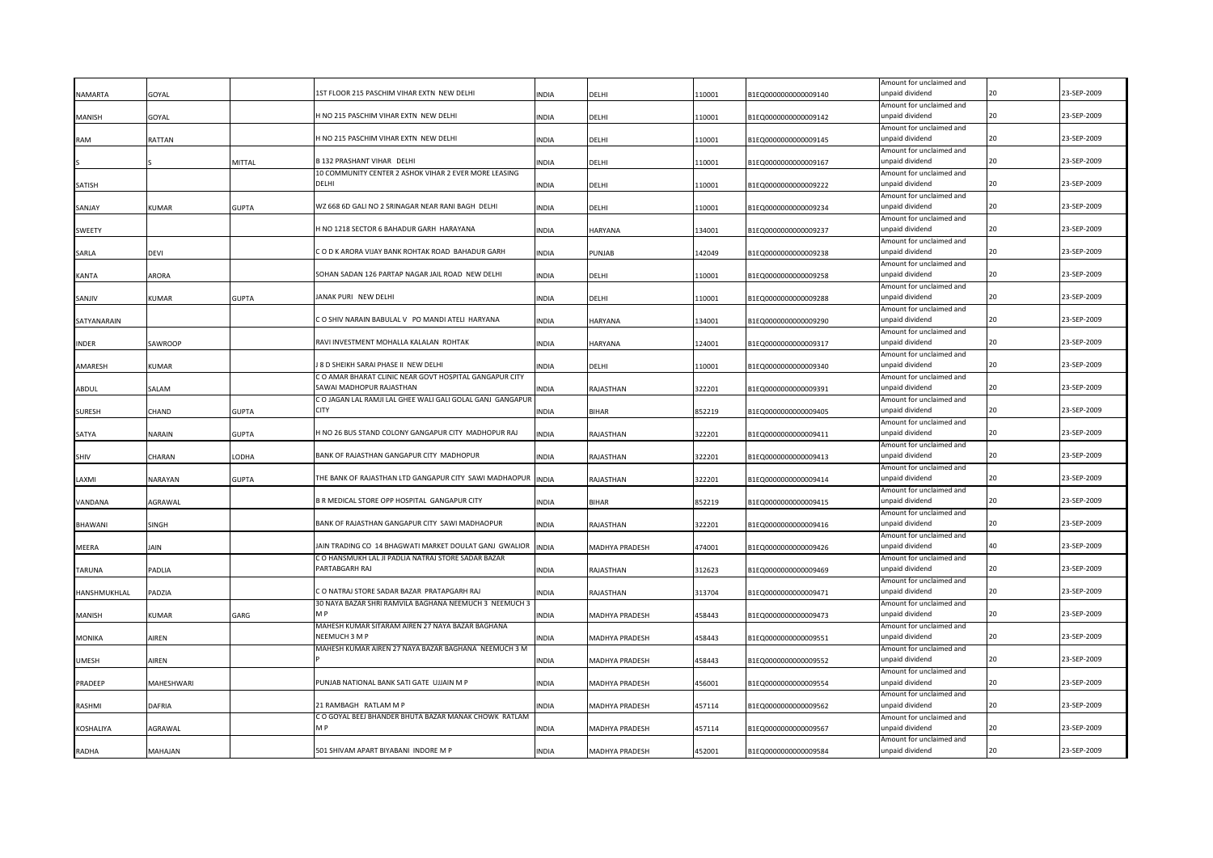| | | | | | | | | | | |
|---|---|---|---|---|---|---|---|---|---|---|
| NAMARTA | GOYAL | | 1ST FLOOR 215 PASCHIM VIHAR EXTN NEW DELHI | INDIA | DELHI | 110001 | B1EQ0000000000009140 | Amount for unclaimed and unpaid dividend | 20 | 23-SEP-2009 |
| MANISH | GOYAL | | H NO 215 PASCHIM VIHAR EXTN NEW DELHI | INDIA | DELHI | 110001 | B1EQ0000000000009142 | Amount for unclaimed and unpaid dividend | 20 | 23-SEP-2009 |
| RAM | RATTAN | | H NO 215 PASCHIM VIHAR EXTN NEW DELHI | INDIA | DELHI | 110001 | B1EQ0000000000009145 | Amount for unclaimed and unpaid dividend | 20 | 23-SEP-2009 |
| S | S | MITTAL | B 132 PRASHANT VIHAR DELHI | INDIA | DELHI | 110001 | B1EQ0000000000009167 | Amount for unclaimed and unpaid dividend | 20 | 23-SEP-2009 |
| SATISH | | | 10 COMMUNITY CENTER 2 ASHOK VIHAR 2 EVER MORE LEASING DELHI | INDIA | DELHI | 110001 | B1EQ0000000000009222 | Amount for unclaimed and unpaid dividend | 20 | 23-SEP-2009 |
| SANJAY | KUMAR | GUPTA | WZ 668 6D GALI NO 2 SRINAGAR NEAR RANI BAGH DELHI | INDIA | DELHI | 110001 | B1EQ0000000000009234 | Amount for unclaimed and unpaid dividend | 20 | 23-SEP-2009 |
| SWEETY | | | H NO 1218 SECTOR 6 BAHADUR GARH HARAYANA | INDIA | HARYANA | 134001 | B1EQ0000000000009237 | Amount for unclaimed and unpaid dividend | 20 | 23-SEP-2009 |
| SARLA | DEVI | | C O D K ARORA VIJAY BANK ROHTAK ROAD BAHADUR GARH | INDIA | PUNJAB | 142049 | B1EQ0000000000009238 | Amount for unclaimed and unpaid dividend | 20 | 23-SEP-2009 |
| KANTA | ARORA | | SOHAN SADAN 126 PARTAP NAGAR JAIL ROAD NEW DELHI | INDIA | DELHI | 110001 | B1EQ0000000000009258 | Amount for unclaimed and unpaid dividend | 20 | 23-SEP-2009 |
| SANJIV | KUMAR | GUPTA | JANAK PURI NEW DELHI | INDIA | DELHI | 110001 | B1EQ0000000000009288 | Amount for unclaimed and unpaid dividend | 20 | 23-SEP-2009 |
| SATYANARAIN | | | C O SHIV NARAIN BABULAL V PO MANDI ATELI HARYANA | INDIA | HARYANA | 134001 | B1EQ0000000000009290 | Amount for unclaimed and unpaid dividend | 20 | 23-SEP-2009 |
| INDER | SAWROOP | | RAVI INVESTMENT MOHALLA KALALAN ROHTAK | INDIA | HARYANA | 124001 | B1EQ0000000000009317 | Amount for unclaimed and unpaid dividend | 20 | 23-SEP-2009 |
| AMARESH | KUMAR | | J 8 D SHEIKH SARAI PHASE II NEW DELHI | INDIA | DELHI | 110001 | B1EQ0000000000009340 | Amount for unclaimed and unpaid dividend | 20 | 23-SEP-2009 |
| ABDUL | SALAM | | C O AMAR BHARAT CLINIC NEAR GOVT HOSPITAL GANGAPUR CITY SAWAI MADHOPUR RAJASTHAN | INDIA | RAJASTHAN | 322201 | B1EQ0000000000009391 | Amount for unclaimed and unpaid dividend | 20 | 23-SEP-2009 |
| SURESH | CHAND | GUPTA | C O JAGAN LAL RAMJI LAL GHEE WALI GALI GOLAL GANJ GANGAPUR CITY | INDIA | BIHAR | 852219 | B1EQ0000000000009405 | Amount for unclaimed and unpaid dividend | 20 | 23-SEP-2009 |
| SATYA | NARAIN | GUPTA | H NO 26 BUS STAND COLONY GANGAPUR CITY MADHOPUR RAJ | INDIA | RAJASTHAN | 322201 | B1EQ0000000000009411 | Amount for unclaimed and unpaid dividend | 20 | 23-SEP-2009 |
| SHIV | CHARAN | LODHA | BANK OF RAJASTHAN GANGAPUR CITY MADHOPUR | INDIA | RAJASTHAN | 322201 | B1EQ0000000000009413 | Amount for unclaimed and unpaid dividend | 20 | 23-SEP-2009 |
| LAXMI | NARAYAN | GUPTA | THE BANK OF RAJASTHAN LTD GANGAPUR CITY SAWI MADHAOPUR | INDIA | RAJASTHAN | 322201 | B1EQ0000000000009414 | Amount for unclaimed and unpaid dividend | 20 | 23-SEP-2009 |
| VANDANA | AGRAWAL | | B R MEDICAL STORE OPP HOSPITAL GANGAPUR CITY | INDIA | BIHAR | 852219 | B1EQ0000000000009415 | Amount for unclaimed and unpaid dividend | 20 | 23-SEP-2009 |
| BHAWANI | SINGH | | BANK OF RAJASTHAN GANGAPUR CITY SAWI MADHAOPUR | INDIA | RAJASTHAN | 322201 | B1EQ0000000000009416 | Amount for unclaimed and unpaid dividend | 20 | 23-SEP-2009 |
| MEERA | JAIN | | JAIN TRADING CO 14 BHAGWATI MARKET DOULAT GANJ GWALIOR | INDIA | MADHYA PRADESH | 474001 | B1EQ0000000000009426 | Amount for unclaimed and unpaid dividend | 40 | 23-SEP-2009 |
| TARUNA | PADLIA | | C O HANSMUKH LAL JI PADLIA NATRAJ STORE SADAR BAZAR PARTABGARH RAJ | INDIA | RAJASTHAN | 312623 | B1EQ0000000000009469 | Amount for unclaimed and unpaid dividend | 20 | 23-SEP-2009 |
| HANSHMUKHLAL | PADZIA | | C O NATRAJ STORE SADAR BAZAR PRATAPGARH RAJ | INDIA | RAJASTHAN | 313704 | B1EQ0000000000009471 | Amount for unclaimed and unpaid dividend | 20 | 23-SEP-2009 |
| MANISH | KUMAR | GARG | 30 NAYA BAZAR SHRI RAMVILA BAGHANA NEEMUCH 3 NEEMUCH 3 M P | INDIA | MADHYA PRADESH | 458443 | B1EQ0000000000009473 | Amount for unclaimed and unpaid dividend | 20 | 23-SEP-2009 |
| MONIKA | AIREN | | MAHESH KUMAR SITARAM AIREN 27 NAYA BAZAR BAGHANA NEEMUCH 3 M P | INDIA | MADHYA PRADESH | 458443 | B1EQ0000000000009551 | Amount for unclaimed and unpaid dividend | 20 | 23-SEP-2009 |
| UMESH | AIREN | | MAHESH KUMAR AIREN 27 NAYA BAZAR BAGHANA NEEMUCH 3 M P | INDIA | MADHYA PRADESH | 458443 | B1EQ0000000000009552 | Amount for unclaimed and unpaid dividend | 20 | 23-SEP-2009 |
| PRADEEP | MAHESHWARI | | PUNJAB NATIONAL BANK SATI GATE UJJAIN M P | INDIA | MADHYA PRADESH | 456001 | B1EQ0000000000009554 | Amount for unclaimed and unpaid dividend | 20 | 23-SEP-2009 |
| RASHMI | DAFRIA | | 21 RAMBAGH RATLAM M P | INDIA | MADHYA PRADESH | 457114 | B1EQ0000000000009562 | Amount for unclaimed and unpaid dividend | 20 | 23-SEP-2009 |
| KOSHALIYA | AGRAWAL | | C O GOYAL BEEJ BHANDER BHUTA BAZAR MANAK CHOWK RATLAM M P | INDIA | MADHYA PRADESH | 457114 | B1EQ0000000000009567 | Amount for unclaimed and unpaid dividend | 20 | 23-SEP-2009 |
| RADHA | MAHAJAN | | 501 SHIVAM APART BIYABANI INDORE M P | INDIA | MADHYA PRADESH | 452001 | B1EQ0000000000009584 | Amount for unclaimed and unpaid dividend | 20 | 23-SEP-2009 |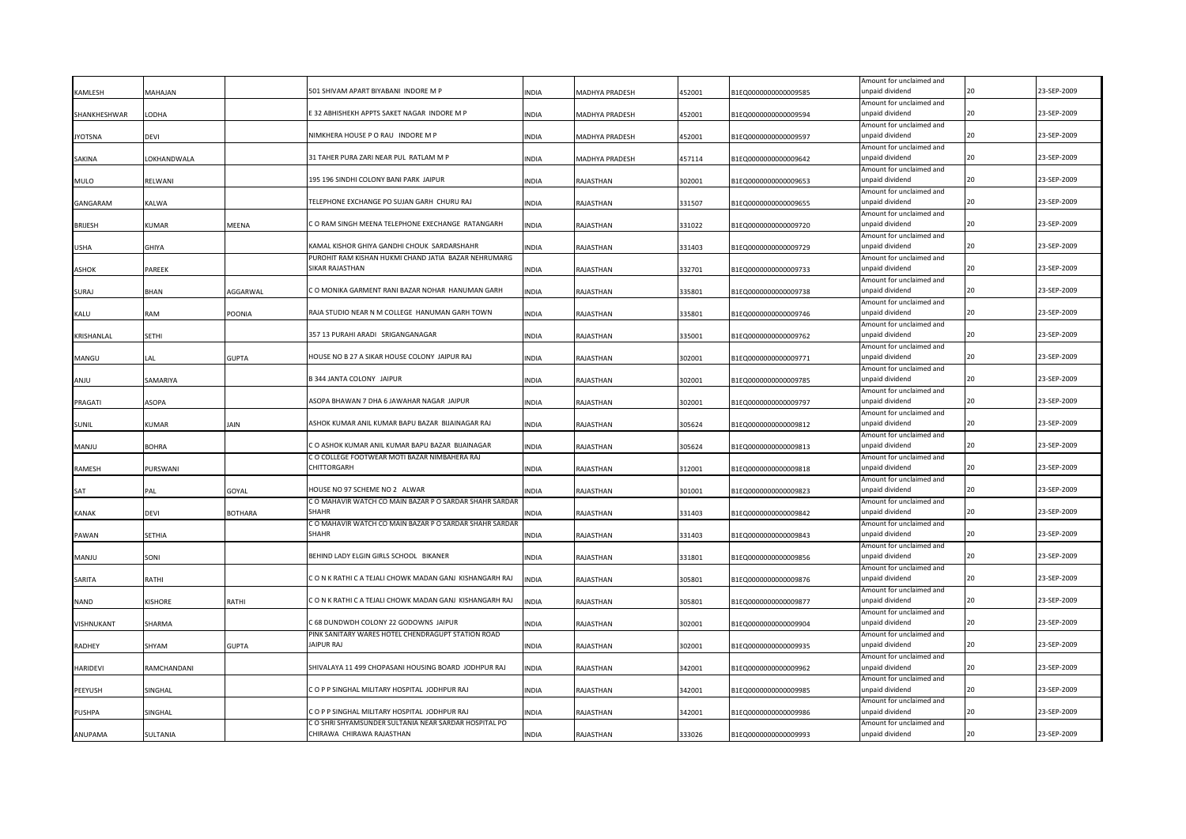| KAMLESH | MAHAJAN | | 501 SHIVAM APART BIYABANI INDORE M P | INDIA | MADHYA PRADESH | 452001 | B1EQ0000000000009585 | Amount for unclaimed and unpaid dividend | 20 | 23-SEP-2009 |
|---|---|---|---|---|---|---|---|---|---|---|
| SHANKHESHWAR | LODHA | | E 32 ABHISHEKH APPTS SAKET NAGAR INDORE M P | INDIA | MADHYA PRADESH | 452001 | B1EQ0000000000009594 | Amount for unclaimed and unpaid dividend | 20 | 23-SEP-2009 |
| JYOTSNA | DEVI | | NIMKHERA HOUSE P O RAU INDORE M P | INDIA | MADHYA PRADESH | 452001 | B1EQ0000000000009597 | Amount for unclaimed and unpaid dividend | 20 | 23-SEP-2009 |
| SAKINA | LOKHANDWALA | | 31 TAHER PURA ZARI NEAR PUL RATLAM M P | INDIA | MADHYA PRADESH | 457114 | B1EQ0000000000009642 | Amount for unclaimed and unpaid dividend | 20 | 23-SEP-2009 |
| MULO | RELWANI | | 195 196 SINDHI COLONY BANI PARK JAIPUR | INDIA | RAJASTHAN | 302001 | B1EQ0000000000009653 | Amount for unclaimed and unpaid dividend | 20 | 23-SEP-2009 |
| GANGARAM | KALWA | | TELEPHONE EXCHANGE PO SUJAN GARH CHURU RAJ | INDIA | RAJASTHAN | 331507 | B1EQ0000000000009655 | Amount for unclaimed and unpaid dividend | 20 | 23-SEP-2009 |
| BRIJESH | KUMAR | MEENA | C O RAM SINGH MEENA TELEPHONE EXECHANGE RATANGARH | INDIA | RAJASTHAN | 331022 | B1EQ0000000000009720 | Amount for unclaimed and unpaid dividend | 20 | 23-SEP-2009 |
| USHA | GHIYA | | KAMAL KISHOR GHIYA GANDHI CHOUK SARDARSHAHR | INDIA | RAJASTHAN | 331403 | B1EQ0000000000009729 | Amount for unclaimed and unpaid dividend | 20 | 23-SEP-2009 |
| ASHOK | PAREEK | | PUROHIT RAM KISHAN HUKMI CHAND JATIA BAZAR NEHRUMARG SIKAR RAJASTHAN | INDIA | RAJASTHAN | 332701 | B1EQ0000000000009733 | Amount for unclaimed and unpaid dividend | 20 | 23-SEP-2009 |
| SURAJ | BHAN | AGGARWAL | C O MONIKA GARMENT RANI BAZAR NOHAR HANUMAN GARH | INDIA | RAJASTHAN | 335801 | B1EQ0000000000009738 | Amount for unclaimed and unpaid dividend | 20 | 23-SEP-2009 |
| KALU | RAM | POONIA | RAJA STUDIO NEAR N M COLLEGE HANUMAN GARH TOWN | INDIA | RAJASTHAN | 335801 | B1EQ0000000000009746 | Amount for unclaimed and unpaid dividend | 20 | 23-SEP-2009 |
| KRISHANLAL | SETHI | | 357 13 PURAHI ARADI SRIGANGANAGAR | INDIA | RAJASTHAN | 335001 | B1EQ0000000000009762 | Amount for unclaimed and unpaid dividend | 20 | 23-SEP-2009 |
| MANGU | LAL | GUPTA | HOUSE NO B 27 A SIKAR HOUSE COLONY JAIPUR RAJ | INDIA | RAJASTHAN | 302001 | B1EQ0000000000009771 | Amount for unclaimed and unpaid dividend | 20 | 23-SEP-2009 |
| ANJU | SAMARIYA | | B 344 JANTA COLONY JAIPUR | INDIA | RAJASTHAN | 302001 | B1EQ0000000000009785 | Amount for unclaimed and unpaid dividend | 20 | 23-SEP-2009 |
| PRAGATI | ASOPA | | ASOPA BHAWAN 7 DHA 6 JAWAHAR NAGAR JAIPUR | INDIA | RAJASTHAN | 302001 | B1EQ0000000000009797 | Amount for unclaimed and unpaid dividend | 20 | 23-SEP-2009 |
| SUNIL | KUMAR | JAIN | ASHOK KUMAR ANIL KUMAR BAPU BAZAR BIJAINAGAR RAJ | INDIA | RAJASTHAN | 305624 | B1EQ0000000000009812 | Amount for unclaimed and unpaid dividend | 20 | 23-SEP-2009 |
| MANJU | BOHRA | | C O ASHOK KUMAR ANIL KUMAR BAPU BAZAR BIJAINAGAR | INDIA | RAJASTHAN | 305624 | B1EQ0000000000009813 | Amount for unclaimed and unpaid dividend | 20 | 23-SEP-2009 |
| RAMESH | PURSWANI | | C O COLLEGE FOOTWEAR MOTI BAZAR NIMBAHERA RAJ CHITTORGARH | INDIA | RAJASTHAN | 312001 | B1EQ0000000000009818 | Amount for unclaimed and unpaid dividend | 20 | 23-SEP-2009 |
| SAT | PAL | GOYAL | HOUSE NO 97 SCHEME NO 2 ALWAR | INDIA | RAJASTHAN | 301001 | B1EQ0000000000009823 | Amount for unclaimed and unpaid dividend | 20 | 23-SEP-2009 |
| KANAK | DEVI | BOTHARA | C O MAHAVIR WATCH CO MAIN BAZAR P O SARDAR SHAHR SARDAR SHAHR | INDIA | RAJASTHAN | 331403 | B1EQ0000000000009842 | Amount for unclaimed and unpaid dividend | 20 | 23-SEP-2009 |
| PAWAN | SETHIA | | C O MAHAVIR WATCH CO MAIN BAZAR P O SARDAR SHAHR SARDAR SHAHR | INDIA | RAJASTHAN | 331403 | B1EQ0000000000009843 | Amount for unclaimed and unpaid dividend | 20 | 23-SEP-2009 |
| MANJU | SONI | | BEHIND LADY ELGIN GIRLS SCHOOL BIKANER | INDIA | RAJASTHAN | 331801 | B1EQ0000000000009856 | Amount for unclaimed and unpaid dividend | 20 | 23-SEP-2009 |
| SARITA | RATHI | | C O N K RATHI C A TEJALI CHOWK MADAN GANJ KISHANGARH RAJ | INDIA | RAJASTHAN | 305801 | B1EQ0000000000009876 | Amount for unclaimed and unpaid dividend | 20 | 23-SEP-2009 |
| NAND | KISHORE | RATHI | C O N K RATHI C A TEJALI CHOWK MADAN GANJ KISHANGARH RAJ | INDIA | RAJASTHAN | 305801 | B1EQ0000000000009877 | Amount for unclaimed and unpaid dividend | 20 | 23-SEP-2009 |
| VISHNUKANT | SHARMA | | C 68 DUNDWDH COLONY 22 GODOWNS JAIPUR | INDIA | RAJASTHAN | 302001 | B1EQ0000000000009904 | Amount for unclaimed and unpaid dividend | 20 | 23-SEP-2009 |
| RADHEY | SHYAM | GUPTA | PINK SANITARY WARES HOTEL CHENDRAGUPT STATION ROAD JAIPUR RAJ | INDIA | RAJASTHAN | 302001 | B1EQ0000000000009935 | Amount for unclaimed and unpaid dividend | 20 | 23-SEP-2009 |
| HARIDEVI | RAMCHANDANI | | SHIVALAYA 11 499 CHOPASANI HOUSING BOARD JODHPUR RAJ | INDIA | RAJASTHAN | 342001 | B1EQ0000000000009962 | Amount for unclaimed and unpaid dividend | 20 | 23-SEP-2009 |
| PEEYUSH | SINGHAL | | C O P P SINGHAL MILITARY HOSPITAL JODHPUR RAJ | INDIA | RAJASTHAN | 342001 | B1EQ0000000000009985 | Amount for unclaimed and unpaid dividend | 20 | 23-SEP-2009 |
| PUSHPA | SINGHAL | | C O P P SINGHAL MILITARY HOSPITAL JODHPUR RAJ | INDIA | RAJASTHAN | 342001 | B1EQ0000000000009986 | Amount for unclaimed and unpaid dividend | 20 | 23-SEP-2009 |
| ANUPAMA | SULTANIA | | C O SHRI SHYAMSUNDER SULTANIA NEAR SARDAR HOSPITAL PO CHIRAWA CHIRAWA RAJASTHAN | INDIA | RAJASTHAN | 333026 | B1EQ0000000000009993 | Amount for unclaimed and unpaid dividend | 20 | 23-SEP-2009 |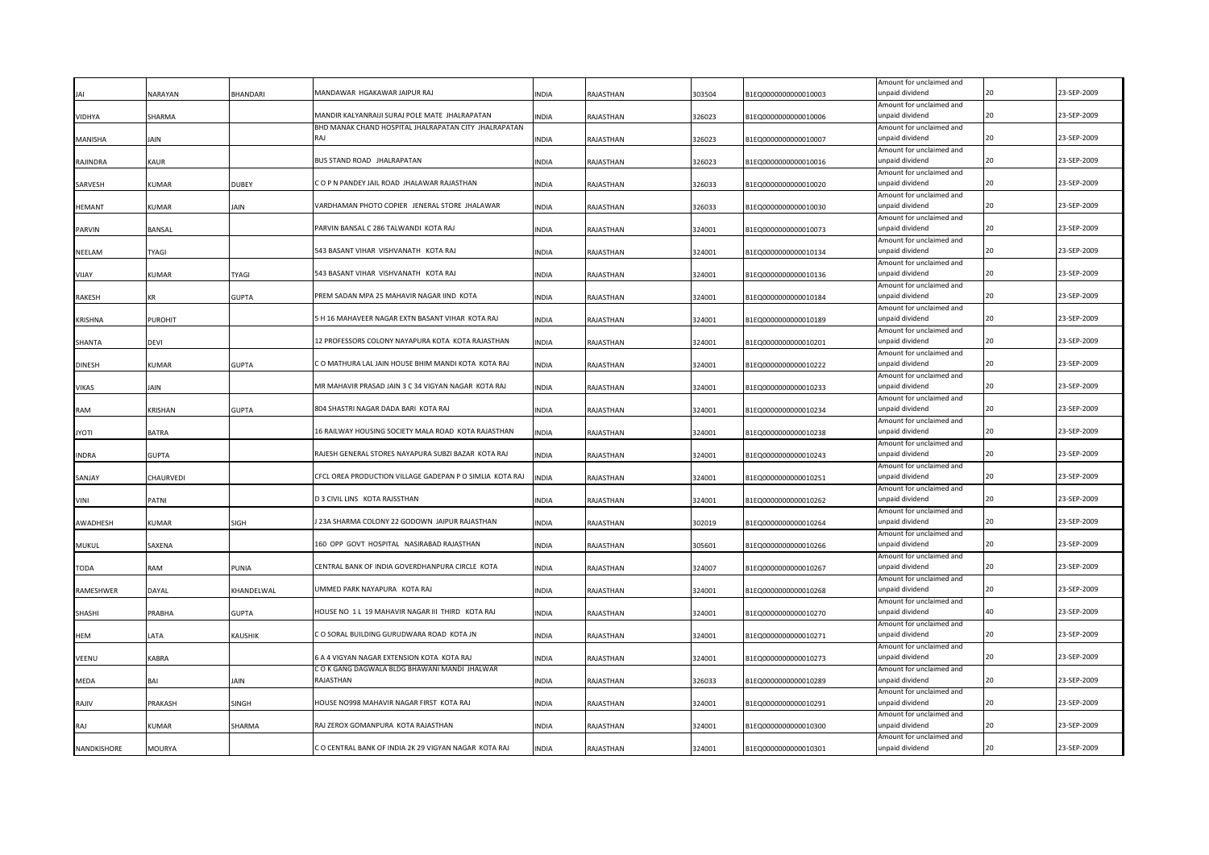| | | | | | | | | | | |
|---|---|---|---|---|---|---|---|---|---|---|
| JAI | NARAYAN | BHANDARI | MANDAWAR HGAKAWAR JAIPUR RAJ | INDIA | RAJASTHAN | 303504 | B1EQ0000000000010003 | Amount for unclaimed and unpaid dividend | 20 | 23-SEP-2009 |
| VIDHYA | SHARMA | | MANDIR KALYANRAIJI SURAJ POLE MATE JHALRAPATAN | INDIA | RAJASTHAN | 326023 | B1EQ0000000000010006 | Amount for unclaimed and unpaid dividend | 20 | 23-SEP-2009 |
| MANISHA | JAIN | | BHD MANAK CHAND HOSPITAL JHALRAPATAN CITY JHALRAPATAN RAJ | INDIA | RAJASTHAN | 326023 | B1EQ0000000000010007 | Amount for unclaimed and unpaid dividend | 20 | 23-SEP-2009 |
| RAJINDRA | KAUR | | BUS STAND ROAD JHALRAPATAN | INDIA | RAJASTHAN | 326023 | B1EQ0000000000010016 | Amount for unclaimed and unpaid dividend | 20 | 23-SEP-2009 |
| SARVESH | KUMAR | DUBEY | C O P N PANDEY JAIL ROAD JHALAWAR RAJASTHAN | INDIA | RAJASTHAN | 326033 | B1EQ0000000000010020 | Amount for unclaimed and unpaid dividend | 20 | 23-SEP-2009 |
| HEMANT | KUMAR | JAIN | VARDHAMAN PHOTO COPIER JENERAL STORE JHALAWAR | INDIA | RAJASTHAN | 326033 | B1EQ0000000000010030 | Amount for unclaimed and unpaid dividend | 20 | 23-SEP-2009 |
| PARVIN | BANSAL | | PARVIN BANSAL C 286 TALWANDI KOTA RAJ | INDIA | RAJASTHAN | 324001 | B1EQ0000000000010073 | Amount for unclaimed and unpaid dividend | 20 | 23-SEP-2009 |
| NEELAM | TYAGI | | 543 BASANT VIHAR VISHVANATH KOTA RAJ | INDIA | RAJASTHAN | 324001 | B1EQ0000000000010134 | Amount for unclaimed and unpaid dividend | 20 | 23-SEP-2009 |
| VIJAY | KUMAR | TYAGI | 543 BASANT VIHAR VISHVANATH KOTA RAJ | INDIA | RAJASTHAN | 324001 | B1EQ0000000000010136 | Amount for unclaimed and unpaid dividend | 20 | 23-SEP-2009 |
| RAKESH | KR | GUPTA | PREM SADAN MPA 25 MAHAVIR NAGAR IIND KOTA | INDIA | RAJASTHAN | 324001 | B1EQ0000000000010184 | Amount for unclaimed and unpaid dividend | 20 | 23-SEP-2009 |
| KRISHNA | PUROHIT | | 5 H 16 MAHAVEER NAGAR EXTN BASANT VIHAR KOTA RAJ | INDIA | RAJASTHAN | 324001 | B1EQ0000000000010189 | Amount for unclaimed and unpaid dividend | 20 | 23-SEP-2009 |
| SHANTA | DEVI | | 12 PROFESSORS COLONY NAYAPURA KOTA KOTA RAJASTHAN | INDIA | RAJASTHAN | 324001 | B1EQ0000000000010201 | Amount for unclaimed and unpaid dividend | 20 | 23-SEP-2009 |
| DINESH | KUMAR | GUPTA | C O MATHURA LAL JAIN HOUSE BHIM MANDI KOTA KOTA RAJ | INDIA | RAJASTHAN | 324001 | B1EQ0000000000010222 | Amount for unclaimed and unpaid dividend | 20 | 23-SEP-2009 |
| VIKAS | JAIN | | MR MAHAVIR PRASAD JAIN 3 C 34 VIGYAN NAGAR KOTA RAJ | INDIA | RAJASTHAN | 324001 | B1EQ0000000000010233 | Amount for unclaimed and unpaid dividend | 20 | 23-SEP-2009 |
| RAM | KRISHAN | GUPTA | 804 SHASTRI NAGAR DADA BARI KOTA RAJ | INDIA | RAJASTHAN | 324001 | B1EQ0000000000010234 | Amount for unclaimed and unpaid dividend | 20 | 23-SEP-2009 |
| JYOTI | BATRA | | 16 RAILWAY HOUSING SOCIETY MALA ROAD KOTA RAJASTHAN | INDIA | RAJASTHAN | 324001 | B1EQ0000000000010238 | Amount for unclaimed and unpaid dividend | 20 | 23-SEP-2009 |
| INDRA | GUPTA | | RAJESH GENERAL STORES NAYAPURA SUBZI BAZAR KOTA RAJ | INDIA | RAJASTHAN | 324001 | B1EQ0000000000010243 | Amount for unclaimed and unpaid dividend | 20 | 23-SEP-2009 |
| SANJAY | CHAURVEDI | | CFCL OREA PRODUCTION VILLAGE GADEPAN P O SIMLIA KOTA RAJ | INDIA | RAJASTHAN | 324001 | B1EQ0000000000010251 | Amount for unclaimed and unpaid dividend | 20 | 23-SEP-2009 |
| VINI | PATNI | | D 3 CIVIL LINS KOTA RAJSSTHAN | INDIA | RAJASTHAN | 324001 | B1EQ0000000000010262 | Amount for unclaimed and unpaid dividend | 20 | 23-SEP-2009 |
| AWADHESH | KUMAR | SIGH | J 23A SHARMA COLONY 22 GODOWN JAIPUR RAJASTHAN | INDIA | RAJASTHAN | 302019 | B1EQ0000000000010264 | Amount for unclaimed and unpaid dividend | 20 | 23-SEP-2009 |
| MUKUL | SAXENA | | 160 OPP GOVT HOSPITAL NASIRABAD RAJASTHAN | INDIA | RAJASTHAN | 305601 | B1EQ0000000000010266 | Amount for unclaimed and unpaid dividend | 20 | 23-SEP-2009 |
| TODA | RAM | PUNIA | CENTRAL BANK OF INDIA GOVERDHANPURA CIRCLE KOTA | INDIA | RAJASTHAN | 324007 | B1EQ0000000000010267 | Amount for unclaimed and unpaid dividend | 20 | 23-SEP-2009 |
| RAMESHWER | DAYAL | KHANDELWAL | UMMED PARK NAYAPURA KOTA RAJ | INDIA | RAJASTHAN | 324001 | B1EQ0000000000010268 | Amount for unclaimed and unpaid dividend | 20 | 23-SEP-2009 |
| SHASHI | PRABHA | GUPTA | HOUSE NO 1 L 19 MAHAVIR NAGAR III THIRD KOTA RAJ | INDIA | RAJASTHAN | 324001 | B1EQ0000000000010270 | Amount for unclaimed and unpaid dividend | 40 | 23-SEP-2009 |
| HEM | LATA | KAUSHIK | C O SORAL BUILDING GURUDWARA ROAD KOTA JN | INDIA | RAJASTHAN | 324001 | B1EQ0000000000010271 | Amount for unclaimed and unpaid dividend | 20 | 23-SEP-2009 |
| VEENU | KABRA | | 6 A 4 VIGYAN NAGAR EXTENSION KOTA KOTA RAJ | INDIA | RAJASTHAN | 324001 | B1EQ0000000000010273 | Amount for unclaimed and unpaid dividend | 20 | 23-SEP-2009 |
| MEDA | BAI | JAIN | C O K GANG DAGWALA BLDG BHAWANI MANDI JHALWAR RAJASTHAN | INDIA | RAJASTHAN | 326033 | B1EQ0000000000010289 | Amount for unclaimed and unpaid dividend | 20 | 23-SEP-2009 |
| RAJIV | PRAKASH | SINGH | HOUSE NO998 MAHAVIR NAGAR FIRST KOTA RAJ | INDIA | RAJASTHAN | 324001 | B1EQ0000000000010291 | Amount for unclaimed and unpaid dividend | 20 | 23-SEP-2009 |
| RAJ | KUMAR | SHARMA | RAJ ZEROX GOMANPURA KOTA RAJASTHAN | INDIA | RAJASTHAN | 324001 | B1EQ0000000000010300 | Amount for unclaimed and unpaid dividend | 20 | 23-SEP-2009 |
| NANDKISHORE | MOURYA | | C O CENTRAL BANK OF INDIA 2K 29 VIGYAN NAGAR KOTA RAJ | INDIA | RAJASTHAN | 324001 | B1EQ0000000000010301 | Amount for unclaimed and unpaid dividend | 20 | 23-SEP-2009 |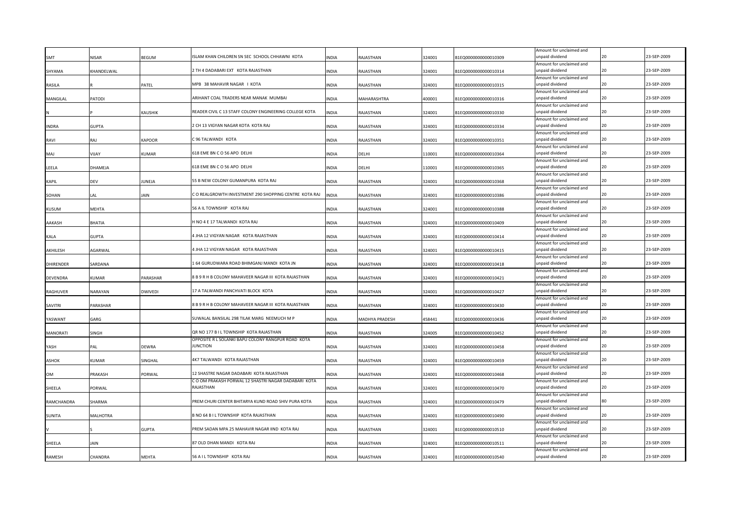| | | | | | | | | | | |
|---|---|---|---|---|---|---|---|---|---|---|
| SMT | NISAR | BEGUM | ISLAM KHAN CHILDREN SN SEC SCHOOL CHHAWNI KOTA | INDIA | RAJASTHAN | 324001 | B1EQ0000000000010309 | Amount for unclaimed and unpaid dividend | 20 | 23-SEP-2009 |
| SHYAMA | KHANDELWAL | | 2 TH 4 DADABARI EXT KOTA RAJASTHAN | INDIA | RAJASTHAN | 324001 | B1EQ0000000000010314 | Amount for unclaimed and unpaid dividend | 20 | 23-SEP-2009 |
| RASILA | R | PATEL | MPB 38 MAHAVIR NAGAR I KOTA | INDIA | RAJASTHAN | 324001 | B1EQ0000000000010315 | Amount for unclaimed and unpaid dividend | 20 | 23-SEP-2009 |
| MANGILAL | PATODI | | ARIHANT COAL TRADERS NEAR MANAK MUMBAI | INDIA | MAHARASHTRA | 400001 | B1EQ0000000000010316 | Amount for unclaimed and unpaid dividend | 20 | 23-SEP-2009 |
| N | P | KAUSHIK | READER CIVIL C 13 STAFF COLONY ENGINEERING COLLEGE KOTA | INDIA | RAJASTHAN | 324001 | B1EQ0000000000010330 | Amount for unclaimed and unpaid dividend | 20 | 23-SEP-2009 |
| INDRA | GUPTA | | 2 CH 13 VIGYAN NAGAR KOTA KOTA RAJ | INDIA | RAJASTHAN | 324001 | B1EQ0000000000010334 | Amount for unclaimed and unpaid dividend | 20 | 23-SEP-2009 |
| RAVI | RAJ | KAPOOR | C 96 TALWANDI KOTA | INDIA | RAJASTHAN | 324001 | B1EQ0000000000010351 | Amount for unclaimed and unpaid dividend | 20 | 23-SEP-2009 |
| MAJ | VIJAY | KUMAR | 618 EME BN C O 56 APO DELHI | INDIA | DELHI | 110001 | B1EQ0000000000010364 | Amount for unclaimed and unpaid dividend | 20 | 23-SEP-2009 |
| LEELA | DHAMEJA | | 618 EME BN C O 56 APO DELHI | INDIA | DELHI | 110001 | B1EQ0000000000010365 | Amount for unclaimed and unpaid dividend | 20 | 23-SEP-2009 |
| KAPIL | DEV | JUNEJA | 55 B NEW COLONY GUMANPURA KOTA RAJ | INDIA | RAJASTHAN | 324001 | B1EQ0000000000010368 | Amount for unclaimed and unpaid dividend | 20 | 23-SEP-2009 |
| SOHAN | LAL | JAIN | C O REALGROWTH INVESTMENT 290 SHOPPING CENTRE KOTA RAJ | INDIA | RAJASTHAN | 324001 | B1EQ0000000000010386 | Amount for unclaimed and unpaid dividend | 20 | 23-SEP-2009 |
| KUSUM | MEHTA | | 56 A IL TOWNSHIP KOTA RAJ | INDIA | RAJASTHAN | 324001 | B1EQ0000000000010388 | Amount for unclaimed and unpaid dividend | 20 | 23-SEP-2009 |
| AAKASH | BHATIA | | H NO 4 E 17 TALWANDI KOTA RAJ | INDIA | RAJASTHAN | 324001 | B1EQ0000000000010409 | Amount for unclaimed and unpaid dividend | 20 | 23-SEP-2009 |
| KALA | GUPTA | | 4 JHA 12 VIGYAN NAGAR KOTA RAJASTHAN | INDIA | RAJASTHAN | 324001 | B1EQ0000000000010414 | Amount for unclaimed and unpaid dividend | 20 | 23-SEP-2009 |
| AKHILESH | AGARWAL | | 4 JHA 12 VIGYAN NAGAR KOTA RAJASTHAN | INDIA | RAJASTHAN | 324001 | B1EQ0000000000010415 | Amount for unclaimed and unpaid dividend | 20 | 23-SEP-2009 |
| DHIRENDER | SARDANA | | 1 64 GURUDWARA ROAD BHIMGANJ MANDI KOTA JN | INDIA | RAJASTHAN | 324001 | B1EQ0000000000010418 | Amount for unclaimed and unpaid dividend | 20 | 23-SEP-2009 |
| DEVENDRA | KUMAR | PARASHAR | 8 B 9 R H B COLONY MAHAVEER NAGAR III KOTA RAJASTHAN | INDIA | RAJASTHAN | 324001 | B1EQ0000000000010421 | Amount for unclaimed and unpaid dividend | 20 | 23-SEP-2009 |
| RAGHUVER | NARAYAN | DWIVEDI | 17 A TALWANDI PANCHVATI BLOCK KOTA | INDIA | RAJASTHAN | 324001 | B1EQ0000000000010427 | Amount for unclaimed and unpaid dividend | 20 | 23-SEP-2009 |
| SAVITRI | PARASHAR | | 8 B 9 R H B COLONY MAHAVEER NAGAR III KOTA RAJASTHAN | INDIA | RAJASTHAN | 324001 | B1EQ0000000000010430 | Amount for unclaimed and unpaid dividend | 20 | 23-SEP-2009 |
| YASWANT | GARG | | SUWALAL BANSILAL 298 TILAK MARG NEEMUCH M P | INDIA | MADHYA PRADESH | 458441 | B1EQ0000000000010436 | Amount for unclaimed and unpaid dividend | 20 | 23-SEP-2009 |
| MANORATI | SINGH | | QR NO 177 B I L TOWNSHIP KOTA RAJASTHAN | INDIA | RAJASTHAN | 324005 | B1EQ0000000000010452 | Amount for unclaimed and unpaid dividend | 20 | 23-SEP-2009 |
| YASH | PAL | DEWRA | OPPOSITE R L SOLANKI BAPU COLONY RANGPUR ROAD KOTA JUNCTION | INDIA | RAJASTHAN | 324001 | B1EQ0000000000010458 | Amount for unclaimed and unpaid dividend | 20 | 23-SEP-2009 |
| ASHOK | KUMAR | SINGHAL | 4K7 TALWANDI KOTA RAJASTHAN | INDIA | RAJASTHAN | 324001 | B1EQ0000000000010459 | Amount for unclaimed and unpaid dividend | 20 | 23-SEP-2009 |
| OM | PRAKASH | PORWAL | 12 SHASTRE NAGAR DADABARI KOTA RAJASTHAN | INDIA | RAJASTHAN | 324001 | B1EQ0000000000010468 | Amount for unclaimed and unpaid dividend | 20 | 23-SEP-2009 |
| SHEELA | PORWAL | | C O OM PRAKASH PORWAL 12 SHASTRI NAGAR DADABARI KOTA RAJASTHAN | INDIA | RAJASTHAN | 324001 | B1EQ0000000000010470 | Amount for unclaimed and unpaid dividend | 20 | 23-SEP-2009 |
| RAMCHANDRA | SHARMA | | PREM CHURI CENTER BHITARYA KUND ROAD SHIV PURA KOTA | INDIA | RAJASTHAN | 324001 | B1EQ0000000000010479 | Amount for unclaimed and unpaid dividend | 80 | 23-SEP-2009 |
| SUNITA | MALHOTRA | | B NO 64 B I L TOWNSHIP KOTA RAJASTHAN | INDIA | RAJASTHAN | 324001 | B1EQ0000000000010490 | Amount for unclaimed and unpaid dividend | 20 | 23-SEP-2009 |
| V | S | GUPTA | PREM SADAN MPA 25 MAHAVIR NAGAR IIND KOTA RAJ | INDIA | RAJASTHAN | 324001 | B1EQ0000000000010510 | Amount for unclaimed and unpaid dividend | 20 | 23-SEP-2009 |
| SHEELA | JAIN | | 87 OLD DHAN MANDI KOTA RAJ | INDIA | RAJASTHAN | 324001 | B1EQ0000000000010511 | Amount for unclaimed and unpaid dividend | 20 | 23-SEP-2009 |
| RAMESH | CHANDRA | MEHTA | 56 A I L TOWNSHIP KOTA RAJ | INDIA | RAJASTHAN | 324001 | B1EQ0000000000010540 | Amount for unclaimed and unpaid dividend | 20 | 23-SEP-2009 |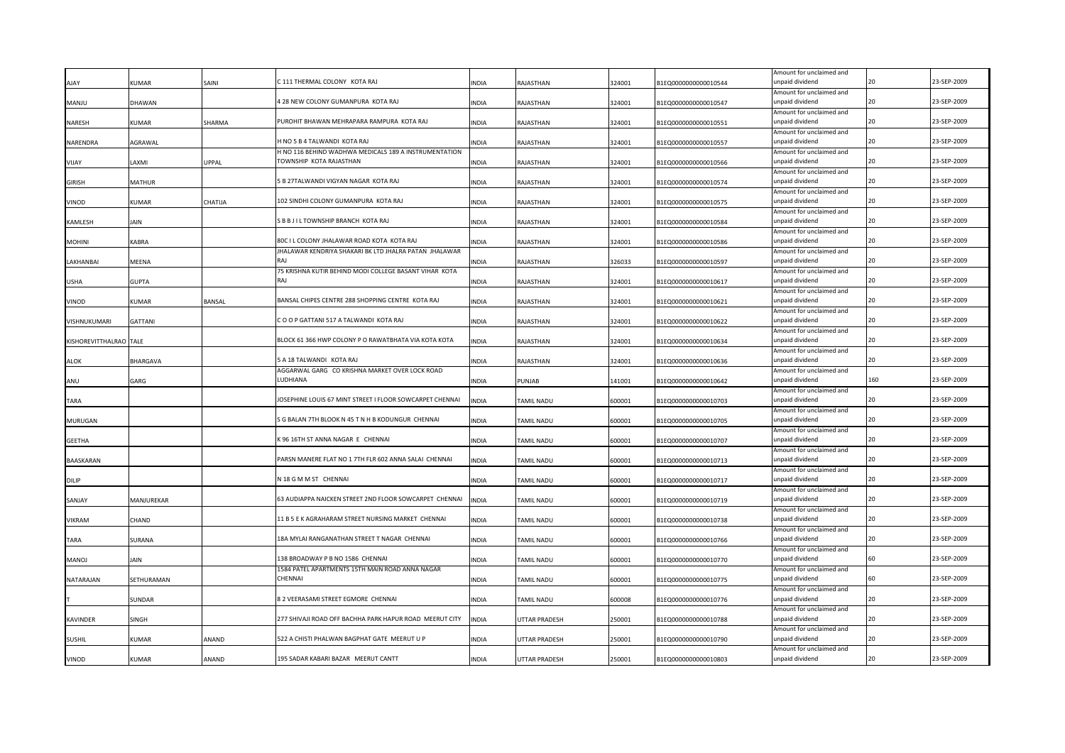| AJAY | KUMAR | SAINI | C 111 THERMAL COLONY KOTA RAJ | INDIA | RAJASTHAN | 324001 | B1EQ0000000000010544 | Amount for unclaimed and unpaid dividend | 20 | 23-SEP-2009 |
|---|---|---|---|---|---|---|---|---|---|---|
| MANJU | DHAWAN | | 4 28 NEW COLONY GUMANPURA KOTA RAJ | INDIA | RAJASTHAN | 324001 | B1EQ0000000000010547 | Amount for unclaimed and unpaid dividend | 20 | 23-SEP-2009 |
| NARESH | KUMAR | SHARMA | PUROHIT BHAWAN MEHRAPARA RAMPURA KOTA RAJ | INDIA | RAJASTHAN | 324001 | B1EQ0000000000010551 | Amount for unclaimed and unpaid dividend | 20 | 23-SEP-2009 |
| NARENDRA | AGRAWAL | | H NO 5 B 4 TALWANDI KOTA RAJ | INDIA | RAJASTHAN | 324001 | B1EQ0000000000010557 | Amount for unclaimed and unpaid dividend | 20 | 23-SEP-2009 |
| VIJAY | LAXMI | UPPAL | H NO 116 BEHIND WADHWA MEDICALS 189 A INSTRUMENTATION TOWNSHIP KOTA RAJASTHAN | INDIA | RAJASTHAN | 324001 | B1EQ0000000000010566 | Amount for unclaimed and unpaid dividend | 20 | 23-SEP-2009 |
| GIRISH | MATHUR | | 5 B 27TALWANDI VIGYAN NAGAR KOTA RAJ | INDIA | RAJASTHAN | 324001 | B1EQ0000000000010574 | Amount for unclaimed and unpaid dividend | 20 | 23-SEP-2009 |
| VINOD | KUMAR | CHATIJA | 102 SINDHI COLONY GUMANPURA KOTA RAJ | INDIA | RAJASTHAN | 324001 | B1EQ0000000000010575 | Amount for unclaimed and unpaid dividend | 20 | 23-SEP-2009 |
| KAMLESH | JAIN | | S B B J I L TOWNSHIP BRANCH KOTA RAJ | INDIA | RAJASTHAN | 324001 | B1EQ0000000000010584 | Amount for unclaimed and unpaid dividend | 20 | 23-SEP-2009 |
| MOHINI | KABRA | | 80C I L COLONY JHALAWAR ROAD KOTA KOTA RAJ | INDIA | RAJASTHAN | 324001 | B1EQ0000000000010586 | Amount for unclaimed and unpaid dividend | 20 | 23-SEP-2009 |
| LAKHANBAI | MEENA | | JHALAWAR KENDRIYA SHAKARI BK LTD JHALRA PATAN JHALAWAR RAJ | INDIA | RAJASTHAN | 326033 | B1EQ0000000000010597 | Amount for unclaimed and unpaid dividend | 20 | 23-SEP-2009 |
| USHA | GUPTA | | 75 KRISHNA KUTIR BEHIND MODI COLLEGE BASANT VIHAR KOTA RAJ | INDIA | RAJASTHAN | 324001 | B1EQ0000000000010617 | Amount for unclaimed and unpaid dividend | 20 | 23-SEP-2009 |
| VINOD | KUMAR | BANSAL | BANSAL CHIPES CENTRE 288 SHOPPING CENTRE KOTA RAJ | INDIA | RAJASTHAN | 324001 | B1EQ0000000000010621 | Amount for unclaimed and unpaid dividend | 20 | 23-SEP-2009 |
| VISHNUKUMARI | GATTANI | | C O O P GATTANI 517 A TALWANDI KOTA RAJ | INDIA | RAJASTHAN | 324001 | B1EQ0000000000010622 | Amount for unclaimed and unpaid dividend | 20 | 23-SEP-2009 |
| KISHOREVITTHALRAO | TALE | | BLOCK 61 366 HWP COLONY P O RAWATBHATA VIA KOTA KOTA | INDIA | RAJASTHAN | 324001 | B1EQ0000000000010634 | Amount for unclaimed and unpaid dividend | 20 | 23-SEP-2009 |
| ALOK | BHARGAVA | | 5 A 18 TALWANDI KOTA RAJ | INDIA | RAJASTHAN | 324001 | B1EQ0000000000010636 | Amount for unclaimed and unpaid dividend | 20 | 23-SEP-2009 |
| ANU | GARG | | AGGARWAL GARG CO KRISHNA MARKET OVER LOCK ROAD LUDHIANA | INDIA | PUNJAB | 141001 | B1EQ0000000000010642 | Amount for unclaimed and unpaid dividend | 160 | 23-SEP-2009 |
| TARA | | | JOSEPHINE LOUIS 67 MINT STREET I FLOOR SOWCARPET CHENNAI | INDIA | TAMIL NADU | 600001 | B1EQ0000000000010703 | Amount for unclaimed and unpaid dividend | 20 | 23-SEP-2009 |
| MURUGAN | | | S G BALAN 7TH BLOCK N 45 T N H B KODUNGUR CHENNAI | INDIA | TAMIL NADU | 600001 | B1EQ0000000000010705 | Amount for unclaimed and unpaid dividend | 20 | 23-SEP-2009 |
| GEETHA | | | K 96 16TH ST ANNA NAGAR E CHENNAI | INDIA | TAMIL NADU | 600001 | B1EQ0000000000010707 | Amount for unclaimed and unpaid dividend | 20 | 23-SEP-2009 |
| BAASKARAN | | | PARSN MANERE FLAT NO 1 7TH FLR 602 ANNA SALAI CHENNAI | INDIA | TAMIL NADU | 600001 | B1EQ0000000000010713 | Amount for unclaimed and unpaid dividend | 20 | 23-SEP-2009 |
| DILIP | | | N 18 G M M ST CHENNAI | INDIA | TAMIL NADU | 600001 | B1EQ0000000000010717 | Amount for unclaimed and unpaid dividend | 20 | 23-SEP-2009 |
| SANJAY | MANJUREKAR | | 63 AUDIAPPA NAICKEN STREET 2ND FLOOR SOWCARPET CHENNAI | INDIA | TAMIL NADU | 600001 | B1EQ0000000000010719 | Amount for unclaimed and unpaid dividend | 20 | 23-SEP-2009 |
| VIKRAM | CHAND | | 11 B 5 E K AGRAHARAM STREET NURSING MARKET CHENNAI | INDIA | TAMIL NADU | 600001 | B1EQ0000000000010738 | Amount for unclaimed and unpaid dividend | 20 | 23-SEP-2009 |
| TARA | SURANA | | 18A MYLAI RANGANATHAN STREET T NAGAR CHENNAI | INDIA | TAMIL NADU | 600001 | B1EQ0000000000010766 | Amount for unclaimed and unpaid dividend | 20 | 23-SEP-2009 |
| MANOJ | JAIN | | 138 BROADWAY P B NO 1586 CHENNAI | INDIA | TAMIL NADU | 600001 | B1EQ0000000000010770 | Amount for unclaimed and unpaid dividend | 60 | 23-SEP-2009 |
| NATARAJAN | SETHURAMAN | | 1584 PATEL APARTMENTS 15TH MAIN ROAD ANNA NAGAR CHENNAI | INDIA | TAMIL NADU | 600001 | B1EQ0000000000010775 | Amount for unclaimed and unpaid dividend | 60 | 23-SEP-2009 |
| T | SUNDAR | | 8 2 VEERASAMI STREET EGMORE CHENNAI | INDIA | TAMIL NADU | 600008 | B1EQ0000000000010776 | Amount for unclaimed and unpaid dividend | 20 | 23-SEP-2009 |
| KAVINDER | SINGH | | 277 SHIVAJI ROAD OFF BACHHA PARK HAPUR ROAD MEERUT CITY | INDIA | UTTAR PRADESH | 250001 | B1EQ0000000000010788 | Amount for unclaimed and unpaid dividend | 20 | 23-SEP-2009 |
| SUSHIL | KUMAR | ANAND | 522 A CHISTI PHALWAN BAGPHAT GATE MEERUT U P | INDIA | UTTAR PRADESH | 250001 | B1EQ0000000000010790 | Amount for unclaimed and unpaid dividend | 20 | 23-SEP-2009 |
| VINOD | KUMAR | ANAND | 195 SADAR KABARI BAZAR MEERUT CANTT | INDIA | UTTAR PRADESH | 250001 | B1EQ0000000000010803 | Amount for unclaimed and unpaid dividend | 20 | 23-SEP-2009 |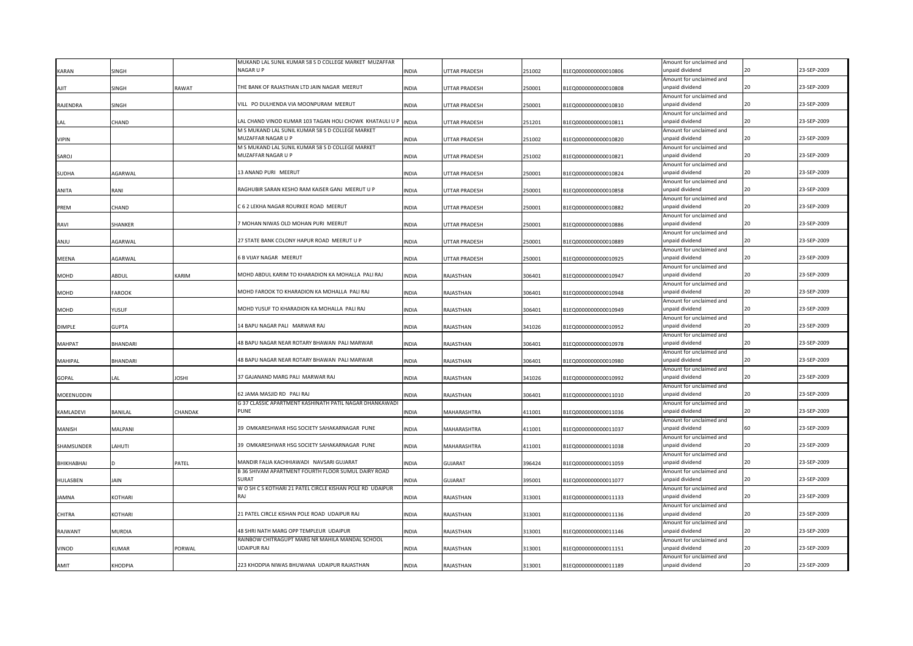| KARAN | SINGH | | MUKAND LAL SUNIL KUMAR 58 S D COLLEGE MARKET MUZAFFAR NAGAR U P | INDIA | UTTAR PRADESH | 251002 | B1EQ0000000000010806 | Amount for unclaimed and unpaid dividend | 20 | 23-SEP-2009 |
|---|---|---|---|---|---|---|---|---|---|---|
| AJIT | SINGH | RAWAT | THE BANK OF RAJASTHAN LTD JAIN NAGAR MEERUT | INDIA | UTTAR PRADESH | 250001 | B1EQ0000000000010808 | Amount for unclaimed and unpaid dividend | 20 | 23-SEP-2009 |
| RAJENDRA | SINGH | | VILL PO DULHENDA VIA MOONPURAM MEERUT | INDIA | UTTAR PRADESH | 250001 | B1EQ0000000000010810 | Amount for unclaimed and unpaid dividend | 20 | 23-SEP-2009 |
| LAL | CHAND | | LAL CHAND VINOD KUMAR 103 TAGAN HOLI CHOWK KHATAULI U P | INDIA | UTTAR PRADESH | 251201 | B1EQ0000000000010811 | Amount for unclaimed and unpaid dividend | 20 | 23-SEP-2009 |
| VIPIN | | | M S MUKAND LAL SUNIL KUMAR 58 S D COLLEGE MARKET MUZAFFAR NAGAR U P | INDIA | UTTAR PRADESH | 251002 | B1EQ0000000000010820 | Amount for unclaimed and unpaid dividend | 20 | 23-SEP-2009 |
| SAROJ | | | M S MUKAND LAL SUNIL KUMAR 58 S D COLLEGE MARKET MUZAFFAR NAGAR U P | INDIA | UTTAR PRADESH | 251002 | B1EQ0000000000010821 | Amount for unclaimed and unpaid dividend | 20 | 23-SEP-2009 |
| SUDHA | AGARWAL | | 13 ANAND PURI MEERUT | INDIA | UTTAR PRADESH | 250001 | B1EQ0000000000010824 | Amount for unclaimed and unpaid dividend | 20 | 23-SEP-2009 |
| ANITA | RANI | | RAGHUBIR SARAN KESHO RAM KAISER GANJ MEERUT U P | INDIA | UTTAR PRADESH | 250001 | B1EQ0000000000010858 | Amount for unclaimed and unpaid dividend | 20 | 23-SEP-2009 |
| PREM | CHAND | | C 6 2 LEKHA NAGAR ROURKEE ROAD MEERUT | INDIA | UTTAR PRADESH | 250001 | B1EQ0000000000010882 | Amount for unclaimed and unpaid dividend | 20 | 23-SEP-2009 |
| RAVI | SHANKER | | 7 MOHAN NIWAS OLD MOHAN PURI MEERUT | INDIA | UTTAR PRADESH | 250001 | B1EQ0000000000010886 | Amount for unclaimed and unpaid dividend | 20 | 23-SEP-2009 |
| ANJU | AGARWAL | | 27 STATE BANK COLONY HAPUR ROAD MEERUT U P | INDIA | UTTAR PRADESH | 250001 | B1EQ0000000000010889 | Amount for unclaimed and unpaid dividend | 20 | 23-SEP-2009 |
| MEENA | AGARWAL | | 6 B VIJAY NAGAR MEERUT | INDIA | UTTAR PRADESH | 250001 | B1EQ0000000000010925 | Amount for unclaimed and unpaid dividend | 20 | 23-SEP-2009 |
| MOHD | ABDUL | KARIM | MOHD ABDUL KARIM TO KHARADION KA MOHALLA PALI RAJ | INDIA | RAJASTHAN | 306401 | B1EQ0000000000010947 | Amount for unclaimed and unpaid dividend | 20 | 23-SEP-2009 |
| MOHD | FAROOK | | MOHD FAROOK TO KHARADION KA MOHALLA PALI RAJ | INDIA | RAJASTHAN | 306401 | B1EQ0000000000010948 | Amount for unclaimed and unpaid dividend | 20 | 23-SEP-2009 |
| MOHD | YUSUF | | MOHD YUSUF TO KHARADION KA MOHALLA PALI RAJ | INDIA | RAJASTHAN | 306401 | B1EQ0000000000010949 | Amount for unclaimed and unpaid dividend | 20 | 23-SEP-2009 |
| DIMPLE | GUPTA | | 14 BAPU NAGAR PALI MARWAR RAJ | INDIA | RAJASTHAN | 341026 | B1EQ0000000000010952 | Amount for unclaimed and unpaid dividend | 20 | 23-SEP-2009 |
| MAHPAT | BHANDARI | | 48 BAPU NAGAR NEAR ROTARY BHAWAN PALI MARWAR | INDIA | RAJASTHAN | 306401 | B1EQ0000000000010978 | Amount for unclaimed and unpaid dividend | 20 | 23-SEP-2009 |
| MAHIPAL | BHANDARI | | 48 BAPU NAGAR NEAR ROTARY BHAWAN PALI MARWAR | INDIA | RAJASTHAN | 306401 | B1EQ0000000000010980 | Amount for unclaimed and unpaid dividend | 20 | 23-SEP-2009 |
| GOPAL | LAL | JOSHI | 37 GAJANAND MARG PALI MARWAR RAJ | INDIA | RAJASTHAN | 341026 | B1EQ0000000000010992 | Amount for unclaimed and unpaid dividend | 20 | 23-SEP-2009 |
| MOEENUDDIN | | | 62 JAMA MASJID RD PALI RAJ | INDIA | RAJASTHAN | 306401 | B1EQ0000000000011010 | Amount for unclaimed and unpaid dividend | 20 | 23-SEP-2009 |
| KAMLADEVI | BANILAL | CHANDAK | G 37 CLASSIC APARTMENT KASHINATH PATIL NAGAR DHANKAWADI PUNE | INDIA | MAHARASHTRA | 411001 | B1EQ0000000000011036 | Amount for unclaimed and unpaid dividend | 20 | 23-SEP-2009 |
| MANISH | MALPANI | | 39 OMKARESHWAR HSG SOCIETY SAHAKARNAGAR PUNE | INDIA | MAHARASHTRA | 411001 | B1EQ0000000000011037 | Amount for unclaimed and unpaid dividend | 60 | 23-SEP-2009 |
| SHAMSUNDER | LAHUTI | | 39 OMKARESHWAR HSG SOCIETY SAHAKARNAGAR PUNE | INDIA | MAHARASHTRA | 411001 | B1EQ0000000000011038 | Amount for unclaimed and unpaid dividend | 20 | 23-SEP-2009 |
| BHIKHABHAI | D | PATEL | MANDIR FALIA KACHHIAWADI NAVSARI GUJARAT | INDIA | GUJARAT | 396424 | B1EQ0000000000011059 | Amount for unclaimed and unpaid dividend | 20 | 23-SEP-2009 |
| HULASBEN | JAIN | | B 36 SHIVAM APARTMENT FOURTH FLOOR SUMUL DAIRY ROAD SURAT | INDIA | GUJARAT | 395001 | B1EQ0000000000011077 | Amount for unclaimed and unpaid dividend | 20 | 23-SEP-2009 |
| JAMNA | KOTHARI | | W O SH C S KOTHARI 21 PATEL CIRCLE KISHAN POLE RD UDAIPUR RAJ | INDIA | RAJASTHAN | 313001 | B1EQ0000000000011133 | Amount for unclaimed and unpaid dividend | 20 | 23-SEP-2009 |
| CHITRA | KOTHARI | | 21 PATEL CIRCLE KISHAN POLE ROAD UDAIPUR RAJ | INDIA | RAJASTHAN | 313001 | B1EQ0000000000011136 | Amount for unclaimed and unpaid dividend | 20 | 23-SEP-2009 |
| RAJWANT | MURDIA | | 48 SHRI NATH MARG OPP TEMPLEUR UDAIPUR | INDIA | RAJASTHAN | 313001 | B1EQ0000000000011146 | Amount for unclaimed and unpaid dividend | 20 | 23-SEP-2009 |
| VINOD | KUMAR | PORWAL | RAINBOW CHITRAGUPT MARG NR MAHILA MANDAL SCHOOL UDAIPUR RAJ | INDIA | RAJASTHAN | 313001 | B1EQ0000000000011151 | Amount for unclaimed and unpaid dividend | 20 | 23-SEP-2009 |
| AMIT | KHODPIA | | 223 KHODPIA NIWAS BHUWANA UDAIPUR RAJASTHAN | INDIA | RAJASTHAN | 313001 | B1EQ0000000000011189 | Amount for unclaimed and unpaid dividend | 20 | 23-SEP-2009 |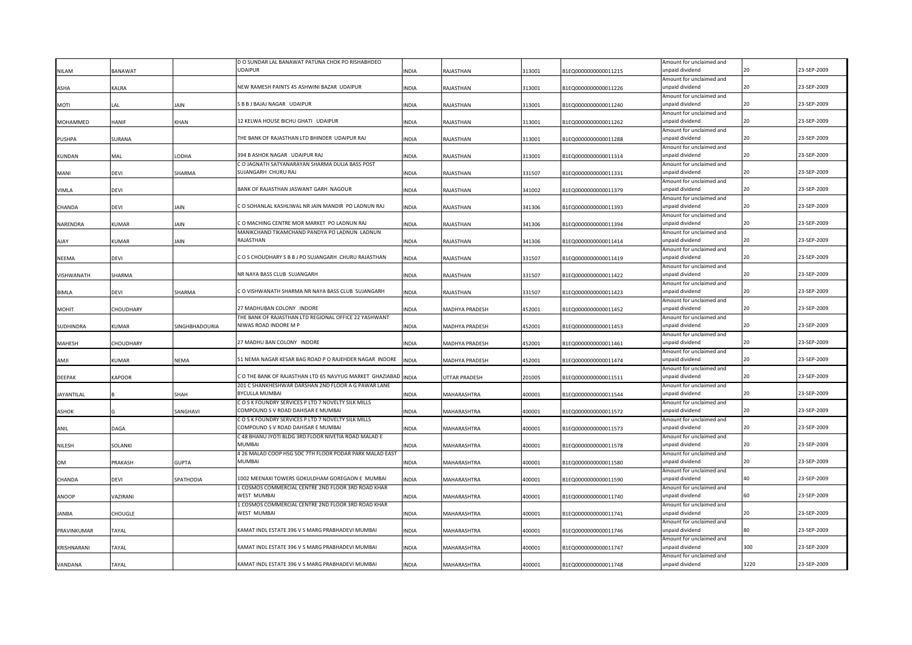| NILAM | BANAWAT | | D O SUNDAR LAL BANAWAT PATUNA CHOK PO RISHABHDEO UDAIPUR | INDIA | RAJASTHAN | 313001 | B1EQ0000000000011215 | Amount for unclaimed and unpaid dividend | 20 | 23-SEP-2009 |
|---|---|---|---|---|---|---|---|---|---|---|
| ASHA | KALRA | | NEW RAMESH PAINTS 45 ASHWINI BAZAR UDAIPUR | INDIA | RAJASTHAN | 313001 | B1EQ0000000000011226 | Amount for unclaimed and unpaid dividend | 20 | 23-SEP-2009 |
| MOTI | LAL | JAIN | S B B J BAJAJ NAGAR UDAIPUR | INDIA | RAJASTHAN | 313001 | B1EQ0000000000011240 | Amount for unclaimed and unpaid dividend | 20 | 23-SEP-2009 |
| MOHAMMED | HANIF | KHAN | 12 KELWA HOUSE BICHU GHATI UDAIPUR | INDIA | RAJASTHAN | 313001 | B1EQ0000000000011262 | Amount for unclaimed and unpaid dividend | 20 | 23-SEP-2009 |
| PUSHPA | SURANA | | THE BANK OF RAJASTHAN LTD BHINDER UDAIPUR RAJ | INDIA | RAJASTHAN | 313001 | B1EQ0000000000011288 | Amount for unclaimed and unpaid dividend | 20 | 23-SEP-2009 |
| KUNDAN | MAL | LODHA | 394 B ASHOK NAGAR UDAIPUR RAJ | INDIA | RAJASTHAN | 313001 | B1EQ0000000000011314 | Amount for unclaimed and unpaid dividend | 20 | 23-SEP-2009 |
| MANI | DEVI | SHARMA | C O JAGNATH SATYANARAYAN SHARMA DULIA BASS POST SUJANGARH CHURU RAJ | INDIA | RAJASTHAN | 331507 | B1EQ0000000000011331 | Amount for unclaimed and unpaid dividend | 20 | 23-SEP-2009 |
| VIMLA | DEVI | | BANK OF RAJASTHAN JASWANT GARH NAGOUR | INDIA | RAJASTHAN | 341002 | B1EQ0000000000011379 | Amount for unclaimed and unpaid dividend | 20 | 23-SEP-2009 |
| CHANDA | DEVI | JAIN | C O SOHANLAL KASHLIWAL NR JAIN MANDIR PO LADNUN RAJ | INDIA | RAJASTHAN | 341306 | B1EQ0000000000011393 | Amount for unclaimed and unpaid dividend | 20 | 23-SEP-2009 |
| NARENDRA | KUMAR | JAIN | C O MACHING CENTRE MOR MARKET PO LADNUN RAJ | INDIA | RAJASTHAN | 341306 | B1EQ0000000000011394 | Amount for unclaimed and unpaid dividend | 20 | 23-SEP-2009 |
| AJAY | KUMAR | JAIN | MANIKCHAND TIKAMCHAND PANDYA PO LADNUN LADNUN RAJASTHAN | INDIA | RAJASTHAN | 341306 | B1EQ0000000000011414 | Amount for unclaimed and unpaid dividend | 20 | 23-SEP-2009 |
| NEEMA | DEVI | | C O S CHOUDHARY S B B J PO SUJANGARH CHURU RAJASTHAN | INDIA | RAJASTHAN | 331507 | B1EQ0000000000011419 | Amount for unclaimed and unpaid dividend | 20 | 23-SEP-2009 |
| VISHWANATH | SHARMA | | NR NAYA BASS CLUB SUJANGARH | INDIA | RAJASTHAN | 331507 | B1EQ0000000000011422 | Amount for unclaimed and unpaid dividend | 20 | 23-SEP-2009 |
| BIMLA | DEVI | SHARMA | C O VISHWANATH SHARMA NR NAYA BASS CLUB SUJANGARH | INDIA | RAJASTHAN | 331507 | B1EQ0000000000011423 | Amount for unclaimed and unpaid dividend | 20 | 23-SEP-2009 |
| MOHIT | CHOUDHARY | | 27 MADHUBAN COLONY INDORE | INDIA | MADHYA PRADESH | 452001 | B1EQ0000000000011452 | Amount for unclaimed and unpaid dividend | 20 | 23-SEP-2009 |
| SUDHINDRA | KUMAR | SINGHBHADOURIA | THE BANK OF RAJASTHAN LTD REGIONAL OFFICE 22 YASHWANT NIWAS ROAD INDORE M P | INDIA | MADHYA PRADESH | 452001 | B1EQ0000000000011453 | Amount for unclaimed and unpaid dividend | 20 | 23-SEP-2009 |
| MAHESH | CHOUDHARY | | 27 MADHU BAN COLONY INDORE | INDIA | MADHYA PRADESH | 452001 | B1EQ0000000000011461 | Amount for unclaimed and unpaid dividend | 20 | 23-SEP-2009 |
| AMJI | KUMAR | NEMA | 51 NEMA NAGAR KESAR BAG ROAD P O RAJEHDER NAGAR INDORE | INDIA | MADHYA PRADESH | 452001 | B1EQ0000000000011474 | Amount for unclaimed and unpaid dividend | 20 | 23-SEP-2009 |
| DEEPAK | KAPOOR | | C O THE BANK OF RAJASTHAN LTD 65 NAVYUG MARKET GHAZIABAD | INDIA | UTTAR PRADESH | 201005 | B1EQ0000000000011511 | Amount for unclaimed and unpaid dividend | 20 | 23-SEP-2009 |
| JAYANTILAL | B | SHAH | 201 C SHANKHESHWAR DARSHAN 2ND FLOOR A G PAWAR LANE BYCULLA MUMBAI | INDIA | MAHARASHTRA | 400001 | B1EQ0000000000011544 | Amount for unclaimed and unpaid dividend | 20 | 23-SEP-2009 |
| ASHOK | G | SANGHAVI | C O S K FOUNDRY SERVICES P LTD 7 NOVELTY SILK MILLS COMPOUND S V ROAD DAHISAR E MUMBAI | INDIA | MAHARASHTRA | 400001 | B1EQ0000000000011572 | Amount for unclaimed and unpaid dividend | 20 | 23-SEP-2009 |
| ANIL | DAGA | | C O S K FOUNDRY SERVICES P LTD 7 NOVELTY SILK MILLS COMPOUND S V ROAD DAHISAR E MUMBAI | INDIA | MAHARASHTRA | 400001 | B1EQ0000000000011573 | Amount for unclaimed and unpaid dividend | 20 | 23-SEP-2009 |
| NILESH | SOLANKI | | C 48 BHANU JYOTI BLDG 3RD FLOOR NIVETIA ROAD MALAD E MUMBAI | INDIA | MAHARASHTRA | 400001 | B1EQ0000000000011578 | Amount for unclaimed and unpaid dividend | 20 | 23-SEP-2009 |
| OM | PRAKASH | GUPTA | 4 26 MALAD COOP HSG SOC 7TH FLOOR PODAR PARK MALAD EAST MUMBAI | INDIA | MAHARASHTRA | 400001 | B1EQ0000000000011580 | Amount for unclaimed and unpaid dividend | 20 | 23-SEP-2009 |
| CHANDA | DEVI | SPATHODIA | 1002 MEENAXI TOWERS GOKULDHAM GOREGAON E MUMBAI | INDIA | MAHARASHTRA | 400001 | B1EQ0000000000011590 | Amount for unclaimed and unpaid dividend | 40 | 23-SEP-2009 |
| ANOOP | VAZIRANI | | 1 COSMOS COMMERCIAL CENTRE 2ND FLOOR 3RD ROAD KHAR WEST MUMBAI | INDIA | MAHARASHTRA | 400001 | B1EQ0000000000011740 | Amount for unclaimed and unpaid dividend | 60 | 23-SEP-2009 |
| JANBA | CHOUGLE | | 1 COSMOS COMMERCIAL CENTRE 2ND FLOOR 3RD ROAD KHAR WEST MUMBAI | INDIA | MAHARASHTRA | 400001 | B1EQ0000000000011741 | Amount for unclaimed and unpaid dividend | 20 | 23-SEP-2009 |
| PRAVINKUMAR | TAYAL | | KAMAT INDL ESTATE 396 V S MARG PRABHADEVI MUMBAI | INDIA | MAHARASHTRA | 400001 | B1EQ0000000000011746 | Amount for unclaimed and unpaid dividend | 80 | 23-SEP-2009 |
| KRISHNARANI | TAYAL | | KAMAT INDL ESTATE 396 V S MARG PRABHADEVI MUMBAI | INDIA | MAHARASHTRA | 400001 | B1EQ0000000000011747 | Amount for unclaimed and unpaid dividend | 300 | 23-SEP-2009 |
| VANDANA | TAYAL | | KAMAT INDL ESTATE 396 V S MARG PRABHADEVI MUMBAI | INDIA | MAHARASHTRA | 400001 | B1EQ0000000000011748 | Amount for unclaimed and unpaid dividend | 3220 | 23-SEP-2009 |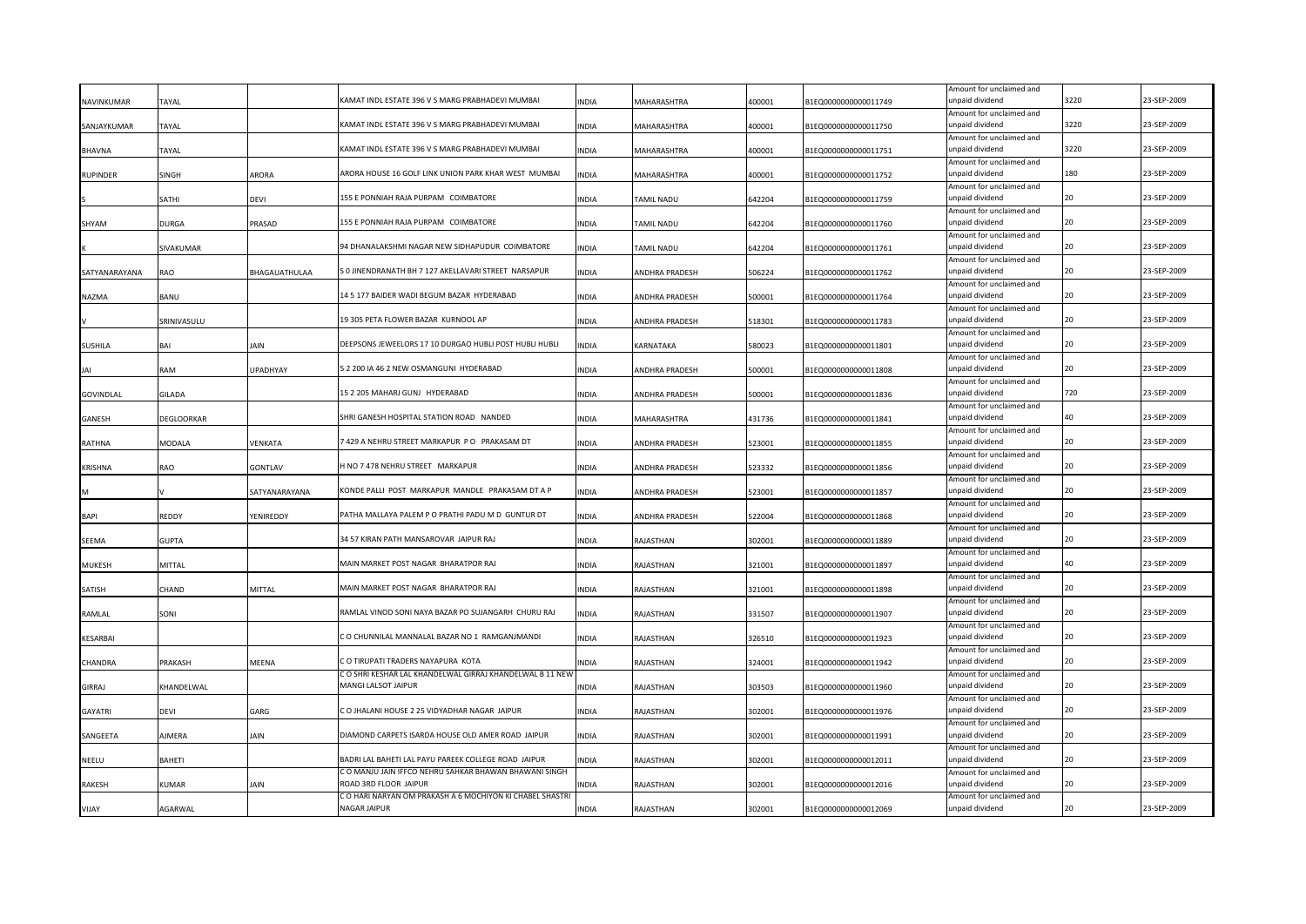| NAVINKUMAR | TAYAL | | KAMAT INDL ESTATE 396 V S MARG PRABHADEVI MUMBAI | INDIA | MAHARASHTRA | 400001 | B1EQ0000000000011749 | Amount for unclaimed and unpaid dividend | 3220 | 23-SEP-2009 |
|---|---|---|---|---|---|---|---|---|---|---|
| SANJAYKUMAR | TAYAL | | KAMAT INDL ESTATE 396 V S MARG PRABHADEVI MUMBAI | INDIA | MAHARASHTRA | 400001 | B1EQ0000000000011750 | Amount for unclaimed and unpaid dividend | 3220 | 23-SEP-2009 |
| BHAVNA | TAYAL | | KAMAT INDL ESTATE 396 V S MARG PRABHADEVI MUMBAI | INDIA | MAHARASHTRA | 400001 | B1EQ0000000000011751 | Amount for unclaimed and unpaid dividend | 3220 | 23-SEP-2009 |
| RUPINDER | SINGH | ARORA | ARORA HOUSE 16 GOLF LINK UNION PARK KHAR WEST MUMBAI | INDIA | MAHARASHTRA | 400001 | B1EQ0000000000011752 | Amount for unclaimed and unpaid dividend | 180 | 23-SEP-2009 |
| S | SATHI | DEVI | 155 E PONNIAH RAJA PURPAM COIMBATORE | INDIA | TAMIL NADU | 642204 | B1EQ0000000000011759 | Amount for unclaimed and unpaid dividend | 20 | 23-SEP-2009 |
| SHYAM | DURGA | PRASAD | 155 E PONNIAH RAJA PURPAM COIMBATORE | INDIA | TAMIL NADU | 642204 | B1EQ0000000000011760 | Amount for unclaimed and unpaid dividend | 20 | 23-SEP-2009 |
| K | SIVAKUMAR | | 94 DHANALAKSHMI NAGAR NEW SIDHAPUDUR COIMBATORE | INDIA | TAMIL NADU | 642204 | B1EQ0000000000011761 | Amount for unclaimed and unpaid dividend | 20 | 23-SEP-2009 |
| SATYANARAYANA | RAO | BHAGAUATHULAA | S 0 JINENDRANATH BH 7 127 AKELLAVARI STREET NARSAPUR | INDIA | ANDHRA PRADESH | 506224 | B1EQ0000000000011762 | Amount for unclaimed and unpaid dividend | 20 | 23-SEP-2009 |
| NAZMA | BANU | | 14 5 177 BAIDER WADI BEGUM BAZAR HYDERABAD | INDIA | ANDHRA PRADESH | 500001 | B1EQ0000000000011764 | Amount for unclaimed and unpaid dividend | 20 | 23-SEP-2009 |
| V | SRINIVASULU | | 19 305 PETA FLOWER BAZAR KURNOOL AP | INDIA | ANDHRA PRADESH | 518301 | B1EQ0000000000011783 | Amount for unclaimed and unpaid dividend | 20 | 23-SEP-2009 |
| SUSHILA | BAI | JAIN | DEEPSONS JEWEELORS 17 10 DURGAO HUBLI POST HUBLI HUBLI | INDIA | KARNATAKA | 580023 | B1EQ0000000000011801 | Amount for unclaimed and unpaid dividend | 20 | 23-SEP-2009 |
| JAI | RAM | UPADHYAY | 5 2 200 IA 46 2 NEW OSMANGUNI HYDERABAD | INDIA | ANDHRA PRADESH | 500001 | B1EQ0000000000011808 | Amount for unclaimed and unpaid dividend | 20 | 23-SEP-2009 |
| GOVINDLAL | GILADA | | 15 2 205 MAHARJ GUNJ HYDERABAD | INDIA | ANDHRA PRADESH | 500001 | B1EQ0000000000011836 | Amount for unclaimed and unpaid dividend | 720 | 23-SEP-2009 |
| GANESH | DEGLOORKAR | | SHRI GANESH HOSPITAL STATION ROAD NANDED | INDIA | MAHARASHTRA | 431736 | B1EQ0000000000011841 | Amount for unclaimed and unpaid dividend | 40 | 23-SEP-2009 |
| RATHNA | MODALA | VENKATA | 7 429 A NEHRU STREET MARKAPUR P O PRAKASAM DT | INDIA | ANDHRA PRADESH | 523001 | B1EQ0000000000011855 | Amount for unclaimed and unpaid dividend | 20 | 23-SEP-2009 |
| KRISHNA | RAO | GONTLAV | H NO 7 478 NEHRU STREET MARKAPUR | INDIA | ANDHRA PRADESH | 523332 | B1EQ0000000000011856 | Amount for unclaimed and unpaid dividend | 20 | 23-SEP-2009 |
| M | V | SATYANARAYANA | KONDE PALLI POST MARKAPUR MANDLE PRAKASAM DT A P | INDIA | ANDHRA PRADESH | 523001 | B1EQ0000000000011857 | Amount for unclaimed and unpaid dividend | 20 | 23-SEP-2009 |
| BAPI | REDDY | YENIREDDY | PATHA MALLAYA PALEM P O PRATHI PADU M D GUNTUR DT | INDIA | ANDHRA PRADESH | 522004 | B1EQ0000000000011868 | Amount for unclaimed and unpaid dividend | 20 | 23-SEP-2009 |
| SEEMA | GUPTA | | 34 57 KIRAN PATH MANSAROVAR JAIPUR RAJ | INDIA | RAJASTHAN | 302001 | B1EQ0000000000011889 | Amount for unclaimed and unpaid dividend | 20 | 23-SEP-2009 |
| MUKESH | MITTAL | | MAIN MARKET POST NAGAR BHARATPOR RAJ | INDIA | RAJASTHAN | 321001 | B1EQ0000000000011897 | Amount for unclaimed and unpaid dividend | 40 | 23-SEP-2009 |
| SATISH | CHAND | MITTAL | MAIN MARKET POST NAGAR BHARATPOR RAJ | INDIA | RAJASTHAN | 321001 | B1EQ0000000000011898 | Amount for unclaimed and unpaid dividend | 20 | 23-SEP-2009 |
| RAMLAL | SONI | | RAMLAL VINOD SONI NAYA BAZAR PO SUJANGARH CHURU RAJ | INDIA | RAJASTHAN | 331507 | B1EQ0000000000011907 | Amount for unclaimed and unpaid dividend | 20 | 23-SEP-2009 |
| KESARBAI | | | C O CHUNNILAL MANNALAL BAZAR NO 1 RAMGANJMANDI | INDIA | RAJASTHAN | 326510 | B1EQ0000000000011923 | Amount for unclaimed and unpaid dividend | 20 | 23-SEP-2009 |
| CHANDRA | PRAKASH | MEENA | C O TIRUPATI TRADERS NAYAPURA KOTA | INDIA | RAJASTHAN | 324001 | B1EQ0000000000011942 | Amount for unclaimed and unpaid dividend | 20 | 23-SEP-2009 |
| GIRRAJ | KHANDELWAL | | C O SHRI KESHAR LAL KHANDELWAL GIRRAJ KHANDELWAL B 11 NEW MANGI LALSOT JAIPUR | INDIA | RAJASTHAN | 303503 | B1EQ0000000000011960 | Amount for unclaimed and unpaid dividend | 20 | 23-SEP-2009 |
| GAYATRI | DEVI | GARG | C O JHALANI HOUSE 2 25 VIDYADHAR NAGAR JAIPUR | INDIA | RAJASTHAN | 302001 | B1EQ0000000000011976 | Amount for unclaimed and unpaid dividend | 20 | 23-SEP-2009 |
| SANGEETA | AJMERA | JAIN | DIAMOND CARPETS ISARDA HOUSE OLD AMER ROAD JAIPUR | INDIA | RAJASTHAN | 302001 | B1EQ0000000000011991 | Amount for unclaimed and unpaid dividend | 20 | 23-SEP-2009 |
| NEELU | BAHETI | | BADRI LAL BAHETI LAL PAYU PAREEK COLLEGE ROAD JAIPUR | INDIA | RAJASTHAN | 302001 | B1EQ0000000000012011 | Amount for unclaimed and unpaid dividend | 20 | 23-SEP-2009 |
| RAKESH | KUMAR | JAIN | C O MANJU JAIN IFFCO NEHRU SAHKAR BHAWAN BHAWANI SINGH ROAD 3RD FLOOR JAIPUR | INDIA | RAJASTHAN | 302001 | B1EQ0000000000012016 | Amount for unclaimed and unpaid dividend | 20 | 23-SEP-2009 |
| VIJAY | AGARWAL | | C O HARI NARYAN OM PRAKASH A 6 MOCHIYON KI CHABEL SHASTRI NAGAR JAIPUR | INDIA | RAJASTHAN | 302001 | B1EQ0000000000012069 | Amount for unclaimed and unpaid dividend | 20 | 23-SEP-2009 |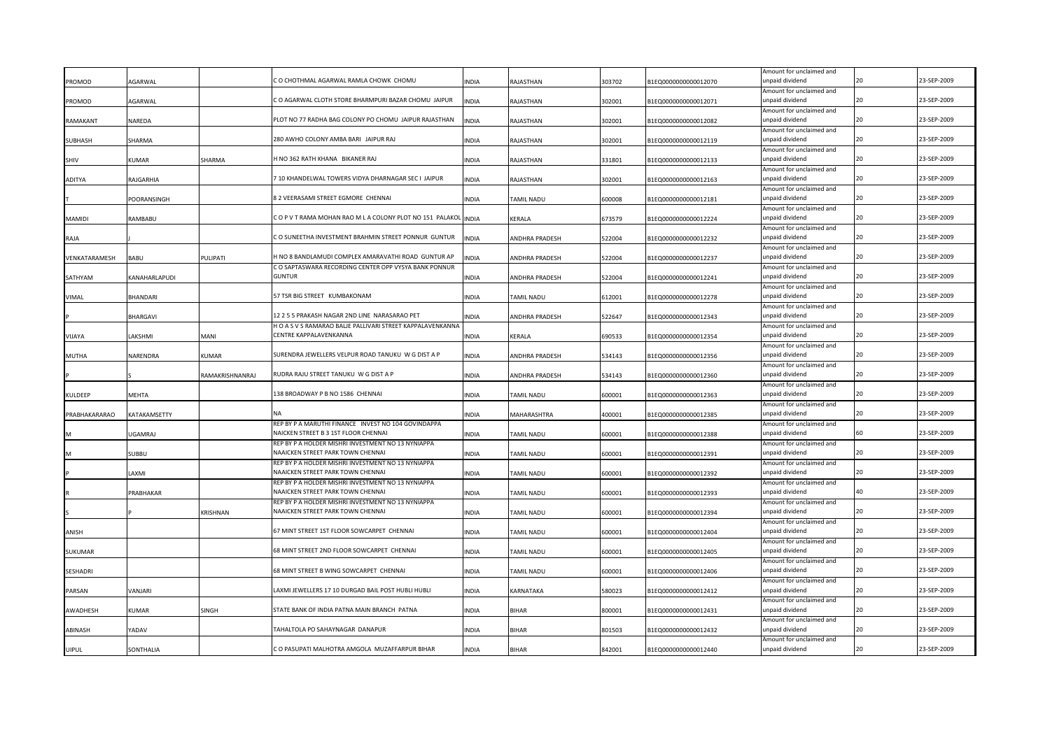| | | | | | | | | | | |
|---|---|---|---|---|---|---|---|---|---|---|
| PROMOD | AGARWAL | | C O CHOTHMAL AGARWAL RAMLA CHOWK CHOMU | INDIA | RAJASTHAN | 303702 | B1EQ0000000000012070 | Amount for unclaimed and unpaid dividend | 20 | 23-SEP-2009 |
| PROMOD | AGARWAL | | C O AGARWAL CLOTH STORE BHARMPURI BAZAR CHOMU JAIPUR | INDIA | RAJASTHAN | 302001 | B1EQ0000000000012071 | Amount for unclaimed and unpaid dividend | 20 | 23-SEP-2009 |
| RAMAKANT | NAREDA | | PLOT NO 77 RADHA BAG COLONY PO CHOMU JAIPUR RAJASTHAN | INDIA | RAJASTHAN | 302001 | B1EQ0000000000012082 | Amount for unclaimed and unpaid dividend | 20 | 23-SEP-2009 |
| SUBHASH | SHARMA | | 280 AWHO COLONY AMBA BARI JAIPUR RAJ | INDIA | RAJASTHAN | 302001 | B1EQ0000000000012119 | Amount for unclaimed and unpaid dividend | 20 | 23-SEP-2009 |
| SHIV | KUMAR | SHARMA | H NO 362 RATH KHANA BIKANER RAJ | INDIA | RAJASTHAN | 331801 | B1EQ0000000000012133 | Amount for unclaimed and unpaid dividend | 20 | 23-SEP-2009 |
| ADITYA | RAJGARHIA | | 7 10 KHANDELWAL TOWERS VIDYA DHARNAGAR SEC I JAIPUR | INDIA | RAJASTHAN | 302001 | B1EQ0000000000012163 | Amount for unclaimed and unpaid dividend | 20 | 23-SEP-2009 |
| T | POORANSINGH | | 8 2 VEERASAMI STREET EGMORE CHENNAI | INDIA | TAMIL NADU | 600008 | B1EQ0000000000012181 | Amount for unclaimed and unpaid dividend | 20 | 23-SEP-2009 |
| MAMIDI | RAMBABU | | C O P V T RAMA MOHAN RAO M L A COLONY PLOT NO 151 PALAKOL | INDIA | KERALA | 673579 | B1EQ0000000000012224 | Amount for unclaimed and unpaid dividend | 20 | 23-SEP-2009 |
| RAJA | J | | C O SUNEETHA INVESTMENT BRAHMIN STREET PONNUR GUNTUR | INDIA | ANDHRA PRADESH | 522004 | B1EQ0000000000012232 | Amount for unclaimed and unpaid dividend | 20 | 23-SEP-2009 |
| VENKATARAMESH | BABU | PULIPATI | H NO 8 BANDLAMUDI COMPLEX AMARAVATHI ROAD GUNTUR AP | INDIA | ANDHRA PRADESH | 522004 | B1EQ0000000000012237 | Amount for unclaimed and unpaid dividend | 20 | 23-SEP-2009 |
| SATHYAM | KANAHARLAPUDI | | C O SAPTASWARA RECORDING CENTER OPP VYSYA BANK PONNUR GUNTUR | INDIA | ANDHRA PRADESH | 522004 | B1EQ0000000000012241 | Amount for unclaimed and unpaid dividend | 20 | 23-SEP-2009 |
| VIMAL | BHANDARI | | 57 TSR BIG STREET KUMBAKONAM | INDIA | TAMIL NADU | 612001 | B1EQ0000000000012278 | Amount for unclaimed and unpaid dividend | 20 | 23-SEP-2009 |
| P | BHARGAVI | | 12 2 5 5 PRAKASH NAGAR 2ND LINE NARASARAO PET | INDIA | ANDHRA PRADESH | 522647 | B1EQ0000000000012343 | Amount for unclaimed and unpaid dividend | 20 | 23-SEP-2009 |
| VIJAYA | LAKSHMI | MANI | H O A S V S RAMARAO BALJE PALLIVARI STREET KAPPALAVENKANNA CENTRE KAPPALAVENKANNA | INDIA | KERALA | 690533 | B1EQ0000000000012354 | Amount for unclaimed and unpaid dividend | 20 | 23-SEP-2009 |
| MUTHA | NARENDRA | KUMAR | SURENDRA JEWELLERS VELPUR ROAD TANUKU W G DIST A P | INDIA | ANDHRA PRADESH | 534143 | B1EQ0000000000012356 | Amount for unclaimed and unpaid dividend | 20 | 23-SEP-2009 |
| P | S | RAMAKRISHNANRAJ | RUDRA RAJU STREET TANUKU W G DIST A P | INDIA | ANDHRA PRADESH | 534143 | B1EQ0000000000012360 | Amount for unclaimed and unpaid dividend | 20 | 23-SEP-2009 |
| KULDEEP | MEHTA | | 138 BROADWAY P B NO 1586 CHENNAI | INDIA | TAMIL NADU | 600001 | B1EQ0000000000012363 | Amount for unclaimed and unpaid dividend | 20 | 23-SEP-2009 |
| PRABHAKARARAO | KATAKAMSETTY | | NA | INDIA | MAHARASHTRA | 400001 | B1EQ0000000000012385 | Amount for unclaimed and unpaid dividend | 20 | 23-SEP-2009 |
| M | UGAMRAJ | | REP BY P A MARUTHI FINANCE INVEST NO 104 GOVINDAPPA NAICKEN STREET B 3 1ST FLOOR CHENNAI | INDIA | TAMIL NADU | 600001 | B1EQ0000000000012388 | Amount for unclaimed and unpaid dividend | 60 | 23-SEP-2009 |
| M | SUBBU | | REP BY P A HOLDER MISHRI INVESTMENT NO 13 NYNIAPPA NAAICKEN STREET PARK TOWN CHENNAI | INDIA | TAMIL NADU | 600001 | B1EQ0000000000012391 | Amount for unclaimed and unpaid dividend | 20 | 23-SEP-2009 |
| P | LAXMI | | REP BY P A HOLDER MISHRI INVESTMENT NO 13 NYNIAPPA NAAICKEN STREET PARK TOWN CHENNAI | INDIA | TAMIL NADU | 600001 | B1EQ0000000000012392 | Amount for unclaimed and unpaid dividend | 20 | 23-SEP-2009 |
| R | PRABHAKAR | | REP BY P A HOLDER MISHRI INVESTMENT NO 13 NYNIAPPA NAAICKEN STREET PARK TOWN CHENNAI | INDIA | TAMIL NADU | 600001 | B1EQ0000000000012393 | Amount for unclaimed and unpaid dividend | 40 | 23-SEP-2009 |
| S | P | KRISHNAN | REP BY P A HOLDER MISHRI INVESTMENT NO 13 NYNIAPPA NAAICKEN STREET PARK TOWN CHENNAI | INDIA | TAMIL NADU | 600001 | B1EQ0000000000012394 | Amount for unclaimed and unpaid dividend | 20 | 23-SEP-2009 |
| ANISH | | | 67 MINT STREET 1ST FLOOR SOWCARPET CHENNAI | INDIA | TAMIL NADU | 600001 | B1EQ0000000000012404 | Amount for unclaimed and unpaid dividend | 20 | 23-SEP-2009 |
| SUKUMAR | | | 68 MINT STREET 2ND FLOOR SOWCARPET CHENNAI | INDIA | TAMIL NADU | 600001 | B1EQ0000000000012405 | Amount for unclaimed and unpaid dividend | 20 | 23-SEP-2009 |
| SESHADRI | | | 68 MINT STREET B WING SOWCARPET CHENNAI | INDIA | TAMIL NADU | 600001 | B1EQ0000000000012406 | Amount for unclaimed and unpaid dividend | 20 | 23-SEP-2009 |
| PARSAN | VANJARI | | LAXMI JEWELLERS 17 10 DURGAD BAIL POST HUBLI HUBLI | INDIA | KARNATAKA | 580023 | B1EQ0000000000012412 | Amount for unclaimed and unpaid dividend | 20 | 23-SEP-2009 |
| AWADHESH | KUMAR | SINGH | STATE BANK OF INDIA PATNA MAIN BRANCH PATNA | INDIA | BIHAR | 800001 | B1EQ0000000000012431 | Amount for unclaimed and unpaid dividend | 20 | 23-SEP-2009 |
| ABINASH | YADAV | | TAHALTOLA PO SAHAYNAGAR DANAPUR | INDIA | BIHAR | 801503 | B1EQ0000000000012432 | Amount for unclaimed and unpaid dividend | 20 | 23-SEP-2009 |
| UIPUL | SONTHALIA | | C O PASUPATI MALHOTRA AMGOLA MUZAFFARPUR BIHAR | INDIA | BIHAR | 842001 | B1EQ0000000000012440 | Amount for unclaimed and unpaid dividend | 20 | 23-SEP-2009 |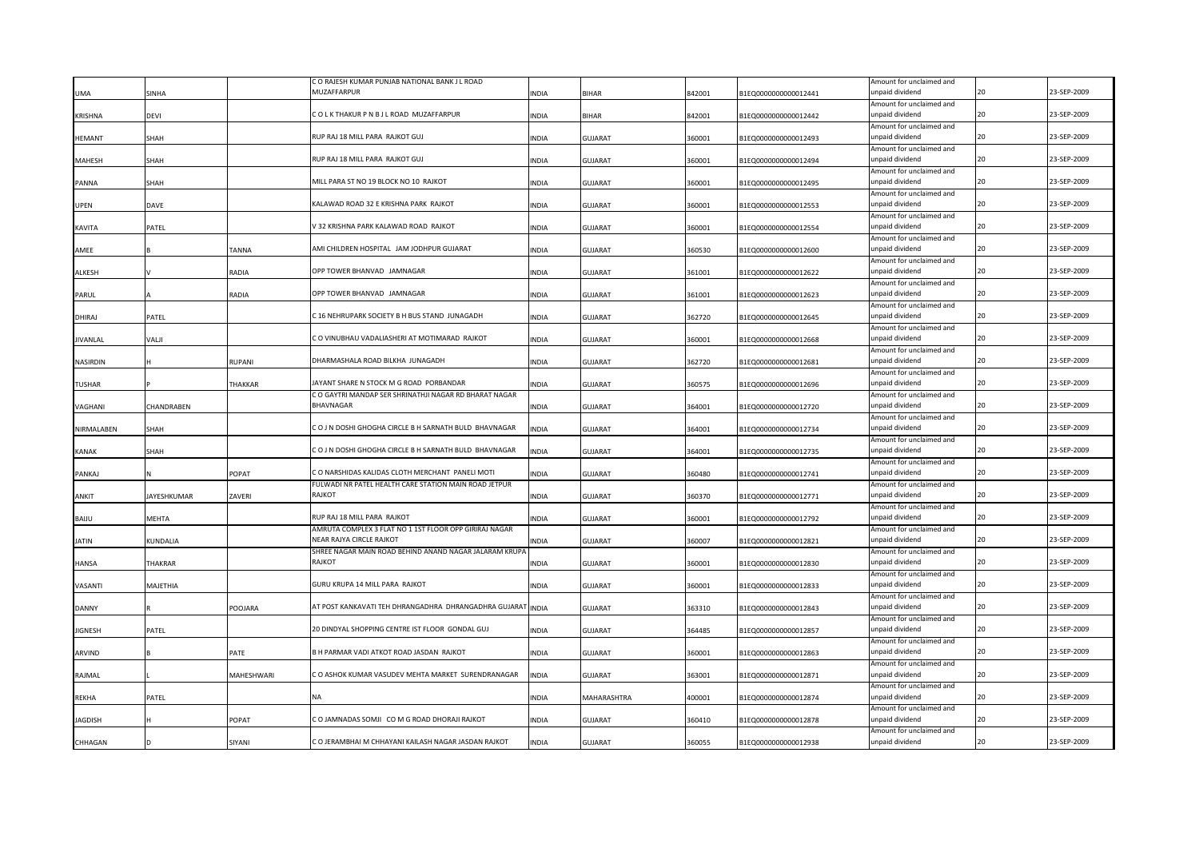| | | | | | | | | | | |
|---|---|---|---|---|---|---|---|---|---|---|
| UMA | SINHA | | C O RAJESH KUMAR PUNJAB NATIONAL BANK J L ROAD MUZAFFARPUR | INDIA | BIHAR | 842001 | B1EQ0000000000012441 | Amount for unclaimed and unpaid dividend | 20 | 23-SEP-2009 |
| KRISHNA | DEVI | | C O L K THAKUR P N B J L ROAD MUZAFFARPUR | INDIA | BIHAR | 842001 | B1EQ0000000000012442 | Amount for unclaimed and unpaid dividend | 20 | 23-SEP-2009 |
| HEMANT | SHAH | | RUP RAJ 18 MILL PARA RAJKOT GUJ | INDIA | GUJARAT | 360001 | B1EQ0000000000012493 | Amount for unclaimed and unpaid dividend | 20 | 23-SEP-2009 |
| MAHESH | SHAH | | RUP RAJ 18 MILL PARA RAJKOT GUJ | INDIA | GUJARAT | 360001 | B1EQ0000000000012494 | Amount for unclaimed and unpaid dividend | 20 | 23-SEP-2009 |
| PANNA | SHAH | | MILL PARA ST NO 19 BLOCK NO 10 RAJKOT | INDIA | GUJARAT | 360001 | B1EQ0000000000012495 | Amount for unclaimed and unpaid dividend | 20 | 23-SEP-2009 |
| UPEN | DAVE | | KALAWAD ROAD 32 E KRISHNA PARK RAJKOT | INDIA | GUJARAT | 360001 | B1EQ0000000000012553 | Amount for unclaimed and unpaid dividend | 20 | 23-SEP-2009 |
| KAVITA | PATEL | | V 32 KRISHNA PARK KALAWAD ROAD RAJKOT | INDIA | GUJARAT | 360001 | B1EQ0000000000012554 | Amount for unclaimed and unpaid dividend | 20 | 23-SEP-2009 |
| AMEE | B | TANNA | AMI CHILDREN HOSPITAL JAM JODHPUR GUJARAT | INDIA | GUJARAT | 360530 | B1EQ0000000000012600 | Amount for unclaimed and unpaid dividend | 20 | 23-SEP-2009 |
| ALKESH | V | RADIA | OPP TOWER BHANVAD JAMNAGAR | INDIA | GUJARAT | 361001 | B1EQ0000000000012622 | Amount for unclaimed and unpaid dividend | 20 | 23-SEP-2009 |
| PARUL | A | RADIA | OPP TOWER BHANVAD JAMNAGAR | INDIA | GUJARAT | 361001 | B1EQ0000000000012623 | Amount for unclaimed and unpaid dividend | 20 | 23-SEP-2009 |
| DHIRAJ | PATEL | | C 16 NEHRUPARK SOCIETY B H BUS STAND JUNAGADH | INDIA | GUJARAT | 362720 | B1EQ0000000000012645 | Amount for unclaimed and unpaid dividend | 20 | 23-SEP-2009 |
| JIVANLAL | VALJI | | C O VINUBHAU VADALIASHERI AT MOTIMARAD RAJKOT | INDIA | GUJARAT | 360001 | B1EQ0000000000012668 | Amount for unclaimed and unpaid dividend | 20 | 23-SEP-2009 |
| NASIRDIN | H | RUPANI | DHARMASHALA ROAD BILKHA JUNAGADH | INDIA | GUJARAT | 362720 | B1EQ0000000000012681 | Amount for unclaimed and unpaid dividend | 20 | 23-SEP-2009 |
| TUSHAR | P | THAKKAR | JAYANT SHARE N STOCK M G ROAD PORBANDAR | INDIA | GUJARAT | 360575 | B1EQ0000000000012696 | Amount for unclaimed and unpaid dividend | 20 | 23-SEP-2009 |
| VAGHANI | CHANDRABEN | | C O GAYTRI MANDAP SER SHRINATHJI NAGAR RD BHARAT NAGAR BHAVNAGAR | INDIA | GUJARAT | 364001 | B1EQ0000000000012720 | Amount for unclaimed and unpaid dividend | 20 | 23-SEP-2009 |
| NIRMALABEN | SHAH | | C O J N DOSHI GHOGHA CIRCLE B H SARNATH BULD BHAVNAGAR | INDIA | GUJARAT | 364001 | B1EQ0000000000012734 | Amount for unclaimed and unpaid dividend | 20 | 23-SEP-2009 |
| KANAK | SHAH | | C O J N DOSHI GHOGHA CIRCLE B H SARNATH BULD BHAVNAGAR | INDIA | GUJARAT | 364001 | B1EQ0000000000012735 | Amount for unclaimed and unpaid dividend | 20 | 23-SEP-2009 |
| PANKAJ | N | POPAT | C O NARSHIDAS KALIDAS CLOTH MERCHANT PANELI MOTI | INDIA | GUJARAT | 360480 | B1EQ0000000000012741 | Amount for unclaimed and unpaid dividend | 20 | 23-SEP-2009 |
| ANKIT | JAYESHKUMAR | ZAVERI | FULWADI NR PATEL HEALTH CARE STATION MAIN ROAD JETPUR RAJKOT | INDIA | GUJARAT | 360370 | B1EQ0000000000012771 | Amount for unclaimed and unpaid dividend | 20 | 23-SEP-2009 |
| BAIJU | MEHTA | | RUP RAJ 18 MILL PARA RAJKOT | INDIA | GUJARAT | 360001 | B1EQ0000000000012792 | Amount for unclaimed and unpaid dividend | 20 | 23-SEP-2009 |
| JATIN | KUNDALIA | | AMRUTA COMPLEX 3 FLAT NO 1 1ST FLOOR OPP GIRIRAJ NAGAR NEAR RAJYA CIRCLE RAJKOT | INDIA | GUJARAT | 360007 | B1EQ0000000000012821 | Amount for unclaimed and unpaid dividend | 20 | 23-SEP-2009 |
| HANSA | THAKRAR | | SHREE NAGAR MAIN ROAD BEHIND ANAND NAGAR JALARAM KRUPA RAJKOT | INDIA | GUJARAT | 360001 | B1EQ0000000000012830 | Amount for unclaimed and unpaid dividend | 20 | 23-SEP-2009 |
| VASANTI | MAJETHIA | | GURU KRUPA 14 MILL PARA RAJKOT | INDIA | GUJARAT | 360001 | B1EQ0000000000012833 | Amount for unclaimed and unpaid dividend | 20 | 23-SEP-2009 |
| DANNY | R | POOJARA | AT POST KANKAVATI TEH DHRANGADHRA DHRANGADHRA GUJARAT | INDIA | GUJARAT | 363310 | B1EQ0000000000012843 | Amount for unclaimed and unpaid dividend | 20 | 23-SEP-2009 |
| JIGNESH | PATEL | | 20 DINDYAL SHOPPING CENTRE IST FLOOR GONDAL GUJ | INDIA | GUJARAT | 364485 | B1EQ0000000000012857 | Amount for unclaimed and unpaid dividend | 20 | 23-SEP-2009 |
| ARVIND | B | PATE | B H PARMAR VADI ATKOT ROAD JASDAN RAJKOT | INDIA | GUJARAT | 360001 | B1EQ0000000000012863 | Amount for unclaimed and unpaid dividend | 20 | 23-SEP-2009 |
| RAJMAL | L | MAHESHWARI | C O ASHOK KUMAR VASUDEV MEHTA MARKET SURENDRANAGAR | INDIA | GUJARAT | 363001 | B1EQ0000000000012871 | Amount for unclaimed and unpaid dividend | 20 | 23-SEP-2009 |
| REKHA | PATEL | | NA | INDIA | MAHARASHTRA | 400001 | B1EQ0000000000012874 | Amount for unclaimed and unpaid dividend | 20 | 23-SEP-2009 |
| JAGDISH | H | POPAT | C O JAMNADAS SOMJI CO M G ROAD DHORAJI RAJKOT | INDIA | GUJARAT | 360410 | B1EQ0000000000012878 | Amount for unclaimed and unpaid dividend | 20 | 23-SEP-2009 |
| CHHAGAN | D | SIYANI | C O JERAMBHAI M CHHAYANI KAILASH NAGAR JASDAN RAJKOT | INDIA | GUJARAT | 360055 | B1EQ0000000000012938 | Amount for unclaimed and unpaid dividend | 20 | 23-SEP-2009 |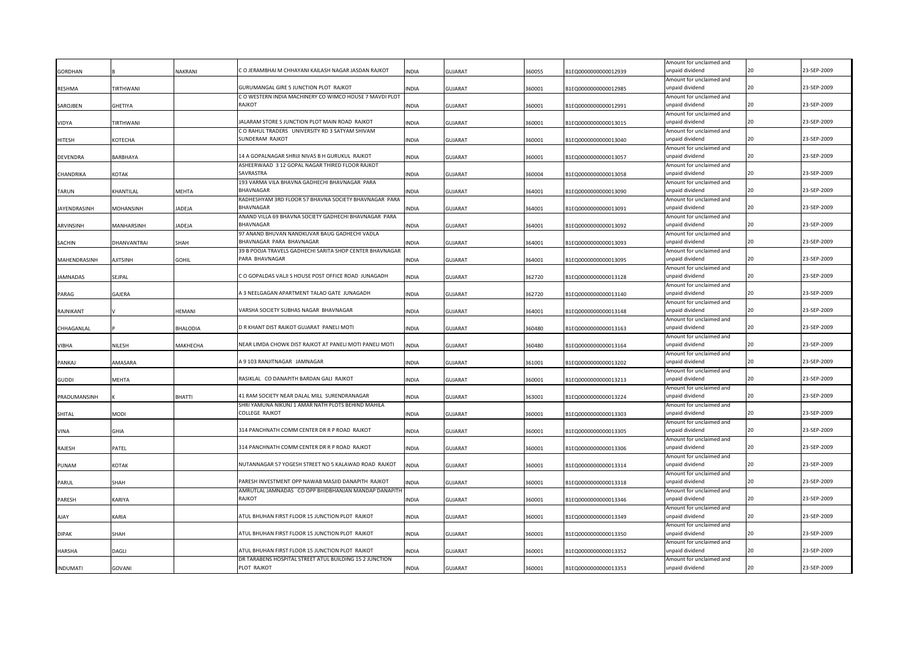| | | | | | | | | | | |
|---|---|---|---|---|---|---|---|---|---|---|
| GORDHAN | B | NAKRANI | C O JERAMBHAI M CHHAYANI KAILASH NAGAR JASDAN RAJKOT | INDIA | GUJARAT | 360055 | B1EQ0000000000012939 | Amount for unclaimed and unpaid dividend | 20 | 23-SEP-2009 |
| RESHMA | TIRTHWANI | | GURUMANGAL GIRE 5 JUNCTION PLOT RAJKOT | INDIA | GUJARAT | 360001 | B1EQ0000000000012985 | Amount for unclaimed and unpaid dividend | 20 | 23-SEP-2009 |
| SAROJBEN | GHETIYA | | C O WESTERN INDIA MACHINERY CO WIMCO HOUSE 7 MAVDI PLOT RAJKOT | INDIA | GUJARAT | 360001 | B1EQ0000000000012991 | Amount for unclaimed and unpaid dividend | 20 | 23-SEP-2009 |
| VIDYA | TIRTHWANI | | JALARAM STORE 5 JUNCTION PLOT MAIN ROAD RAJKOT | INDIA | GUJARAT | 360001 | B1EQ0000000000013015 | Amount for unclaimed and unpaid dividend | 20 | 23-SEP-2009 |
| HITESH | KOTECHA | | C O RAHUL TRADERS UNIVERSITY RD 3 SATYAM SHIVAM SUNDERAM RAJKOT | INDIA | GUJARAT | 360001 | B1EQ0000000000013040 | Amount for unclaimed and unpaid dividend | 20 | 23-SEP-2009 |
| DEVENDRA | BARBHAYA | | 14 A GOPALNAGAR SHRIJI NIVAS B H GURUKUL RAJKOT | INDIA | GUJARAT | 360001 | B1EQ0000000000013057 | Amount for unclaimed and unpaid dividend | 20 | 23-SEP-2009 |
| CHANDRIKA | KOTAK | | ASHEERWAAD 3 12 GOPAL NAGAR THIRED FLOOR RAJKOT SAVRASTRA | INDIA | GUJARAT | 360004 | B1EQ0000000000013058 | Amount for unclaimed and unpaid dividend | 20 | 23-SEP-2009 |
| TARUN | KHANTILAL | MEHTA | 193 VARMA VILA BHAVNA GADHECHI BHAVNAGAR PARA BHAVNAGAR | INDIA | GUJARAT | 364001 | B1EQ0000000000013090 | Amount for unclaimed and unpaid dividend | 20 | 23-SEP-2009 |
| JAYENDRASINH | MOHANSINH | JADEJA | RADHESHYAM 3RD FLOOR 57 BHAVNA SOCIETY BHAVNAGAR PARA BHAVNAGAR | INDIA | GUJARAT | 364001 | B1EQ0000000000013091 | Amount for unclaimed and unpaid dividend | 20 | 23-SEP-2009 |
| ARVINSINH | MANHARSINH | JADEJA | ANAND VILLA 69 BHAVNA SOCIETY GADHECHI BHAVNAGAR PARA BHAVNAGAR | INDIA | GUJARAT | 364001 | B1EQ0000000000013092 | Amount for unclaimed and unpaid dividend | 20 | 23-SEP-2009 |
| SACHIN | DHANVANTRAI | SHAH | 97 ANAND BHUVAN NANDKUVAR BAUG GADHECHI VADLA BHAVNAGAR PARA BHAVNAGAR | INDIA | GUJARAT | 364001 | B1EQ0000000000013093 | Amount for unclaimed and unpaid dividend | 20 | 23-SEP-2009 |
| MAHENDRASINH | AJITSINH | GOHIL | 39 B POOJA TRAVELS GADHECHI SARITA SHOP CENTER BHAVNAGAR PARA BHAVNAGAR | INDIA | GUJARAT | 364001 | B1EQ0000000000013095 | Amount for unclaimed and unpaid dividend | 20 | 23-SEP-2009 |
| JAMNADAS | SEJPAL | | C O GOPALDAS VALJI S HOUSE POST OFFICE ROAD JUNAGADH | INDIA | GUJARAT | 362720 | B1EQ0000000000013128 | Amount for unclaimed and unpaid dividend | 20 | 23-SEP-2009 |
| PARAG | GAJERA | | A 3 NEELGAGAN APARTMENT TALAO GATE JUNAGADH | INDIA | GUJARAT | 362720 | B1EQ0000000000013140 | Amount for unclaimed and unpaid dividend | 20 | 23-SEP-2009 |
| RAJNIKANT | V | HEMANI | VARSHA SOCIETY SUBHAS NAGAR BHAVNAGAR | INDIA | GUJARAT | 364001 | B1EQ0000000000013148 | Amount for unclaimed and unpaid dividend | 20 | 23-SEP-2009 |
| CHHAGANLAL | P | BHALODIA | D R KHANT DIST RAJKOT GUJARAT PANELI MOTI | INDIA | GUJARAT | 360480 | B1EQ0000000000013163 | Amount for unclaimed and unpaid dividend | 20 | 23-SEP-2009 |
| VIBHA | NILESH | MAKHECHA | NEAR LIMDA CHOWK DIST RAJKOT AT PANELI MOTI PANELI MOTI | INDIA | GUJARAT | 360480 | B1EQ0000000000013164 | Amount for unclaimed and unpaid dividend | 20 | 23-SEP-2009 |
| PANKAJ | AMASARA | | A 9 103 RANJITNAGAR JAMNAGAR | INDIA | GUJARAT | 361001 | B1EQ0000000000013202 | Amount for unclaimed and unpaid dividend | 20 | 23-SEP-2009 |
| GUDDI | MEHTA | | RASIKLAL CO DANAPITH BARDAN GALI RAJKOT | INDIA | GUJARAT | 360001 | B1EQ0000000000013213 | Amount for unclaimed and unpaid dividend | 20 | 23-SEP-2009 |
| PRADUMANSINH | K | BHATTI | 41 RAM SOCIETY NEAR DALAL MILL SURENDRANAGAR | INDIA | GUJARAT | 363001 | B1EQ0000000000013224 | Amount for unclaimed and unpaid dividend | 20 | 23-SEP-2009 |
| SHITAL | MODI | | SHRI YAMUNA NIKUNJ 1 AMAR NATH PLOTS BEHIND MAHILA COLLEGE RAJKOT | INDIA | GUJARAT | 360001 | B1EQ0000000000013303 | Amount for unclaimed and unpaid dividend | 20 | 23-SEP-2009 |
| VINA | GHIA | | 314 PANCHNATH COMM CENTER DR R P ROAD RAJKOT | INDIA | GUJARAT | 360001 | B1EQ0000000000013305 | Amount for unclaimed and unpaid dividend | 20 | 23-SEP-2009 |
| RAJESH | PATEL | | 314 PANCHNATH COMM CENTER DR R P ROAD RAJKOT | INDIA | GUJARAT | 360001 | B1EQ0000000000013306 | Amount for unclaimed and unpaid dividend | 20 | 23-SEP-2009 |
| PUNAM | KOTAK | | NUTANNAGAR 57 YOGESH STREET NO 5 KALAWAD ROAD RAJKOT | INDIA | GUJARAT | 360001 | B1EQ0000000000013314 | Amount for unclaimed and unpaid dividend | 20 | 23-SEP-2009 |
| PARUL | SHAH | | PARESH INVESTMENT OPP NAWAB MASJID DANAPITH RAJKOT | INDIA | GUJARAT | 360001 | B1EQ0000000000013318 | Amount for unclaimed and unpaid dividend | 20 | 23-SEP-2009 |
| PARESH | KARIYA | | AMRUTLAL JAMNADAS CO OPP BHIDBHANJAN MANDAP DANAPITH RAJKOT | INDIA | GUJARAT | 360001 | B1EQ0000000000013346 | Amount for unclaimed and unpaid dividend | 20 | 23-SEP-2009 |
| AJAY | KARIA | | ATUL BHUHAN FIRST FLOOR 15 JUNCTION PLOT RAJKOT | INDIA | GUJARAT | 360001 | B1EQ0000000000013349 | Amount for unclaimed and unpaid dividend | 20 | 23-SEP-2009 |
| DIPAK | SHAH | | ATUL BHUHAN FIRST FLOOR 15 JUNCTION PLOT RAJKOT | INDIA | GUJARAT | 360001 | B1EQ0000000000013350 | Amount for unclaimed and unpaid dividend | 20 | 23-SEP-2009 |
| HARSHA | DAGLI | | ATUL BHUHAN FIRST FLOOR 15 JUNCTION PLOT RAJKOT | INDIA | GUJARAT | 360001 | B1EQ0000000000013352 | Amount for unclaimed and unpaid dividend | 20 | 23-SEP-2009 |
| INDUMATI | GOVANI | | DR TARABENS HOSPITAL STREET ATUL BUILDING 15 2 JUNCTION PLOT RAJKOT | INDIA | GUJARAT | 360001 | B1EQ0000000000013353 | Amount for unclaimed and unpaid dividend | 20 | 23-SEP-2009 |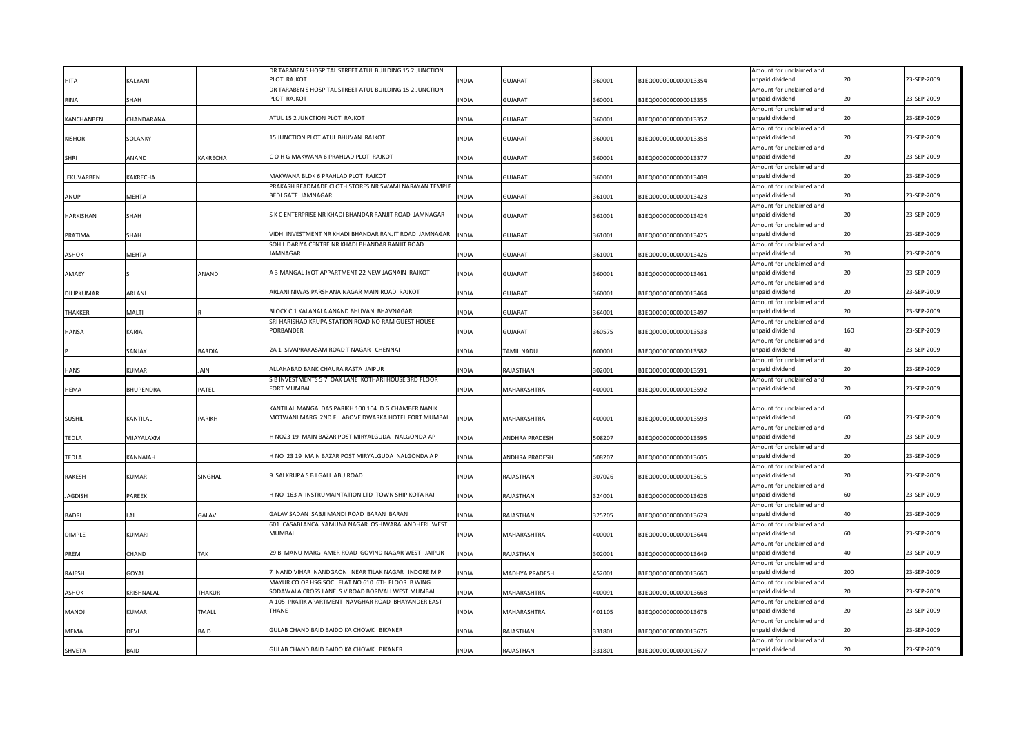| | | | | | | | | | | |
|---|---|---|---|---|---|---|---|---|---|---|
| HITA | KALYANI | | DR TARABEN S HOSPITAL STREET ATUL BUILDING 15 2 JUNCTION PLOT RAJKOT | INDIA | GUJARAT | 360001 | B1EQ0000000000013354 | Amount for unclaimed and unpaid dividend | 20 | 23-SEP-2009 |
| RINA | SHAH | | DR TARABEN S HOSPITAL STREET ATUL BUILDING 15 2 JUNCTION PLOT RAJKOT | INDIA | GUJARAT | 360001 | B1EQ0000000000013355 | Amount for unclaimed and unpaid dividend | 20 | 23-SEP-2009 |
| KANCHANBEN | CHANDARANA | | ATUL 15 2 JUNCTION PLOT RAJKOT | INDIA | GUJARAT | 360001 | B1EQ0000000000013357 | Amount for unclaimed and unpaid dividend | 20 | 23-SEP-2009 |
| KISHOR | SOLANKY | | 15 JUNCTION PLOT ATUL BHUVAN RAJKOT | INDIA | GUJARAT | 360001 | B1EQ0000000000013358 | Amount for unclaimed and unpaid dividend | 20 | 23-SEP-2009 |
| SHRI | ANAND | KAKRECHA | C O H G MAKWANA 6 PRAHLAD PLOT RAJKOT | INDIA | GUJARAT | 360001 | B1EQ0000000000013377 | Amount for unclaimed and unpaid dividend | 20 | 23-SEP-2009 |
| JEKUVARBEN | KAKRECHA | | MAKWANA BLDK 6 PRAHLAD PLOT RAJKOT | INDIA | GUJARAT | 360001 | B1EQ0000000000013408 | Amount for unclaimed and unpaid dividend | 20 | 23-SEP-2009 |
| ANUP | MEHTA | | PRAKASH READMADE CLOTH STORES NR SWAMI NARAYAN TEMPLE BEDI GATE JAMNAGAR | INDIA | GUJARAT | 361001 | B1EQ0000000000013423 | Amount for unclaimed and unpaid dividend | 20 | 23-SEP-2009 |
| HARKISHAN | SHAH | | S K C ENTERPRISE NR KHADI BHANDAR RANJIT ROAD JAMNAGAR | INDIA | GUJARAT | 361001 | B1EQ0000000000013424 | Amount for unclaimed and unpaid dividend | 20 | 23-SEP-2009 |
| PRATIMA | SHAH | | VIDHI INVESTMENT NR KHADI BHANDAR RANJIT ROAD JAMNAGAR | INDIA | GUJARAT | 361001 | B1EQ0000000000013425 | Amount for unclaimed and unpaid dividend | 20 | 23-SEP-2009 |
| ASHOK | MEHTA | | SOHIL DARIYA CENTRE NR KHADI BHANDAR RANJIT ROAD JAMNAGAR | INDIA | GUJARAT | 361001 | B1EQ0000000000013426 | Amount for unclaimed and unpaid dividend | 20 | 23-SEP-2009 |
| AMAEY | S | ANAND | A 3 MANGAL JYOT APPARTMENT 22 NEW JAGNAIN RAJKOT | INDIA | GUJARAT | 360001 | B1EQ0000000000013461 | Amount for unclaimed and unpaid dividend | 20 | 23-SEP-2009 |
| DILIPKUMAR | ARLANI | | ARLANI NIWAS PARSHANA NAGAR MAIN ROAD RAJKOT | INDIA | GUJARAT | 360001 | B1EQ0000000000013464 | Amount for unclaimed and unpaid dividend | 20 | 23-SEP-2009 |
| THAKKER | MALTI | R | BLOCK C 1 KALANALA ANAND BHUVAN BHAVNAGAR | INDIA | GUJARAT | 364001 | B1EQ0000000000013497 | Amount for unclaimed and unpaid dividend | 20 | 23-SEP-2009 |
| HANSA | KARIA | | SRI HARISHAD KRUPA STATION ROAD NO RAM GUEST HOUSE PORBANDER | INDIA | GUJARAT | 360575 | B1EQ0000000000013533 | Amount for unclaimed and unpaid dividend | 160 | 23-SEP-2009 |
| P | SANJAY | BARDIA | 2A 1 SIVAPRAKASAM ROAD T NAGAR CHENNAI | INDIA | TAMIL NADU | 600001 | B1EQ0000000000013582 | Amount for unclaimed and unpaid dividend | 40 | 23-SEP-2009 |
| HANS | KUMAR | JAIN | ALLAHABAD BANK CHAURA RASTA JAIPUR | INDIA | RAJASTHAN | 302001 | B1EQ0000000000013591 | Amount for unclaimed and unpaid dividend | 20 | 23-SEP-2009 |
| HEMA | BHUPENDRA | PATEL | S B INVESTMENTS 5 7 OAK LANE KOTHARI HOUSE 3RD FLOOR FORT MUMBAI | INDIA | MAHARASHTRA | 400001 | B1EQ0000000000013592 | Amount for unclaimed and unpaid dividend | 20 | 23-SEP-2009 |
| SUSHIL | KANTILAL | PARIKH | KANTILAL MANGALDAS PARIKH 100 104 D G CHAMBER NANIK MOTWANI MARG 2ND FL ABOVE DWARKA HOTEL FORT MUMBAI | INDIA | MAHARASHTRA | 400001 | B1EQ0000000000013593 | Amount for unclaimed and unpaid dividend | 60 | 23-SEP-2009 |
| TEDLA | VIJAYALAXMI | | H NO23 19 MAIN BAZAR POST MIRYALGUDA NALGONDA AP | INDIA | ANDHRA PRADESH | 508207 | B1EQ0000000000013595 | Amount for unclaimed and unpaid dividend | 20 | 23-SEP-2009 |
| TEDLA | KANNAIAH | | H NO 23 19 MAIN BAZAR POST MIRYALGUDA NALGONDA A P | INDIA | ANDHRA PRADESH | 508207 | B1EQ0000000000013605 | Amount for unclaimed and unpaid dividend | 20 | 23-SEP-2009 |
| RAKESH | KUMAR | SINGHAL | 9 SAI KRUPA S B I GALI ABU ROAD | INDIA | RAJASTHAN | 307026 | B1EQ0000000000013615 | Amount for unclaimed and unpaid dividend | 20 | 23-SEP-2009 |
| JAGDISH | PAREEK | | H NO 163 A INSTRUMAINTATION LTD TOWN SHIP KOTA RAJ | INDIA | RAJASTHAN | 324001 | B1EQ0000000000013626 | Amount for unclaimed and unpaid dividend | 60 | 23-SEP-2009 |
| BADRI | LAL | GALAV | GALAV SADAN SABJI MANDI ROAD BARAN BARAN | INDIA | RAJASTHAN | 325205 | B1EQ0000000000013629 | Amount for unclaimed and unpaid dividend | 40 | 23-SEP-2009 |
| DIMPLE | KUMARI | | 601 CASABLANCA YAMUNA NAGAR OSHIWARA ANDHERI WEST MUMBAI | INDIA | MAHARASHTRA | 400001 | B1EQ0000000000013644 | Amount for unclaimed and unpaid dividend | 60 | 23-SEP-2009 |
| PREM | CHAND | TAK | 29 B MANU MARG AMER ROAD GOVIND NAGAR WEST JAIPUR | INDIA | RAJASTHAN | 302001 | B1EQ0000000000013649 | Amount for unclaimed and unpaid dividend | 40 | 23-SEP-2009 |
| RAJESH | GOYAL | | 7 NAND VIHAR NANDGAON NEAR TILAK NAGAR INDORE M P | INDIA | MADHYA PRADESH | 452001 | B1EQ0000000000013660 | Amount for unclaimed and unpaid dividend | 200 | 23-SEP-2009 |
| ASHOK | KRISHNALAL | THAKUR | MAYUR CO OP HSG SOC FLAT NO 610 6TH FLOOR B WING SODAWALA CROSS LANE S V ROAD BORIVALI WEST MUMBAI | INDIA | MAHARASHTRA | 400091 | B1EQ0000000000013668 | Amount for unclaimed and unpaid dividend | 20 | 23-SEP-2009 |
| MANOJ | KUMAR | TMALL | A 105 PRATIK APARTMENT NAVGHAR ROAD BHAYANDER EAST THANE | INDIA | MAHARASHTRA | 401105 | B1EQ0000000000013673 | Amount for unclaimed and unpaid dividend | 20 | 23-SEP-2009 |
| MEMA | DEVI | BAID | GULAB CHAND BAID BAIDO KA CHOWK BIKANER | INDIA | RAJASTHAN | 331801 | B1EQ0000000000013676 | Amount for unclaimed and unpaid dividend | 20 | 23-SEP-2009 |
| SHVETA | BAID | | GULAB CHAND BAID BAIDO KA CHOWK BIKANER | INDIA | RAJASTHAN | 331801 | B1EQ0000000000013677 | Amount for unclaimed and unpaid dividend | 20 | 23-SEP-2009 |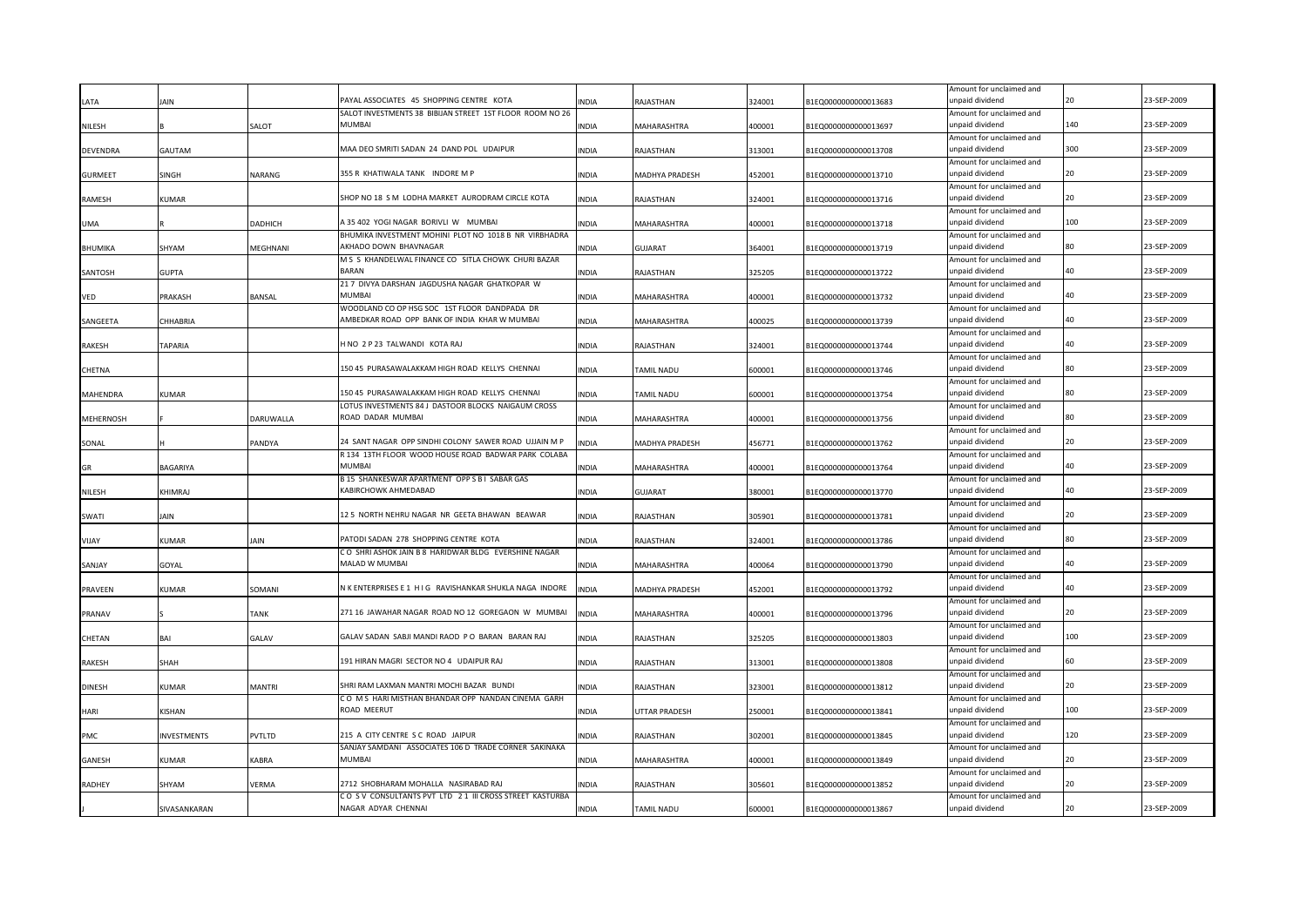| | | | | | | | | | | |
|---|---|---|---|---|---|---|---|---|---|---|
| LATA | JAIN | | PAYAL ASSOCIATES 45 SHOPPING CENTRE KOTA | INDIA | RAJASTHAN | 324001 | B1EQ0000000000013683 | Amount for unclaimed and unpaid dividend | 20 | 23-SEP-2009 |
| NILESH | B | SALOT | SALOT INVESTMENTS 38 BIBIJAN STREET 1ST FLOOR ROOM NO 26 MUMBAI | INDIA | MAHARASHTRA | 400001 | B1EQ0000000000013697 | Amount for unclaimed and unpaid dividend | 140 | 23-SEP-2009 |
| DEVENDRA | GAUTAM | | MAA DEO SMRITI SADAN 24 DAND POL UDAIPUR | INDIA | RAJASTHAN | 313001 | B1EQ0000000000013708 | Amount for unclaimed and unpaid dividend | 300 | 23-SEP-2009 |
| GURMEET | SINGH | NARANG | 355 R KHATIWALA TANK INDORE M P | INDIA | MADHYA PRADESH | 452001 | B1EQ0000000000013710 | Amount for unclaimed and unpaid dividend | 20 | 23-SEP-2009 |
| RAMESH | KUMAR | | SHOP NO 18 S M LODHA MARKET AURODRAM CIRCLE KOTA | INDIA | RAJASTHAN | 324001 | B1EQ0000000000013716 | Amount for unclaimed and unpaid dividend | 20 | 23-SEP-2009 |
| UMA | R | DADHICH | A 35 402 YOGI NAGAR BORIVLI W MUMBAI | INDIA | MAHARASHTRA | 400001 | B1EQ0000000000013718 | Amount for unclaimed and unpaid dividend | 100 | 23-SEP-2009 |
| BHUMIKA | SHYAM | MEGHNANI | BHUMIKA INVESTMENT MOHINI PLOT NO 1018 B NR VIRBHADRA AKHADO DOWN BHAVNAGAR | INDIA | GUJARAT | 364001 | B1EQ0000000000013719 | Amount for unclaimed and unpaid dividend | 80 | 23-SEP-2009 |
| SANTOSH | GUPTA | | M S S KHANDELWAL FINANCE CO SITLA CHOWK CHURI BAZAR BARAN | INDIA | RAJASTHAN | 325205 | B1EQ0000000000013722 | Amount for unclaimed and unpaid dividend | 40 | 23-SEP-2009 |
| VED | PRAKASH | BANSAL | 21 7 DIVYA DARSHAN JAGDUSHA NAGAR GHATKOPAR W MUMBAI | INDIA | MAHARASHTRA | 400001 | B1EQ0000000000013732 | Amount for unclaimed and unpaid dividend | 40 | 23-SEP-2009 |
| SANGEETA | CHHABRIA | | WOODLAND CO OP HSG SOC 1ST FLOOR DANDPADA DR AMBEDKAR ROAD OPP BANK OF INDIA KHAR W MUMBAI | INDIA | MAHARASHTRA | 400025 | B1EQ0000000000013739 | Amount for unclaimed and unpaid dividend | 40 | 23-SEP-2009 |
| RAKESH | TAPARIA | | H NO 2 P 23 TALWANDI KOTA RAJ | INDIA | RAJASTHAN | 324001 | B1EQ0000000000013744 | Amount for unclaimed and unpaid dividend | 40 | 23-SEP-2009 |
| CHETNA | | | 150 45 PURASAWALAKKAM HIGH ROAD KELLYS CHENNAI | INDIA | TAMIL NADU | 600001 | B1EQ0000000000013746 | Amount for unclaimed and unpaid dividend | 80 | 23-SEP-2009 |
| MAHENDRA | KUMAR | | 150 45 PURASAWALAKKAM HIGH ROAD KELLYS CHENNAI | INDIA | TAMIL NADU | 600001 | B1EQ0000000000013754 | Amount for unclaimed and unpaid dividend | 80 | 23-SEP-2009 |
| MEHERNOSH | F | DARUWALLA | LOTUS INVESTMENTS 84 J DASTOOR BLOCKS NAIGAUM CROSS ROAD DADAR MUMBAI | INDIA | MAHARASHTRA | 400001 | B1EQ0000000000013756 | Amount for unclaimed and unpaid dividend | 80 | 23-SEP-2009 |
| SONAL | H | PANDYA | 24 SANT NAGAR OPP SINDHI COLONY SAWER ROAD UJJAIN M P | INDIA | MADHYA PRADESH | 456771 | B1EQ0000000000013762 | Amount for unclaimed and unpaid dividend | 20 | 23-SEP-2009 |
| GR | BAGARIYA | | R 134 13TH FLOOR WOOD HOUSE ROAD BADWAR PARK COLABA MUMBAI | INDIA | MAHARASHTRA | 400001 | B1EQ0000000000013764 | Amount for unclaimed and unpaid dividend | 40 | 23-SEP-2009 |
| NILESH | KHIMRAJ | | B 15 SHANKESWAR APARTMENT OPP S B I SABAR GAS KABIRCHOWK AHMEDABAD | INDIA | GUJARAT | 380001 | B1EQ0000000000013770 | Amount for unclaimed and unpaid dividend | 40 | 23-SEP-2009 |
| SWATI | JAIN | | 12 5 NORTH NEHRU NAGAR NR GEETA BHAWAN BEAWAR | INDIA | RAJASTHAN | 305901 | B1EQ0000000000013781 | Amount for unclaimed and unpaid dividend | 20 | 23-SEP-2009 |
| VIJAY | KUMAR | JAIN | PATODI SADAN 278 SHOPPING CENTRE KOTA | INDIA | RAJASTHAN | 324001 | B1EQ0000000000013786 | Amount for unclaimed and unpaid dividend | 80 | 23-SEP-2009 |
| SANJAY | GOYAL | | C O SHRI ASHOK JAIN B 8 HARIDWAR BLDG EVERSHINE NAGAR MALAD W MUMBAI | INDIA | MAHARASHTRA | 400064 | B1EQ0000000000013790 | Amount for unclaimed and unpaid dividend | 40 | 23-SEP-2009 |
| PRAVEEN | KUMAR | SOMANI | N K ENTERPRISES E 1 H I G RAVISHANKAR SHUKLA NAGA INDORE | INDIA | MADHYA PRADESH | 452001 | B1EQ0000000000013792 | Amount for unclaimed and unpaid dividend | 40 | 23-SEP-2009 |
| PRANAV | S | TANK | 271 16 JAWAHAR NAGAR ROAD NO 12 GOREGAON W MUMBAI | INDIA | MAHARASHTRA | 400001 | B1EQ0000000000013796 | Amount for unclaimed and unpaid dividend | 20 | 23-SEP-2009 |
| CHETAN | BAI | GALAV | GALAV SADAN SABJI MANDI RAOD P O BARAN BARAN RAJ | INDIA | RAJASTHAN | 325205 | B1EQ0000000000013803 | Amount for unclaimed and unpaid dividend | 100 | 23-SEP-2009 |
| RAKESH | SHAH | | 191 HIRAN MAGRI SECTOR NO 4 UDAIPUR RAJ | INDIA | RAJASTHAN | 313001 | B1EQ0000000000013808 | Amount for unclaimed and unpaid dividend | 60 | 23-SEP-2009 |
| DINESH | KUMAR | MANTRI | SHRI RAM LAXMAN MANTRI MOCHI BAZAR BUNDI | INDIA | RAJASTHAN | 323001 | B1EQ0000000000013812 | Amount for unclaimed and unpaid dividend | 20 | 23-SEP-2009 |
| HARI | KISHAN | | C O M S HARI MISTHAN BHANDAR OPP NANDAN CINEMA GARH ROAD MEERUT | INDIA | UTTAR PRADESH | 250001 | B1EQ0000000000013841 | Amount for unclaimed and unpaid dividend | 100 | 23-SEP-2009 |
| PMC | INVESTMENTS | PVTLTD | 215 A CITY CENTRE S C ROAD JAIPUR | INDIA | RAJASTHAN | 302001 | B1EQ0000000000013845 | Amount for unclaimed and unpaid dividend | 120 | 23-SEP-2009 |
| GANESH | KUMAR | KABRA | SANJAY SAMDANI ASSOCIATES 106 D TRADE CORNER SAKINAKA MUMBAI | INDIA | MAHARASHTRA | 400001 | B1EQ0000000000013849 | Amount for unclaimed and unpaid dividend | 20 | 23-SEP-2009 |
| RADHEY | SHYAM | VERMA | 2712 SHOBHARAM MOHALLA NASIRABAD RAJ | INDIA | RAJASTHAN | 305601 | B1EQ0000000000013852 | Amount for unclaimed and unpaid dividend | 20 | 23-SEP-2009 |
| J | SIVASANKARAN | | C O S V CONSULTANTS PVT LTD 2 1 III CROSS STREET KASTURBA NAGAR ADYAR CHENNAI | INDIA | TAMIL NADU | 600001 | B1EQ0000000000013867 | Amount for unclaimed and unpaid dividend | 20 | 23-SEP-2009 |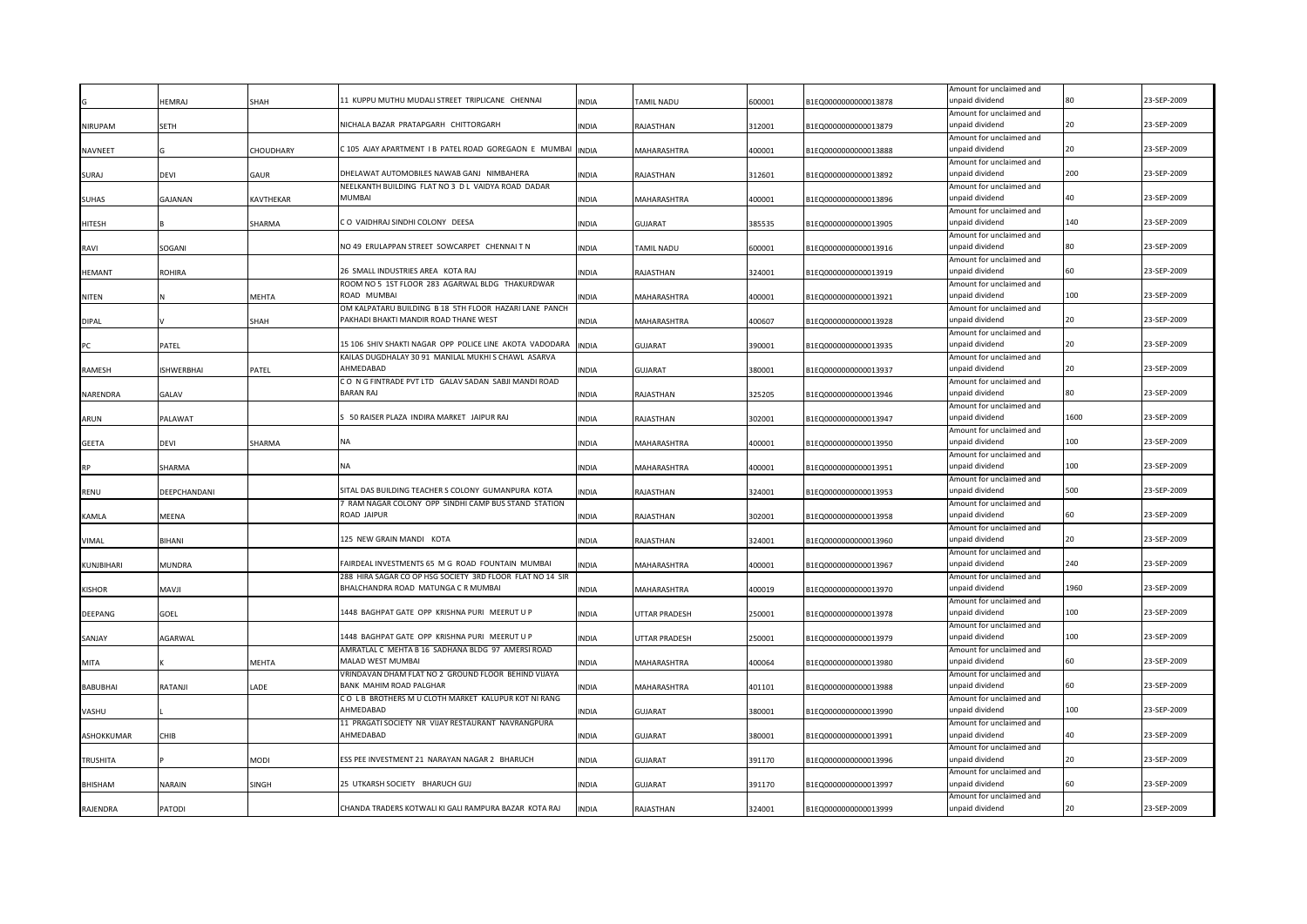| | | | | | | | | | | |
|---|---|---|---|---|---|---|---|---|---|---|
| G | HEMRAJ | SHAH | 11 KUPPU MUTHU MUDALI STREET TRIPLICANE CHENNAI | INDIA | TAMIL NADU | 600001 | B1EQ0000000000013878 | Amount for unclaimed and unpaid dividend | 80 | 23-SEP-2009 |
| NIRUPAM | SETH | | NICHALA BAZAR PRATAPGARH CHITTORGARH | INDIA | RAJASTHAN | 312001 | B1EQ0000000000013879 | Amount for unclaimed and unpaid dividend | 20 | 23-SEP-2009 |
| NAVNEET | G | CHOUDHARY | C 105 AJAY APARTMENT I B PATEL ROAD GOREGAON E MUMBAI | INDIA | MAHARASHTRA | 400001 | B1EQ0000000000013888 | Amount for unclaimed and unpaid dividend | 20 | 23-SEP-2009 |
| SURAJ | DEVI | GAUR | DHELAWAT AUTOMOBILES NAWAB GANJ NIMBAHERA | INDIA | RAJASTHAN | 312601 | B1EQ0000000000013892 | Amount for unclaimed and unpaid dividend | 200 | 23-SEP-2009 |
| SUHAS | GAJANAN | KAVTHEKAR | NEELKANTH BUILDING FLAT NO 3 D L VAIDYA ROAD DADAR MUMBAI | INDIA | MAHARASHTRA | 400001 | B1EQ0000000000013896 | Amount for unclaimed and unpaid dividend | 40 | 23-SEP-2009 |
| HITESH | B | SHARMA | C O VAIDHRAJ SINDHI COLONY DEESA | INDIA | GUJARAT | 385535 | B1EQ0000000000013905 | Amount for unclaimed and unpaid dividend | 140 | 23-SEP-2009 |
| RAVI | SOGANI | | NO 49 ERULAPPAN STREET SOWCARPET CHENNAI T N | INDIA | TAMIL NADU | 600001 | B1EQ0000000000013916 | Amount for unclaimed and unpaid dividend | 80 | 23-SEP-2009 |
| HEMANT | ROHIRA | | 26 SMALL INDUSTRIES AREA KOTA RAJ | INDIA | RAJASTHAN | 324001 | B1EQ0000000000013919 | Amount for unclaimed and unpaid dividend | 60 | 23-SEP-2009 |
| NITEN | N | MEHTA | ROOM NO 5 1ST FLOOR 283 AGARWAL BLDG THAKURDWAR ROAD MUMBAI | INDIA | MAHARASHTRA | 400001 | B1EQ0000000000013921 | Amount for unclaimed and unpaid dividend | 100 | 23-SEP-2009 |
| DIPAL | V | SHAH | OM KALPATARU BUILDING B 18 5TH FLOOR HAZARI LANE PANCH PAKHADI BHAKTI MANDIR ROAD THANE WEST | INDIA | MAHARASHTRA | 400607 | B1EQ0000000000013928 | Amount for unclaimed and unpaid dividend | 20 | 23-SEP-2009 |
| PC | PATEL | | 15 106 SHIV SHAKTI NAGAR OPP POLICE LINE AKOTA VADODARA | INDIA | GUJARAT | 390001 | B1EQ0000000000013935 | Amount for unclaimed and unpaid dividend | 20 | 23-SEP-2009 |
| RAMESH | ISHWERBHAI | PATEL | KAILAS DUGDHALAY 30 91 MANILAL MUKHI S CHAWL ASARVA AHMEDABAD | INDIA | GUJARAT | 380001 | B1EQ0000000000013937 | Amount for unclaimed and unpaid dividend | 20 | 23-SEP-2009 |
| NARENDRA | GALAV | | C O N G FINTRADE PVT LTD GALAV SADAN SABJI MANDI ROAD BARAN RAJ | INDIA | RAJASTHAN | 325205 | B1EQ0000000000013946 | Amount for unclaimed and unpaid dividend | 80 | 23-SEP-2009 |
| ARUN | PALAWAT | | S 50 RAISER PLAZA INDIRA MARKET JAIPUR RAJ | INDIA | RAJASTHAN | 302001 | B1EQ0000000000013947 | Amount for unclaimed and unpaid dividend | 1600 | 23-SEP-2009 |
| GEETA | DEVI | SHARMA | NA | INDIA | MAHARASHTRA | 400001 | B1EQ0000000000013950 | Amount for unclaimed and unpaid dividend | 100 | 23-SEP-2009 |
| RP | SHARMA | | NA | INDIA | MAHARASHTRA | 400001 | B1EQ0000000000013951 | Amount for unclaimed and unpaid dividend | 100 | 23-SEP-2009 |
| RENU | DEEPCHANDANI | | SITAL DAS BUILDING TEACHER S COLONY GUMANPURA KOTA | INDIA | RAJASTHAN | 324001 | B1EQ0000000000013953 | Amount for unclaimed and unpaid dividend | 500 | 23-SEP-2009 |
| KAMLA | MEENA | | 7 RAM NAGAR COLONY OPP SINDHI CAMP BUS STAND STATION ROAD JAIPUR | INDIA | RAJASTHAN | 302001 | B1EQ0000000000013958 | Amount for unclaimed and unpaid dividend | 60 | 23-SEP-2009 |
| VIMAL | BIHANI | | 125 NEW GRAIN MANDI KOTA | INDIA | RAJASTHAN | 324001 | B1EQ0000000000013960 | Amount for unclaimed and unpaid dividend | 20 | 23-SEP-2009 |
| KUNJBIHARI | MUNDRA | | FAIRDEAL INVESTMENTS 65 M G ROAD FOUNTAIN MUMBAI | INDIA | MAHARASHTRA | 400001 | B1EQ0000000000013967 | Amount for unclaimed and unpaid dividend | 240 | 23-SEP-2009 |
| KISHOR | MAVJI | | 288 HIRA SAGAR CO OP HSG SOCIETY 3RD FLOOR FLAT NO 14 SIR BHALCHANDRA ROAD MATUNGA C R MUMBAI | INDIA | MAHARASHTRA | 400019 | B1EQ0000000000013970 | Amount for unclaimed and unpaid dividend | 1960 | 23-SEP-2009 |
| DEEPANG | GOEL | | 1448 BAGHPAT GATE OPP KRISHNA PURI MEERUT U P | INDIA | UTTAR PRADESH | 250001 | B1EQ0000000000013978 | Amount for unclaimed and unpaid dividend | 100 | 23-SEP-2009 |
| SANJAY | AGARWAL | | 1448 BAGHPAT GATE OPP KRISHNA PURI MEERUT U P | INDIA | UTTAR PRADESH | 250001 | B1EQ0000000000013979 | Amount for unclaimed and unpaid dividend | 100 | 23-SEP-2009 |
| MITA | K | MEHTA | AMRATLAL C MEHTA B 16 SADHANA BLDG 97 AMERSI ROAD MALAD WEST MUMBAI | INDIA | MAHARASHTRA | 400064 | B1EQ0000000000013980 | Amount for unclaimed and unpaid dividend | 60 | 23-SEP-2009 |
| BABUBHAI | RATANJI | LADE | VRINDAVAN DHAM FLAT NO 2 GROUND FLOOR BEHIND VIJAYA BANK MAHIM ROAD PALGHAR | INDIA | MAHARASHTRA | 401101 | B1EQ0000000000013988 | Amount for unclaimed and unpaid dividend | 60 | 23-SEP-2009 |
| VASHU | L | | C O L B BROTHERS M U CLOTH MARKET KALUPUR KOT NI RANG AHMEDABAD | INDIA | GUJARAT | 380001 | B1EQ0000000000013990 | Amount for unclaimed and unpaid dividend | 100 | 23-SEP-2009 |
| ASHOKKUMAR | CHIB | | 11 PRAGATI SOCIETY NR VIJAY RESTAURANT NAVRANGPURA AHMEDABAD | INDIA | GUJARAT | 380001 | B1EQ0000000000013991 | Amount for unclaimed and unpaid dividend | 40 | 23-SEP-2009 |
| TRUSHITA | P | MODI | ESS PEE INVESTMENT 21 NARAYAN NAGAR 2 BHARUCH | INDIA | GUJARAT | 391170 | B1EQ0000000000013996 | Amount for unclaimed and unpaid dividend | 20 | 23-SEP-2009 |
| BHISHAM | NARAIN | SINGH | 25 UTKARSH SOCIETY BHARUCH GUJ | INDIA | GUJARAT | 391170 | B1EQ0000000000013997 | Amount for unclaimed and unpaid dividend | 60 | 23-SEP-2009 |
| RAJENDRA | PATODI | | CHANDA TRADERS KOTWALI KI GALI RAMPURA BAZAR KOTA RAJ | INDIA | RAJASTHAN | 324001 | B1EQ0000000000013999 | Amount for unclaimed and unpaid dividend | 20 | 23-SEP-2009 |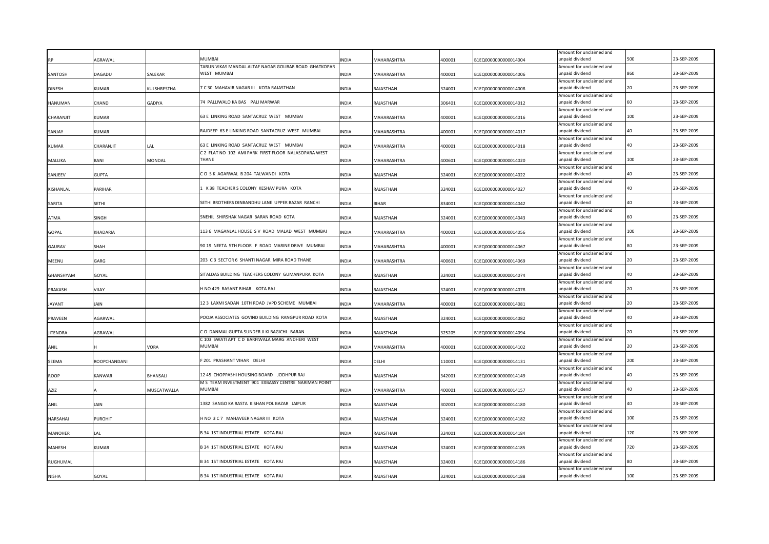| | | | | | | | | | | |
|---|---|---|---|---|---|---|---|---|---|---|
| RP | AGRAWAL | | MUMBAI | INDIA | MAHARASHTRA | 400001 | B1EQ0000000000014004 | Amount for unclaimed and unpaid dividend | 500 | 23-SEP-2009 |
| SANTOSH | DAGADU | SALEKAR | TARUN VIKAS MANDAL ALTAF NAGAR GOLIBAR ROAD GHATKOPAR WEST MUMBAI | INDIA | MAHARASHTRA | 400001 | B1EQ0000000000014006 | Amount for unclaimed and unpaid dividend | 860 | 23-SEP-2009 |
| DINESH | KUMAR | KULSHRESTHA | 7 C 30 MAHAVIR NAGAR III KOTA RAJASTHAN | INDIA | RAJASTHAN | 324001 | B1EQ0000000000014008 | Amount for unclaimed and unpaid dividend | 20 | 23-SEP-2009 |
| HANUMAN | CHAND | GADIYA | 74 PALLIWALO KA BAS PALI MARWAR | INDIA | RAJASTHAN | 306401 | B1EQ0000000000014012 | Amount for unclaimed and unpaid dividend | 60 | 23-SEP-2009 |
| CHARANJIT | KUMAR | | 63 E LINKING ROAD SANTACRUZ WEST MUMBAI | INDIA | MAHARASHTRA | 400001 | B1EQ0000000000014016 | Amount for unclaimed and unpaid dividend | 100 | 23-SEP-2009 |
| SANJAY | KUMAR | | RAJDEEP 63 E LINKING ROAD SANTACRUZ WEST MUMBAI | INDIA | MAHARASHTRA | 400001 | B1EQ0000000000014017 | Amount for unclaimed and unpaid dividend | 40 | 23-SEP-2009 |
| KUMAR | CHARANJIT | LAL | 63 E LINKING ROAD SANTACRUZ WEST MUMBAI | INDIA | MAHARASHTRA | 400001 | B1EQ0000000000014018 | Amount for unclaimed and unpaid dividend | 40 | 23-SEP-2009 |
| MALLIKA | BANI | MONDAL | C 2 FLAT NO 102 AMI PARK FIRST FLOOR NALASOPARA WEST THANE | INDIA | MAHARASHTRA | 400601 | B1EQ0000000000014020 | Amount for unclaimed and unpaid dividend | 100 | 23-SEP-2009 |
| SANJEEV | GUPTA | | C O S K AGARWAL B 204 TALWANDI KOTA | INDIA | RAJASTHAN | 324001 | B1EQ0000000000014022 | Amount for unclaimed and unpaid dividend | 40 | 23-SEP-2009 |
| KISHANLAL | PARIHAR | | 1 K 38 TEACHER S COLONY KESHAV PURA KOTA | INDIA | RAJASTHAN | 324001 | B1EQ0000000000014027 | Amount for unclaimed and unpaid dividend | 40 | 23-SEP-2009 |
| SARITA | SETHI | | SETHI BROTHERS DINBANDHU LANE UPPER BAZAR RANCHI | INDIA | BIHAR | 834001 | B1EQ0000000000014042 | Amount for unclaimed and unpaid dividend | 40 | 23-SEP-2009 |
| ATMA | SINGH | | SNEHIL SHIRSHAK NAGAR BARAN ROAD KOTA | INDIA | RAJASTHAN | 324001 | B1EQ0000000000014043 | Amount for unclaimed and unpaid dividend | 60 | 23-SEP-2009 |
| GOPAL | KHADARIA | | 113 6 MAGANLAL HOUSE S V ROAD MALAD WEST MUMBAI | INDIA | MAHARASHTRA | 400001 | B1EQ0000000000014056 | Amount for unclaimed and unpaid dividend | 100 | 23-SEP-2009 |
| GAURAV | SHAH | | 90 19 NEETA 5TH FLOOR F ROAD MARINE DRIVE MUMBAI | INDIA | MAHARASHTRA | 400001 | B1EQ0000000000014067 | Amount for unclaimed and unpaid dividend | 80 | 23-SEP-2009 |
| MEENU | GARG | | 203 C 3 SECTOR 6 SHANTI NAGAR MIRA ROAD THANE | INDIA | MAHARASHTRA | 400601 | B1EQ0000000000014069 | Amount for unclaimed and unpaid dividend | 20 | 23-SEP-2009 |
| GHANSHYAM | GOYAL | | SITALDAS BUILDING TEACHERS COLONY GUMANPURA KOTA | INDIA | RAJASTHAN | 324001 | B1EQ0000000000014074 | Amount for unclaimed and unpaid dividend | 40 | 23-SEP-2009 |
| PRAKASH | VIJAY | | H NO 429 BASANT BIHAR KOTA RAJ | INDIA | RAJASTHAN | 324001 | B1EQ0000000000014078 | Amount for unclaimed and unpaid dividend | 20 | 23-SEP-2009 |
| JAYANT | JAIN | | 12 3 LAXMI SADAN 10TH ROAD JVPD SCHEME MUMBAI | INDIA | MAHARASHTRA | 400001 | B1EQ0000000000014081 | Amount for unclaimed and unpaid dividend | 20 | 23-SEP-2009 |
| PRAVEEN | AGARWAL | | POOJA ASSOCIATES GOVIND BUILDING RANGPUR ROAD KOTA | INDIA | RAJASTHAN | 324001 | B1EQ0000000000014082 | Amount for unclaimed and unpaid dividend | 40 | 23-SEP-2009 |
| JITENDRA | AGRAWAL | | C O DANMAL GUPTA SUNDER JI KI BAGICHI BARAN | INDIA | RAJASTHAN | 325205 | B1EQ0000000000014094 | Amount for unclaimed and unpaid dividend | 20 | 23-SEP-2009 |
| ANIL | H | VORA | C 103 SWATI APT C D BARFIWALA MARG ANDHERI WEST MUMBAI | INDIA | MAHARASHTRA | 400001 | B1EQ0000000000014102 | Amount for unclaimed and unpaid dividend | 20 | 23-SEP-2009 |
| SEEMA | ROOPCHANDANI | | F 201 PRASHANT VIHAR DELHI | INDIA | DELHI | 110001 | B1EQ0000000000014131 | Amount for unclaimed and unpaid dividend | 200 | 23-SEP-2009 |
| ROOP | KANWAR | BHANSALI | 12 45 CHOPPASHI HOUSING BOARD JODHPUR RAJ | INDIA | RAJASTHAN | 342001 | B1EQ0000000000014149 | Amount for unclaimed and unpaid dividend | 40 | 23-SEP-2009 |
| AZIZ | A | MUSCATWALLA | M S TEAM INVESTMENT 901 EXBASSY CENTRE NARIMAN POINT MUMBAI | INDIA | MAHARASHTRA | 400001 | B1EQ0000000000014157 | Amount for unclaimed and unpaid dividend | 40 | 23-SEP-2009 |
| ANIL | JAIN | | 1382 SANGO KA RASTA KISHAN POL BAZAR JAIPUR | INDIA | RAJASTHAN | 302001 | B1EQ0000000000014180 | Amount for unclaimed and unpaid dividend | 40 | 23-SEP-2009 |
| HARSAHAI | PUROHIT | | H NO 3 C 7 MAHAVEER NAGAR III KOTA | INDIA | RAJASTHAN | 324001 | B1EQ0000000000014182 | Amount for unclaimed and unpaid dividend | 100 | 23-SEP-2009 |
| MANOHER | LAL | | B 34 1ST INDUSTRIAL ESTATE KOTA RAJ | INDIA | RAJASTHAN | 324001 | B1EQ0000000000014184 | Amount for unclaimed and unpaid dividend | 120 | 23-SEP-2009 |
| MAHESH | KUMAR | | B 34 1ST INDUSTRIAL ESTATE KOTA RAJ | INDIA | RAJASTHAN | 324001 | B1EQ0000000000014185 | Amount for unclaimed and unpaid dividend | 720 | 23-SEP-2009 |
| RUGHUMAL | | | B 34 1ST INDUSTRIAL ESTATE KOTA RAJ | INDIA | RAJASTHAN | 324001 | B1EQ0000000000014186 | Amount for unclaimed and unpaid dividend | 80 | 23-SEP-2009 |
| NISHA | GOYAL | | B 34 1ST INDUSTRIAL ESTATE KOTA RAJ | INDIA | RAJASTHAN | 324001 | B1EQ0000000000014188 | Amount for unclaimed and unpaid dividend | 100 | 23-SEP-2009 |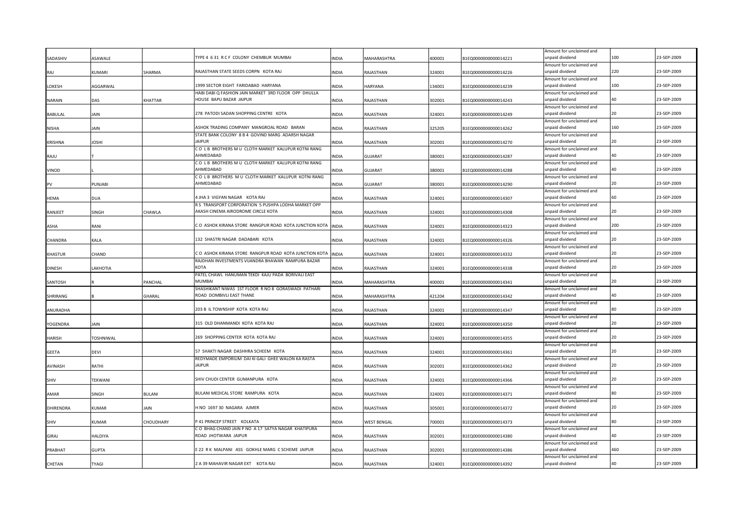| | | | | | | | | | | |
|---|---|---|---|---|---|---|---|---|---|---|
| SADASHIV | ASAWALE | | TYPE 4 6 31 R C F COLONY CHEMBUR MUMBAI | INDIA | MAHARASHTRA | 400001 | B1EQ0000000000014221 | Amount for unclaimed and unpaid dividend | 100 | 23-SEP-2009 |
| RAJ | KUMARI | SHARMA | RAJASTHAN STATE SEEDS CORPN KOTA RAJ | INDIA | RAJASTHAN | 324001 | B1EQ0000000000014226 | Amount for unclaimed and unpaid dividend | 220 | 23-SEP-2009 |
| LOKESH | AGGARWAL | | 1999 SECTOR EIGHT FARIDABAD HARYANA | INDIA | HARYANA | 134001 | B1EQ0000000000014239 | Amount for unclaimed and unpaid dividend | 100 | 23-SEP-2009 |
| NARAIN | DAS | KHATTAR | HABI DABI Q FASHION JAIN MARKET 3RD FLOOR OPP DHULLA HOUSE BAPU BAZAR JAIPUR | INDIA | RAJASTHAN | 302001 | B1EQ0000000000014243 | Amount for unclaimed and unpaid dividend | 40 | 23-SEP-2009 |
| BABULAL | JAIN | | 278 PATODI SADAN SHOPPING CENTRE KOTA | INDIA | RAJASTHAN | 324001 | B1EQ0000000000014249 | Amount for unclaimed and unpaid dividend | 20 | 23-SEP-2009 |
| NISHA | JAIN | | ASHOK TRADING COMPANY MANGROAL ROAD BARAN | INDIA | RAJASTHAN | 325205 | B1EQ0000000000014262 | Amount for unclaimed and unpaid dividend | 160 | 23-SEP-2009 |
| KRISHNA | JOSHI | | STATE BANK COLONY 8 B 4 GOVIND MARG ADARSH NAGAR JAIPUR | INDIA | RAJASTHAN | 302001 | B1EQ0000000000014270 | Amount for unclaimed and unpaid dividend | 20 | 23-SEP-2009 |
| RAJU | T | | C O L B BROTHERS M U CLOTH MARKET KALUPUR KOTNI RANG AHMEDABAD | INDIA | GUJARAT | 380001 | B1EQ0000000000014287 | Amount for unclaimed and unpaid dividend | 40 | 23-SEP-2009 |
| VINOD | L | | C O L B BROTHERS M U CLOTH MARKET KALUPUR KOTNI RANG AHMEDABAD | INDIA | GUJARAT | 380001 | B1EQ0000000000014288 | Amount for unclaimed and unpaid dividend | 40 | 23-SEP-2009 |
| PV | PUNJABI | | C O L B BROTHERS M U CLOTH MARKET KALUPUR KOTNI RANG AHMEDABAD | INDIA | GUJARAT | 380001 | B1EQ0000000000014290 | Amount for unclaimed and unpaid dividend | 20 | 23-SEP-2009 |
| HEMA | DUA | | 4 JHA 3 VIGYAN NAGAR KOTA RAJ | INDIA | RAJASTHAN | 324001 | B1EQ0000000000014307 | Amount for unclaimed and unpaid dividend | 60 | 23-SEP-2009 |
| RANJEET | SINGH | CHAWLA | R S TRANSPORT CORPORATION 5 PUSHPA LODHA MARKET OPP AKASH CINEMA AIRODROME CIRCLE KOTA | INDIA | RAJASTHAN | 324001 | B1EQ0000000000014308 | Amount for unclaimed and unpaid dividend | 20 | 23-SEP-2009 |
| ASHA | RANI | | C O ASHOK KIRANA STORE RANGPUR ROAD KOTA JUNCTION KOTA | INDIA | RAJASTHAN | 324001 | B1EQ0000000000014323 | Amount for unclaimed and unpaid dividend | 200 | 23-SEP-2009 |
| CHANDRA | KALA | | 132 SHASTRI NAGAR DADABARI KOTA | INDIA | RAJASTHAN | 324001 | B1EQ0000000000014326 | Amount for unclaimed and unpaid dividend | 20 | 23-SEP-2009 |
| KHASTUR | CHAND | | C O ASHOK KIRANA STORE RANGPUR ROAD KOTA JUNCTION KOTA | INDIA | RAJASTHAN | 324001 | B1EQ0000000000014332 | Amount for unclaimed and unpaid dividend | 20 | 23-SEP-2009 |
| DINESH | LAKHOTIA | | RAJDHAN INVESTMENTS VIJANDRA BHAWAN RAMPURA BAZAR KOTA | INDIA | RAJASTHAN | 324001 | B1EQ0000000000014338 | Amount for unclaimed and unpaid dividend | 20 | 23-SEP-2009 |
| SANTOSH | R | PANCHAL | PATEL CHAWL HANUMAN TEKDI KAJU PADA BORIVALI EAST MUMBAI | INDIA | MAHARASHTRA | 400001 | B1EQ0000000000014341 | Amount for unclaimed and unpaid dividend | 20 | 23-SEP-2009 |
| SHRIRANG | B | GHARAL | SHASHIKANT NIWAS 1ST FLOOR R NO 8 GORASWADI PATHARI ROAD DOMBIVLI EAST THANE | INDIA | MAHARASHTRA | 421204 | B1EQ0000000000014342 | Amount for unclaimed and unpaid dividend | 40 | 23-SEP-2009 |
| ANURADHA | | | 203 B IL TOWNSHIP KOTA KOTA RAJ | INDIA | RAJASTHAN | 324001 | B1EQ0000000000014347 | Amount for unclaimed and unpaid dividend | 80 | 23-SEP-2009 |
| YOGENDRA | JAIN | | 315 OLD DHANMANDI KOTA KOTA RAJ | INDIA | RAJASTHAN | 324001 | B1EQ0000000000014350 | Amount for unclaimed and unpaid dividend | 20 | 23-SEP-2009 |
| HARISH | TOSHNIWAL | | 269 SHOPPING CENTER KOTA KOTA RAJ | INDIA | RAJASTHAN | 324001 | B1EQ0000000000014355 | Amount for unclaimed and unpaid dividend | 20 | 23-SEP-2009 |
| GEETA | DEVI | | 57 SHAKTI NAGAR DASHHRA SCHEEM KOTA | INDIA | RAJASTHAN | 324001 | B1EQ0000000000014361 | Amount for unclaimed and unpaid dividend | 20 | 23-SEP-2009 |
| AVINASH | RATHI | | REDYMADE EMPORIUM DAI KI GALI GHEE WALON KA RASTA JAIPUR | INDIA | RAJASTHAN | 302001 | B1EQ0000000000014362 | Amount for unclaimed and unpaid dividend | 20 | 23-SEP-2009 |
| SHIV | TEKWANI | | SHIV CHUDI CENTER GUMANPURA KOTA | INDIA | RAJASTHAN | 324001 | B1EQ0000000000014366 | Amount for unclaimed and unpaid dividend | 20 | 23-SEP-2009 |
| AMAR | SINGH | BULANI | BULANI MEDICAL STORE RAMPURA KOTA | INDIA | RAJASTHAN | 324001 | B1EQ0000000000014371 | Amount for unclaimed and unpaid dividend | 80 | 23-SEP-2009 |
| DHIRENDRA | KUMAR | JAIN | H NO 1697 30 NAGARA AJMER | INDIA | RAJASTHAN | 305001 | B1EQ0000000000014372 | Amount for unclaimed and unpaid dividend | 20 | 23-SEP-2009 |
| SHIV | KUMAR | CHOUDHARY | P 41 PRINCEP STREET KOLKATA | INDIA | WEST BENGAL | 700001 | B1EQ0000000000014373 | Amount for unclaimed and unpaid dividend | 80 | 23-SEP-2009 |
| GIRAJ | HALDIYA | | C O BHAG CHAND JAIN P NO A 17 SATYA NAGAR KHATIPURA ROAD JHOTWARA JAIPUR | INDIA | RAJASTHAN | 302001 | B1EQ0000000000014380 | Amount for unclaimed and unpaid dividend | 40 | 23-SEP-2009 |
| PRABHAT | GUPTA | | E 22 R K MALPANI ASS GOKHLE MARG C SCHEME JAIPUR | INDIA | RAJASTHAN | 302001 | B1EQ0000000000014386 | Amount for unclaimed and unpaid dividend | 460 | 23-SEP-2009 |
| CHETAN | TYAGI | | 2 A 39 MAHAVIR NAGAR EXT KOTA RAJ | INDIA | RAJASTHAN | 324001 | B1EQ0000000000014392 | Amount for unclaimed and unpaid dividend | 40 | 23-SEP-2009 |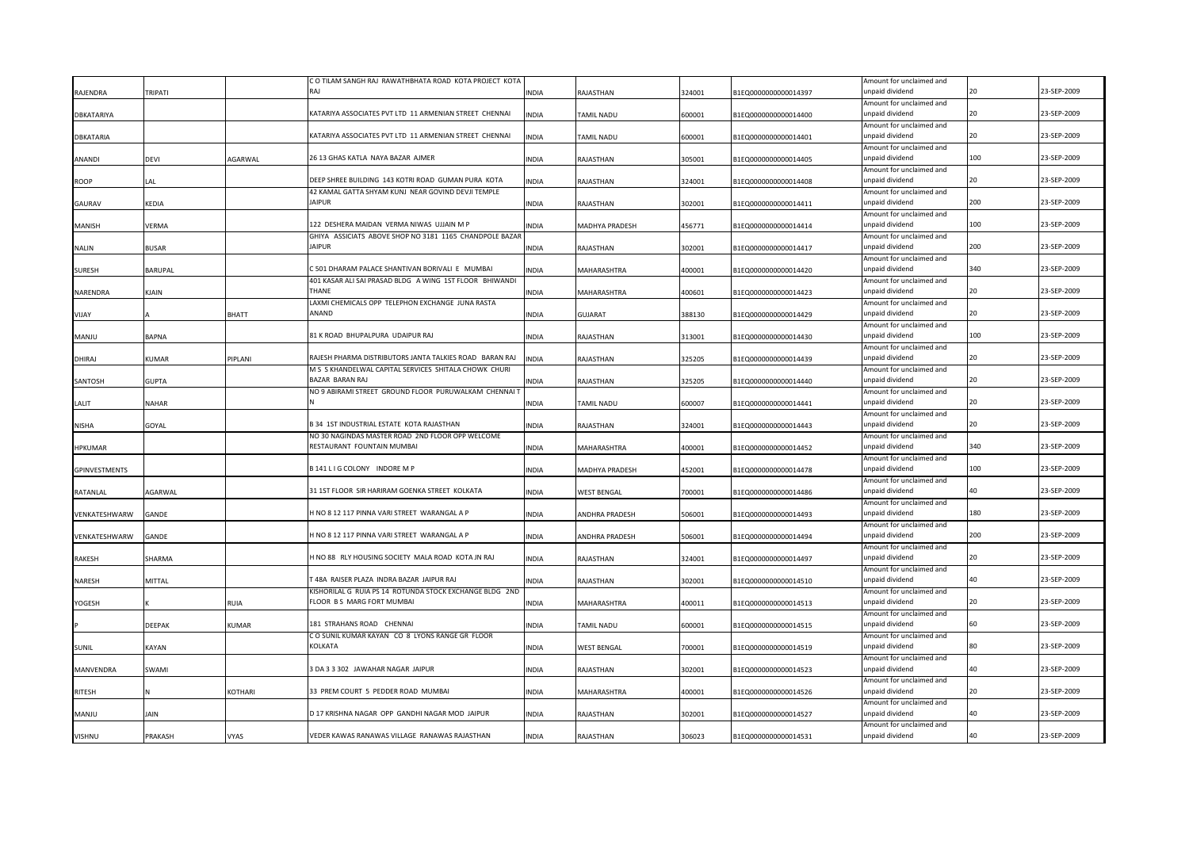| RAJENDRA | TRIPATI | | C O TILAM SANGH RAJ RAWATHBHATA ROAD KOTA PROJECT KOTA RAJ | INDIA | RAJASTHAN | 324001 | B1EQ0000000000014397 | Amount for unclaimed and unpaid dividend | 20 | 23-SEP-2009 |
|---|---|---|---|---|---|---|---|---|---|---|
| DBKATARIYA | | | KATARIYA ASSOCIATES PVT LTD 11 ARMENIAN STREET CHENNAI | INDIA | TAMIL NADU | 600001 | B1EQ0000000000014400 | Amount for unclaimed and unpaid dividend | 20 | 23-SEP-2009 |
| DBKATARIA | | | KATARIYA ASSOCIATES PVT LTD 11 ARMENIAN STREET CHENNAI | INDIA | TAMIL NADU | 600001 | B1EQ0000000000014401 | Amount for unclaimed and unpaid dividend | 20 | 23-SEP-2009 |
| ANANDI | DEVI | AGARWAL | 26 13 GHAS KATLA NAYA BAZAR AJMER | INDIA | RAJASTHAN | 305001 | B1EQ0000000000014405 | Amount for unclaimed and unpaid dividend | 100 | 23-SEP-2009 |
| ROOP | LAL | | DEEP SHREE BUILDING 143 KOTRI ROAD GUMAN PURA KOTA | INDIA | RAJASTHAN | 324001 | B1EQ0000000000014408 | Amount for unclaimed and unpaid dividend | 20 | 23-SEP-2009 |
| GAURAV | KEDIA | | 42 KAMAL GATTA SHYAM KUNJ NEAR GOVIND DEVJI TEMPLE JAIPUR | INDIA | RAJASTHAN | 302001 | B1EQ0000000000014411 | Amount for unclaimed and unpaid dividend | 200 | 23-SEP-2009 |
| MANISH | VERMA | | 122 DESHERA MAIDAN VERMA NIWAS UJJAIN M P | INDIA | MADHYA PRADESH | 456771 | B1EQ0000000000014414 | Amount for unclaimed and unpaid dividend | 100 | 23-SEP-2009 |
| NALIN | BUSAR | | GHIYA ASSICIATS ABOVE SHOP NO 3181 1165 CHANDPOLE BAZAR JAIPUR | INDIA | RAJASTHAN | 302001 | B1EQ0000000000014417 | Amount for unclaimed and unpaid dividend | 200 | 23-SEP-2009 |
| SURESH | BARUPAL | | C 501 DHARAM PALACE SHANTIVAN BORIVALI E MUMBAI | INDIA | MAHARASHTRA | 400001 | B1EQ0000000000014420 | Amount for unclaimed and unpaid dividend | 340 | 23-SEP-2009 |
| NARENDRA | KJAIN | | 401 KASAR ALI SAI PRASAD BLDG A WING 1ST FLOOR BHIWANDI THANE | INDIA | MAHARASHTRA | 400601 | B1EQ0000000000014423 | Amount for unclaimed and unpaid dividend | 20 | 23-SEP-2009 |
| VIJAY | A | BHATT | LAXMI CHEMICALS OPP TELEPHON EXCHANGE JUNA RASTA ANAND | INDIA | GUJARAT | 388130 | B1EQ0000000000014429 | Amount for unclaimed and unpaid dividend | 20 | 23-SEP-2009 |
| MANJU | BAPNA | | 81 K ROAD BHUPALPURA UDAIPUR RAJ | INDIA | RAJASTHAN | 313001 | B1EQ0000000000014430 | Amount for unclaimed and unpaid dividend | 100 | 23-SEP-2009 |
| DHIRAJ | KUMAR | PIPLANI | RAJESH PHARMA DISTRIBUTORS JANTA TALKIES ROAD BARAN RAJ | INDIA | RAJASTHAN | 325205 | B1EQ0000000000014439 | Amount for unclaimed and unpaid dividend | 20 | 23-SEP-2009 |
| SANTOSH | GUPTA | | M S S KHANDELWAL CAPITAL SERVICES SHITALA CHOWK CHURI BAZAR BARAN RAJ | INDIA | RAJASTHAN | 325205 | B1EQ0000000000014440 | Amount for unclaimed and unpaid dividend | 20 | 23-SEP-2009 |
| LALIT | NAHAR | | NO 9 ABIRAMI STREET GROUND FLOOR PURUWALKAM CHENNAI T N | INDIA | TAMIL NADU | 600007 | B1EQ0000000000014441 | Amount for unclaimed and unpaid dividend | 20 | 23-SEP-2009 |
| NISHA | GOYAL | | B 34 1ST INDUSTRIAL ESTATE KOTA RAJASTHAN | INDIA | RAJASTHAN | 324001 | B1EQ0000000000014443 | Amount for unclaimed and unpaid dividend | 20 | 23-SEP-2009 |
| HPKUMAR | | | NO 30 NAGINDAS MASTER ROAD 2ND FLOOR OPP WELCOME RESTAURANT FOUNTAIN MUMBAI | INDIA | MAHARASHTRA | 400001 | B1EQ0000000000014452 | Amount for unclaimed and unpaid dividend | 340 | 23-SEP-2009 |
| GPINVESTMENTS | | | B 141 L I G COLONY INDORE M P | INDIA | MADHYA PRADESH | 452001 | B1EQ0000000000014478 | Amount for unclaimed and unpaid dividend | 100 | 23-SEP-2009 |
| RATANLAL | AGARWAL | | 31 1ST FLOOR SIR HARIRAM GOENKA STREET KOLKATA | INDIA | WEST BENGAL | 700001 | B1EQ0000000000014486 | Amount for unclaimed and unpaid dividend | 40 | 23-SEP-2009 |
| VENKATESHWARW | GANDE | | H NO 8 12 117 PINNA VARI STREET WARANGAL A P | INDIA | ANDHRA PRADESH | 506001 | B1EQ0000000000014493 | Amount for unclaimed and unpaid dividend | 180 | 23-SEP-2009 |
| VENKATESHWARW | GANDE | | H NO 8 12 117 PINNA VARI STREET WARANGAL A P | INDIA | ANDHRA PRADESH | 506001 | B1EQ0000000000014494 | Amount for unclaimed and unpaid dividend | 200 | 23-SEP-2009 |
| RAKESH | SHARMA | | H NO 88 RLY HOUSING SOCIETY MALA ROAD KOTA JN RAJ | INDIA | RAJASTHAN | 324001 | B1EQ0000000000014497 | Amount for unclaimed and unpaid dividend | 20 | 23-SEP-2009 |
| NARESH | MITTAL | | T 48A RAISER PLAZA INDRA BAZAR JAIPUR RAJ | INDIA | RAJASTHAN | 302001 | B1EQ0000000000014510 | Amount for unclaimed and unpaid dividend | 40 | 23-SEP-2009 |
| YOGESH | K | RUIA | KISHORILAL G RUIA PS 14 ROTUNDA STOCK EXCHANGE BLDG 2ND FLOOR B S MARG FORT MUMBAI | INDIA | MAHARASHTRA | 400011 | B1EQ0000000000014513 | Amount for unclaimed and unpaid dividend | 20 | 23-SEP-2009 |
| P | DEEPAK | KUMAR | 181 STRAHANS ROAD CHENNAI | INDIA | TAMIL NADU | 600001 | B1EQ0000000000014515 | Amount for unclaimed and unpaid dividend | 60 | 23-SEP-2009 |
| SUNIL | KAYAN | | C O SUNIL KUMAR KAYAN CO 8 LYONS RANGE GR FLOOR KOLKATA | INDIA | WEST BENGAL | 700001 | B1EQ0000000000014519 | Amount for unclaimed and unpaid dividend | 80 | 23-SEP-2009 |
| MANVENDRA | SWAMI | | 3 DA 3 3 302 JAWAHAR NAGAR JAIPUR | INDIA | RAJASTHAN | 302001 | B1EQ0000000000014523 | Amount for unclaimed and unpaid dividend | 40 | 23-SEP-2009 |
| RITESH | N | KOTHARI | 33 PREM COURT 5 PEDDER ROAD MUMBAI | INDIA | MAHARASHTRA | 400001 | B1EQ0000000000014526 | Amount for unclaimed and unpaid dividend | 20 | 23-SEP-2009 |
| MANJU | JAIN | | D 17 KRISHNA NAGAR OPP GANDHI NAGAR MOD JAIPUR | INDIA | RAJASTHAN | 302001 | B1EQ0000000000014527 | Amount for unclaimed and unpaid dividend | 40 | 23-SEP-2009 |
| VISHNU | PRAKASH | VYAS | VEDER KAWAS RANAWAS VILLAGE RANAWAS RAJASTHAN | INDIA | RAJASTHAN | 306023 | B1EQ0000000000014531 | Amount for unclaimed and unpaid dividend | 40 | 23-SEP-2009 |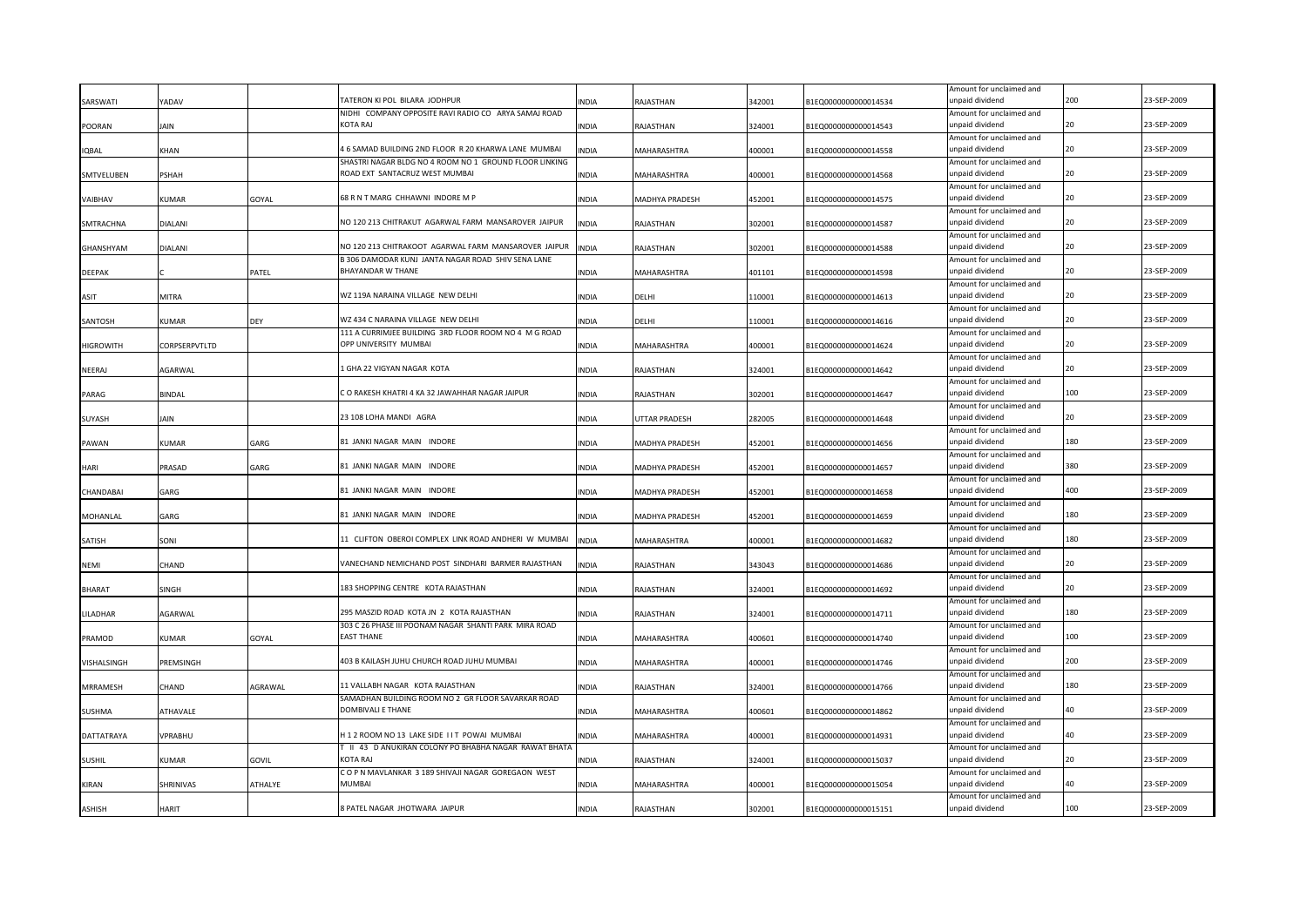| | | | | | | | | | | |
|---|---|---|---|---|---|---|---|---|---|---|
| SARSWATI | YADAV | | TATERON KI POL BILARA JODHPUR | INDIA | RAJASTHAN | 342001 | B1EQ0000000000014534 | Amount for unclaimed and unpaid dividend | 200 | 23-SEP-2009 |
| POORAN | JAIN | | NIDHI COMPANY OPPOSITE RAVI RADIO CO ARYA SAMAJ ROAD KOTA RAJ | INDIA | RAJASTHAN | 324001 | B1EQ0000000000014543 | Amount for unclaimed and unpaid dividend | 20 | 23-SEP-2009 |
| IQBAL | KHAN | | 4 6 SAMAD BUILDING 2ND FLOOR R 20 KHARWA LANE MUMBAI | INDIA | MAHARASHTRA | 400001 | B1EQ0000000000014558 | Amount for unclaimed and unpaid dividend | 20 | 23-SEP-2009 |
| SMTVELUBEN | PSHAH | | SHASTRI NAGAR BLDG NO 4 ROOM NO 1 GROUND FLOOR LINKING ROAD EXT SANTACRUZ WEST MUMBAI | INDIA | MAHARASHTRA | 400001 | B1EQ0000000000014568 | Amount for unclaimed and unpaid dividend | 20 | 23-SEP-2009 |
| VAIBHAV | KUMAR | GOYAL | 68 R N T MARG CHHAWNI INDORE M P | INDIA | MADHYA PRADESH | 452001 | B1EQ0000000000014575 | Amount for unclaimed and unpaid dividend | 20 | 23-SEP-2009 |
| SMTRACHNA | DIALANI | | NO 120 213 CHITRAKUT AGARWAL FARM MANSAROVER JAIPUR | INDIA | RAJASTHAN | 302001 | B1EQ0000000000014587 | Amount for unclaimed and unpaid dividend | 20 | 23-SEP-2009 |
| GHANSHYAM | DIALANI | | NO 120 213 CHITRAKOOT AGARWAL FARM MANSAROVER JAIPUR | INDIA | RAJASTHAN | 302001 | B1EQ0000000000014588 | Amount for unclaimed and unpaid dividend | 20 | 23-SEP-2009 |
| DEEPAK | C | PATEL | B 306 DAMODAR KUNJ JANTA NAGAR ROAD SHIV SENA LANE BHAYANDAR W THANE | INDIA | MAHARASHTRA | 401101 | B1EQ0000000000014598 | Amount for unclaimed and unpaid dividend | 20 | 23-SEP-2009 |
| ASIT | MITRA | | WZ 119A NARAINA VILLAGE NEW DELHI | INDIA | DELHI | 110001 | B1EQ0000000000014613 | Amount for unclaimed and unpaid dividend | 20 | 23-SEP-2009 |
| SANTOSH | KUMAR | DEY | WZ 434 C NARAINA VILLAGE NEW DELHI | INDIA | DELHI | 110001 | B1EQ0000000000014616 | Amount for unclaimed and unpaid dividend | 20 | 23-SEP-2009 |
| HIGROWITH | CORPSERPVTLTD | | 111 A CURRIMJEE BUILDING 3RD FLOOR ROOM NO 4 M G ROAD OPP UNIVERSITY MUMBAI | INDIA | MAHARASHTRA | 400001 | B1EQ0000000000014624 | Amount for unclaimed and unpaid dividend | 20 | 23-SEP-2009 |
| NEERAJ | AGARWAL | | 1 GHA 22 VIGYAN NAGAR KOTA | INDIA | RAJASTHAN | 324001 | B1EQ0000000000014642 | Amount for unclaimed and unpaid dividend | 20 | 23-SEP-2009 |
| PARAG | BINDAL | | C O RAKESH KHATRI 4 KA 32 JAWAHHAR NAGAR JAIPUR | INDIA | RAJASTHAN | 302001 | B1EQ0000000000014647 | Amount for unclaimed and unpaid dividend | 100 | 23-SEP-2009 |
| SUYASH | JAIN | | 23 108 LOHA MANDI AGRA | INDIA | UTTAR PRADESH | 282005 | B1EQ0000000000014648 | Amount for unclaimed and unpaid dividend | 20 | 23-SEP-2009 |
| PAWAN | KUMAR | GARG | 81 JANKI NAGAR MAIN INDORE | INDIA | MADHYA PRADESH | 452001 | B1EQ0000000000014656 | Amount for unclaimed and unpaid dividend | 180 | 23-SEP-2009 |
| HARI | PRASAD | GARG | 81 JANKI NAGAR MAIN INDORE | INDIA | MADHYA PRADESH | 452001 | B1EQ0000000000014657 | Amount for unclaimed and unpaid dividend | 380 | 23-SEP-2009 |
| CHANDABAI | GARG | | 81 JANKI NAGAR MAIN INDORE | INDIA | MADHYA PRADESH | 452001 | B1EQ0000000000014658 | Amount for unclaimed and unpaid dividend | 400 | 23-SEP-2009 |
| MOHANLAL | GARG | | 81 JANKI NAGAR MAIN INDORE | INDIA | MADHYA PRADESH | 452001 | B1EQ0000000000014659 | Amount for unclaimed and unpaid dividend | 180 | 23-SEP-2009 |
| SATISH | SONI | | 11 CLIFTON OBEROI COMPLEX LINK ROAD ANDHERI W MUMBAI | INDIA | MAHARASHTRA | 400001 | B1EQ0000000000014682 | Amount for unclaimed and unpaid dividend | 180 | 23-SEP-2009 |
| NEMI | CHAND | | VANECHAND NEMICHAND POST SINDHARI BARMER RAJASTHAN | INDIA | RAJASTHAN | 343043 | B1EQ0000000000014686 | Amount for unclaimed and unpaid dividend | 20 | 23-SEP-2009 |
| BHARAT | SINGH | | 183 SHOPPING CENTRE KOTA RAJASTHAN | INDIA | RAJASTHAN | 324001 | B1EQ0000000000014692 | Amount for unclaimed and unpaid dividend | 20 | 23-SEP-2009 |
| LILADHAR | AGARWAL | | 295 MASZID ROAD KOTA JN 2 KOTA RAJASTHAN | INDIA | RAJASTHAN | 324001 | B1EQ0000000000014711 | Amount for unclaimed and unpaid dividend | 180 | 23-SEP-2009 |
| PRAMOD | KUMAR | GOYAL | 303 C 26 PHASE III POONAM NAGAR SHANTI PARK MIRA ROAD EAST THANE | INDIA | MAHARASHTRA | 400601 | B1EQ0000000000014740 | Amount for unclaimed and unpaid dividend | 100 | 23-SEP-2009 |
| VISHALSINGH | PREMSINGH | | 403 B KAILASH JUHU CHURCH ROAD JUHU MUMBAI | INDIA | MAHARASHTRA | 400001 | B1EQ0000000000014746 | Amount for unclaimed and unpaid dividend | 200 | 23-SEP-2009 |
| MRRAMESH | CHAND | AGRAWAL | 11 VALLABH NAGAR KOTA RAJASTHAN | INDIA | RAJASTHAN | 324001 | B1EQ0000000000014766 | Amount for unclaimed and unpaid dividend | 180 | 23-SEP-2009 |
| SUSHMA | ATHAVALE | | SAMADHAN BUILDING ROOM NO 2 GR FLOOR SAVARKAR ROAD DOMBIVALI E THANE | INDIA | MAHARASHTRA | 400601 | B1EQ0000000000014862 | Amount for unclaimed and unpaid dividend | 40 | 23-SEP-2009 |
| DATTATRAYA | VPRABHU | | H 1 2 ROOM NO 13 LAKE SIDE I I T POWAI MUMBAI | INDIA | MAHARASHTRA | 400001 | B1EQ0000000000014931 | Amount for unclaimed and unpaid dividend | 40 | 23-SEP-2009 |
| SUSHIL | KUMAR | GOVIL | T II 43 D ANUKIRAN COLONY PO BHABHA NAGAR RAWAT BHATA KOTA RAJ | INDIA | RAJASTHAN | 324001 | B1EQ0000000000015037 | Amount for unclaimed and unpaid dividend | 20 | 23-SEP-2009 |
| KIRAN | SHRINIVAS | ATHALYE | C O P N MAVLANKAR 3 189 SHIVAJI NAGAR GOREGAON WEST MUMBAI | INDIA | MAHARASHTRA | 400001 | B1EQ0000000000015054 | Amount for unclaimed and unpaid dividend | 40 | 23-SEP-2009 |
| ASHISH | HARIT | | 8 PATEL NAGAR JHOTWARA JAIPUR | INDIA | RAJASTHAN | 302001 | B1EQ0000000000015151 | Amount for unclaimed and unpaid dividend | 100 | 23-SEP-2009 |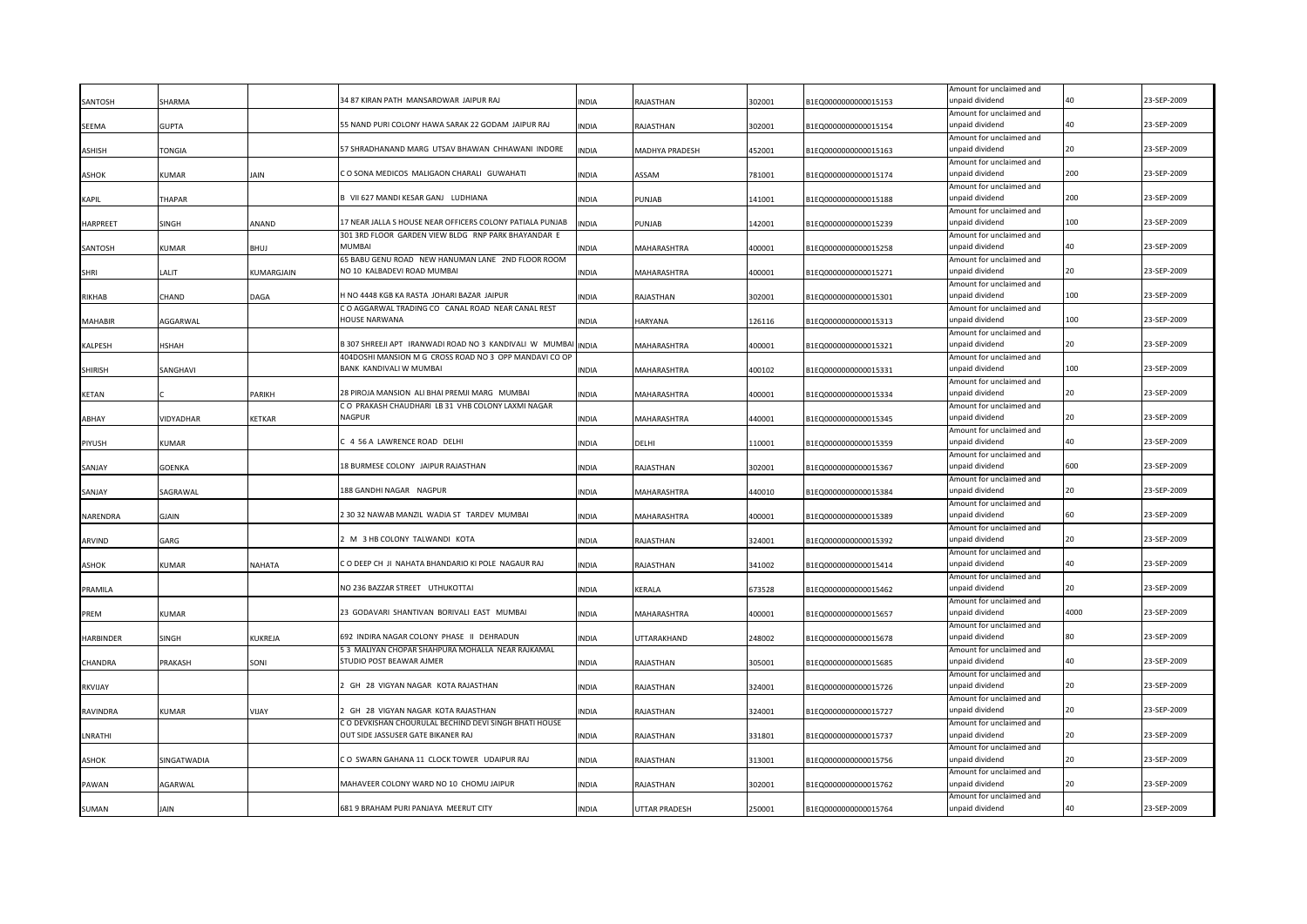| | | | | | | | | | | |
|---|---|---|---|---|---|---|---|---|---|---|
| SANTOSH | SHARMA | | 34 87 KIRAN PATH MANSAROWAR JAIPUR RAJ | INDIA | RAJASTHAN | 302001 | B1EQ0000000000015153 | Amount for unclaimed and unpaid dividend | 40 | 23-SEP-2009 |
| SEEMA | GUPTA | | 55 NAND PURI COLONY HAWA SARAK 22 GODAM JAIPUR RAJ | INDIA | RAJASTHAN | 302001 | B1EQ0000000000015154 | Amount for unclaimed and unpaid dividend | 40 | 23-SEP-2009 |
| ASHISH | TONGIA | | 57 SHRADHANAND MARG UTSAV BHAWAN CHHAWANI INDORE | INDIA | MADHYA PRADESH | 452001 | B1EQ0000000000015163 | Amount for unclaimed and unpaid dividend | 20 | 23-SEP-2009 |
| ASHOK | KUMAR | JAIN | C O SONA MEDICOS MALIGAON CHARALI GUWAHATI | INDIA | ASSAM | 781001 | B1EQ0000000000015174 | Amount for unclaimed and unpaid dividend | 200 | 23-SEP-2009 |
| KAPIL | THAPAR | | B VII 627 MANDI KESAR GANJ LUDHIANA | INDIA | PUNJAB | 141001 | B1EQ0000000000015188 | Amount for unclaimed and unpaid dividend | 200 | 23-SEP-2009 |
| HARPREET | SINGH | ANAND | 17 NEAR JALLA S HOUSE NEAR OFFICERS COLONY PATIALA PUNJAB | INDIA | PUNJAB | 142001 | B1EQ0000000000015239 | Amount for unclaimed and unpaid dividend | 100 | 23-SEP-2009 |
| SANTOSH | KUMAR | BHUJ | 301 3RD FLOOR GARDEN VIEW BLDG RNP PARK BHAYANDAR E MUMBAI | INDIA | MAHARASHTRA | 400001 | B1EQ0000000000015258 | Amount for unclaimed and unpaid dividend | 40 | 23-SEP-2009 |
| SHRI | LALIT | KUMARGJAIN | 65 BABU GENU ROAD NEW HANUMAN LANE 2ND FLOOR ROOM NO 10 KALBADEVI ROAD MUMBAI | INDIA | MAHARASHTRA | 400001 | B1EQ0000000000015271 | Amount for unclaimed and unpaid dividend | 20 | 23-SEP-2009 |
| RIKHAB | CHAND | DAGA | H NO 4448 KGB KA RASTA JOHARI BAZAR JAIPUR | INDIA | RAJASTHAN | 302001 | B1EQ0000000000015301 | Amount for unclaimed and unpaid dividend | 100 | 23-SEP-2009 |
| MAHABIR | AGGARWAL | | C O AGGARWAL TRADING CO CANAL ROAD NEAR CANAL REST HOUSE NARWANA | INDIA | HARYANA | 126116 | B1EQ0000000000015313 | Amount for unclaimed and unpaid dividend | 100 | 23-SEP-2009 |
| KALPESH | HSHAH | | B 307 SHREEJI APT IRANWADI ROAD NO 3 KANDIVALI W MUMBAI | INDIA | MAHARASHTRA | 400001 | B1EQ0000000000015321 | Amount for unclaimed and unpaid dividend | 20 | 23-SEP-2009 |
| SHIRISH | SANGHAVI | | 404DOSHI MANSION M G CROSS ROAD NO 3 OPP MANDAVI CO OP BANK KANDIVALI W MUMBAI | INDIA | MAHARASHTRA | 400102 | B1EQ0000000000015331 | Amount for unclaimed and unpaid dividend | 100 | 23-SEP-2009 |
| KETAN | C | PARIKH | 28 PIROJA MANSION ALI BHAI PREMJI MARG MUMBAI | INDIA | MAHARASHTRA | 400001 | B1EQ0000000000015334 | Amount for unclaimed and unpaid dividend | 20 | 23-SEP-2009 |
| ABHAY | VIDYADHAR | KETKAR | C O PRAKASH CHAUDHARI LB 31 VHB COLONY LAXMI NAGAR NAGPUR | INDIA | MAHARASHTRA | 440001 | B1EQ0000000000015345 | Amount for unclaimed and unpaid dividend | 20 | 23-SEP-2009 |
| PIYUSH | KUMAR | | C 4 56 A LAWRENCE ROAD DELHI | INDIA | DELHI | 110001 | B1EQ0000000000015359 | Amount for unclaimed and unpaid dividend | 40 | 23-SEP-2009 |
| SANJAY | GOENKA | | 18 BURMESE COLONY JAIPUR RAJASTHAN | INDIA | RAJASTHAN | 302001 | B1EQ0000000000015367 | Amount for unclaimed and unpaid dividend | 600 | 23-SEP-2009 |
| SANJAY | SAGRAWAL | | 188 GANDHI NAGAR NAGPUR | INDIA | MAHARASHTRA | 440010 | B1EQ0000000000015384 | Amount for unclaimed and unpaid dividend | 20 | 23-SEP-2009 |
| NARENDRA | GJAIN | | 2 30 32 NAWAB MANZIL WADIA ST TARDEV MUMBAI | INDIA | MAHARASHTRA | 400001 | B1EQ0000000000015389 | Amount for unclaimed and unpaid dividend | 60 | 23-SEP-2009 |
| ARVIND | GARG | | 2 M 3 HB COLONY TALWANDI KOTA | INDIA | RAJASTHAN | 324001 | B1EQ0000000000015392 | Amount for unclaimed and unpaid dividend | 20 | 23-SEP-2009 |
| ASHOK | KUMAR | NAHATA | C O DEEP CH JI NAHATA BHANDARIO KI POLE NAGAUR RAJ | INDIA | RAJASTHAN | 341002 | B1EQ0000000000015414 | Amount for unclaimed and unpaid dividend | 40 | 23-SEP-2009 |
| PRAMILA | | | NO 236 BAZZAR STREET UTHUKOTTAI | INDIA | KERALA | 673528 | B1EQ0000000000015462 | Amount for unclaimed and unpaid dividend | 20 | 23-SEP-2009 |
| PREM | KUMAR | | 23 GODAVARI SHANTIVAN BORIVALI EAST MUMBAI | INDIA | MAHARASHTRA | 400001 | B1EQ0000000000015657 | Amount for unclaimed and unpaid dividend | 4000 | 23-SEP-2009 |
| HARBINDER | SINGH | KUKREJA | 692 INDIRA NAGAR COLONY PHASE II DEHRADUN | INDIA | UTTARAKHAND | 248002 | B1EQ0000000000015678 | Amount for unclaimed and unpaid dividend | 80 | 23-SEP-2009 |
| CHANDRA | PRAKASH | SONI | 5 3 MALIYAN CHOPAR SHAHPURA MOHALLA NEAR RAJKAMAL STUDIO POST BEAWAR AJMER | INDIA | RAJASTHAN | 305001 | B1EQ0000000000015685 | Amount for unclaimed and unpaid dividend | 40 | 23-SEP-2009 |
| RKVIJAY | | | 2 GH 28 VIGYAN NAGAR KOTA RAJASTHAN | INDIA | RAJASTHAN | 324001 | B1EQ0000000000015726 | Amount for unclaimed and unpaid dividend | 20 | 23-SEP-2009 |
| RAVINDRA | KUMAR | VIJAY | 2 GH 28 VIGYAN NAGAR KOTA RAJASTHAN | INDIA | RAJASTHAN | 324001 | B1EQ0000000000015727 | Amount for unclaimed and unpaid dividend | 20 | 23-SEP-2009 |
| LNRATHI | | | C O DEVKISHAN CHOURULAL BECHIND DEVI SINGH BHATI HOUSE OUT SIDE JASSUSER GATE BIKANER RAJ | INDIA | RAJASTHAN | 331801 | B1EQ0000000000015737 | Amount for unclaimed and unpaid dividend | 20 | 23-SEP-2009 |
| ASHOK | SINGATWADIA | | C O SWARN GAHANA 11 CLOCK TOWER UDAIPUR RAJ | INDIA | RAJASTHAN | 313001 | B1EQ0000000000015756 | Amount for unclaimed and unpaid dividend | 20 | 23-SEP-2009 |
| PAWAN | AGARWAL | | MAHAVEER COLONY WARD NO 10 CHOMU JAIPUR | INDIA | RAJASTHAN | 302001 | B1EQ0000000000015762 | Amount for unclaimed and unpaid dividend | 20 | 23-SEP-2009 |
| SUMAN | JAIN | | 681 9 BRAHAM PURI PANJAYA MEERUT CITY | INDIA | UTTAR PRADESH | 250001 | B1EQ0000000000015764 | Amount for unclaimed and unpaid dividend | 40 | 23-SEP-2009 |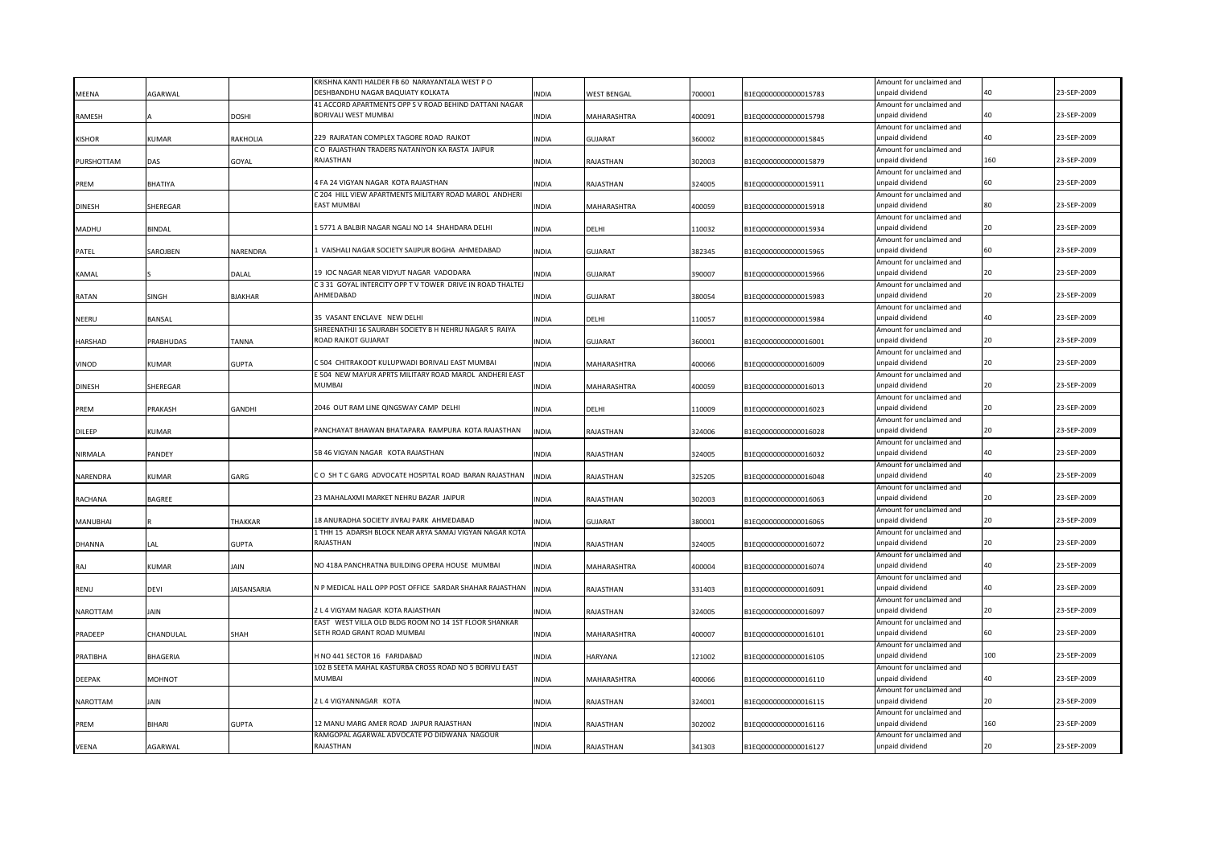| | | | | | | | | | | |
|---|---|---|---|---|---|---|---|---|---|---|
| MEENA | AGARWAL | | KRISHNA KANTI HALDER FB 60 NARAYANTALA WEST P O DESHBANDHU NAGAR BAQUIATY KOLKATA | INDIA | WEST BENGAL | 700001 | B1EQ0000000000015783 | Amount for unclaimed and unpaid dividend | 40 | 23-SEP-2009 |
| RAMESH | A | DOSHI | 41 ACCORD APARTMENTS OPP S V ROAD BEHIND DATTANI NAGAR BORIVALI WEST MUMBAI | INDIA | MAHARASHTRA | 400091 | B1EQ0000000000015798 | Amount for unclaimed and unpaid dividend | 40 | 23-SEP-2009 |
| KISHOR | KUMAR | RAKHOLIA | 229 RAJRATAN COMPLEX TAGORE ROAD RAJKOT | INDIA | GUJARAT | 360002 | B1EQ0000000000015845 | Amount for unclaimed and unpaid dividend | 40 | 23-SEP-2009 |
| PURSHOTTAM | DAS | GOYAL | C O RAJASTHAN TRADERS NATANIYON KA RASTA JAIPUR RAJASTHAN | INDIA | RAJASTHAN | 302003 | B1EQ0000000000015879 | Amount for unclaimed and unpaid dividend | 160 | 23-SEP-2009 |
| PREM | BHATIYA | | 4 FA 24 VIGYAN NAGAR KOTA RAJASTHAN | INDIA | RAJASTHAN | 324005 | B1EQ0000000000015911 | Amount for unclaimed and unpaid dividend | 60 | 23-SEP-2009 |
| DINESH | SHEREGAR | | C 204 HILL VIEW APARTMENTS MILITARY ROAD MAROL ANDHERI EAST MUMBAI | INDIA | MAHARASHTRA | 400059 | B1EQ0000000000015918 | Amount for unclaimed and unpaid dividend | 80 | 23-SEP-2009 |
| MADHU | BINDAL | | 1 5771 A BALBIR NAGAR NGALI NO 14 SHAHDARA DELHI | INDIA | DELHI | 110032 | B1EQ0000000000015934 | Amount for unclaimed and unpaid dividend | 20 | 23-SEP-2009 |
| PATEL | SAROJBEN | NARENDRA | 1 VAISHALI NAGAR SOCIETY SAIJPUR BOGHA AHMEDABAD | INDIA | GUJARAT | 382345 | B1EQ0000000000015965 | Amount for unclaimed and unpaid dividend | 60 | 23-SEP-2009 |
| KAMAL | S | DALAL | 19 IOC NAGAR NEAR VIDYUT NAGAR VADODARA | INDIA | GUJARAT | 390007 | B1EQ0000000000015966 | Amount for unclaimed and unpaid dividend | 20 | 23-SEP-2009 |
| RATAN | SINGH | BJAKHAR | C 3 31 GOYAL INTERCITY OPP T V TOWER DRIVE IN ROAD THALTEJ AHMEDABAD | INDIA | GUJARAT | 380054 | B1EQ0000000000015983 | Amount for unclaimed and unpaid dividend | 20 | 23-SEP-2009 |
| NEERU | BANSAL | | 35 VASANT ENCLAVE NEW DELHI | INDIA | DELHI | 110057 | B1EQ0000000000015984 | Amount for unclaimed and unpaid dividend | 40 | 23-SEP-2009 |
| HARSHAD | PRABHUDAS | TANNA | SHREENATHJI 16 SAURABH SOCIETY B H NEHRU NAGAR 5 RAIYA ROAD RAJKOT GUJARAT | INDIA | GUJARAT | 360001 | B1EQ0000000000016001 | Amount for unclaimed and unpaid dividend | 20 | 23-SEP-2009 |
| VINOD | KUMAR | GUPTA | C 504 CHITRAKOOT KULUPWADI BORIVALI EAST MUMBAI | INDIA | MAHARASHTRA | 400066 | B1EQ0000000000016009 | Amount for unclaimed and unpaid dividend | 20 | 23-SEP-2009 |
| DINESH | SHEREGAR | | E 504 NEW MAYUR APRTS MILITARY ROAD MAROL ANDHERI EAST MUMBAI | INDIA | MAHARASHTRA | 400059 | B1EQ0000000000016013 | Amount for unclaimed and unpaid dividend | 20 | 23-SEP-2009 |
| PREM | PRAKASH | GANDHI | 2046 OUT RAM LINE QINGSWAY CAMP DELHI | INDIA | DELHI | 110009 | B1EQ0000000000016023 | Amount for unclaimed and unpaid dividend | 20 | 23-SEP-2009 |
| DILEEP | KUMAR | | PANCHAYAT BHAWAN BHATAPARA RAMPURA KOTA RAJASTHAN | INDIA | RAJASTHAN | 324006 | B1EQ0000000000016028 | Amount for unclaimed and unpaid dividend | 20 | 23-SEP-2009 |
| NIRMALA | PANDEY | | 5B 46 VIGYAN NAGAR KOTA RAJASTHAN | INDIA | RAJASTHAN | 324005 | B1EQ0000000000016032 | Amount for unclaimed and unpaid dividend | 40 | 23-SEP-2009 |
| NARENDRA | KUMAR | GARG | C O SH T C GARG ADVOCATE HOSPITAL ROAD BARAN RAJASTHAN | INDIA | RAJASTHAN | 325205 | B1EQ0000000000016048 | Amount for unclaimed and unpaid dividend | 40 | 23-SEP-2009 |
| RACHANA | BAGREE | | 23 MAHALAXMI MARKET NEHRU BAZAR JAIPUR | INDIA | RAJASTHAN | 302003 | B1EQ0000000000016063 | Amount for unclaimed and unpaid dividend | 20 | 23-SEP-2009 |
| MANUBHAI | R | THAKKAR | 18 ANURADHA SOCIETY JIVRAJ PARK AHMEDABAD | INDIA | GUJARAT | 380001 | B1EQ0000000000016065 | Amount for unclaimed and unpaid dividend | 20 | 23-SEP-2009 |
| DHANNA | LAL | GUPTA | 1 THH 15 ADARSH BLOCK NEAR ARYA SAMAJ VIGYAN NAGAR KOTA RAJASTHAN | INDIA | RAJASTHAN | 324005 | B1EQ0000000000016072 | Amount for unclaimed and unpaid dividend | 20 | 23-SEP-2009 |
| RAJ | KUMAR | JAIN | NO 418A PANCHRATNA BUILDING OPERA HOUSE MUMBAI | INDIA | MAHARASHTRA | 400004 | B1EQ0000000000016074 | Amount for unclaimed and unpaid dividend | 40 | 23-SEP-2009 |
| RENU | DEVI | JAISANSARIA | N P MEDICAL HALL OPP POST OFFICE SARDAR SHAHAR RAJASTHAN | INDIA | RAJASTHAN | 331403 | B1EQ0000000000016091 | Amount for unclaimed and unpaid dividend | 40 | 23-SEP-2009 |
| NAROTTAM | JAIN | | 2 L 4 VIGYAM NAGAR KOTA RAJASTHAN | INDIA | RAJASTHAN | 324005 | B1EQ0000000000016097 | Amount for unclaimed and unpaid dividend | 20 | 23-SEP-2009 |
| PRADEEP | CHANDULAL | SHAH | EAST WEST VILLA OLD BLDG ROOM NO 14 1ST FLOOR SHANKAR SETH ROAD GRANT ROAD MUMBAI | INDIA | MAHARASHTRA | 400007 | B1EQ0000000000016101 | Amount for unclaimed and unpaid dividend | 60 | 23-SEP-2009 |
| PRATIBHA | BHAGERIA | | H NO 441 SECTOR 16 FARIDABAD | INDIA | HARYANA | 121002 | B1EQ0000000000016105 | Amount for unclaimed and unpaid dividend | 100 | 23-SEP-2009 |
| DEEPAK | MOHNOT | | 102 B SEETA MAHAL KASTURBA CROSS ROAD NO 5 BORIVLI EAST MUMBAI | INDIA | MAHARASHTRA | 400066 | B1EQ0000000000016110 | Amount for unclaimed and unpaid dividend | 40 | 23-SEP-2009 |
| NAROTTAM | JAIN | | 2 L 4 VIGYANNAGAR KOTA | INDIA | RAJASTHAN | 324001 | B1EQ0000000000016115 | Amount for unclaimed and unpaid dividend | 20 | 23-SEP-2009 |
| PREM | BIHARI | GUPTA | 12 MANU MARG AMER ROAD JAIPUR RAJASTHAN | INDIA | RAJASTHAN | 302002 | B1EQ0000000000016116 | Amount for unclaimed and unpaid dividend | 160 | 23-SEP-2009 |
| VEENA | AGARWAL | | RAMGOPAL AGARWAL ADVOCATE PO DIDWANA NAGOUR RAJASTHAN | INDIA | RAJASTHAN | 341303 | B1EQ0000000000016127 | Amount for unclaimed and unpaid dividend | 20 | 23-SEP-2009 |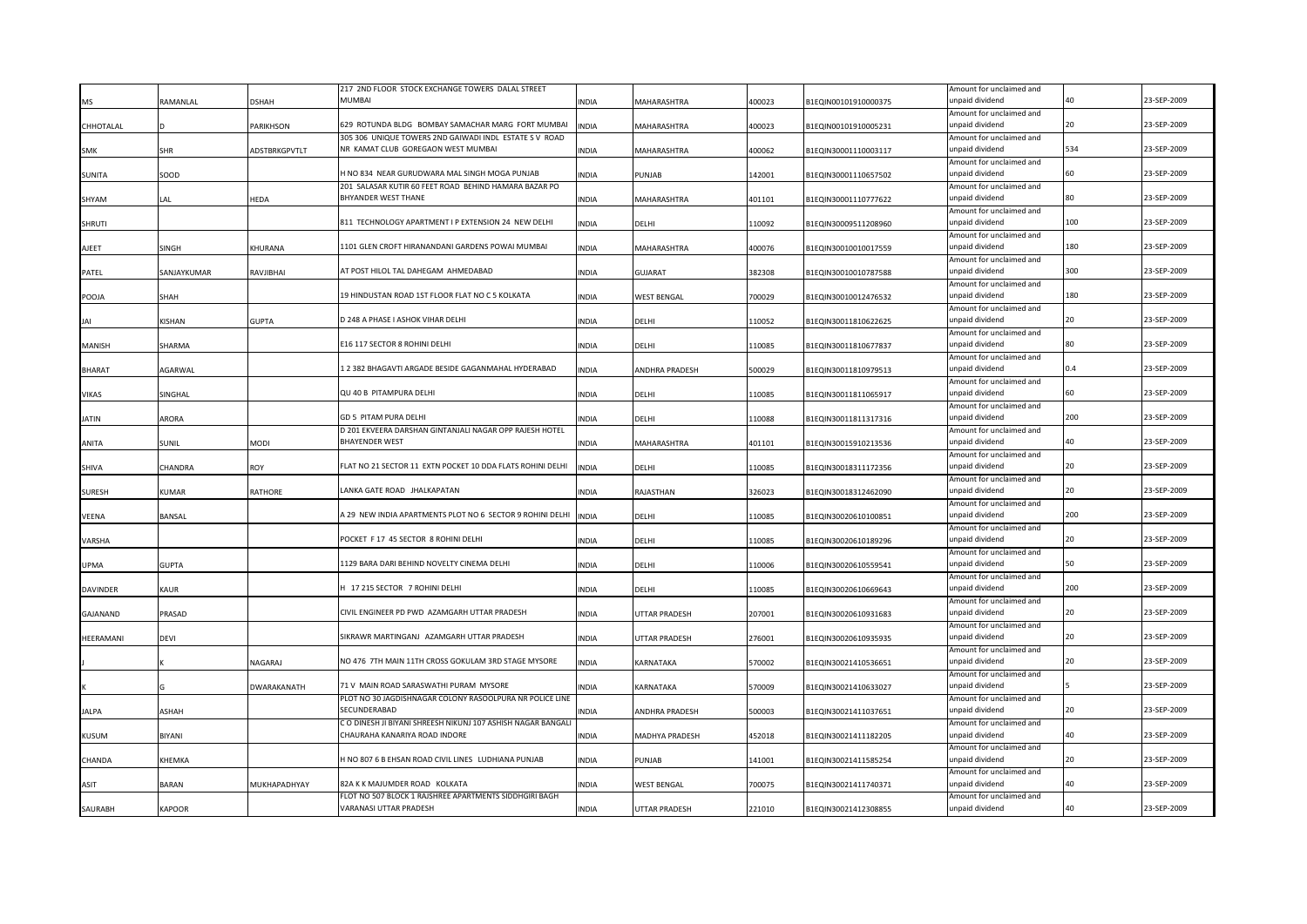| MS | RAMANLAL | DSHAH | 217 2ND FLOOR STOCK EXCHANGE TOWERS DALAL STREET MUMBAI | INDIA | MAHARASHTRA | 400023 | B1EQIN00101910000375 | Amount for unclaimed and unpaid dividend | 40 | 23-SEP-2009 |
|---|---|---|---|---|---|---|---|---|---|---|
| CHHOTALAL | D | PARIKHSON | 629 ROTUNDA BLDG BOMBAY SAMACHAR MARG FORT MUMBAI | INDIA | MAHARASHTRA | 400023 | B1EQIN00101910005231 | Amount for unclaimed and unpaid dividend | 20 | 23-SEP-2009 |
| SMK | SHR | ADSTBRKGPVTLT | 305 306 UNIQUE TOWERS 2ND GAIWADI INDL ESTATE S V ROAD NR KAMAT CLUB GOREGAON WEST MUMBAI | INDIA | MAHARASHTRA | 400062 | B1EQIN30001110003117 | Amount for unclaimed and unpaid dividend | 534 | 23-SEP-2009 |
| SUNITA | SOOD | | H NO 834 NEAR GURUDWARA MAL SINGH MOGA PUNJAB | INDIA | PUNJAB | 142001 | B1EQIN30001110657502 | Amount for unclaimed and unpaid dividend | 60 | 23-SEP-2009 |
| SHYAM | LAL | HEDA | 201 SALASAR KUTIR 60 FEET ROAD BEHIND HAMARA BAZAR PO BHYANDER WEST THANE | INDIA | MAHARASHTRA | 401101 | B1EQIN30001110777622 | Amount for unclaimed and unpaid dividend | 80 | 23-SEP-2009 |
| SHRUTI | | | 811 TECHNOLOGY APARTMENT I P EXTENSION 24 NEW DELHI | INDIA | DELHI | 110092 | B1EQIN30009511208960 | Amount for unclaimed and unpaid dividend | 100 | 23-SEP-2009 |
| AJEET | SINGH | KHURANA | 1101 GLEN CROFT HIRANANDANI GARDENS POWAI MUMBAI | INDIA | MAHARASHTRA | 400076 | B1EQIN30010010017559 | Amount for unclaimed and unpaid dividend | 180 | 23-SEP-2009 |
| PATEL | SANJAYKUMAR | RAVJIBHAI | AT POST HILOL TAL DAHEGAM AHMEDABAD | INDIA | GUJARAT | 382308 | B1EQIN30010010787588 | Amount for unclaimed and unpaid dividend | 300 | 23-SEP-2009 |
| POOJA | SHAH | | 19 HINDUSTAN ROAD 1ST FLOOR FLAT NO C 5 KOLKATA | INDIA | WEST BENGAL | 700029 | B1EQIN30010012476532 | Amount for unclaimed and unpaid dividend | 180 | 23-SEP-2009 |
| JAI | KISHAN | GUPTA | D 248 A PHASE I ASHOK VIHAR DELHI | INDIA | DELHI | 110052 | B1EQIN30011810622625 | Amount for unclaimed and unpaid dividend | 20 | 23-SEP-2009 |
| MANISH | SHARMA | | E16 117 SECTOR 8 ROHINI DELHI | INDIA | DELHI | 110085 | B1EQIN30011810677837 | Amount for unclaimed and unpaid dividend | 80 | 23-SEP-2009 |
| BHARAT | AGARWAL | | 1 2 382 BHAGAVTI ARGADE BESIDE GAGANMAHAL HYDERABAD | INDIA | ANDHRA PRADESH | 500029 | B1EQIN30011810979513 | Amount for unclaimed and unpaid dividend | 0.4 | 23-SEP-2009 |
| VIKAS | SINGHAL | | QU 40 B PITAMPURA DELHI | INDIA | DELHI | 110085 | B1EQIN30011811065917 | Amount for unclaimed and unpaid dividend | 60 | 23-SEP-2009 |
| JATIN | ARORA | | GD 5 PITAM PURA DELHI | INDIA | DELHI | 110088 | B1EQIN30011811317316 | Amount for unclaimed and unpaid dividend | 200 | 23-SEP-2009 |
| ANITA | SUNIL | MODI | D 201 EKVEERA DARSHAN GINTANJALI NAGAR OPP RAJESH HOTEL BHAYENDER WEST | INDIA | MAHARASHTRA | 401101 | B1EQIN30015910213536 | Amount for unclaimed and unpaid dividend | 40 | 23-SEP-2009 |
| SHIVA | CHANDRA | ROY | FLAT NO 21 SECTOR 11 EXTN POCKET 10 DDA FLATS ROHINI DELHI | INDIA | DELHI | 110085 | B1EQIN30018311172356 | Amount for unclaimed and unpaid dividend | 20 | 23-SEP-2009 |
| SURESH | KUMAR | RATHORE | LANKA GATE ROAD JHALKAPATAN | INDIA | RAJASTHAN | 326023 | B1EQIN30018312462090 | Amount for unclaimed and unpaid dividend | 20 | 23-SEP-2009 |
| VEENA | BANSAL | | A 29 NEW INDIA APARTMENTS PLOT NO 6 SECTOR 9 ROHINI DELHI | INDIA | DELHI | 110085 | B1EQIN30020610100851 | Amount for unclaimed and unpaid dividend | 200 | 23-SEP-2009 |
| VARSHA | | | POCKET F 17 45 SECTOR 8 ROHINI DELHI | INDIA | DELHI | 110085 | B1EQIN30020610189296 | Amount for unclaimed and unpaid dividend | 20 | 23-SEP-2009 |
| UPMA | GUPTA | | 1129 BARA DARI BEHIND NOVELTY CINEMA DELHI | INDIA | DELHI | 110006 | B1EQIN30020610559541 | Amount for unclaimed and unpaid dividend | 50 | 23-SEP-2009 |
| DAVINDER | KAUR | | H 17 215 SECTOR 7 ROHINI DELHI | INDIA | DELHI | 110085 | B1EQIN30020610669643 | Amount for unclaimed and unpaid dividend | 200 | 23-SEP-2009 |
| GAJANAND | PRASAD | | CIVIL ENGINEER PD PWD AZAMGARH UTTAR PRADESH | INDIA | UTTAR PRADESH | 207001 | B1EQIN30020610931683 | Amount for unclaimed and unpaid dividend | 20 | 23-SEP-2009 |
| HEERAMANI | DEVI | | SIKRAWR MARTINGANJ AZAMGARH UTTAR PRADESH | INDIA | UTTAR PRADESH | 276001 | B1EQIN30020610935935 | Amount for unclaimed and unpaid dividend | 20 | 23-SEP-2009 |
| J | K | NAGARAJ | NO 476 7TH MAIN 11TH CROSS GOKULAM 3RD STAGE MYSORE | INDIA | KARNATAKA | 570002 | B1EQIN30021410536651 | Amount for unclaimed and unpaid dividend | 20 | 23-SEP-2009 |
| K | G | DWARAKANATH | 71 V MAIN ROAD SARASWATHI PURAM MYSORE | INDIA | KARNATAKA | 570009 | B1EQIN30021410633027 | Amount for unclaimed and unpaid dividend | 5 | 23-SEP-2009 |
| JALPA | ASHAH | | PLOT NO 30 JAGDISHNAGAR COLONY RASOOLPURA NR POLICE LINE SECUNDERABAD | INDIA | ANDHRA PRADESH | 500003 | B1EQIN30021411037651 | Amount for unclaimed and unpaid dividend | 20 | 23-SEP-2009 |
| KUSUM | BIYANI | | C O DINESH JI BIYANI SHREESH NIKUNJ 107 ASHISH NAGAR BANGALI CHAURAHA KANARIYA ROAD INDORE | INDIA | MADHYA PRADESH | 452018 | B1EQIN30021411182205 | Amount for unclaimed and unpaid dividend | 40 | 23-SEP-2009 |
| CHANDA | KHEMKA | | H NO 807 6 B EHSAN ROAD CIVIL LINES LUDHIANA PUNJAB | INDIA | PUNJAB | 141001 | B1EQIN30021411585254 | Amount for unclaimed and unpaid dividend | 20 | 23-SEP-2009 |
| ASIT | BARAN | MUKHAPADHYAY | 82A K K MAJUMDER ROAD KOLKATA | INDIA | WEST BENGAL | 700075 | B1EQIN30021411740371 | Amount for unclaimed and unpaid dividend | 40 | 23-SEP-2009 |
| SAURABH | KAPOOR | | FLOT NO 507 BLOCK 1 RAJSHREE APARTMENTS SIDDHGIRI BAGH VARANASI UTTAR PRADESH | INDIA | UTTAR PRADESH | 221010 | B1EQIN30021412308855 | Amount for unclaimed and unpaid dividend | 40 | 23-SEP-2009 |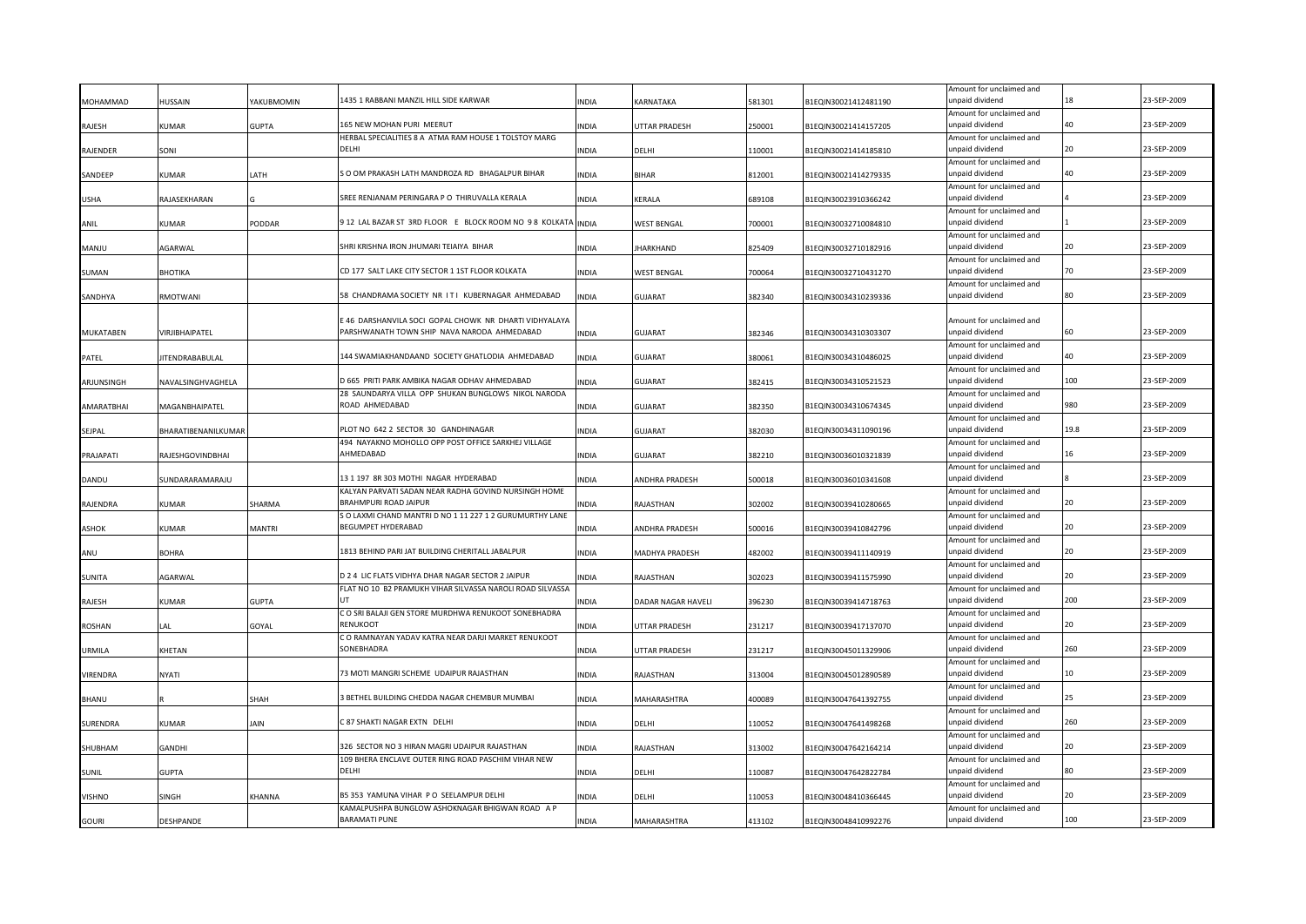| | | | | | | | | | | |
|---|---|---|---|---|---|---|---|---|---|---|
| MOHAMMAD | HUSSAIN | YAKUBMOMIN | 1435 1 RABBANI MANZIL HILL SIDE KARWAR | INDIA | KARNATAKA | 581301 | B1EQIN30021412481190 | Amount for unclaimed and unpaid dividend | 18 | 23-SEP-2009 |
| RAJESH | KUMAR | GUPTA | 165 NEW MOHAN PURI MEERUT | INDIA | UTTAR PRADESH | 250001 | B1EQIN30021414157205 | Amount for unclaimed and unpaid dividend | 40 | 23-SEP-2009 |
| RAJENDER | SONI | | HERBAL SPECIALITIES 8 A ATMA RAM HOUSE 1 TOLSTOY MARG DELHI | INDIA | DELHI | 110001 | B1EQIN30021414185810 | Amount for unclaimed and unpaid dividend | 20 | 23-SEP-2009 |
| SANDEEP | KUMAR | LATH | S O OM PRAKASH LATH MANDROZA RD BHAGALPUR BIHAR | INDIA | BIHAR | 812001 | B1EQIN30021414279335 | Amount for unclaimed and unpaid dividend | 40 | 23-SEP-2009 |
| USHA | RAJASEKHARAN | G | SREE RENJANAM PERINGARA P O THIRUVALLA KERALA | INDIA | KERALA | 689108 | B1EQIN30023910366242 | Amount for unclaimed and unpaid dividend | 4 | 23-SEP-2009 |
| ANIL | KUMAR | PODDAR | 9 12 LAL BAZAR ST 3RD FLOOR E BLOCK ROOM NO 9 8 KOLKATA | INDIA | WEST BENGAL | 700001 | B1EQIN30032710084810 | Amount for unclaimed and unpaid dividend | 1 | 23-SEP-2009 |
| MANJU | AGARWAL | | SHRI KRISHNA IRON JHUMARI TEIAIYA BIHAR | INDIA | JHARKHAND | 825409 | B1EQIN30032710182916 | Amount for unclaimed and unpaid dividend | 20 | 23-SEP-2009 |
| SUMAN | BHOTIKA | | CD 177 SALT LAKE CITY SECTOR 1 1ST FLOOR KOLKATA | INDIA | WEST BENGAL | 700064 | B1EQIN30032710431270 | Amount for unclaimed and unpaid dividend | 70 | 23-SEP-2009 |
| SANDHYA | RMOTWANI | | 58 CHANDRAMA SOCIETY NR I T I KUBERNAGAR AHMEDABAD | INDIA | GUJARAT | 382340 | B1EQIN30034310239336 | Amount for unclaimed and unpaid dividend | 80 | 23-SEP-2009 |
| MUKATABEN | VIRJIBHAIPATEL | | E 46 DARSHANVILA SOCI GOPAL CHOWK NR DHARTI VIDHYALAYA PARSHWANATH TOWN SHIP NAVA NARODA AHMEDABAD | INDIA | GUJARAT | 382346 | B1EQIN30034310303307 | Amount for unclaimed and unpaid dividend | 60 | 23-SEP-2009 |
| PATEL | JITENDRABABULAL | | 144 SWAMIAKHANDAAND SOCIETY GHATLODIA AHMEDABAD | INDIA | GUJARAT | 380061 | B1EQIN30034310486025 | Amount for unclaimed and unpaid dividend | 40 | 23-SEP-2009 |
| ARJUNSINGH | NAVALSINGHVAGHELA | | D 665 PRITI PARK AMBIKA NAGAR ODHAV AHMEDABAD | INDIA | GUJARAT | 382415 | B1EQIN30034310521523 | Amount for unclaimed and unpaid dividend | 100 | 23-SEP-2009 |
| AMARATBHAI | MAGANBHAIPATEL | | 28 SAUNDARYA VILLA OPP SHUKAN BUNGLOWS NIKOL NARODA ROAD AHMEDABAD | INDIA | GUJARAT | 382350 | B1EQIN30034310674345 | Amount for unclaimed and unpaid dividend | 980 | 23-SEP-2009 |
| SEJPAL | BHARATIBENANILKUMAR | | PLOT NO 642 2 SECTOR 30 GANDHINAGAR | INDIA | GUJARAT | 382030 | B1EQIN30034311090196 | Amount for unclaimed and unpaid dividend | 19.8 | 23-SEP-2009 |
| PRAJAPATI | RAJESHGOVINDBHAI | | 494 NAYAKNO MOHOLLO OPP POST OFFICE SARKHEJ VILLAGE AHMEDABAD | INDIA | GUJARAT | 382210 | B1EQIN30036010321839 | Amount for unclaimed and unpaid dividend | 16 | 23-SEP-2009 |
| DANDU | SUNDARARAMARAJU | | 13 1 197 8R 303 MOTHI NAGAR HYDERABAD | INDIA | ANDHRA PRADESH | 500018 | B1EQIN30036010341608 | Amount for unclaimed and unpaid dividend | 8 | 23-SEP-2009 |
| RAJENDRA | KUMAR | SHARMA | KALYAN PARVATI SADAN NEAR RADHA GOVIND NURSINGH HOME BRAHMPURI ROAD JAIPUR | INDIA | RAJASTHAN | 302002 | B1EQIN30039410280665 | Amount for unclaimed and unpaid dividend | 20 | 23-SEP-2009 |
| ASHOK | KUMAR | MANTRI | S O LAXMI CHAND MANTRI D NO 1 11 227 1 2 GURUMURTHY LANE BEGUMPET HYDERABAD | INDIA | ANDHRA PRADESH | 500016 | B1EQIN30039410842796 | Amount for unclaimed and unpaid dividend | 20 | 23-SEP-2009 |
| ANU | BOHRA | | 1813 BEHIND PARI JAT BUILDING CHERITALL JABALPUR | INDIA | MADHYA PRADESH | 482002 | B1EQIN30039411140919 | Amount for unclaimed and unpaid dividend | 20 | 23-SEP-2009 |
| SUNITA | AGARWAL | | D 2 4 LIC FLATS VIDHYA DHAR NAGAR SECTOR 2 JAIPUR | INDIA | RAJASTHAN | 302023 | B1EQIN30039411575990 | Amount for unclaimed and unpaid dividend | 20 | 23-SEP-2009 |
| RAJESH | KUMAR | GUPTA | FLAT NO 10 B2 PRAMUKH VIHAR SILVASSA NAROLI ROAD SILVASSA UT | INDIA | DADAR NAGAR HAVELI | 396230 | B1EQIN30039414718763 | Amount for unclaimed and unpaid dividend | 200 | 23-SEP-2009 |
| ROSHAN | LAL | GOYAL | C O SRI BALAJI GEN STORE MURDHWA RENUKOOT SONEBHADRA RENUKOOT | INDIA | UTTAR PRADESH | 231217 | B1EQIN30039417137070 | Amount for unclaimed and unpaid dividend | 20 | 23-SEP-2009 |
| URMILA | KHETAN | | C O RAMNAYAN YADAV KATRA NEAR DARJI MARKET RENUKOOT SONEBHADRA | INDIA | UTTAR PRADESH | 231217 | B1EQIN30045011329906 | Amount for unclaimed and unpaid dividend | 260 | 23-SEP-2009 |
| VIRENDRA | NYATI | | 73 MOTI MANGRI SCHEME UDAIPUR RAJASTHAN | INDIA | RAJASTHAN | 313004 | B1EQIN30045012890589 | Amount for unclaimed and unpaid dividend | 10 | 23-SEP-2009 |
| BHANU | R | SHAH | 3 BETHEL BUILDING CHEDDA NAGAR CHEMBUR MUMBAI | INDIA | MAHARASHTRA | 400089 | B1EQIN30047641392755 | Amount for unclaimed and unpaid dividend | 25 | 23-SEP-2009 |
| SURENDRA | KUMAR | JAIN | C 87 SHAKTI NAGAR EXTN DELHI | INDIA | DELHI | 110052 | B1EQIN30047641498268 | Amount for unclaimed and unpaid dividend | 260 | 23-SEP-2009 |
| SHUBHAM | GANDHI | | 326 SECTOR NO 3 HIRAN MAGRI UDAIPUR RAJASTHAN | INDIA | RAJASTHAN | 313002 | B1EQIN30047642164214 | Amount for unclaimed and unpaid dividend | 20 | 23-SEP-2009 |
| SUNIL | GUPTA | | 109 BHERA ENCLAVE OUTER RING ROAD PASCHIM VIHAR NEW DELHI | INDIA | DELHI | 110087 | B1EQIN30047642822784 | Amount for unclaimed and unpaid dividend | 80 | 23-SEP-2009 |
| VISHNO | SINGH | KHANNA | B5 353 YAMUNA VIHAR P O SEELAMPUR DELHI | INDIA | DELHI | 110053 | B1EQIN30048410366445 | Amount for unclaimed and unpaid dividend | 20 | 23-SEP-2009 |
| GOURI | DESHPANDE | | KAMALPUSHPA BUNGLOW ASHOKNAGAR BHIGWAN ROAD A P BARAMATI PUNE | INDIA | MAHARASHTRA | 413102 | B1EQIN30048410992276 | Amount for unclaimed and unpaid dividend | 100 | 23-SEP-2009 |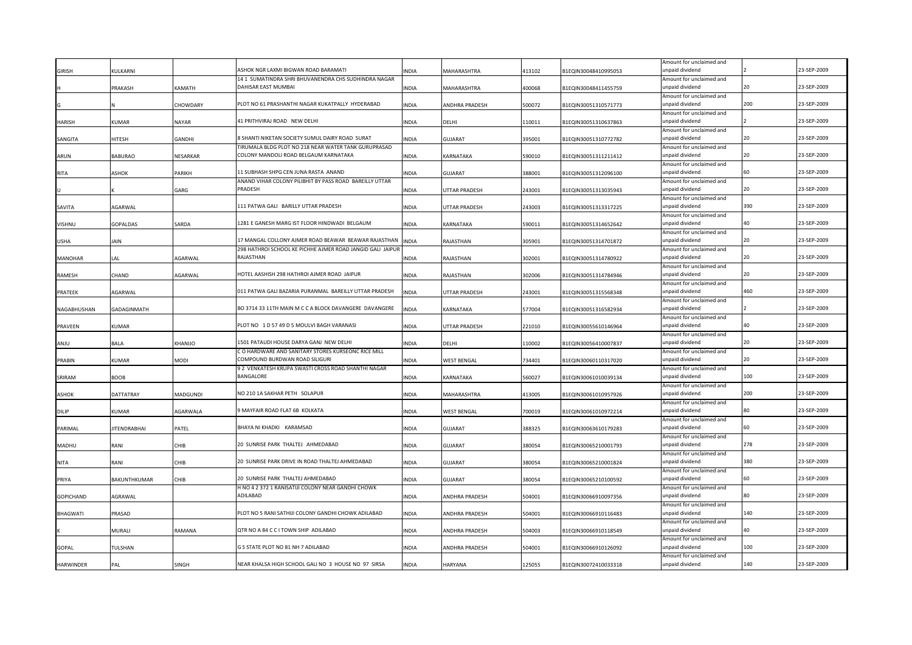| | | | | | | | | | | |
|---|---|---|---|---|---|---|---|---|---|---|
| GIRISH | KULKARNI | | ASHOK NGR LAXMI BIGWAN ROAD BARAMATI | INDIA | MAHARASHTRA | 413102 | B1EQIN30048410995053 | Amount for unclaimed and unpaid dividend | 2 | 23-SEP-2009 |
| H | PRAKASH | KAMATH | 14 1 SUMATINDRA SHRI BHUVANENDRA CHS SUDHINDRA NAGAR DAHISAR EAST MUMBAI | INDIA | MAHARASHTRA | 400068 | B1EQIN30048411455759 | Amount for unclaimed and unpaid dividend | 20 | 23-SEP-2009 |
| G | N | CHOWDARY | PLOT NO 61 PRASHANTHI NAGAR KUKATPALLY HYDERABAD | INDIA | ANDHRA PRADESH | 500072 | B1EQIN30051310571773 | Amount for unclaimed and unpaid dividend | 200 | 23-SEP-2009 |
| HARISH | KUMAR | NAYAR | 41 PRITHVIRAJ ROAD NEW DELHI | INDIA | DELHI | 110011 | B1EQIN30051310637863 | Amount for unclaimed and unpaid dividend | 2 | 23-SEP-2009 |
| SANGITA | HITESH | GANDHI | 8 SHANTI NIKETAN SOCIETY SUMUL DAIRY ROAD SURAT | INDIA | GUJARAT | 395001 | B1EQIN30051310772782 | Amount for unclaimed and unpaid dividend | 20 | 23-SEP-2009 |
| ARUN | BABURAO | NESARKAR | TIRUMALA BLDG PLOT NO 218 NEAR WATER TANK GURUPRASAD COLONY MANDOLI ROAD BELGAUM KARNATAKA | INDIA | KARNATAKA | 590010 | B1EQIN30051311211412 | Amount for unclaimed and unpaid dividend | 20 | 23-SEP-2009 |
| RITA | ASHOK | PARIKH | 11 SUBHASH SHPG CEN JUNA RASTA ANAND | INDIA | GUJARAT | 388001 | B1EQIN30051312096100 | Amount for unclaimed and unpaid dividend | 60 | 23-SEP-2009 |
| U | K | GARG | ANAND VIHAR COLONY PILIBHIT BY PASS ROAD BAREILLY UTTAR PRADESH | INDIA | UTTAR PRADESH | 243001 | B1EQIN30051313035943 | Amount for unclaimed and unpaid dividend | 20 | 23-SEP-2009 |
| SAVITA | AGARWAL | | 111 PATWA GALI BARILLY UTTAR PRADESH | INDIA | UTTAR PRADESH | 243003 | B1EQIN30051313317225 | Amount for unclaimed and unpaid dividend | 390 | 23-SEP-2009 |
| VISHNU | GOPALDAS | SARDA | 1281 E GANESH MARG IST FLOOR HINDWADI BELGAUM | INDIA | KARNATAKA | 590011 | B1EQIN30051314652642 | Amount for unclaimed and unpaid dividend | 40 | 23-SEP-2009 |
| USHA | JAIN | | 17 MANGAL COLLONY AJMER ROAD BEAWAR BEAWAR RAJASTHAN | INDIA | RAJASTHAN | 305901 | B1EQIN30051314701872 | Amount for unclaimed and unpaid dividend | 20 | 23-SEP-2009 |
| MANOHAR | LAL | AGARWAL | 298 HATHROI SCHOOL KE PICHHE AJMER ROAD JANGID GALI JAIPUR RAJASTHAN | INDIA | RAJASTHAN | 302001 | B1EQIN30051314780922 | Amount for unclaimed and unpaid dividend | 20 | 23-SEP-2009 |
| RAMESH | CHAND | AGARWAL | HOTEL AASHISH 298 HATHROI AJMER ROAD JAIPUR | INDIA | RAJASTHAN | 302006 | B1EQIN30051314784946 | Amount for unclaimed and unpaid dividend | 20 | 23-SEP-2009 |
| PRATEEK | AGARWAL | | 011 PATWA GALI BAZARIA PURANMAL BAREILLY UTTAR PRADESH | INDIA | UTTAR PRADESH | 243001 | B1EQIN30051315568348 | Amount for unclaimed and unpaid dividend | 460 | 23-SEP-2009 |
| NAGABHUSHAN | GADAGINMATH | | BO 3714 33 11TH MAIN M C C A BLOCK DAVANGERE DAVANGERE | INDIA | KARNATAKA | 577004 | B1EQIN30051316582934 | Amount for unclaimed and unpaid dividend | 2 | 23-SEP-2009 |
| PRAVEEN | KUMAR | | PLOT NO 1 D 57 49 D 5 MOULVI BAGH VARANASI | INDIA | UTTAR PRADESH | 221010 | B1EQIN30055610146964 | Amount for unclaimed and unpaid dividend | 40 | 23-SEP-2009 |
| ANJU | BALA | KHANIJO | 1501 PATAUDI HOUSE DARYA GANJ NEW DELHI | INDIA | DELHI | 110002 | B1EQIN30056410007837 | Amount for unclaimed and unpaid dividend | 20 | 23-SEP-2009 |
| PRABIN | KUMAR | MODI | C O HARDWARE AND SANITARY STORES KURSEONC RICE MILL COMPOUND BURDWAN ROAD SILIGURI | INDIA | WEST BENGAL | 734401 | B1EQIN30060110317020 | Amount for unclaimed and unpaid dividend | 20 | 23-SEP-2009 |
| SRIRAM | BOOB | | 9 2 VENKATESH KRUPA SWASTI CROSS ROAD SHANTHI NAGAR BANGALORE | INDIA | KARNATAKA | 560027 | B1EQIN30061010039134 | Amount for unclaimed and unpaid dividend | 100 | 23-SEP-2009 |
| ASHOK | DATTATRAY | MADGUNDI | NO 210 1A SAKHAR PETH SOLAPUR | INDIA | MAHARASHTRA | 413005 | B1EQIN30061010957926 | Amount for unclaimed and unpaid dividend | 200 | 23-SEP-2009 |
| DILIP | KUMAR | AGARWALA | 9 MAYFAIR ROAD FLAT 6B KOLKATA | INDIA | WEST BENGAL | 700019 | B1EQIN30061010972214 | Amount for unclaimed and unpaid dividend | 80 | 23-SEP-2009 |
| PARIMAL | JITENDRABHAI | PATEL | BHAYA NI KHADKI KARAMSAD | INDIA | GUJARAT | 388325 | B1EQIN30063610179283 | Amount for unclaimed and unpaid dividend | 60 | 23-SEP-2009 |
| MADHU | RANI | CHIB | 20 SUNRISE PARK THALTEJ AHMEDABAD | INDIA | GUJARAT | 380054 | B1EQIN30065210001793 | Amount for unclaimed and unpaid dividend | 278 | 23-SEP-2009 |
| NITA | RANI | CHIB | 20 SUNRISE PARK DRIVE IN ROAD THALTEJ AHMEDABAD | INDIA | GUJARAT | 380054 | B1EQIN30065210001824 | Amount for unclaimed and unpaid dividend | 380 | 23-SEP-2009 |
| PRIYA | BAKUNTHKUMAR | CHIB | 20 SUNRISE PARK THALTEJ AHMEDABAD | INDIA | GUJARAT | 380054 | B1EQIN30065210100592 | Amount for unclaimed and unpaid dividend | 60 | 23-SEP-2009 |
| GOPICHAND | AGRAWAL | | H NO 4 2 372 1 RANISATIJI COLONY NEAR GANDHI CHOWK ADILABAD | INDIA | ANDHRA PRADESH | 504001 | B1EQIN30066910097356 | Amount for unclaimed and unpaid dividend | 80 | 23-SEP-2009 |
| BHAGWATI | PRASAD | | PLOT NO 5 RANI SATHIJI COLONY GANDHI CHOWK ADILABAD | INDIA | ANDHRA PRADESH | 504001 | B1EQIN30066910116483 | Amount for unclaimed and unpaid dividend | 140 | 23-SEP-2009 |
| K | MURALI | RAMANA | QTR NO A 84 C C I TOWN SHIP ADILABAD | INDIA | ANDHRA PRADESH | 504003 | B1EQIN30066910118549 | Amount for unclaimed and unpaid dividend | 40 | 23-SEP-2009 |
| GOPAL | TULSHAN | | G S STATE PLOT NO 81 NH 7 ADILABAD | INDIA | ANDHRA PRADESH | 504001 | B1EQIN30066910126092 | Amount for unclaimed and unpaid dividend | 100 | 23-SEP-2009 |
| HARWINDER | PAL | SINGH | NEAR KHALSA HIGH SCHOOL GALI NO 3 HOUSE NO 97 SIRSA | INDIA | HARYANA | 125055 | B1EQIN30072410033318 | Amount for unclaimed and unpaid dividend | 140 | 23-SEP-2009 |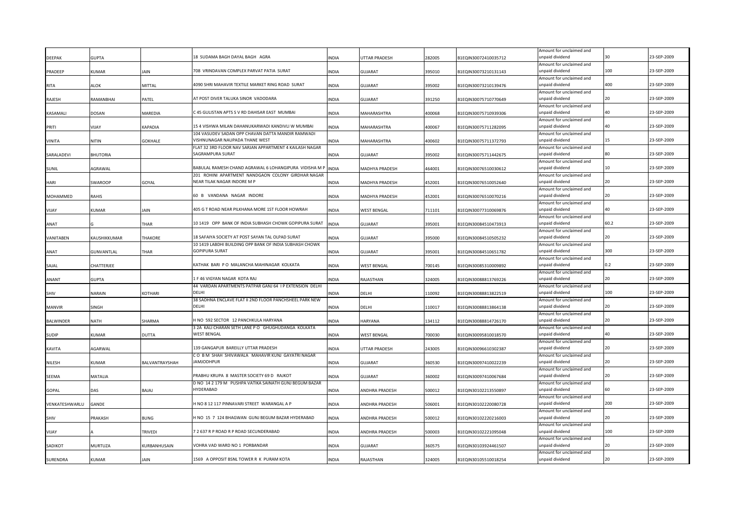| DEEPAK | GUPTA | | 18 SUDAMA BAGH DAYAL BAGH AGRA | INDIA | UTTAR PRADESH | 282005 | B1EQIN30072410035712 | Amount for unclaimed and unpaid dividend | 30 | 23-SEP-2009 |
|---|---|---|---|---|---|---|---|---|---|---|
| PRADEEP | KUMAR | JAIN | 708 VRINDAVAN COMPLEX PARVAT PATIA SURAT | INDIA | GUJARAT | 395010 | B1EQIN30073210131143 | Amount for unclaimed and unpaid dividend | 100 | 23-SEP-2009 |
| RITA | ALOK | MITTAL | 4090 SHRI MAHAVIR TEXTILE MARKET RING ROAD SURAT | INDIA | GUJARAT | 395002 | B1EQIN30073210139476 | Amount for unclaimed and unpaid dividend | 400 | 23-SEP-2009 |
| RAJESH | RAMANBHAI | PATEL | AT POST DIVER TALUKA SINOR VADODARA | INDIA | GUJARAT | 391250 | B1EQIN30075710770649 | Amount for unclaimed and unpaid dividend | 20 | 23-SEP-2009 |
| KASAMALI | DOSAN | MAREDIA | C 45 GULISTAN APTS S V RD DAHISAR EAST MUMBAI | INDIA | MAHARASHTRA | 400068 | B1EQIN30075710939306 | Amount for unclaimed and unpaid dividend | 40 | 23-SEP-2009 |
| PRITI | VIJAY | KAPADIA | 15 4 VISHWA MILAN DAHANUKARWADI KANDIVLI W MUMBAI | INDIA | MAHARASHTRA | 400067 | B1EQIN30075711282095 | Amount for unclaimed and unpaid dividend | 40 | 23-SEP-2009 |
| VINITA | NITIN | GOKHALE | 104 VASUDEV SADAN OPP CHAVAN DATTA MANDIR RAMWADI VISHNUNAGAR NAUPADA THANE WEST | INDIA | MAHARASHTRA | 400602 | B1EQIN30075711372793 | Amount for unclaimed and unpaid dividend | 15 | 23-SEP-2009 |
| SARALADEVI | BHUTORIA | | FLAT 32 3RD FLOOR NAV SARJAN APPARTMENT 4 KAILASH NAGAR SAGRAMPURA SURAT | INDIA | GUJARAT | 395002 | B1EQIN30075711442675 | Amount for unclaimed and unpaid dividend | 80 | 23-SEP-2009 |
| SUNIL | AGRAWAL | | BABULAL RAMESH CHAND AGRAWAL 6 LOHANGIPURA VIDISHA M P | INDIA | MADHYA PRADESH | 464001 | B1EQIN30076510030612 | Amount for unclaimed and unpaid dividend | 10 | 23-SEP-2009 |
| HARI | SWAROOP | GOYAL | 201 ROHINI APARTMENT NANDGAON COLONY GIRDHAR NAGAR NEAR TILAK NAGAR INDORE M P | INDIA | MADHYA PRADESH | 452001 | B1EQIN30076510052640 | Amount for unclaimed and unpaid dividend | 20 | 23-SEP-2009 |
| MOHAMMED | RAHIS | | 60 B VANDANA NAGAR INDORE | INDIA | MADHYA PRADESH | 452001 | B1EQIN30076510070216 | Amount for unclaimed and unpaid dividend | 20 | 23-SEP-2009 |
| VIJAY | KUMAR | JAIN | 405 G T ROAD NEAR PILKHANA MORE 1ST FLOOR HOWRAH | INDIA | WEST BENGAL | 711101 | B1EQIN30077310069876 | Amount for unclaimed and unpaid dividend | 40 | 23-SEP-2009 |
| ANAT | G | THAR | 10 1419 OPP BANK OF INDIA SUBHASH CHOWK GOPIPURA SURAT | INDIA | GUJARAT | 395001 | B1EQIN30084510473913 | Amount for unclaimed and unpaid dividend | 60.2 | 23-SEP-2009 |
| VANITABEN | KAUSHIKKUMAR | THAKORE | 18 SAFAIYA SOCIETY AT POST SAYAN TAL OLPAD SURAT | INDIA | GUJARAT | 395000 | B1EQIN30084510505232 | Amount for unclaimed and unpaid dividend | 20 | 23-SEP-2009 |
| ANAT | GUNVANTLAL | THAR | 10 1419 LABDHI BUILDING OPP BANK OF INDIA SUBHASH CHOWK GOPIPURA SURAT | INDIA | GUJARAT | 395001 | B1EQIN30084510651782 | Amount for unclaimed and unpaid dividend | 300 | 23-SEP-2009 |
| SAJAL | CHATTERJEE | | KATHAK BARI P O MALANCHA MAHINAGAR KOLKATA | INDIA | WEST BENGAL | 700145 | B1EQIN30085310009892 | Amount for unclaimed and unpaid dividend | 0.2 | 23-SEP-2009 |
| ANANT | GUPTA | | 1 F 46 VIGYAN NAGAR KOTA RAJ | INDIA | RAJASTHAN | 324005 | B1EQIN30088813769226 | Amount for unclaimed and unpaid dividend | 20 | 23-SEP-2009 |
| SHIV | NARAIN | KOTHARI | 44 VARDAN APARTMENTS PATPAR GANJ 64 I P EXTENSION DELHI DELHI | INDIA | DELHI | 110092 | B1EQIN30088813822519 | Amount for unclaimed and unpaid dividend | 100 | 23-SEP-2009 |
| MANVIR | SINGH | | 38 SADHNA ENCLAVE FLAT II 2ND FLOOR PANCHSHEEL PARK NEW DELHI | INDIA | DELHI | 110017 | B1EQIN30088813864138 | Amount for unclaimed and unpaid dividend | 20 | 23-SEP-2009 |
| BALWINDER | NATH | SHARMA | H NO 592 SECTOR 12 PANCHKULA HARYANA | INDIA | HARYANA | 134112 | B1EQIN30088814726170 | Amount for unclaimed and unpaid dividend | 20 | 23-SEP-2009 |
| SUDIP | KUMAR | DUTTA | 3 2A KALI CHARAN SETH LANE P O GHUGHUDANGA KOLKATA WEST BENGAL | INDIA | WEST BENGAL | 700030 | B1EQIN30095810018570 | Amount for unclaimed and unpaid dividend | 40 | 23-SEP-2009 |
| KAVITA | AGARWAL | | 139 GANGAPUR BAREILLY UTTAR PRADESH | INDIA | UTTAR PRADESH | 243005 | B1EQIN30096610302387 | Amount for unclaimed and unpaid dividend | 20 | 23-SEP-2009 |
| NILESH | KUMAR | BALVANTRAYSHAH | C O B M SHAH SHIVAWALA MAHAVIR KUNJ GAYATRI NAGAR JAMJODHPUR | INDIA | GUJARAT | 360530 | B1EQIN30097410022239 | Amount for unclaimed and unpaid dividend | 20 | 23-SEP-2009 |
| SEEMA | MATALIA | | PRABHU KRUPA 8 MASTER SOCIETY 69 D RAJKOT | INDIA | GUJARAT | 360002 | B1EQIN30097410067684 | Amount for unclaimed and unpaid dividend | 20 | 23-SEP-2009 |
| GOPAL | DAS | BAJAJ | D NO 14 2 179 M PUSHPA VATIKA SAINATH GUNJ BEGUM BAZAR HYDERABAD | INDIA | ANDHRA PRADESH | 500012 | B1EQIN30102213550897 | Amount for unclaimed and unpaid dividend | 60 | 23-SEP-2009 |
| VENKATESHWARLU | GANDE | | H NO 8 12 117 PINNAVARI STREET WARANGAL A P | INDIA | ANDHRA PRADESH | 506001 | B1EQIN30102220080728 | Amount for unclaimed and unpaid dividend | 200 | 23-SEP-2009 |
| SHIV | PRAKASH | BUNG | H NO 15 7 124 BHAGWAN GUNJ BEGUM BAZAR HYDERABAD | INDIA | ANDHRA PRADESH | 500012 | B1EQIN30102220216003 | Amount for unclaimed and unpaid dividend | 20 | 23-SEP-2009 |
| VIJAY | A | TRIVEDI | 7 2 637 R P ROAD R P ROAD SECUNDERABAD | INDIA | ANDHRA PRADESH | 500003 | B1EQIN30102221095048 | Amount for unclaimed and unpaid dividend | 100 | 23-SEP-2009 |
| SADIKOT | MURTUZA | KURBANHUSAIN | VOHRA VAD WARD NO 1 PORBANDAR | INDIA | GUJARAT | 360575 | B1EQIN30103924461507 | Amount for unclaimed and unpaid dividend | 20 | 23-SEP-2009 |
| SURENDRA | KUMAR | JAIN | 1569 A OPPOSIT BSNL TOWER R K PURAM KOTA | INDIA | RAJASTHAN | 324005 | B1EQIN30105510018254 | Amount for unclaimed and unpaid dividend | 20 | 23-SEP-2009 |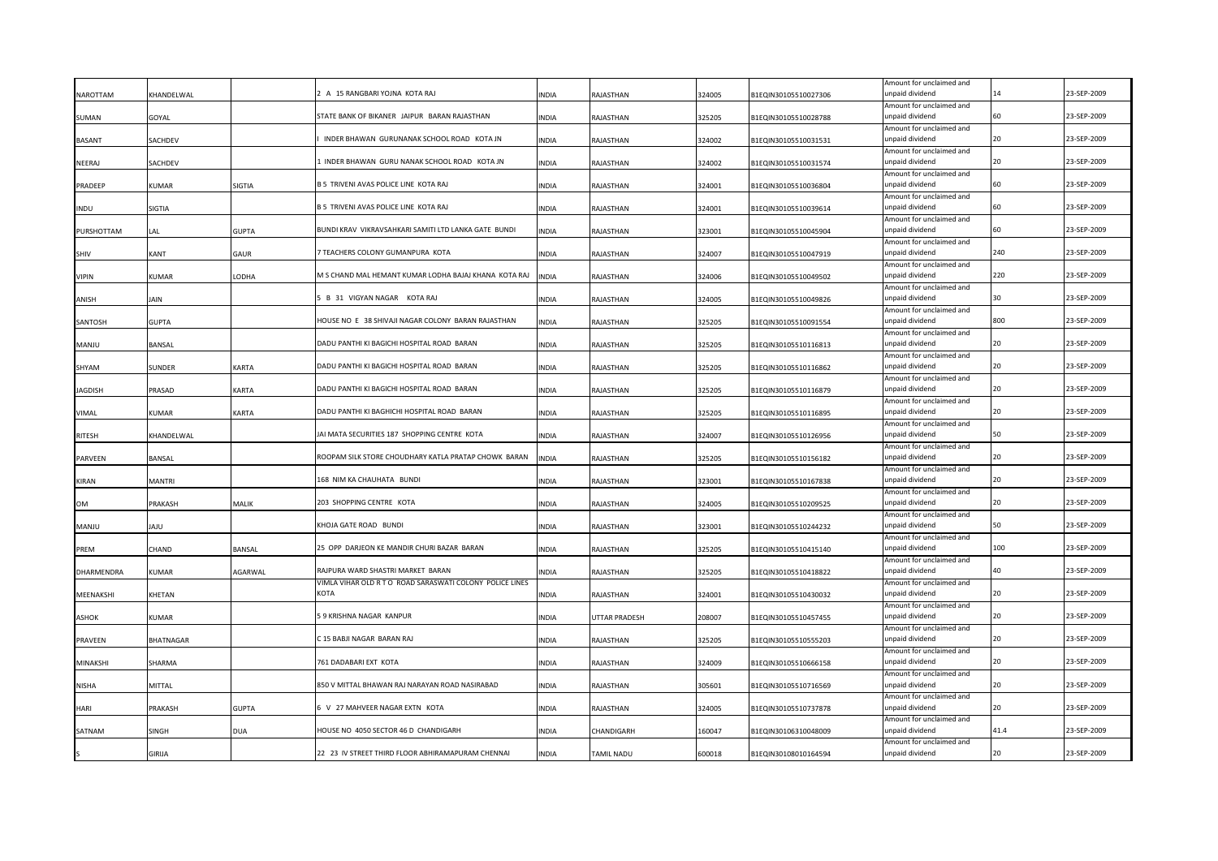| | | | | | | | | | | |
|---|---|---|---|---|---|---|---|---|---|---|
| NAROTTAM | KHANDELWAL | | 2 A 15 RANGBARI YOJNA KOTA RAJ | INDIA | RAJASTHAN | 324005 | B1EQIN30105510027306 | Amount for unclaimed and unpaid dividend | 14 | 23-SEP-2009 |
| SUMAN | GOYAL | | STATE BANK OF BIKANER JAIPUR BARAN RAJASTHAN | INDIA | RAJASTHAN | 325205 | B1EQIN30105510028788 | Amount for unclaimed and unpaid dividend | 60 | 23-SEP-2009 |
| BASANT | SACHDEV | | I INDER BHAWAN GURUNANAK SCHOOL ROAD KOTA JN | INDIA | RAJASTHAN | 324002 | B1EQIN30105510031531 | Amount for unclaimed and unpaid dividend | 20 | 23-SEP-2009 |
| NEERAJ | SACHDEV | | 1 INDER BHAWAN GURU NANAK SCHOOL ROAD KOTA JN | INDIA | RAJASTHAN | 324002 | B1EQIN30105510031574 | Amount for unclaimed and unpaid dividend | 20 | 23-SEP-2009 |
| PRADEEP | KUMAR | SIGTIA | B 5 TRIVENI AVAS POLICE LINE KOTA RAJ | INDIA | RAJASTHAN | 324001 | B1EQIN30105510036804 | Amount for unclaimed and unpaid dividend | 60 | 23-SEP-2009 |
| INDU | SIGTIA | | B 5 TRIVENI AVAS POLICE LINE KOTA RAJ | INDIA | RAJASTHAN | 324001 | B1EQIN30105510039614 | Amount for unclaimed and unpaid dividend | 60 | 23-SEP-2009 |
| PURSHOTTAM | LAL | GUPTA | BUNDI KRAV VIKRAVSAHKARI SAMITI LTD LANKA GATE BUNDI | INDIA | RAJASTHAN | 323001 | B1EQIN30105510045904 | Amount for unclaimed and unpaid dividend | 60 | 23-SEP-2009 |
| SHIV | KANT | GAUR | 7 TEACHERS COLONY GUMANPURA KOTA | INDIA | RAJASTHAN | 324007 | B1EQIN30105510047919 | Amount for unclaimed and unpaid dividend | 240 | 23-SEP-2009 |
| VIPIN | KUMAR | LODHA | M S CHAND MAL HEMANT KUMAR LODHA BAJAJ KHANA KOTA RAJ | INDIA | RAJASTHAN | 324006 | B1EQIN30105510049502 | Amount for unclaimed and unpaid dividend | 220 | 23-SEP-2009 |
| ANISH | JAIN | | 5 B 31 VIGYAN NAGAR KOTA RAJ | INDIA | RAJASTHAN | 324005 | B1EQIN30105510049826 | Amount for unclaimed and unpaid dividend | 30 | 23-SEP-2009 |
| SANTOSH | GUPTA | | HOUSE NO E 38 SHIVAJI NAGAR COLONY BARAN RAJASTHAN | INDIA | RAJASTHAN | 325205 | B1EQIN30105510091554 | Amount for unclaimed and unpaid dividend | 800 | 23-SEP-2009 |
| MANJU | BANSAL | | DADU PANTHI KI BAGICHI HOSPITAL ROAD BARAN | INDIA | RAJASTHAN | 325205 | B1EQIN30105510116813 | Amount for unclaimed and unpaid dividend | 20 | 23-SEP-2009 |
| SHYAM | SUNDER | KARTA | DADU PANTHI KI BAGICHI HOSPITAL ROAD BARAN | INDIA | RAJASTHAN | 325205 | B1EQIN30105510116862 | Amount for unclaimed and unpaid dividend | 20 | 23-SEP-2009 |
| JAGDISH | PRASAD | KARTA | DADU PANTHI KI BAGICHI HOSPITAL ROAD BARAN | INDIA | RAJASTHAN | 325205 | B1EQIN30105510116879 | Amount for unclaimed and unpaid dividend | 20 | 23-SEP-2009 |
| VIMAL | KUMAR | KARTA | DADU PANTHI KI BAGHICHI HOSPITAL ROAD BARAN | INDIA | RAJASTHAN | 325205 | B1EQIN30105510116895 | Amount for unclaimed and unpaid dividend | 20 | 23-SEP-2009 |
| RITESH | KHANDELWAL | | JAI MATA SECURITIES 187 SHOPPING CENTRE KOTA | INDIA | RAJASTHAN | 324007 | B1EQIN30105510126956 | Amount for unclaimed and unpaid dividend | 50 | 23-SEP-2009 |
| PARVEEN | BANSAL | | ROOPAM SILK STORE CHOUDHARY KATLA PRATAP CHOWK BARAN | INDIA | RAJASTHAN | 325205 | B1EQIN30105510156182 | Amount for unclaimed and unpaid dividend | 20 | 23-SEP-2009 |
| KIRAN | MANTRI | | 168 NIM KA CHAUHATA BUNDI | INDIA | RAJASTHAN | 323001 | B1EQIN30105510167838 | Amount for unclaimed and unpaid dividend | 20 | 23-SEP-2009 |
| OM | PRAKASH | MALIK | 203 SHOPPING CENTRE KOTA | INDIA | RAJASTHAN | 324005 | B1EQIN30105510209525 | Amount for unclaimed and unpaid dividend | 20 | 23-SEP-2009 |
| MANJU | JAJU | | KHOJA GATE ROAD BUNDI | INDIA | RAJASTHAN | 323001 | B1EQIN30105510244232 | Amount for unclaimed and unpaid dividend | 50 | 23-SEP-2009 |
| PREM | CHAND | BANSAL | 25 OPP DARJEON KE MANDIR CHURI BAZAR BARAN | INDIA | RAJASTHAN | 325205 | B1EQIN30105510415140 | Amount for unclaimed and unpaid dividend | 100 | 23-SEP-2009 |
| DHARMENDRA | KUMAR | AGARWAL | RAJPURA WARD SHASTRI MARKET BARAN | INDIA | RAJASTHAN | 325205 | B1EQIN30105510418822 | Amount for unclaimed and unpaid dividend | 40 | 23-SEP-2009 |
| MEENAKSHI | KHETAN | | VIMLA VIHAR OLD R T O ROAD SARASWATI COLONY POLICE LINES KOTA | INDIA | RAJASTHAN | 324001 | B1EQIN30105510430032 | Amount for unclaimed and unpaid dividend | 20 | 23-SEP-2009 |
| ASHOK | KUMAR | | 5 9 KRISHNA NAGAR KANPUR | INDIA | UTTAR PRADESH | 208007 | B1EQIN30105510457455 | Amount for unclaimed and unpaid dividend | 20 | 23-SEP-2009 |
| PRAVEEN | BHATNAGAR | | C 15 BABJI NAGAR BARAN RAJ | INDIA | RAJASTHAN | 325205 | B1EQIN30105510555203 | Amount for unclaimed and unpaid dividend | 20 | 23-SEP-2009 |
| MINAKSHI | SHARMA | | 761 DADABARI EXT KOTA | INDIA | RAJASTHAN | 324009 | B1EQIN30105510666158 | Amount for unclaimed and unpaid dividend | 20 | 23-SEP-2009 |
| NISHA | MITTAL | | 850 V MITTAL BHAWAN RAJ NARAYAN ROAD NASIRABAD | INDIA | RAJASTHAN | 305601 | B1EQIN30105510716569 | Amount for unclaimed and unpaid dividend | 20 | 23-SEP-2009 |
| HARI | PRAKASH | GUPTA | 6 V 27 MAHVEER NAGAR EXTN KOTA | INDIA | RAJASTHAN | 324005 | B1EQIN30105510737878 | Amount for unclaimed and unpaid dividend | 20 | 23-SEP-2009 |
| SATNAM | SINGH | DUA | HOUSE NO 4050 SECTOR 46 D CHANDIGARH | INDIA | CHANDIGARH | 160047 | B1EQIN30106310048009 | Amount for unclaimed and unpaid dividend | 41.4 | 23-SEP-2009 |
| S | GIRIJA | | 22 23 IV STREET THIRD FLOOR ABHIRAMAPURAM CHENNAI | INDIA | TAMIL NADU | 600018 | B1EQIN30108010164594 | Amount for unclaimed and unpaid dividend | 20 | 23-SEP-2009 |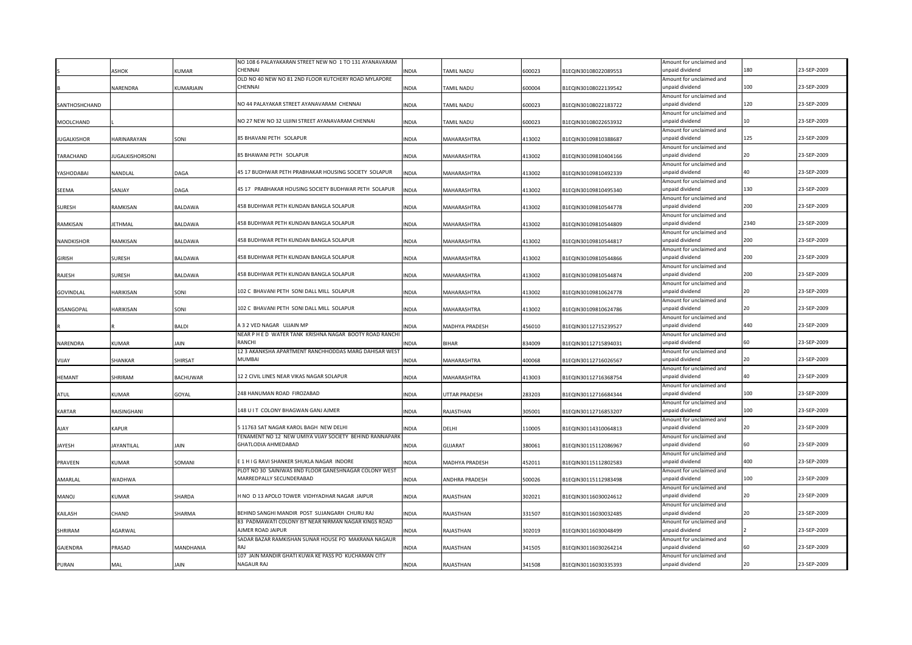| | | | | | | | | | | |
|---|---|---|---|---|---|---|---|---|---|---|
| S | ASHOK | KUMAR | NO 108 6 PALAYAKARAN STREET NEW NO 1 TO 131 AYANAVARAM CHENNAI | INDIA | TAMIL NADU | 600023 | B1EQIN30108022089553 | Amount for unclaimed and unpaid dividend | 180 | 23-SEP-2009 |
| B | NARENDRA | KUMARJAIN | OLD NO 40 NEW NO 81 2ND FLOOR KUTCHERY ROAD MYLAPORE CHENNAI | INDIA | TAMIL NADU | 600004 | B1EQIN30108022139542 | Amount for unclaimed and unpaid dividend | 100 | 23-SEP-2009 |
| SANTHOSHCHAND | | | NO 44 PALAYAKAR STREET AYANAVARAM CHENNAI | INDIA | TAMIL NADU | 600023 | B1EQIN30108022183722 | Amount for unclaimed and unpaid dividend | 120 | 23-SEP-2009 |
| MOOLCHAND | L | | NO 27 NEW NO 32 UJJINI STREET AYANAVARAM CHENNAI | INDIA | TAMIL NADU | 600023 | B1EQIN30108022653932 | Amount for unclaimed and unpaid dividend | 10 | 23-SEP-2009 |
| JUGALKISHOR | HARINARAYAN | SONI | 85 BHAVANI PETH SOLAPUR | INDIA | MAHARASHTRA | 413002 | B1EQIN30109810388687 | Amount for unclaimed and unpaid dividend | 125 | 23-SEP-2009 |
| TARACHAND | JUGALKISHORSONI | | 85 BHAWANI PETH SOLAPUR | INDIA | MAHARASHTRA | 413002 | B1EQIN30109810404166 | Amount for unclaimed and unpaid dividend | 20 | 23-SEP-2009 |
| YASHODABAI | NANDLAL | DAGA | 45 17 BUDHWAR PETH PRABHAKAR HOUSING SOCIETY SOLAPUR | INDIA | MAHARASHTRA | 413002 | B1EQIN30109810492339 | Amount for unclaimed and unpaid dividend | 40 | 23-SEP-2009 |
| SEEMA | SANJAY | DAGA | 45 17 PRABHAKAR HOUSING SOCIETY BUDHWAR PETH SOLAPUR | INDIA | MAHARASHTRA | 413002 | B1EQIN30109810495340 | Amount for unclaimed and unpaid dividend | 130 | 23-SEP-2009 |
| SURESH | RAMKISAN | BALDAWA | 458 BUDHWAR PETH KUNDAN BANGLA SOLAPUR | INDIA | MAHARASHTRA | 413002 | B1EQIN30109810544778 | Amount for unclaimed and unpaid dividend | 200 | 23-SEP-2009 |
| RAMKISAN | JETHMAL | BALDAWA | 458 BUDHWAR PETH KUNDAN BANGLA SOLAPUR | INDIA | MAHARASHTRA | 413002 | B1EQIN30109810544809 | Amount for unclaimed and unpaid dividend | 2340 | 23-SEP-2009 |
| NANDKISHOR | RAMKISAN | BALDAWA | 458 BUDHWAR PETH KUNDAN BANGLA SOLAPUR | INDIA | MAHARASHTRA | 413002 | B1EQIN30109810544817 | Amount for unclaimed and unpaid dividend | 200 | 23-SEP-2009 |
| GIRISH | SURESH | BALDAWA | 458 BUDHWAR PETH KUNDAN BANGLA SOLAPUR | INDIA | MAHARASHTRA | 413002 | B1EQIN30109810544866 | Amount for unclaimed and unpaid dividend | 200 | 23-SEP-2009 |
| RAJESH | SURESH | BALDAWA | 458 BUDHWAR PETH KUNDAN BANGLA SOLAPUR | INDIA | MAHARASHTRA | 413002 | B1EQIN30109810544874 | Amount for unclaimed and unpaid dividend | 200 | 23-SEP-2009 |
| GOVINDLAL | HARIKISAN | SONI | 102 C BHAVANI PETH SONI DALL MILL SOLAPUR | INDIA | MAHARASHTRA | 413002 | B1EQIN30109810624778 | Amount for unclaimed and unpaid dividend | 20 | 23-SEP-2009 |
| KISANGOPAL | HARIKISAN | SONI | 102 C BHAVANI PETH SONI DALL MILL SOLAPUR | INDIA | MAHARASHTRA | 413002 | B1EQIN30109810624786 | Amount for unclaimed and unpaid dividend | 20 | 23-SEP-2009 |
| R | R | BALDI | A 3 2 VED NAGAR UJJAIN MP | INDIA | MADHYA PRADESH | 456010 | B1EQIN30112715239527 | Amount for unclaimed and unpaid dividend | 440 | 23-SEP-2009 |
| NARENDRA | KUMAR | JAIN | NEAR P H E D WATER TANK KRISHNA NAGAR BOOTY ROAD RANCHI RANCHI | INDIA | BIHAR | 834009 | B1EQIN30112715894031 | Amount for unclaimed and unpaid dividend | 60 | 23-SEP-2009 |
| VIJAY | SHANKAR | SHIRSAT | 12 3 AKANKSHA APARTMENT RANCHHODDAS MARG DAHISAR WEST MUMBAI | INDIA | MAHARASHTRA | 400068 | B1EQIN30112716026567 | Amount for unclaimed and unpaid dividend | 20 | 23-SEP-2009 |
| HEMANT | SHRIRAM | BACHUWAR | 12 2 CIVIL LINES NEAR VIKAS NAGAR SOLAPUR | INDIA | MAHARASHTRA | 413003 | B1EQIN30112716368754 | Amount for unclaimed and unpaid dividend | 40 | 23-SEP-2009 |
| ATUL | KUMAR | GOYAL | 248 HANUMAN ROAD FIROZABAD | INDIA | UTTAR PRADESH | 283203 | B1EQIN30112716684344 | Amount for unclaimed and unpaid dividend | 100 | 23-SEP-2009 |
| KARTAR | RAISINGHANI | | 148 U I T COLONY BHAGWAN GANJ AJMER | INDIA | RAJASTHAN | 305001 | B1EQIN30112716853207 | Amount for unclaimed and unpaid dividend | 100 | 23-SEP-2009 |
| AJAY | KAPUR | | 5 11763 SAT NAGAR KAROL BAGH NEW DELHI | INDIA | DELHI | 110005 | B1EQIN30114310064813 | Amount for unclaimed and unpaid dividend | 20 | 23-SEP-2009 |
| JAYESH | JAYANTILAL | JAIN | TENAMENT NO 12 NEW UMIYA VIJAY SOCIETY BEHIND RANNAPARK GHATLODIA AHMEDABAD | INDIA | GUJARAT | 380061 | B1EQIN30115112086967 | Amount for unclaimed and unpaid dividend | 60 | 23-SEP-2009 |
| PRAVEEN | KUMAR | SOMANI | E 1 H I G RAVI SHANKER SHUKLA NAGAR INDORE | INDIA | MADHYA PRADESH | 452011 | B1EQIN30115112802583 | Amount for unclaimed and unpaid dividend | 400 | 23-SEP-2009 |
| AMARLAL | WADHWA | | PLOT NO 30 SAINIWAS IIND FLOOR GANESHNAGAR COLONY WEST MARREDPALLY SECUNDERABAD | INDIA | ANDHRA PRADESH | 500026 | B1EQIN30115112983498 | Amount for unclaimed and unpaid dividend | 100 | 23-SEP-2009 |
| MANOJ | KUMAR | SHARDA | H NO D 13 APOLO TOWER VIDHYADHAR NAGAR JAIPUR | INDIA | RAJASTHAN | 302021 | B1EQIN30116030024612 | Amount for unclaimed and unpaid dividend | 20 | 23-SEP-2009 |
| KAILASH | CHAND | SHARMA | BEHIND SANGHI MANDIR POST SUJANGARH CHURU RAJ | INDIA | RAJASTHAN | 331507 | B1EQIN30116030032485 | Amount for unclaimed and unpaid dividend | 20 | 23-SEP-2009 |
| SHRIRAM | AGARWAL | | 83 PADMAWATI COLONY IST NEAR NIRMAN NAGAR KINGS ROAD AJMER ROAD JAIPUR | INDIA | RAJASTHAN | 302019 | B1EQIN30116030048499 | Amount for unclaimed and unpaid dividend | 2 | 23-SEP-2009 |
| GAJENDRA | PRASAD | MANDHANIA | SADAR BAZAR RAMKISHAN SUNAR HOUSE PO MAKRANA NAGAUR RAJ | INDIA | RAJASTHAN | 341505 | B1EQIN30116030264214 | Amount for unclaimed and unpaid dividend | 60 | 23-SEP-2009 |
| PURAN | MAL | JAIN | 107 JAIN MANDIR GHATI KUWA KE PASS PO KUCHAMAN CITY NAGAUR RAJ | INDIA | RAJASTHAN | 341508 | B1EQIN30116030335393 | Amount for unclaimed and unpaid dividend | 20 | 23-SEP-2009 |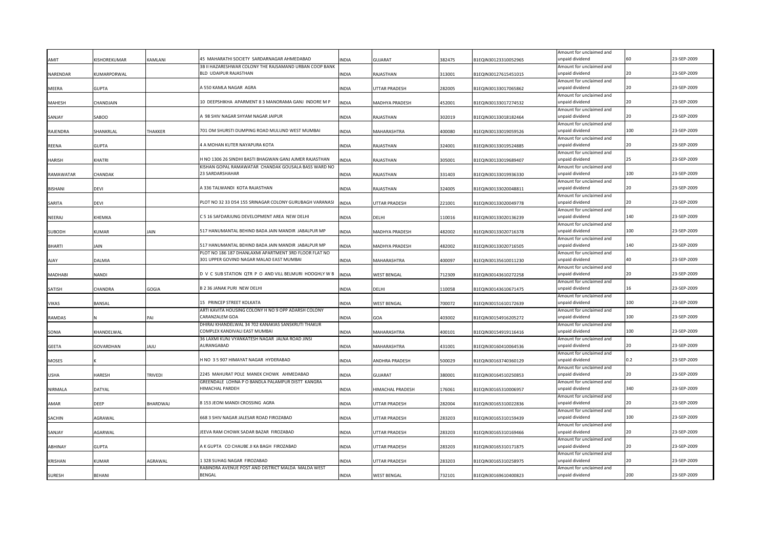| AMIT | KISHOREKUMAR | KAMLANI | 45 MAHARATHI SOCIETY SARDARNAGAR AHMEDABAD | INDIA | GUJARAT | 382475 | B1EQIN30123310052965 | Amount for unclaimed and unpaid dividend | 60 | 23-SEP-2009 |
|---|---|---|---|---|---|---|---|---|---|---|
| NARENDAR | KUMARPORWAL | | 3B II HAZARESHWAR COLONY THE RAJSAMAND URBAN COOP BANK BLD UDAIPUR RAJASTHAN | INDIA | RAJASTHAN | 313001 | B1EQIN30127615451015 | Amount for unclaimed and unpaid dividend | 20 | 23-SEP-2009 |
| MEERA | GUPTA | | A 550 KAMLA NAGAR AGRA | INDIA | UTTAR PRADESH | 282005 | B1EQIN30133017065862 | Amount for unclaimed and unpaid dividend | 20 | 23-SEP-2009 |
| MAHESH | CHANDJAIN | | 10 DEEPSHIKHA APARMENT 8 3 MANORAMA GANJ INDORE M P | INDIA | MADHYA PRADESH | 452001 | B1EQIN30133017274532 | Amount for unclaimed and unpaid dividend | 20 | 23-SEP-2009 |
| SANJAY | SABOO | | A 98 SHIV NAGAR SHYAM NAGAR JAIPUR | INDIA | RAJASTHAN | 302019 | B1EQIN30133018182464 | Amount for unclaimed and unpaid dividend | 20 | 23-SEP-2009 |
| RAJENDRA | SHANKRLAL | THAKKER | 701 OM SHURSTI DUMPING ROAD MULUND WEST MUMBAI | INDIA | MAHARASHTRA | 400080 | B1EQIN30133019059526 | Amount for unclaimed and unpaid dividend | 100 | 23-SEP-2009 |
| REENA | GUPTA | | 4 A MOHAN KUTER NAYAPURA KOTA | INDIA | RAJASTHAN | 324001 | B1EQIN30133019524885 | Amount for unclaimed and unpaid dividend | 20 | 23-SEP-2009 |
| HARISH | KHATRI | | H NO 1306 26 SINDHI BASTI BHAGWAN GANJ AJMER RAJASTHAN | INDIA | RAJASTHAN | 305001 | B1EQIN30133019689407 | Amount for unclaimed and unpaid dividend | 25 | 23-SEP-2009 |
| RAMAWATAR | CHANDAK | | KISHAN GOPAL RAMAWATAR CHANDAK GOUSALA BASS WARD NO 23 SARDARSHAHAR | INDIA | RAJASTHAN | 331403 | B1EQIN30133019936330 | Amount for unclaimed and unpaid dividend | 100 | 23-SEP-2009 |
| BISHANI | DEVI | | A 336 TALWANDI KOTA RAJASTHAN | INDIA | RAJASTHAN | 324005 | B1EQIN30133020048811 | Amount for unclaimed and unpaid dividend | 20 | 23-SEP-2009 |
| SARITA | DEVI | | PLOT NO 32 33 D54 155 SRINAGAR COLONY GURUBAGH VARANASI | INDIA | UTTAR PRADESH | 221001 | B1EQIN30133020049778 | Amount for unclaimed and unpaid dividend | 20 | 23-SEP-2009 |
| NEERAJ | KHEMKA | | C 5 16 SAFDARJUNG DEVELOPMENT AREA NEW DELHI | INDIA | DELHI | 110016 | B1EQIN30133020136239 | Amount for unclaimed and unpaid dividend | 140 | 23-SEP-2009 |
| SUBODH | KUMAR | JAIN | 517 HANUMANTAL BEHIND BADA JAIN MANDIR JABALPUR MP | INDIA | MADHYA PRADESH | 482002 | B1EQIN30133020716378 | Amount for unclaimed and unpaid dividend | 100 | 23-SEP-2009 |
| BHARTI | JAIN | | 517 HANUMANTAL BEHIND BADA JAIN MANDIR JABALPUR MP | INDIA | MADHYA PRADESH | 482002 | B1EQIN30133020716505 | Amount for unclaimed and unpaid dividend | 140 | 23-SEP-2009 |
| AJAY | DALMIA | | PLOT NO 186 187 DHANLAXMI APARTMENT 3RD FLOOR FLAT NO 301 UPPER GOVIND NAGAR MALAD EAST MUMBAI | INDIA | MAHARASHTRA | 400097 | B1EQIN30135610011230 | Amount for unclaimed and unpaid dividend | 40 | 23-SEP-2009 |
| MADHABI | NANDI | | D V C SUB STATION QTR P O AND VILL BELMURI HOOGHLY W B | INDIA | WEST BENGAL | 712309 | B1EQIN30143610272258 | Amount for unclaimed and unpaid dividend | 20 | 23-SEP-2009 |
| SATISH | CHANDRA | GOGIA | B 2 36 JANAK PURI NEW DELHI | INDIA | DELHI | 110058 | B1EQIN30143610671475 | Amount for unclaimed and unpaid dividend | 16 | 23-SEP-2009 |
| VIKAS | BANSAL | | 15 PRINCEP STREET KOLKATA | INDIA | WEST BENGAL | 700072 | B1EQIN30151610172639 | Amount for unclaimed and unpaid dividend | 100 | 23-SEP-2009 |
| RAMDAS | N | PAI | ARTI KAVITA HOUSING COLONY H NO 9 OPP ADARSH COLONY CARANZALEM GOA | INDIA | GOA | 403002 | B1EQIN30154916205272 | Amount for unclaimed and unpaid dividend | 100 | 23-SEP-2009 |
| SONIA | KHANDELWAL | | DHIRAJ KHANDELWAL 34 702 KANAKIAS SANSKRUTI THAKUR COMPLEX KANDIVALI EAST MUMBAI | INDIA | MAHARASHTRA | 400101 | B1EQIN30154919116416 | Amount for unclaimed and unpaid dividend | 100 | 23-SEP-2009 |
| GEETA | GOVARDHAN | JAJU | 36 LAXMI KUNJ VYANKATESH NAGAR JALNA ROAD JINSI AURANGABAD | INDIA | MAHARASHTRA | 431001 | B1EQIN30160410064536 | Amount for unclaimed and unpaid dividend | 20 | 23-SEP-2009 |
| MOSES | K | | H NO 3 5 907 HIMAYAT NAGAR HYDERABAD | INDIA | ANDHRA PRADESH | 500029 | B1EQIN30163740360129 | Amount for unclaimed and unpaid dividend | 0.2 | 23-SEP-2009 |
| USHA | HARESH | TRIVEDI | 2245 MAHURAT POLE MANEK CHOWK AHMEDABAD | INDIA | GUJARAT | 380001 | B1EQIN30164510250853 | Amount for unclaimed and unpaid dividend | 20 | 23-SEP-2009 |
| NIRMALA | DATYAL | | GREENDALE LOHNA P O BANDLA PALAMPUR DISTT KANGRA HIMACHAL PARDEH | INDIA | HIMACHAL PRADESH | 176061 | B1EQIN30165310006957 | Amount for unclaimed and unpaid dividend | 340 | 23-SEP-2009 |
| AMAR | DEEP | BHARDWAJ | 8 153 JEONI MANDI CROSSING AGRA | INDIA | UTTAR PRADESH | 282004 | B1EQIN30165310022836 | Amount for unclaimed and unpaid dividend | 20 | 23-SEP-2009 |
| SACHIN | AGRAWAL | | 668 3 SHIV NAGAR JALESAR ROAD FIROZABAD | INDIA | UTTAR PRADESH | 283203 | B1EQIN30165310159439 | Amount for unclaimed and unpaid dividend | 100 | 23-SEP-2009 |
| SANJAY | AGARWAL | | JEEVA RAM CHOWK SADAR BAZAR FIROZABAD | INDIA | UTTAR PRADESH | 283203 | B1EQIN30165310169466 | Amount for unclaimed and unpaid dividend | 20 | 23-SEP-2009 |
| ABHINAY | GUPTA | | A K GUPTA CO CHAUBE JI KA BAGH FIROZABAD | INDIA | UTTAR PRADESH | 283203 | B1EQIN30165310171875 | Amount for unclaimed and unpaid dividend | 20 | 23-SEP-2009 |
| KRISHAN | KUMAR | AGRAWAL | 1 328 SUHAG NAGAR FIROZABAD | INDIA | UTTAR PRADESH | 283203 | B1EQIN30165310258975 | Amount for unclaimed and unpaid dividend | 20 | 23-SEP-2009 |
| SURESH | BEHANI | | RABINDRA AVENUE POST AND DISTRICT MALDA MALDA WEST BENGAL | INDIA | WEST BENGAL | 732101 | B1EQIN30169610400823 | Amount for unclaimed and unpaid dividend | 200 | 23-SEP-2009 |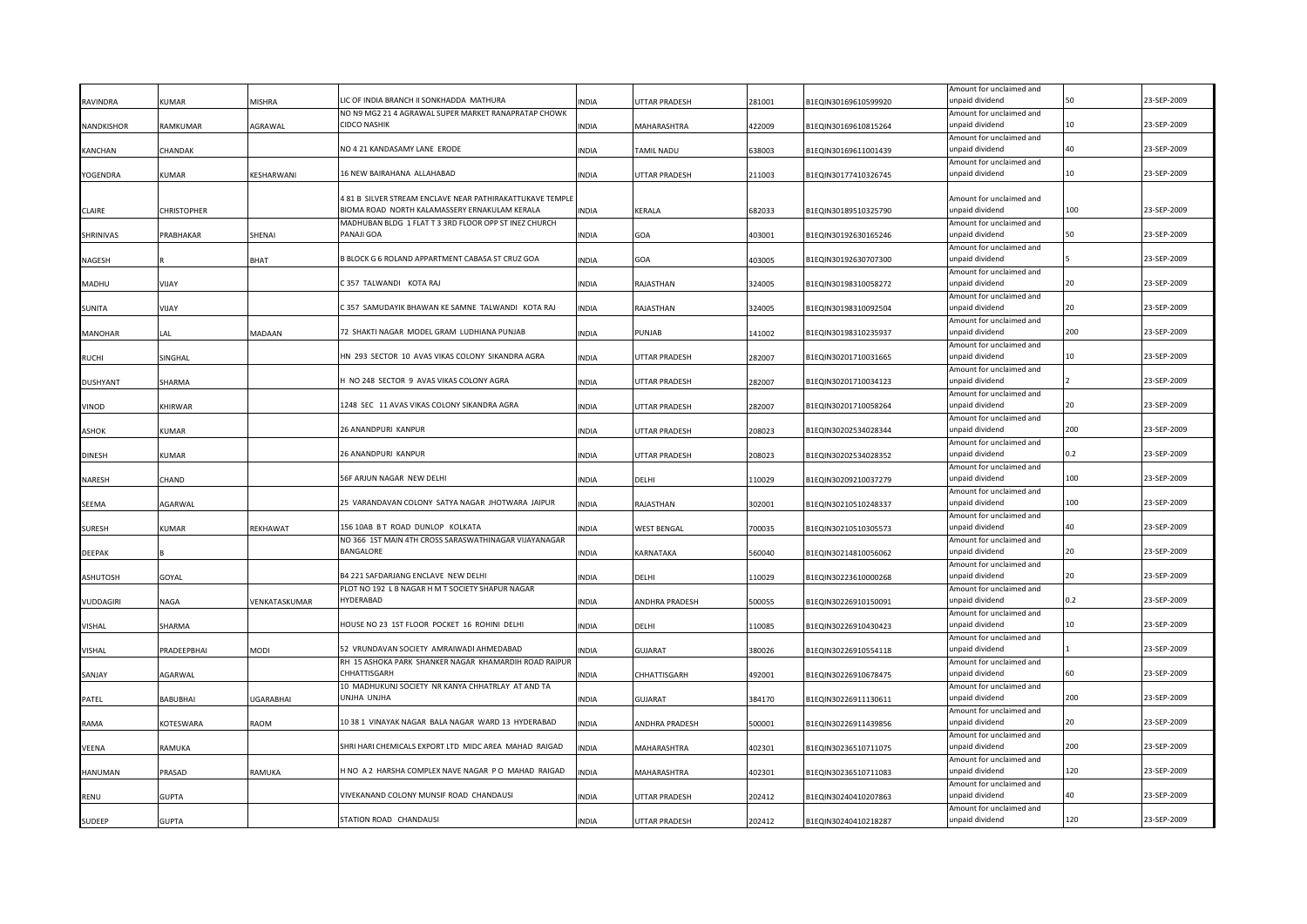| RAVINDRA | KUMAR | MISHRA | LIC OF INDIA BRANCH II SONKHADDA MATHURA | INDIA | UTTAR PRADESH | 281001 | B1EQIN30169610599920 | Amount for unclaimed and unpaid dividend | 50 | 23-SEP-2009 |
|---|---|---|---|---|---|---|---|---|---|---|
| NANDKISHOR | RAMKUMAR | AGRAWAL | NO N9 MG2 21 4 AGRAWAL SUPER MARKET RANAPRATAP CHOWK CIDCO NASHIK | INDIA | MAHARASHTRA | 422009 | B1EQIN30169610815264 | Amount for unclaimed and unpaid dividend | 10 | 23-SEP-2009 |
| KANCHAN | CHANDAK | | NO 4 21 KANDASAMY LANE ERODE | INDIA | TAMIL NADU | 638003 | B1EQIN30169611001439 | Amount for unclaimed and unpaid dividend | 40 | 23-SEP-2009 |
| YOGENDRA | KUMAR | KESHARWANI | 16 NEW BAIRAHANA ALLAHABAD | INDIA | UTTAR PRADESH | 211003 | B1EQIN30177410326745 | Amount for unclaimed and unpaid dividend | 10 | 23-SEP-2009 |
| CLAIRE | CHRISTOPHER | | 4 81 B SILVER STREAM ENCLAVE NEAR PATHIRAKATTUKAVE TEMPLE BIOMA ROAD NORTH KALAMASSERY ERNAKULAM KERALA | INDIA | KERALA | 682033 | B1EQIN30189510325790 | Amount for unclaimed and unpaid dividend | 100 | 23-SEP-2009 |
| SHRINIVAS | PRABHAKAR | SHENAI | MADHUBAN BLDG 1 FLAT T 3 3RD FLOOR OPP ST INEZ CHURCH PANAJI GOA | INDIA | GOA | 403001 | B1EQIN30192630165246 | Amount for unclaimed and unpaid dividend | 50 | 23-SEP-2009 |
| NAGESH | R | BHAT | B BLOCK G 6 ROLAND APPARTMENT CABASA ST CRUZ GOA | INDIA | GOA | 403005 | B1EQIN30192630707300 | Amount for unclaimed and unpaid dividend | 5 | 23-SEP-2009 |
| MADHU | VIJAY | | C 357 TALWANDI KOTA RAJ | INDIA | RAJASTHAN | 324005 | B1EQIN30198310058272 | Amount for unclaimed and unpaid dividend | 20 | 23-SEP-2009 |
| SUNITA | VIJAY | | C 357 SAMUDAYIK BHAWAN KE SAMNE TALWANDI KOTA RAJ | INDIA | RAJASTHAN | 324005 | B1EQIN30198310092504 | Amount for unclaimed and unpaid dividend | 20 | 23-SEP-2009 |
| MANOHAR | LAL | MADAAN | 72 SHAKTI NAGAR MODEL GRAM LUDHIANA PUNJAB | INDIA | PUNJAB | 141002 | B1EQIN30198310235937 | Amount for unclaimed and unpaid dividend | 200 | 23-SEP-2009 |
| RUCHI | SINGHAL | | HN 293 SECTOR 10 AVAS VIKAS COLONY SIKANDRA AGRA | INDIA | UTTAR PRADESH | 282007 | B1EQIN30201710031665 | Amount for unclaimed and unpaid dividend | 10 | 23-SEP-2009 |
| DUSHYANT | SHARMA | | H NO 248 SECTOR 9 AVAS VIKAS COLONY AGRA | INDIA | UTTAR PRADESH | 282007 | B1EQIN30201710034123 | Amount for unclaimed and unpaid dividend | 2 | 23-SEP-2009 |
| VINOD | KHIRWAR | | 1248 SEC 11 AVAS VIKAS COLONY SIKANDRA AGRA | INDIA | UTTAR PRADESH | 282007 | B1EQIN30201710058264 | Amount for unclaimed and unpaid dividend | 20 | 23-SEP-2009 |
| ASHOK | KUMAR | | 26 ANANDPURI KANPUR | INDIA | UTTAR PRADESH | 208023 | B1EQIN30202534028344 | Amount for unclaimed and unpaid dividend | 200 | 23-SEP-2009 |
| DINESH | KUMAR | | 26 ANANDPURI KANPUR | INDIA | UTTAR PRADESH | 208023 | B1EQIN30202534028352 | Amount for unclaimed and unpaid dividend | 0.2 | 23-SEP-2009 |
| NARESH | CHAND | | 56F ARJUN NAGAR NEW DELHI | INDIA | DELHI | 110029 | B1EQIN30209210037279 | Amount for unclaimed and unpaid dividend | 100 | 23-SEP-2009 |
| SEEMA | AGARWAL | | 25 VARANDAVAN COLONY SATYA NAGAR JHOTWARA JAIPUR | INDIA | RAJASTHAN | 302001 | B1EQIN30210510248337 | Amount for unclaimed and unpaid dividend | 100 | 23-SEP-2009 |
| SURESH | KUMAR | REKHAWAT | 156 10AB B T ROAD DUNLOP KOLKATA | INDIA | WEST BENGAL | 700035 | B1EQIN30210510305573 | Amount for unclaimed and unpaid dividend | 40 | 23-SEP-2009 |
| DEEPAK | B | | NO 366 1ST MAIN 4TH CROSS SARASWATHINAGAR VIJAYANAGAR BANGALORE | INDIA | KARNATAKA | 560040 | B1EQIN30214810056062 | Amount for unclaimed and unpaid dividend | 20 | 23-SEP-2009 |
| ASHUTOSH | GOYAL | | B4 221 SAFDARJANG ENCLAVE NEW DELHI | INDIA | DELHI | 110029 | B1EQIN30223610000268 | Amount for unclaimed and unpaid dividend | 20 | 23-SEP-2009 |
| VUDDAGIRI | NAGA | VENKATASKUMAR | PLOT NO 192 L B NAGAR H M T SOCIETY SHAPUR NAGAR HYDERABAD | INDIA | ANDHRA PRADESH | 500055 | B1EQIN30226910150091 | Amount for unclaimed and unpaid dividend | 0.2 | 23-SEP-2009 |
| VISHAL | SHARMA | | HOUSE NO 23 1ST FLOOR POCKET 16 ROHINI DELHI | INDIA | DELHI | 110085 | B1EQIN30226910430423 | Amount for unclaimed and unpaid dividend | 10 | 23-SEP-2009 |
| VISHAL | PRADEEPBHAI | MODI | 52 VRUNDAVAN SOCIETY AMRAIWADI AHMEDABAD | INDIA | GUJARAT | 380026 | B1EQIN30226910554118 | Amount for unclaimed and unpaid dividend | 1 | 23-SEP-2009 |
| SANJAY | AGARWAL | | RH 15 ASHOKA PARK SHANKER NAGAR KHAMARDIH ROAD RAIPUR CHHATTISGARH | INDIA | CHHATTISGARH | 492001 | B1EQIN30226910678475 | Amount for unclaimed and unpaid dividend | 60 | 23-SEP-2009 |
| PATEL | BABUBHAI | UGARABHAI | 10 MADHUKUNJ SOCIETY NR KANYA CHHATRLAY AT AND TA UNJHA UNJHA | INDIA | GUJARAT | 384170 | B1EQIN30226911130611 | Amount for unclaimed and unpaid dividend | 200 | 23-SEP-2009 |
| RAMA | KOTESWARA | RAOM | 10 38 1 VINAYAK NAGAR BALA NAGAR WARD 13 HYDERABAD | INDIA | ANDHRA PRADESH | 500001 | B1EQIN30226911439856 | Amount for unclaimed and unpaid dividend | 20 | 23-SEP-2009 |
| VEENA | RAMUKA | | SHRI HARI CHEMICALS EXPORT LTD MIDC AREA MAHAD RAIGAD | INDIA | MAHARASHTRA | 402301 | B1EQIN30236510711075 | Amount for unclaimed and unpaid dividend | 200 | 23-SEP-2009 |
| HANUMAN | PRASAD | RAMUKA | H NO A 2 HARSHA COMPLEX NAVE NAGAR P O MAHAD RAIGAD | INDIA | MAHARASHTRA | 402301 | B1EQIN30236510711083 | Amount for unclaimed and unpaid dividend | 120 | 23-SEP-2009 |
| RENU | GUPTA | | VIVEKANAND COLONY MUNSIF ROAD CHANDAUSI | INDIA | UTTAR PRADESH | 202412 | B1EQIN30240410207863 | Amount for unclaimed and unpaid dividend | 40 | 23-SEP-2009 |
| SUDEEP | GUPTA | | STATION ROAD CHANDAUSI | INDIA | UTTAR PRADESH | 202412 | B1EQIN30240410218287 | Amount for unclaimed and unpaid dividend | 120 | 23-SEP-2009 |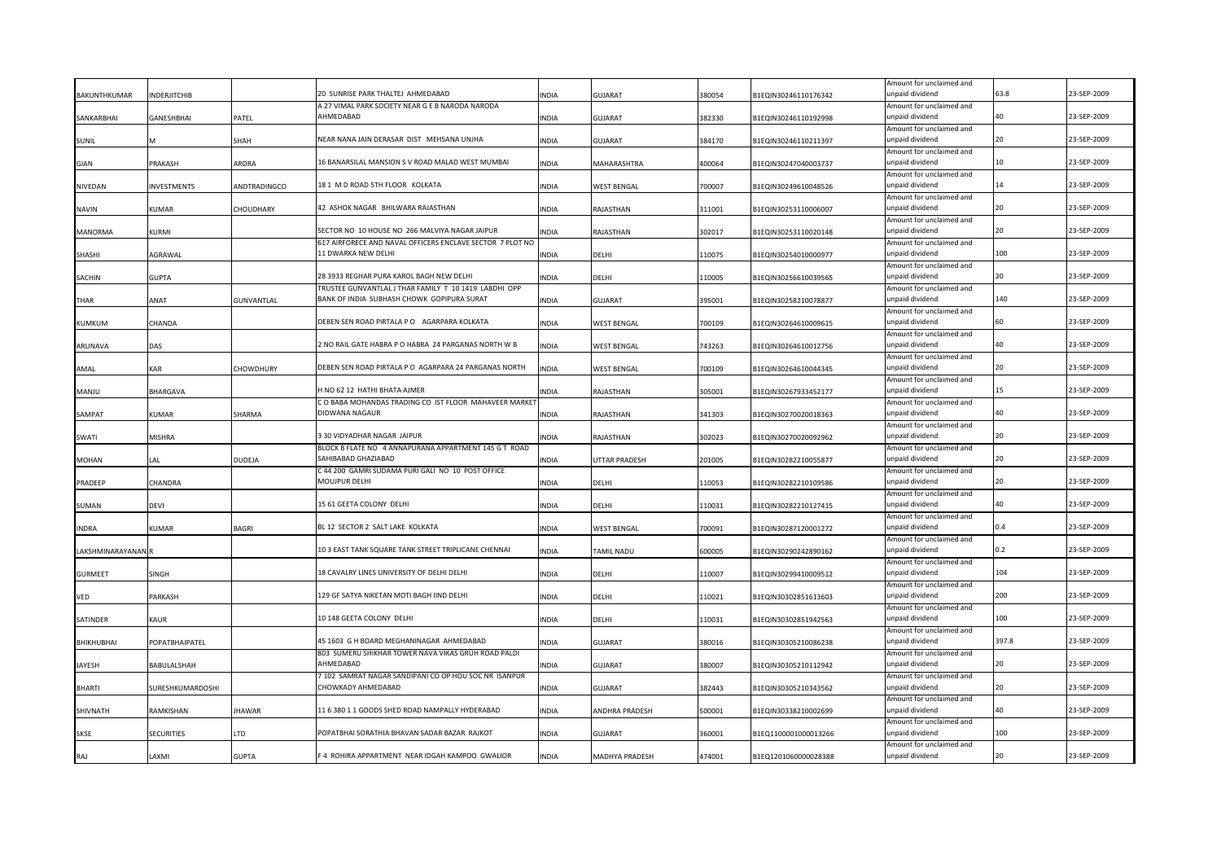| | | | | | | | | | | |
|---|---|---|---|---|---|---|---|---|---|---|
| BAKUNTHKUMAR | INDERJITCHIB | | 20 SUNRISE PARK THALTEJ AHMEDABAD | INDIA | GUJARAT | 380054 | B1EQIN30246110176342 | Amount for unclaimed and unpaid dividend | 63.8 | 23-SEP-2009 |
| SANKARBHAI | GANESHBHAI | PATEL | A 27 VIMAL PARK SOCIETY NEAR G E B NARODA NARODA AHMEDABAD | INDIA | GUJARAT | 382330 | B1EQIN30246110192998 | Amount for unclaimed and unpaid dividend | 40 | 23-SEP-2009 |
| SUNIL | M | SHAH | NEAR NANA JAIN DERASAR DIST MEHSANA UNJHA | INDIA | GUJARAT | 384170 | B1EQIN30246110211397 | Amount for unclaimed and unpaid dividend | 20 | 23-SEP-2009 |
| GIAN | PRAKASH | ARORA | 16 BANARSILAL MANSION S V ROAD MALAD WEST MUMBAI | INDIA | MAHARASHTRA | 400064 | B1EQIN30247040003737 | Amount for unclaimed and unpaid dividend | 10 | 23-SEP-2009 |
| NIVEDAN | INVESTMENTS | ANDTRADINGCO | 18 1 M D ROAD 5TH FLOOR KOLKATA | INDIA | WEST BENGAL | 700007 | B1EQIN30249610048526 | Amount for unclaimed and unpaid dividend | 14 | 23-SEP-2009 |
| NAVIN | KUMAR | CHOUDHARY | 42 ASHOK NAGAR BHILWARA RAJASTHAN | INDIA | RAJASTHAN | 311001 | B1EQIN30253110006007 | Amount for unclaimed and unpaid dividend | 20 | 23-SEP-2009 |
| MANORMA | KURMI | | SECTOR NO 10 HOUSE NO 266 MALVIYA NAGAR JAIPUR | INDIA | RAJASTHAN | 302017 | B1EQIN30253110020148 | Amount for unclaimed and unpaid dividend | 20 | 23-SEP-2009 |
| SHASHI | AGRAWAL | | 617 AIRFORECE AND NAVAL OFFICERS ENCLAVE SECTOR 7 PLOT NO 11 DWARKA NEW DELHI | INDIA | DELHI | 110075 | B1EQIN30254010000977 | Amount for unclaimed and unpaid dividend | 100 | 23-SEP-2009 |
| SACHIN | GUPTA | | 28 3933 REGHAR PURA KAROL BAGH NEW DELHI | INDIA | DELHI | 110005 | B1EQIN30256610039565 | Amount for unclaimed and unpaid dividend | 20 | 23-SEP-2009 |
| THAR | ANAT | GUNVANTLAL | TRUSTEE GUNVANTLAL J THAR FAMILY T 10 1419 LABDHI OPP BANK OF INDIA SUBHASH CHOWK GOPIPURA SURAT | INDIA | GUJARAT | 395001 | B1EQIN30258210078877 | Amount for unclaimed and unpaid dividend | 140 | 23-SEP-2009 |
| KUMKUM | CHANDA | | DEBEN SEN ROAD PIRTALA P O AGARPARA KOLKATA | INDIA | WEST BENGAL | 700109 | B1EQIN30264610009615 | Amount for unclaimed and unpaid dividend | 60 | 23-SEP-2009 |
| ARUNAVA | DAS | | 2 NO RAIL GATE HABRA P O HABRA 24 PARGANAS NORTH W B | INDIA | WEST BENGAL | 743263 | B1EQIN30264610012756 | Amount for unclaimed and unpaid dividend | 40 | 23-SEP-2009 |
| AMAL | KAR | CHOWDHURY | DEBEN SEN ROAD PIRTALA P O AGARPARA 24 PARGANAS NORTH | INDIA | WEST BENGAL | 700109 | B1EQIN30264610044345 | Amount for unclaimed and unpaid dividend | 20 | 23-SEP-2009 |
| MANJU | BHARGAVA | | H NO 62 12 HATHI BHATA AJMER | INDIA | RAJASTHAN | 305001 | B1EQIN30267933452177 | Amount for unclaimed and unpaid dividend | 15 | 23-SEP-2009 |
| SAMPAT | KUMAR | SHARMA | C O BABA MOHANDAS TRADING CO IST FLOOR MAHAVEER MARKET DIDWANA NAGAUR | INDIA | RAJASTHAN | 341303 | B1EQIN30270020018363 | Amount for unclaimed and unpaid dividend | 40 | 23-SEP-2009 |
| SWATI | MISHRA | | 3 30 VIDYADHAR NAGAR JAIPUR | INDIA | RAJASTHAN | 302023 | B1EQIN30270020092962 | Amount for unclaimed and unpaid dividend | 20 | 23-SEP-2009 |
| MOHAN | LAL | DUDEJA | BLOCK B FLATE NO 4 ANNAPURANA APPARTMENT 145 G T ROAD SAHIBABAD GHAZIABAD | INDIA | UTTAR PRADESH | 201005 | B1EQIN30282210055877 | Amount for unclaimed and unpaid dividend | 20 | 23-SEP-2009 |
| PRADEEP | CHANDRA | | C 44 200 GAMRI SUDAMA PURI GALI NO 10 POST OFFICE MOUJPUR DELHI | INDIA | DELHI | 110053 | B1EQIN30282210109586 | Amount for unclaimed and unpaid dividend | 20 | 23-SEP-2009 |
| SUMAN | DEVI | | 15 61 GEETA COLONY DELHI | INDIA | DELHI | 110031 | B1EQIN30282210127415 | Amount for unclaimed and unpaid dividend | 40 | 23-SEP-2009 |
| INDRA | KUMAR | BAGRI | BL 12 SECTOR 2 SALT LAKE KOLKATA | INDIA | WEST BENGAL | 700091 | B1EQIN30287120001272 | Amount for unclaimed and unpaid dividend | 0.4 | 23-SEP-2009 |
| LAKSHMINARAYANAN | R | | 10 3 EAST TANK SQUARE TANK STREET TRIPLICANE CHENNAI | INDIA | TAMIL NADU | 600005 | B1EQIN30290242890162 | Amount for unclaimed and unpaid dividend | 0.2 | 23-SEP-2009 |
| GURMEET | SINGH | | 18 CAVALRY LINES UNIVERSITY OF DELHI DELHI | INDIA | DELHI | 110007 | B1EQIN30299410009512 | Amount for unclaimed and unpaid dividend | 104 | 23-SEP-2009 |
| VED | PARKASH | | 129 GF SATYA NIKETAN MOTI BAGH IIND DELHI | INDIA | DELHI | 110021 | B1EQIN30302851613603 | Amount for unclaimed and unpaid dividend | 200 | 23-SEP-2009 |
| SATINDER | KAUR | | 10 148 GEETA COLONY DELHI | INDIA | DELHI | 110031 | B1EQIN30302851942563 | Amount for unclaimed and unpaid dividend | 100 | 23-SEP-2009 |
| BHIKHUBHAI | POPATBHAIPATEL | | 45 1603 G H BOARD MEGHANINAGAR AHMEDABAD | INDIA | GUJARAT | 380016 | B1EQIN30305210086238 | Amount for unclaimed and unpaid dividend | 397.8 | 23-SEP-2009 |
| JAYESH | BABULALSHAH | | 803 SUMERU SHIKHAR TOWER NAVA VIKAS GRUH ROAD PALDI AHMEDABAD | INDIA | GUJARAT | 380007 | B1EQIN30305210112942 | Amount for unclaimed and unpaid dividend | 20 | 23-SEP-2009 |
| BHARTI | SURESHKUMARDOSHI | | 7 102 SAMRAT NAGAR SANDIPANI CO OP HOU SOC NR ISANPUR CHOWKADY AHMEDABAD | INDIA | GUJARAT | 382443 | B1EQIN30305210343562 | Amount for unclaimed and unpaid dividend | 20 | 23-SEP-2009 |
| SHIVNATH | RAMKISHAN | JHAWAR | 11 6 380 1 1 GOODS SHED ROAD NAMPALLY HYDERABAD | INDIA | ANDHRA PRADESH | 500001 | B1EQIN30338210002699 | Amount for unclaimed and unpaid dividend | 40 | 23-SEP-2009 |
| SKSE | SECURITIES | LTD | POPATBHAI SORATHIA BHAVAN SADAR BAZAR RAJKOT | INDIA | GUJARAT | 360001 | B1EQ1100001000013266 | Amount for unclaimed and unpaid dividend | 100 | 23-SEP-2009 |
| RAJ | LAXMI | GUPTA | F 4 ROHIRA APPARTMENT NEAR IDGAH KAMPOO GWALIOR | INDIA | MADHYA PRADESH | 474001 | B1EQ1201060000028388 | Amount for unclaimed and unpaid dividend | 20 | 23-SEP-2009 |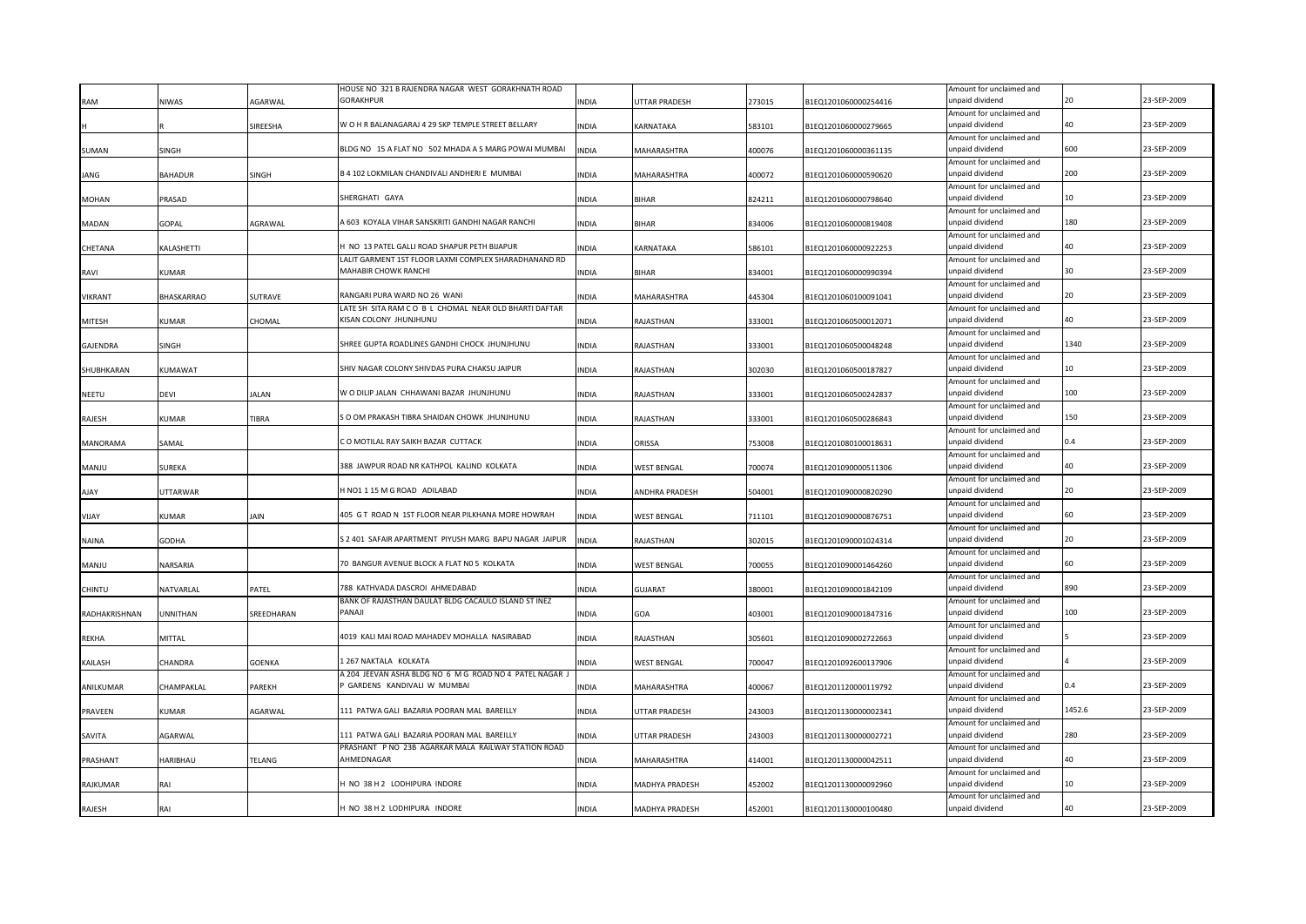| RAM | NIWAS | AGARWAL | HOUSE NO 321 B RAJENDRA NAGAR WEST GORAKHNATH ROAD GORAKHPUR | INDIA | UTTAR PRADESH | 273015 | B1EQ1201060000254416 | Amount for unclaimed and unpaid dividend | 20 | 23-SEP-2009 |
|---|---|---|---|---|---|---|---|---|---|---|
| H | R | SIREESHA | W O H R BALANAGARAJ 4 29 SKP TEMPLE STREET BELLARY | INDIA | KARNATAKA | 583101 | B1EQ1201060000279665 | Amount for unclaimed and unpaid dividend | 40 | 23-SEP-2009 |
| SUMAN | SINGH | | BLDG NO 15 A FLAT NO 502 MHADA A S MARG POWAI MUMBAI | INDIA | MAHARASHTRA | 400076 | B1EQ1201060000361135 | Amount for unclaimed and unpaid dividend | 600 | 23-SEP-2009 |
| JANG | BAHADUR | SINGH | B 4 102 LOKMILAN CHANDIVALI ANDHERI E MUMBAI | INDIA | MAHARASHTRA | 400072 | B1EQ1201060000590620 | Amount for unclaimed and unpaid dividend | 200 | 23-SEP-2009 |
| MOHAN | PRASAD | | SHERGHATI GAYA | INDIA | BIHAR | 824211 | B1EQ1201060000798640 | Amount for unclaimed and unpaid dividend | 10 | 23-SEP-2009 |
| MADAN | GOPAL | AGRAWAL | A 603 KOYALA VIHAR SANSKRITI GANDHI NAGAR RANCHI | INDIA | BIHAR | 834006 | B1EQ1201060000819408 | Amount for unclaimed and unpaid dividend | 180 | 23-SEP-2009 |
| CHETANA | KALASHETTI | | H NO 13 PATEL GALLI ROAD SHAPUR PETH BIJAPUR | INDIA | KARNATAKA | 586101 | B1EQ1201060000922253 | Amount for unclaimed and unpaid dividend | 40 | 23-SEP-2009 |
| RAVI | KUMAR | | LALIT GARMENT 1ST FLOOR LAXMI COMPLEX SHARADHANAND RD MAHABIR CHOWK RANCHI | INDIA | BIHAR | 834001 | B1EQ1201060000990394 | Amount for unclaimed and unpaid dividend | 30 | 23-SEP-2009 |
| VIKRANT | BHASKARRAO | SUTRAVE | RANGARI PURA WARD NO 26 WANI | INDIA | MAHARASHTRA | 445304 | B1EQ1201060100091041 | Amount for unclaimed and unpaid dividend | 20 | 23-SEP-2009 |
| MITESH | KUMAR | CHOMAL | LATE SH SITA RAM C O B L CHOMAL NEAR OLD BHARTI DAFTAR KISAN COLONY JHUNJHUNU | INDIA | RAJASTHAN | 333001 | B1EQ1201060500012071 | Amount for unclaimed and unpaid dividend | 40 | 23-SEP-2009 |
| GAJENDRA | SINGH | | SHREE GUPTA ROADLINES GANDHI CHOCK JHUNJHUNU | INDIA | RAJASTHAN | 333001 | B1EQ1201060500048248 | Amount for unclaimed and unpaid dividend | 1340 | 23-SEP-2009 |
| SHUBHKARAN | KUMAWAT | | SHIV NAGAR COLONY SHIVDAS PURA CHAKSU JAIPUR | INDIA | RAJASTHAN | 302030 | B1EQ1201060500187827 | Amount for unclaimed and unpaid dividend | 10 | 23-SEP-2009 |
| NEETU | DEVI | JALAN | W O DILIP JALAN CHHAWANI BAZAR JHUNJHUNU | INDIA | RAJASTHAN | 333001 | B1EQ1201060500242837 | Amount for unclaimed and unpaid dividend | 100 | 23-SEP-2009 |
| RAJESH | KUMAR | TIBRA | S O OM PRAKASH TIBRA SHAIDAN CHOWK JHUNJHUNU | INDIA | RAJASTHAN | 333001 | B1EQ1201060500286843 | Amount for unclaimed and unpaid dividend | 150 | 23-SEP-2009 |
| MANORAMA | SAMAL | | C O MOTILAL RAY SAIKH BAZAR CUTTACK | INDIA | ORISSA | 753008 | B1EQ1201080100018631 | Amount for unclaimed and unpaid dividend | 0.4 | 23-SEP-2009 |
| MANJU | SUREKA | | 388 JAWPUR ROAD NR KATHPOL KALIND KOLKATA | INDIA | WEST BENGAL | 700074 | B1EQ1201090000511306 | Amount for unclaimed and unpaid dividend | 40 | 23-SEP-2009 |
| AJAY | UTTARWAR | | H NO1 1 15 M G ROAD ADILABAD | INDIA | ANDHRA PRADESH | 504001 | B1EQ1201090000820290 | Amount for unclaimed and unpaid dividend | 20 | 23-SEP-2009 |
| VIJAY | KUMAR | JAIN | 405 G T ROAD N 1ST FLOOR NEAR PILKHANA MORE HOWRAH | INDIA | WEST BENGAL | 711101 | B1EQ1201090000876751 | Amount for unclaimed and unpaid dividend | 60 | 23-SEP-2009 |
| NAINA | GODHA | | S 2 401 SAFAIR APARTMENT PIYUSH MARG BAPU NAGAR JAIPUR | INDIA | RAJASTHAN | 302015 | B1EQ1201090001024314 | Amount for unclaimed and unpaid dividend | 20 | 23-SEP-2009 |
| MANJU | NARSARIA | | 70 BANGUR AVENUE BLOCK A FLAT N0 5 KOLKATA | INDIA | WEST BENGAL | 700055 | B1EQ1201090001464260 | Amount for unclaimed and unpaid dividend | 60 | 23-SEP-2009 |
| CHINTU | NATVARLAL | PATEL | 788 KATHVADA DASCROI AHMEDABAD | INDIA | GUJARAT | 380001 | B1EQ1201090001842109 | Amount for unclaimed and unpaid dividend | 890 | 23-SEP-2009 |
| RADHAKRISHNAN | UNNITHAN | SREEDHARAN | BANK OF RAJASTHAN DAULAT BLDG CACAULO ISLAND ST INEZ PANAJI | INDIA | GOA | 403001 | B1EQ1201090001847316 | Amount for unclaimed and unpaid dividend | 100 | 23-SEP-2009 |
| REKHA | MITTAL | | 4019 KALI MAI ROAD MAHADEV MOHALLA NASIRABAD | INDIA | RAJASTHAN | 305601 | B1EQ1201090002722663 | Amount for unclaimed and unpaid dividend | 5 | 23-SEP-2009 |
| KAILASH | CHANDRA | GOENKA | 1 267 NAKTALA KOLKATA | INDIA | WEST BENGAL | 700047 | B1EQ1201092600137906 | Amount for unclaimed and unpaid dividend | 4 | 23-SEP-2009 |
| ANILKUMAR | CHAMPAKLAL | PAREKH | A 204 JEEVAN ASHA BLDG NO 6 M G ROAD NO 4 PATEL NAGAR J P GARDENS KANDIVALI W MUMBAI | INDIA | MAHARASHTRA | 400067 | B1EQ1201120000119792 | Amount for unclaimed and unpaid dividend | 0.4 | 23-SEP-2009 |
| PRAVEEN | KUMAR | AGARWAL | 111 PATWA GALI BAZARIA POORAN MAL BAREILLY | INDIA | UTTAR PRADESH | 243003 | B1EQ1201130000002341 | Amount for unclaimed and unpaid dividend | 1452.6 | 23-SEP-2009 |
| SAVITA | AGARWAL | | 111 PATWA GALI BAZARIA POORAN MAL BAREILLY | INDIA | UTTAR PRADESH | 243003 | B1EQ1201130000002721 | Amount for unclaimed and unpaid dividend | 280 | 23-SEP-2009 |
| PRASHANT | HARIBHAU | TELANG | PRASHANT P NO 23B AGARKAR MALA RAILWAY STATION ROAD AHMEDNAGAR | INDIA | MAHARASHTRA | 414001 | B1EQ1201130000042511 | Amount for unclaimed and unpaid dividend | 40 | 23-SEP-2009 |
| RAJKUMAR | RAI | | H NO 38 H 2 LODHIPURA INDORE | INDIA | MADHYA PRADESH | 452002 | B1EQ1201130000092960 | Amount for unclaimed and unpaid dividend | 10 | 23-SEP-2009 |
| RAJESH | RAI | | H NO 38 H 2 LODHIPURA INDORE | INDIA | MADHYA PRADESH | 452001 | B1EQ1201130000100480 | Amount for unclaimed and unpaid dividend | 40 | 23-SEP-2009 |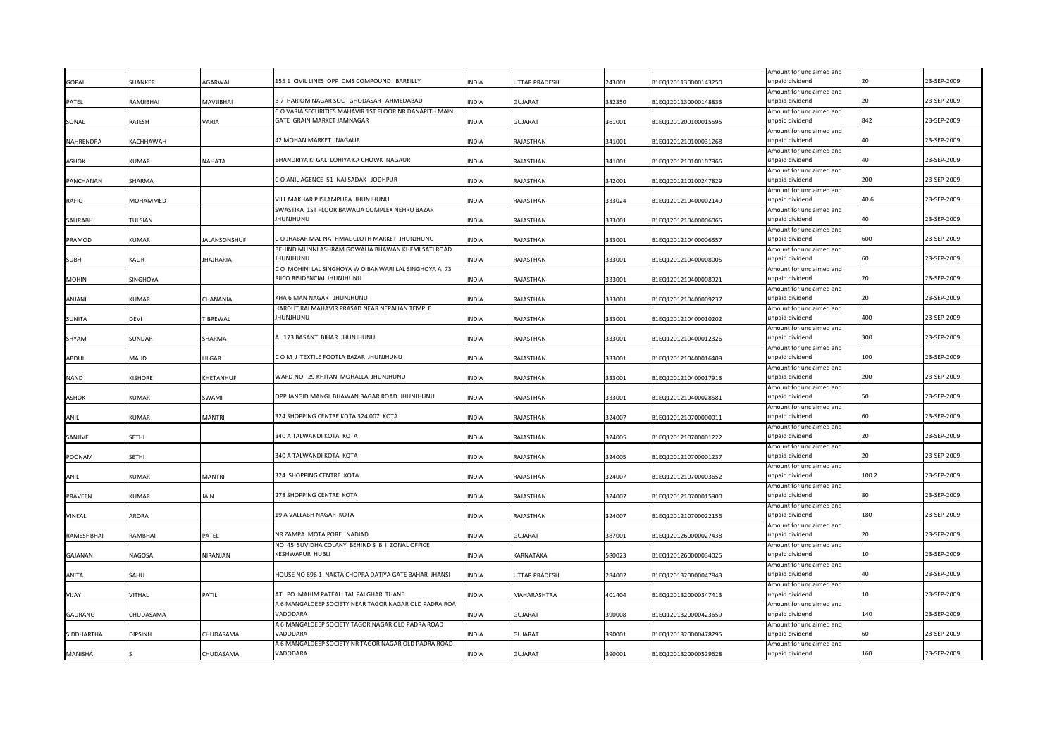| | | | | | | | | | | |
|---|---|---|---|---|---|---|---|---|---|---|
| GOPAL | SHANKER | AGARWAL | 155 1 CIVIL LINES OPP DMS COMPOUND BAREILLY | INDIA | UTTAR PRADESH | 243001 | B1EQ1201130000143250 | Amount for unclaimed and unpaid dividend | 20 | 23-SEP-2009 |
| PATEL | RAMJIBHAI | MAVJIBHAI | B 7 HARIOM NAGAR SOC GHODASAR AHMEDABAD | INDIA | GUJARAT | 382350 | B1EQ1201130000148833 | Amount for unclaimed and unpaid dividend | 20 | 23-SEP-2009 |
| SONAL | RAJESH | VARIA | C O VARIA SECURITIES MAHAVIR 1ST FLOOR NR DANAPITH MAIN GATE GRAIN MARKET JAMNAGAR | INDIA | GUJARAT | 361001 | B1EQ1201200100015595 | Amount for unclaimed and unpaid dividend | 842 | 23-SEP-2009 |
| NAHRENDRA | KACHHAWAH | | 42 MOHAN MARKET NAGAUR | INDIA | RAJASTHAN | 341001 | B1EQ1201210100031268 | Amount for unclaimed and unpaid dividend | 40 | 23-SEP-2009 |
| ASHOK | KUMAR | NAHATA | BHANDRIYA KI GALI LOHIYA KA CHOWK NAGAUR | INDIA | RAJASTHAN | 341001 | B1EQ1201210100107966 | Amount for unclaimed and unpaid dividend | 40 | 23-SEP-2009 |
| PANCHANAN | SHARMA | | C O ANIL AGENCE 51 NAI SADAK JODHPUR | INDIA | RAJASTHAN | 342001 | B1EQ1201210100247829 | Amount for unclaimed and unpaid dividend | 200 | 23-SEP-2009 |
| RAFIQ | MOHAMMED | | VILL MAKHAR P ISLAMPURA JHUNJHUNU | INDIA | RAJASTHAN | 333024 | B1EQ1201210400002149 | Amount for unclaimed and unpaid dividend | 40.6 | 23-SEP-2009 |
| SAURABH | TULSIAN | | SWASTIKA 1ST FLOOR BAWALIA COMPLEX NEHRU BAZAR JHUNJHUNU | INDIA | RAJASTHAN | 333001 | B1EQ1201210400006065 | Amount for unclaimed and unpaid dividend | 40 | 23-SEP-2009 |
| PRAMOD | KUMAR | JALANSONSHUF | C O JHABAR MAL NATHMAL CLOTH MARKET JHUNJHUNU | INDIA | RAJASTHAN | 333001 | B1EQ1201210400006557 | Amount for unclaimed and unpaid dividend | 600 | 23-SEP-2009 |
| SUBH | KAUR | JHAJHARIA | BEHIND MUNNI ASHRAM GOWALIA BHAWAN KHEMI SATI ROAD JHUNJHUNU | INDIA | RAJASTHAN | 333001 | B1EQ1201210400008005 | Amount for unclaimed and unpaid dividend | 60 | 23-SEP-2009 |
| MOHIN | SINGHOYA | | C O MOHINI LAL SINGHOYA W O BANWARI LAL SINGHOYA A 73 RIICO RISIDENCIAL JHUNJHUNU | INDIA | RAJASTHAN | 333001 | B1EQ1201210400008921 | Amount for unclaimed and unpaid dividend | 20 | 23-SEP-2009 |
| ANJANI | KUMAR | CHANANIA | KHA 6 MAN NAGAR JHUNJHUNU | INDIA | RAJASTHAN | 333001 | B1EQ1201210400009237 | Amount for unclaimed and unpaid dividend | 20 | 23-SEP-2009 |
| SUNITA | DEVI | TIBREWAL | HARDUT RAI MAHAVIR PRASAD NEAR NEPALIAN TEMPLE JHUNJHUNU | INDIA | RAJASTHAN | 333001 | B1EQ1201210400010202 | Amount for unclaimed and unpaid dividend | 400 | 23-SEP-2009 |
| SHYAM | SUNDAR | SHARMA | A 173 BASANT BIHAR JHUNJHUNU | INDIA | RAJASTHAN | 333001 | B1EQ1201210400012326 | Amount for unclaimed and unpaid dividend | 300 | 23-SEP-2009 |
| ABDUL | MAJID | LILGAR | C O M J TEXTILE FOOTLA BAZAR JHUNJHUNU | INDIA | RAJASTHAN | 333001 | B1EQ1201210400016409 | Amount for unclaimed and unpaid dividend | 100 | 23-SEP-2009 |
| NAND | KISHORE | KHETANHUF | WARD NO 29 KHITAN MOHALLA JHUNJHUNU | INDIA | RAJASTHAN | 333001 | B1EQ1201210400017913 | Amount for unclaimed and unpaid dividend | 200 | 23-SEP-2009 |
| ASHOK | KUMAR | SWAMI | OPP JANGID MANGL BHAWAN BAGAR ROAD JHUNJHUNU | INDIA | RAJASTHAN | 333001 | B1EQ1201210400028581 | Amount for unclaimed and unpaid dividend | 50 | 23-SEP-2009 |
| ANIL | KUMAR | MANTRI | 324 SHOPPING CENTRE KOTA 324 007 KOTA | INDIA | RAJASTHAN | 324007 | B1EQ1201210700000011 | Amount for unclaimed and unpaid dividend | 60 | 23-SEP-2009 |
| SANJIVE | SETHI | | 340 A TALWANDI KOTA KOTA | INDIA | RAJASTHAN | 324005 | B1EQ1201210700001222 | Amount for unclaimed and unpaid dividend | 20 | 23-SEP-2009 |
| POONAM | SETHI | | 340 A TALWANDI KOTA KOTA | INDIA | RAJASTHAN | 324005 | B1EQ1201210700001237 | Amount for unclaimed and unpaid dividend | 20 | 23-SEP-2009 |
| ANIL | KUMAR | MANTRI | 324 SHOPPING CENTRE KOTA | INDIA | RAJASTHAN | 324007 | B1EQ1201210700003652 | Amount for unclaimed and unpaid dividend | 100.2 | 23-SEP-2009 |
| PRAVEEN | KUMAR | JAIN | 278 SHOPPING CENTRE KOTA | INDIA | RAJASTHAN | 324007 | B1EQ1201210700015900 | Amount for unclaimed and unpaid dividend | 80 | 23-SEP-2009 |
| VINKAL | ARORA | | 19 A VALLABH NAGAR KOTA | INDIA | RAJASTHAN | 324007 | B1EQ1201210700022156 | Amount for unclaimed and unpaid dividend | 180 | 23-SEP-2009 |
| RAMESHBHAI | RAMBHAI | PATEL | NR ZAMPA MOTA PORE NADIAD | INDIA | GUJARAT | 387001 | B1EQ1201260000027438 | Amount for unclaimed and unpaid dividend | 20 | 23-SEP-2009 |
| GAJANAN | NAGOSA | NIRANJAN | NO 45 SUVIDHA COLANY BEHIND S B I ZONAL OFFICE KESHWAPUR HUBLI | INDIA | KARNATAKA | 580023 | B1EQ1201260000034025 | Amount for unclaimed and unpaid dividend | 10 | 23-SEP-2009 |
| ANITA | SAHU | | HOUSE NO 696 1 NAKTA CHOPRA DATIYA GATE BAHAR JHANSI | INDIA | UTTAR PRADESH | 284002 | B1EQ1201320000047843 | Amount for unclaimed and unpaid dividend | 40 | 23-SEP-2009 |
| VIJAY | VITHAL | PATIL | AT PO MAHIM PATEALI TAL PALGHAR THANE | INDIA | MAHARASHTRA | 401404 | B1EQ1201320000347413 | Amount for unclaimed and unpaid dividend | 10 | 23-SEP-2009 |
| GAURANG | CHUDASAMA | | A 6 MANGALDEEP SOCIETY NEAR TAGOR NAGAR OLD PADRA ROA VADODARA | INDIA | GUJARAT | 390008 | B1EQ1201320000423659 | Amount for unclaimed and unpaid dividend | 140 | 23-SEP-2009 |
| SIDDHARTHA | DIPSINH | CHUDASAMA | A 6 MANGALDEEP SOCIETY TAGOR NAGAR OLD PADRA ROAD VADODARA | INDIA | GUJARAT | 390001 | B1EQ1201320000478295 | Amount for unclaimed and unpaid dividend | 60 | 23-SEP-2009 |
| MANISHA | S | CHUDASAMA | A 6 MANGALDEEP SOCIETY NR TAGOR NAGAR OLD PADRA ROAD VADODARA | INDIA | GUJARAT | 390001 | B1EQ1201320000529628 | Amount for unclaimed and unpaid dividend | 160 | 23-SEP-2009 |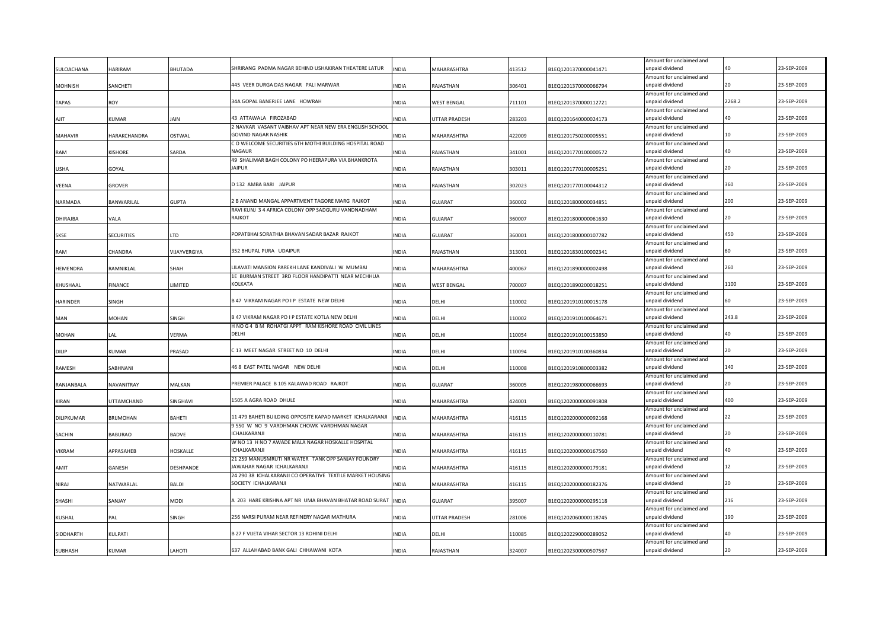| SULOACHANA | HARIRAM | BHUTADA | SHRIRANG PADMA NAGAR BEHIND USHAKIRAN THEATERE LATUR | INDIA | MAHARASHTRA | 413512 | B1EQ1201370000041471 | Amount for unclaimed and unpaid dividend | 40 | 23-SEP-2009 |
|---|---|---|---|---|---|---|---|---|---|---|
| MOHNISH | SANCHETI | | 445 VEER DURGA DAS NAGAR PALI MARWAR | INDIA | RAJASTHAN | 306401 | B1EQ1201370000066794 | Amount for unclaimed and unpaid dividend | 20 | 23-SEP-2009 |
| TAPAS | ROY | | 34A GOPAL BANERJEE LANE HOWRAH | INDIA | WEST BENGAL | 711101 | B1EQ1201370000112721 | Amount for unclaimed and unpaid dividend | 2268.2 | 23-SEP-2009 |
| AJIT | KUMAR | JAIN | 43 ATTAWALA FIROZABAD | INDIA | UTTAR PRADESH | 283203 | B1EQ1201640000024173 | Amount for unclaimed and unpaid dividend | 40 | 23-SEP-2009 |
| MAHAVIR | HARAKCHANDRA | OSTWAL | 2 NAVKAR VASANT VAIBHAV APT NEAR NEW ERA ENGLISH SCHOOL GOVIND NAGAR NASHIK | INDIA | MAHARASHTRA | 422009 | B1EQ1201750200005551 | Amount for unclaimed and unpaid dividend | 10 | 23-SEP-2009 |
| RAM | KISHORE | SARDA | C O WELCOME SECURITIES 6TH MOTHI BUILDING HOSPITAL ROAD NAGAUR | INDIA | RAJASTHAN | 341001 | B1EQ1201770100000572 | Amount for unclaimed and unpaid dividend | 40 | 23-SEP-2009 |
| USHA | GOYAL | | 49 SHALIMAR BAGH COLONY PO HEERAPURA VIA BHANKROTA JAIPUR | INDIA | RAJASTHAN | 303011 | B1EQ1201770100005251 | Amount for unclaimed and unpaid dividend | 20 | 23-SEP-2009 |
| VEENA | GROVER | | D 132 AMBA BARI JAIPUR | INDIA | RAJASTHAN | 302023 | B1EQ1201770100044312 | Amount for unclaimed and unpaid dividend | 360 | 23-SEP-2009 |
| NARMADA | BANWARILAL | GUPTA | 2 B ANAND MANGAL APPARTMENT TAGORE MARG RAJKOT | INDIA | GUJARAT | 360002 | B1EQ1201800000034851 | Amount for unclaimed and unpaid dividend | 200 | 23-SEP-2009 |
| DHIRAJBA | VALA | | RAVI KUNJ 3 4 AFRICA COLONY OPP SADGURU VANDNADHAM RAJKOT | INDIA | GUJARAT | 360007 | B1EQ1201800000061630 | Amount for unclaimed and unpaid dividend | 20 | 23-SEP-2009 |
| SKSE | SECURITIES | LTD | POPATBHAI SORATHIA BHAVAN SADAR BAZAR RAJKOT | INDIA | GUJARAT | 360001 | B1EQ1201800000107782 | Amount for unclaimed and unpaid dividend | 450 | 23-SEP-2009 |
| RAM | CHANDRA | VIJAYVERGIYA | 352 BHUPAL PURA UDAIPUR | INDIA | RAJASTHAN | 313001 | B1EQ1201830100002341 | Amount for unclaimed and unpaid dividend | 60 | 23-SEP-2009 |
| HEMENDRA | RAMNIKLAL | SHAH | LILAVATI MANSION PAREKH LANE KANDIVALI W MUMBAI | INDIA | MAHARASHTRA | 400067 | B1EQ1201890000002498 | Amount for unclaimed and unpaid dividend | 260 | 23-SEP-2009 |
| KHUSHAAL | FINANCE | LIMITED | 1E BURMAN STREET 3RD FLOOR HANDIPATTI NEAR MECHHUA KOLKATA | INDIA | WEST BENGAL | 700007 | B1EQ1201890200018251 | Amount for unclaimed and unpaid dividend | 1100 | 23-SEP-2009 |
| HARINDER | SINGH | | B 47 VIKRAM NAGAR PO I P ESTATE NEW DELHI | INDIA | DELHI | 110002 | B1EQ1201910100015178 | Amount for unclaimed and unpaid dividend | 60 | 23-SEP-2009 |
| MAN | MOHAN | SINGH | B 47 VIKRAM NAGAR PO I P ESTATE KOTLA NEW DELHI | INDIA | DELHI | 110002 | B1EQ1201910100064671 | Amount for unclaimed and unpaid dividend | 243.8 | 23-SEP-2009 |
| MOHAN | LAL | VERMA | H NO G 4 B M ROHATGI APPT RAM KISHORE ROAD CIVIL LINES DELHI | INDIA | DELHI | 110054 | B1EQ1201910100153850 | Amount for unclaimed and unpaid dividend | 40 | 23-SEP-2009 |
| DILIP | KUMAR | PRASAD | C 13 MEET NAGAR STREET NO 10 DELHI | INDIA | DELHI | 110094 | B1EQ1201910100360834 | Amount for unclaimed and unpaid dividend | 20 | 23-SEP-2009 |
| RAMESH | SABHNANI | | 46 B EAST PATEL NAGAR NEW DELHI | INDIA | DELHI | 110008 | B1EQ1201910800003382 | Amount for unclaimed and unpaid dividend | 140 | 23-SEP-2009 |
| RANJANBALA | NAVANITRAY | MALKAN | PREMIER PALACE B 105 KALAWAD ROAD RAJKOT | INDIA | GUJARAT | 360005 | B1EQ1201980000066693 | Amount for unclaimed and unpaid dividend | 20 | 23-SEP-2009 |
| KIRAN | UTTAMCHAND | SINGHAVI | 1505 A AGRA ROAD DHULE | INDIA | MAHARASHTRA | 424001 | B1EQ1202000000091808 | Amount for unclaimed and unpaid dividend | 400 | 23-SEP-2009 |
| DILIPKUMAR | BRIJMOHAN | BAHETI | 11 479 BAHETI BUILDING OPPOSITE KAPAD MARKET ICHALKARANJI | INDIA | MAHARASHTRA | 416115 | B1EQ1202000000092168 | Amount for unclaimed and unpaid dividend | 22 | 23-SEP-2009 |
| SACHIN | BABURAO | BADVE | 9 550 W NO 9 VARDHMAN CHOWK VARDHMAN NAGAR ICHALKARANJI | INDIA | MAHARASHTRA | 416115 | B1EQ1202000000110781 | Amount for unclaimed and unpaid dividend | 20 | 23-SEP-2009 |
| VIKRAM | APPASAHEB | HOSKALLE | W NO 13 H NO 7 AWADE MALA NAGAR HOSKALLE HOSPITAL ICHALKARANJI | INDIA | MAHARASHTRA | 416115 | B1EQ1202000000167560 | Amount for unclaimed and unpaid dividend | 40 | 23-SEP-2009 |
| AMIT | GANESH | DESHPANDE | 21 259 MANUSMRUTI NR WATER TANK OPP SANJAY FOUNDRY JAWAHAR NAGAR ICHALKARANJI | INDIA | MAHARASHTRA | 416115 | B1EQ1202000000179181 | Amount for unclaimed and unpaid dividend | 12 | 23-SEP-2009 |
| NIRAJ | NATWARLAL | BALDI | 24 290 38 ICHALKARANJI CO OPERATIVE TEXTILE MARKET HOUSING SOCIETY ICHALKARANJI | INDIA | MAHARASHTRA | 416115 | B1EQ1202000000182376 | Amount for unclaimed and unpaid dividend | 20 | 23-SEP-2009 |
| SHASHI | SANJAY | MODI | A 203 HARE KRISHNA APT NR UMA BHAVAN BHATAR ROAD SURAT | INDIA | GUJARAT | 395007 | B1EQ1202000000295118 | Amount for unclaimed and unpaid dividend | 216 | 23-SEP-2009 |
| KUSHAL | PAL | SINGH | 256 NARSI PURAM NEAR REFINERY NAGAR MATHURA | INDIA | UTTAR PRADESH | 281006 | B1EQ1202060000118745 | Amount for unclaimed and unpaid dividend | 190 | 23-SEP-2009 |
| SIDDHARTH | KULPATI | | B 27 F VIJETA VIHAR SECTOR 13 ROHINI DELHI | INDIA | DELHI | 110085 | B1EQ1202290000289052 | Amount for unclaimed and unpaid dividend | 40 | 23-SEP-2009 |
| SUBHASH | KUMAR | LAHOTI | 637 ALLAHABAD BANK GALI CHHAWANI KOTA | INDIA | RAJASTHAN | 324007 | B1EQ1202300000507567 | Amount for unclaimed and unpaid dividend | 20 | 23-SEP-2009 |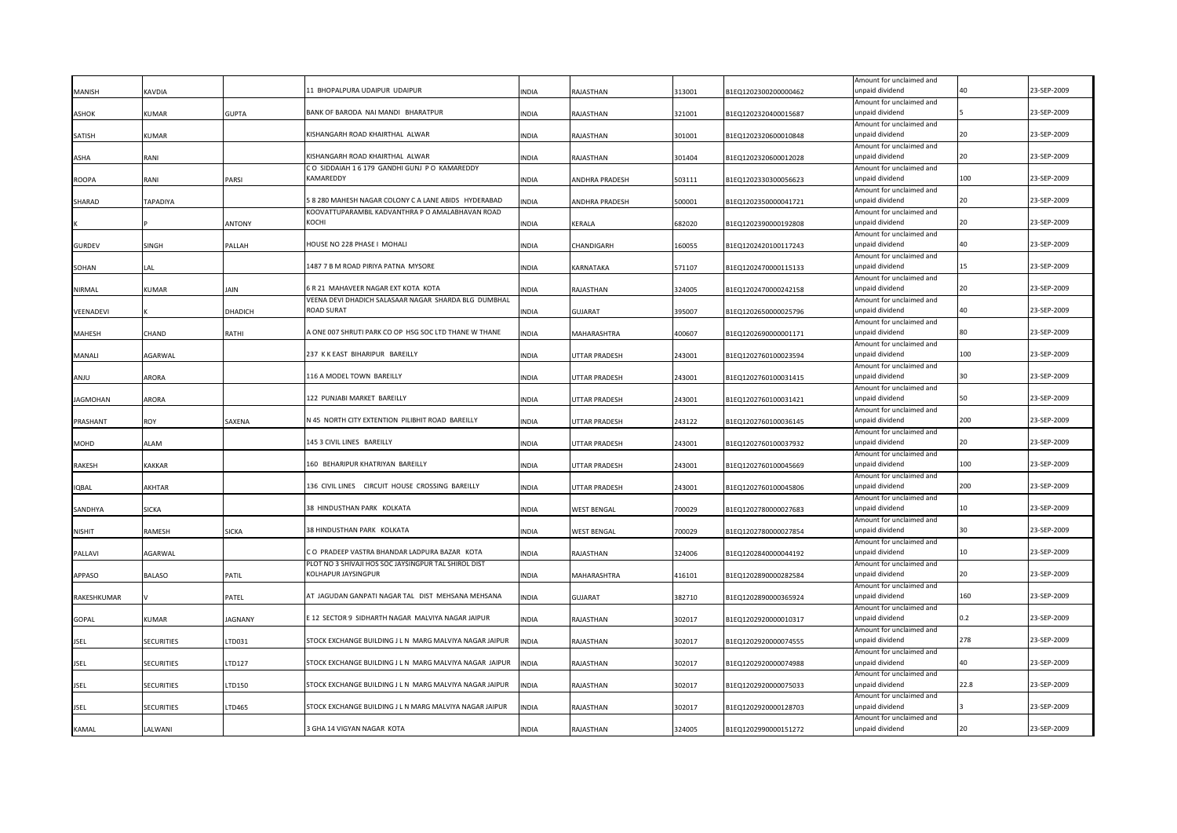| | | | | | | | | | | |
|---|---|---|---|---|---|---|---|---|---|---|
| MANISH | KAVDIA | | 11 BHOPALPURA UDAIPUR UDAIPUR | INDIA | RAJASTHAN | 313001 | B1EQ1202300200000462 | Amount for unclaimed and unpaid dividend | 40 | 23-SEP-2009 |
| ASHOK | KUMAR | GUPTA | BANK OF BARODA NAI MANDI BHARATPUR | INDIA | RAJASTHAN | 321001 | B1EQ1202320400015687 | Amount for unclaimed and unpaid dividend | 5 | 23-SEP-2009 |
| SATISH | KUMAR | | KISHANGARH ROAD KHAIRTHAL ALWAR | INDIA | RAJASTHAN | 301001 | B1EQ1202320600010848 | Amount for unclaimed and unpaid dividend | 20 | 23-SEP-2009 |
| ASHA | RANI | | KISHANGARH ROAD KHAIRTHAL ALWAR | INDIA | RAJASTHAN | 301404 | B1EQ1202320600012028 | Amount for unclaimed and unpaid dividend | 20 | 23-SEP-2009 |
| ROOPA | RANI | PARSI | C O SIDDAIAH 1 6 179 GANDHI GUNJ P O KAMAREDDY KAMAREDDY | INDIA | ANDHRA PRADESH | 503111 | B1EQ1202330300056623 | Amount for unclaimed and unpaid dividend | 100 | 23-SEP-2009 |
| SHARAD | TAPADIYA | | 5 8 280 MAHESH NAGAR COLONY C A LANE ABIDS HYDERABAD | INDIA | ANDHRA PRADESH | 500001 | B1EQ1202350000041721 | Amount for unclaimed and unpaid dividend | 20 | 23-SEP-2009 |
| K | P | ANTONY | KOOVATTUPARAMBIL KADVANTHRA P O AMALABHAVAN ROAD KOCHI | INDIA | KERALA | 682020 | B1EQ1202390000192808 | Amount for unclaimed and unpaid dividend | 20 | 23-SEP-2009 |
| GURDEV | SINGH | PALLAH | HOUSE NO 228 PHASE I MOHALI | INDIA | CHANDIGARH | 160055 | B1EQ1202420100117243 | Amount for unclaimed and unpaid dividend | 40 | 23-SEP-2009 |
| SOHAN | LAL | | 1487 7 B M ROAD PIRIYA PATNA MYSORE | INDIA | KARNATAKA | 571107 | B1EQ1202470000115133 | Amount for unclaimed and unpaid dividend | 15 | 23-SEP-2009 |
| NIRMAL | KUMAR | JAIN | 6 R 21 MAHAVEER NAGAR EXT KOTA KOTA | INDIA | RAJASTHAN | 324005 | B1EQ1202470000242158 | Amount for unclaimed and unpaid dividend | 20 | 23-SEP-2009 |
| VEENADEVI | K | DHADICH | VEENA DEVI DHADICH SALASAAR NAGAR SHARDA BLG DUMBHAL ROAD SURAT | INDIA | GUJARAT | 395007 | B1EQ1202650000025796 | Amount for unclaimed and unpaid dividend | 40 | 23-SEP-2009 |
| MAHESH | CHAND | RATHI | A ONE 007 SHRUTI PARK CO OP HSG SOC LTD THANE W THANE | INDIA | MAHARASHTRA | 400607 | B1EQ1202690000001171 | Amount for unclaimed and unpaid dividend | 80 | 23-SEP-2009 |
| MANALI | AGARWAL | | 237 K K EAST BIHARIPUR BAREILLY | INDIA | UTTAR PRADESH | 243001 | B1EQ1202760100023594 | Amount for unclaimed and unpaid dividend | 100 | 23-SEP-2009 |
| ANJU | ARORA | | 116 A MODEL TOWN BAREILLY | INDIA | UTTAR PRADESH | 243001 | B1EQ1202760100031415 | Amount for unclaimed and unpaid dividend | 30 | 23-SEP-2009 |
| JAGMOHAN | ARORA | | 122 PUNJABI MARKET BAREILLY | INDIA | UTTAR PRADESH | 243001 | B1EQ1202760100031421 | Amount for unclaimed and unpaid dividend | 50 | 23-SEP-2009 |
| PRASHANT | ROY | SAXENA | N 45 NORTH CITY EXTENTION PILIBHIT ROAD BAREILLY | INDIA | UTTAR PRADESH | 243122 | B1EQ1202760100036145 | Amount for unclaimed and unpaid dividend | 200 | 23-SEP-2009 |
| MOHD | ALAM | | 145 3 CIVIL LINES BAREILLY | INDIA | UTTAR PRADESH | 243001 | B1EQ1202760100037932 | Amount for unclaimed and unpaid dividend | 20 | 23-SEP-2009 |
| RAKESH | KAKKAR | | 160 BEHARIPUR KHATRIYAN BAREILLY | INDIA | UTTAR PRADESH | 243001 | B1EQ1202760100045669 | Amount for unclaimed and unpaid dividend | 100 | 23-SEP-2009 |
| IQBAL | AKHTAR | | 136 CIVIL LINES CIRCUIT HOUSE CROSSING BAREILLY | INDIA | UTTAR PRADESH | 243001 | B1EQ1202760100045806 | Amount for unclaimed and unpaid dividend | 200 | 23-SEP-2009 |
| SANDHYA | SICKA | | 38 HINDUSTHAN PARK KOLKATA | INDIA | WEST BENGAL | 700029 | B1EQ1202780000027683 | Amount for unclaimed and unpaid dividend | 10 | 23-SEP-2009 |
| NISHIT | RAMESH | SICKA | 38 HINDUSTHAN PARK KOLKATA | INDIA | WEST BENGAL | 700029 | B1EQ1202780000027854 | Amount for unclaimed and unpaid dividend | 30 | 23-SEP-2009 |
| PALLAVI | AGARWAL | | C O PRADEEP VASTRA BHANDAR LADPURA BAZAR KOTA | INDIA | RAJASTHAN | 324006 | B1EQ1202840000044192 | Amount for unclaimed and unpaid dividend | 10 | 23-SEP-2009 |
| APPASO | BALASO | PATIL | PLOT NO 3 SHIVAJI HOS SOC JAYSINGPUR TAL SHIROL DIST KOLHAPUR JAYSINGPUR | INDIA | MAHARASHTRA | 416101 | B1EQ1202890000282584 | Amount for unclaimed and unpaid dividend | 20 | 23-SEP-2009 |
| RAKESHKUMAR | V | PATEL | AT JAGUDAN GANPATI NAGAR TAL DIST MEHSANA MEHSANA | INDIA | GUJARAT | 382710 | B1EQ1202890000365924 | Amount for unclaimed and unpaid dividend | 160 | 23-SEP-2009 |
| GOPAL | KUMAR | JAGNANY | E 12 SECTOR 9 SIDHARTH NAGAR MALVIYA NAGAR JAIPUR | INDIA | RAJASTHAN | 302017 | B1EQ1202920000010317 | Amount for unclaimed and unpaid dividend | 0.2 | 23-SEP-2009 |
| JSEL | SECURITIES | LTD031 | STOCK EXCHANGE BUILDING J L N MARG MALVIYA NAGAR JAIPUR | INDIA | RAJASTHAN | 302017 | B1EQ1202920000074555 | Amount for unclaimed and unpaid dividend | 278 | 23-SEP-2009 |
| JSEL | SECURITIES | LTD127 | STOCK EXCHANGE BUILDING J L N MARG MALVIYA NAGAR JAIPUR | INDIA | RAJASTHAN | 302017 | B1EQ1202920000074988 | Amount for unclaimed and unpaid dividend | 40 | 23-SEP-2009 |
| JSEL | SECURITIES | LTD150 | STOCK EXCHANGE BUILDING J L N MARG MALVIYA NAGAR JAIPUR | INDIA | RAJASTHAN | 302017 | B1EQ1202920000075033 | Amount for unclaimed and unpaid dividend | 22.8 | 23-SEP-2009 |
| JSEL | SECURITIES | LTD465 | STOCK EXCHANGE BUILDING J L N MARG MALVIYA NAGAR JAIPUR | INDIA | RAJASTHAN | 302017 | B1EQ1202920000128703 | Amount for unclaimed and unpaid dividend | 3 | 23-SEP-2009 |
| KAMAL | LALWANI | | 3 GHA 14 VIGYAN NAGAR KOTA | INDIA | RAJASTHAN | 324005 | B1EQ1202990000151272 | Amount for unclaimed and unpaid dividend | 20 | 23-SEP-2009 |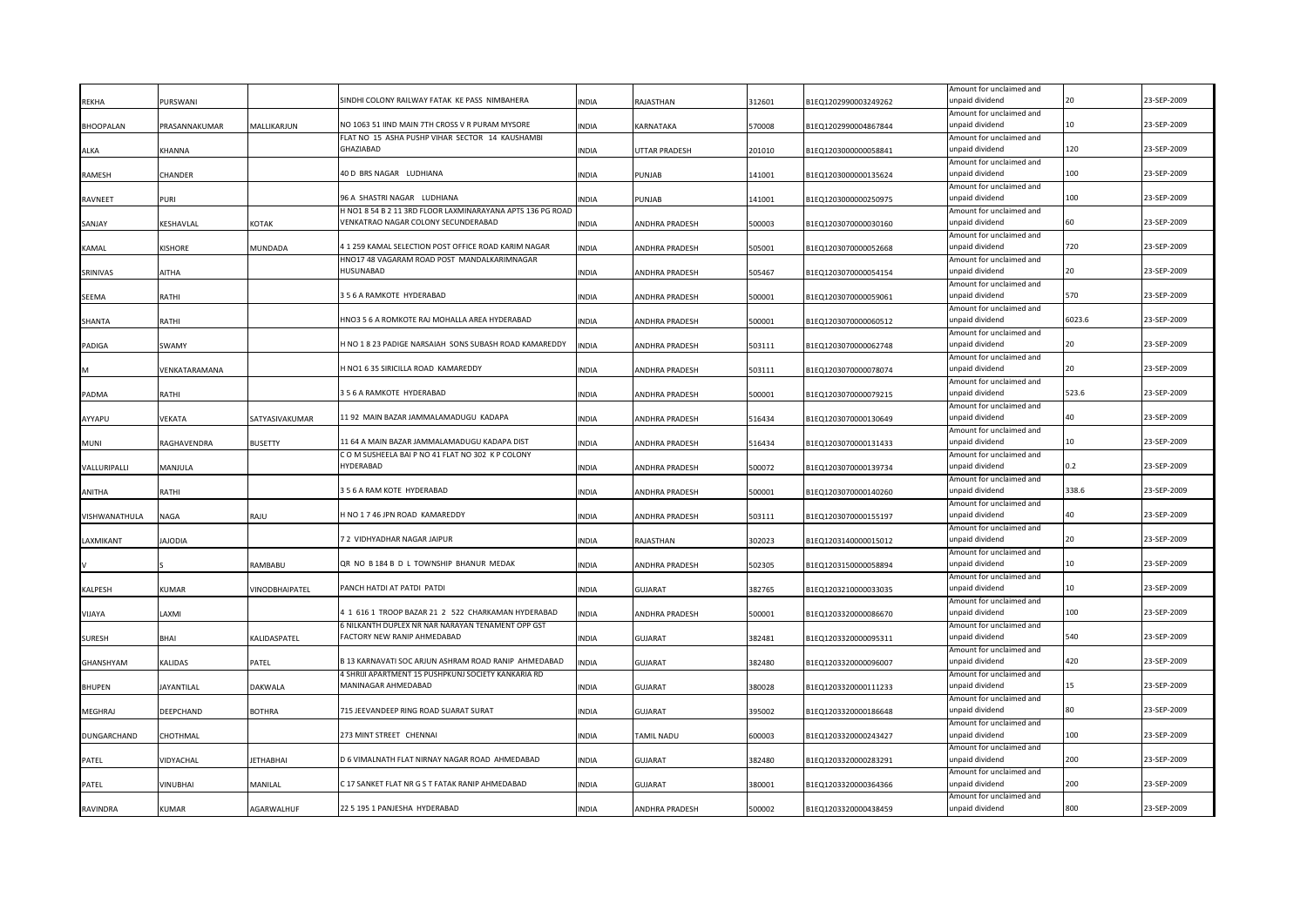| REKHA | PURSWANI | | SINDHI COLONY RAILWAY FATAK KE PASS NIMBAHERA | INDIA | RAJASTHAN | 312601 | B1EQ1202990003249262 | Amount for unclaimed and unpaid dividend | 20 | 23-SEP-2009 |
|---|---|---|---|---|---|---|---|---|---|---|
| BHOOPALAN | PRASANNAKUMAR | MALLIKARJUN | NO 1063 51 IIND MAIN 7TH CROSS V R PURAM MYSORE | INDIA | KARNATAKA | 570008 | B1EQ1202990004867844 | Amount for unclaimed and unpaid dividend | 10 | 23-SEP-2009 |
| ALKA | KHANNA | | FLAT NO 15 ASHA PUSHP VIHAR SECTOR 14 KAUSHAMBI GHAZIABAD | INDIA | UTTAR PRADESH | 201010 | B1EQ1203000000058841 | Amount for unclaimed and unpaid dividend | 120 | 23-SEP-2009 |
| RAMESH | CHANDER | | 40 D BRS NAGAR LUDHIANA | INDIA | PUNJAB | 141001 | B1EQ1203000000135624 | Amount for unclaimed and unpaid dividend | 100 | 23-SEP-2009 |
| RAVNEET | PURI | | 96 A SHASTRI NAGAR LUDHIANA | INDIA | PUNJAB | 141001 | B1EQ1203000000250975 | Amount for unclaimed and unpaid dividend | 100 | 23-SEP-2009 |
| SANJAY | KESHAVLAL | KOTAK | H NO1 8 54 B 2 11 3RD FLOOR LAXMINARAYANA APTS 136 PG ROAD VENKATRAO NAGAR COLONY SECUNDERABAD | INDIA | ANDHRA PRADESH | 500003 | B1EQ1203070000030160 | Amount for unclaimed and unpaid dividend | 60 | 23-SEP-2009 |
| KAMAL | KISHORE | MUNDADA | 4 1 259 KAMAL SELECTION POST OFFICE ROAD KARIM NAGAR | INDIA | ANDHRA PRADESH | 505001 | B1EQ1203070000052668 | Amount for unclaimed and unpaid dividend | 720 | 23-SEP-2009 |
| SRINIVAS | AITHA | | HNO17 48 VAGARAM ROAD POST MANDALKARIMNAGAR HUSUNABAD | INDIA | ANDHRA PRADESH | 505467 | B1EQ1203070000054154 | Amount for unclaimed and unpaid dividend | 20 | 23-SEP-2009 |
| SEEMA | RATHI | | 3 5 6 A RAMKOTE HYDERABAD | INDIA | ANDHRA PRADESH | 500001 | B1EQ1203070000059061 | Amount for unclaimed and unpaid dividend | 570 | 23-SEP-2009 |
| SHANTA | RATHI | | HNO3 5 6 A ROMKOTE RAJ MOHALLA AREA HYDERABAD | INDIA | ANDHRA PRADESH | 500001 | B1EQ1203070000060512 | Amount for unclaimed and unpaid dividend | 6023.6 | 23-SEP-2009 |
| PADIGA | SWAMY | | H NO 1 8 23 PADIGE NARSAIAH SONS SUBASH ROAD KAMAREDDY | INDIA | ANDHRA PRADESH | 503111 | B1EQ1203070000062748 | Amount for unclaimed and unpaid dividend | 20 | 23-SEP-2009 |
| M | VENKATARAMANA | | H NO1 6 35 SIRICILLA ROAD KAMAREDDY | INDIA | ANDHRA PRADESH | 503111 | B1EQ1203070000078074 | Amount for unclaimed and unpaid dividend | 20 | 23-SEP-2009 |
| PADMA | RATHI | | 3 5 6 A RAMKOTE HYDERABAD | INDIA | ANDHRA PRADESH | 500001 | B1EQ1203070000079215 | Amount for unclaimed and unpaid dividend | 523.6 | 23-SEP-2009 |
| AYYAPU | VEKATA | SATYASIVAKUMAR | 11 92 MAIN BAZAR JAMMALAMADUGU KADAPA | INDIA | ANDHRA PRADESH | 516434 | B1EQ1203070000130649 | Amount for unclaimed and unpaid dividend | 40 | 23-SEP-2009 |
| MUNI | RAGHAVENDRA | BUSETTY | 11 64 A MAIN BAZAR JAMMALAMADUGU KADAPA DIST | INDIA | ANDHRA PRADESH | 516434 | B1EQ1203070000131433 | Amount for unclaimed and unpaid dividend | 10 | 23-SEP-2009 |
| VALLURIPALLI | MANJULA | | C O M SUSHEELA BAI P NO 41 FLAT NO 302 K P COLONY HYDERABAD | INDIA | ANDHRA PRADESH | 500072 | B1EQ1203070000139734 | Amount for unclaimed and unpaid dividend | 0.2 | 23-SEP-2009 |
| ANITHA | RATHI | | 3 5 6 A RAM KOTE HYDERABAD | INDIA | ANDHRA PRADESH | 500001 | B1EQ1203070000140260 | Amount for unclaimed and unpaid dividend | 338.6 | 23-SEP-2009 |
| VISHWANATHULA | NAGA | RAJU | H NO 1 7 46 JPN ROAD KAMAREDDY | INDIA | ANDHRA PRADESH | 503111 | B1EQ1203070000155197 | Amount for unclaimed and unpaid dividend | 40 | 23-SEP-2009 |
| LAXMIKANT | JAJODIA | | 7 2 VIDHYADHAR NAGAR JAIPUR | INDIA | RAJASTHAN | 302023 | B1EQ1203140000015012 | Amount for unclaimed and unpaid dividend | 20 | 23-SEP-2009 |
| V | S | RAMBABU | QR NO B 184 B D L TOWNSHIP BHANUR MEDAK | INDIA | ANDHRA PRADESH | 502305 | B1EQ1203150000058894 | Amount for unclaimed and unpaid dividend | 10 | 23-SEP-2009 |
| KALPESH | KUMAR | VINODBHAIPATEL | PANCH HATDI AT PATDI PATDI | INDIA | GUJARAT | 382765 | B1EQ1203210000033035 | Amount for unclaimed and unpaid dividend | 10 | 23-SEP-2009 |
| VIJAYA | LAXMI | | 4 1 616 1 TROOP BAZAR 21 2 522 CHARKAMAN HYDERABAD | INDIA | ANDHRA PRADESH | 500001 | B1EQ1203320000086670 | Amount for unclaimed and unpaid dividend | 100 | 23-SEP-2009 |
| SURESH | BHAI | KALIDASPATEL | 6 NILKANTH DUPLEX NR NAR NARAYAN TENAMENT OPP GST FACTORY NEW RANIP AHMEDABAD | INDIA | GUJARAT | 382481 | B1EQ1203320000095311 | Amount for unclaimed and unpaid dividend | 540 | 23-SEP-2009 |
| GHANSHYAM | KALIDAS | PATEL | B 13 KARNAVATI SOC ARJUN ASHRAM ROAD RANIP AHMEDABAD | INDIA | GUJARAT | 382480 | B1EQ1203320000096007 | Amount for unclaimed and unpaid dividend | 420 | 23-SEP-2009 |
| BHUPEN | JAYANTILAL | DAKWALA | 4 SHRIJI APARTMENT 15 PUSHPKUNJ SOCIETY KANKARIA RD MANINAGAR AHMEDABAD | INDIA | GUJARAT | 380028 | B1EQ1203320000111233 | Amount for unclaimed and unpaid dividend | 15 | 23-SEP-2009 |
| MEGHRAJ | DEEPCHAND | BOTHRA | 715 JEEVANDEEP RING ROAD SUARAT SURAT | INDIA | GUJARAT | 395002 | B1EQ1203320000186648 | Amount for unclaimed and unpaid dividend | 80 | 23-SEP-2009 |
| DUNGARCHAND | CHOTHMAL | | 273 MINT STREET CHENNAI | INDIA | TAMIL NADU | 600003 | B1EQ1203320000243427 | Amount for unclaimed and unpaid dividend | 100 | 23-SEP-2009 |
| PATEL | VIDYACHAL | JETHABHAI | D 6 VIMALNATH FLAT NIRNAY NAGAR ROAD AHMEDABAD | INDIA | GUJARAT | 382480 | B1EQ1203320000283291 | Amount for unclaimed and unpaid dividend | 200 | 23-SEP-2009 |
| PATEL | VINUBHAI | MANILAL | C 17 SANKET FLAT NR G S T FATAK RANIP AHMEDABAD | INDIA | GUJARAT | 380001 | B1EQ1203320000364366 | Amount for unclaimed and unpaid dividend | 200 | 23-SEP-2009 |
| RAVINDRA | KUMAR | AGARWALHUF | 22 5 195 1 PANJESHA HYDERABAD | INDIA | ANDHRA PRADESH | 500002 | B1EQ1203320000438459 | Amount for unclaimed and unpaid dividend | 800 | 23-SEP-2009 |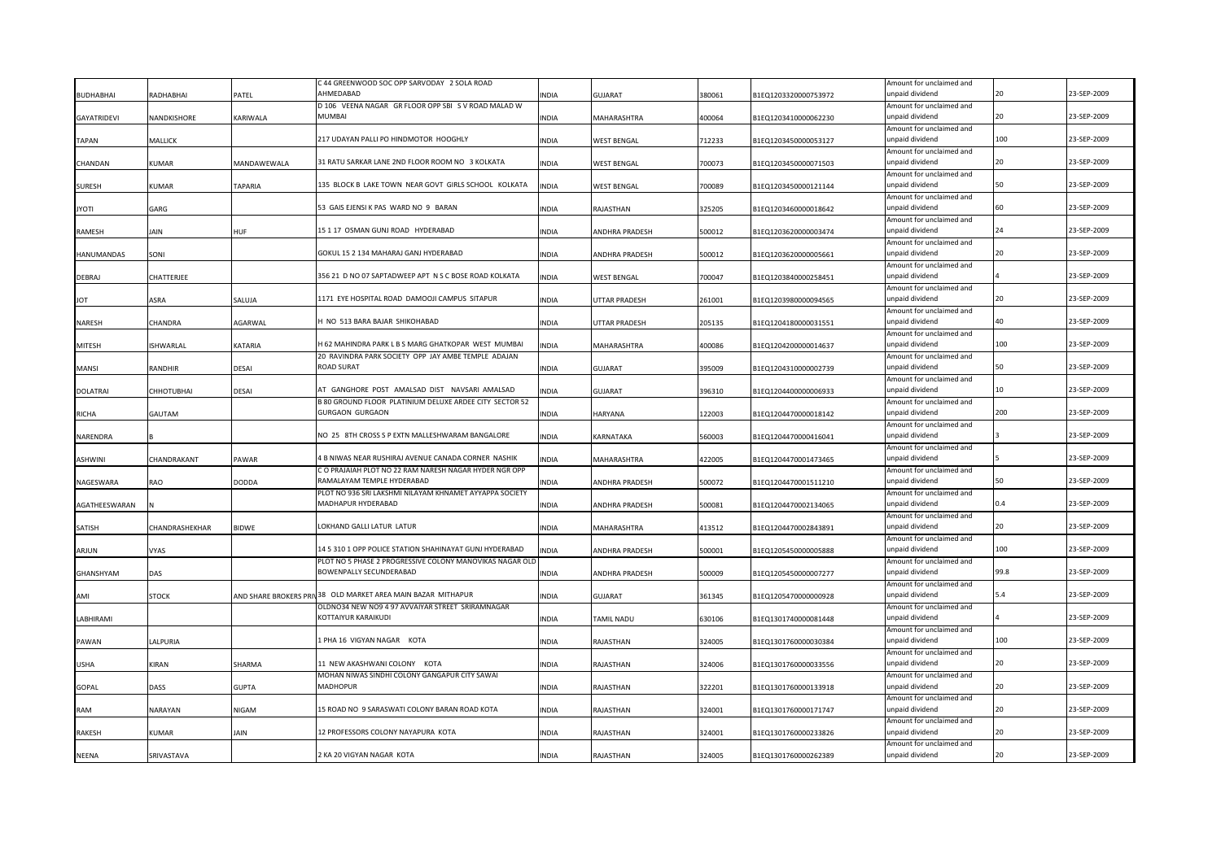| BUDHABHAI | RADHABHAI | PATEL | C 44 GREENWOOD SOC OPP SARVODAY 2 SOLA ROAD AHMEDABAD | INDIA | GUJARAT | 380061 | B1EQ1203320000753972 | Amount for unclaimed and unpaid dividend | 20 | 23-SEP-2009 |
|---|---|---|---|---|---|---|---|---|---|---|
| GAYATRIDEVI | NANDKISHORE | KARIWALA | D 106 VEENA NAGAR GR FLOOR OPP SBI S V ROAD MALAD W MUMBAI | INDIA | MAHARASHTRA | 400064 | B1EQ1203410000062230 | Amount for unclaimed and unpaid dividend | 20 | 23-SEP-2009 |
| TAPAN | MALLICK | | 217 UDAYAN PALLI PO HINDMOTOR HOOGHLY | INDIA | WEST BENGAL | 712233 | B1EQ1203450000053127 | Amount for unclaimed and unpaid dividend | 100 | 23-SEP-2009 |
| CHANDAN | KUMAR | MANDAWEWALA | 31 RATU SARKAR LANE 2ND FLOOR ROOM NO 3 KOLKATA | INDIA | WEST BENGAL | 700073 | B1EQ1203450000071503 | Amount for unclaimed and unpaid dividend | 20 | 23-SEP-2009 |
| SURESH | KUMAR | TAPARIA | 135 BLOCK B LAKE TOWN NEAR GOVT GIRLS SCHOOL KOLKATA | INDIA | WEST BENGAL | 700089 | B1EQ1203450000121144 | Amount for unclaimed and unpaid dividend | 50 | 23-SEP-2009 |
| JYOTI | GARG | | 53 GAIS EJENSI K PAS WARD NO 9 BARAN | INDIA | RAJASTHAN | 325205 | B1EQ1203460000018642 | Amount for unclaimed and unpaid dividend | 60 | 23-SEP-2009 |
| RAMESH | JAIN | HUF | 15 1 17 OSMAN GUNJ ROAD HYDERABAD | INDIA | ANDHRA PRADESH | 500012 | B1EQ1203620000003474 | Amount for unclaimed and unpaid dividend | 24 | 23-SEP-2009 |
| HANUMANDAS | SONI | | GOKUL 15 2 134 MAHARAJ GANJ HYDERABAD | INDIA | ANDHRA PRADESH | 500012 | B1EQ1203620000005661 | Amount for unclaimed and unpaid dividend | 20 | 23-SEP-2009 |
| DEBRAJ | CHATTERJEE | | 356 21 D NO 07 SAPTADWEEP APT N S C BOSE ROAD KOLKATA | INDIA | WEST BENGAL | 700047 | B1EQ1203840000258451 | Amount for unclaimed and unpaid dividend | 4 | 23-SEP-2009 |
| JOT | ASRA | SALUJA | 1171 EYE HOSPITAL ROAD DAMOOJI CAMPUS SITAPUR | INDIA | UTTAR PRADESH | 261001 | B1EQ1203980000094565 | Amount for unclaimed and unpaid dividend | 20 | 23-SEP-2009 |
| NARESH | CHANDRA | AGARWAL | H NO 513 BARA BAJAR SHIKOHABAD | INDIA | UTTAR PRADESH | 205135 | B1EQ1204180000031551 | Amount for unclaimed and unpaid dividend | 40 | 23-SEP-2009 |
| MITESH | ISHWARLAL | KATARIA | H 62 MAHINDRA PARK L B S MARG GHATKOPAR WEST MUMBAI | INDIA | MAHARASHTRA | 400086 | B1EQ1204200000014637 | Amount for unclaimed and unpaid dividend | 100 | 23-SEP-2009 |
| MANSI | RANDHIR | DESAI | 20 RAVINDRA PARK SOCIETY OPP JAY AMBE TEMPLE ADAJAN ROAD SURAT | INDIA | GUJARAT | 395009 | B1EQ1204310000002739 | Amount for unclaimed and unpaid dividend | 50 | 23-SEP-2009 |
| DOLATRAI | CHHOTUBHAI | DESAI | AT GANGHORE POST AMALSAD DIST NAVSARI AMALSAD | INDIA | GUJARAT | 396310 | B1EQ1204400000006933 | Amount for unclaimed and unpaid dividend | 10 | 23-SEP-2009 |
| RICHA | GAUTAM | | B 80 GROUND FLOOR PLATINIUM DELUXE ARDEE CITY SECTOR 52 GURGAON GURGAON | INDIA | HARYANA | 122003 | B1EQ1204470000018142 | Amount for unclaimed and unpaid dividend | 200 | 23-SEP-2009 |
| NARENDRA | B | | NO 25 8TH CROSS S P EXTN MALLESHWARAM BANGALORE | INDIA | KARNATAKA | 560003 | B1EQ1204470000416041 | Amount for unclaimed and unpaid dividend | 3 | 23-SEP-2009 |
| ASHWINI | CHANDRAKANT | PAWAR | 4 B NIWAS NEAR RUSHIRAJ AVENUE CANADA CORNER NASHIK | INDIA | MAHARASHTRA | 422005 | B1EQ1204470001473465 | Amount for unclaimed and unpaid dividend | 5 | 23-SEP-2009 |
| NAGESWARA | RAO | DODDA | C O PRAJAIAH PLOT NO 22 RAM NARESH NAGAR HYDER NGR OPP RAMALAYAM TEMPLE HYDERABAD | INDIA | ANDHRA PRADESH | 500072 | B1EQ1204470001511210 | Amount for unclaimed and unpaid dividend | 50 | 23-SEP-2009 |
| AGATHEESWARAN | N | | PLOT NO 936 SRI LAKSHMI NILAYAM KHNAMET AYYAPPA SOCIETY MADHAPUR HYDERABAD | INDIA | ANDHRA PRADESH | 500081 | B1EQ1204470002134065 | Amount for unclaimed and unpaid dividend | 0.4 | 23-SEP-2009 |
| SATISH | CHANDRASHEKHAR | BIDWE | LOKHAND GALLI LATUR LATUR | INDIA | MAHARASHTRA | 413512 | B1EQ1204470002843891 | Amount for unclaimed and unpaid dividend | 20 | 23-SEP-2009 |
| ARJUN | VYAS | | 14 5 310 1 OPP POLICE STATION SHAHINAYAT GUNJ HYDERABAD | INDIA | ANDHRA PRADESH | 500001 | B1EQ1205450000005888 | Amount for unclaimed and unpaid dividend | 100 | 23-SEP-2009 |
| GHANSHYAM | DAS | | PLOT NO 5 PHASE 2 PROGRESSIVE COLONY MANOVIKAS NAGAR OLD BOWENPALLY SECUNDERABAD | INDIA | ANDHRA PRADESH | 500009 | B1EQ1205450000007277 | Amount for unclaimed and unpaid dividend | 99.8 | 23-SEP-2009 |
| AMI | STOCK | AND SHARE BROKERS PRIV | 38 OLD MARKET AREA MAIN BAZAR MITHAPUR | INDIA | GUJARAT | 361345 | B1EQ1205470000000928 | Amount for unclaimed and unpaid dividend | 5.4 | 23-SEP-2009 |
| LABHIRAMI | | | OLDNO34 NEW NO9 4 97 AVVAIYAR STREET SRIRAMNAGAR KOTTAIYUR KARAIKUDI | INDIA | TAMIL NADU | 630106 | B1EQ1301740000081448 | Amount for unclaimed and unpaid dividend | 4 | 23-SEP-2009 |
| PAWAN | LALPURIA | | 1 PHA 16 VIGYAN NAGAR KOTA | INDIA | RAJASTHAN | 324005 | B1EQ1301760000030384 | Amount for unclaimed and unpaid dividend | 100 | 23-SEP-2009 |
| USHA | KIRAN | SHARMA | 11 NEW AKASHWANI COLONY KOTA | INDIA | RAJASTHAN | 324006 | B1EQ1301760000033556 | Amount for unclaimed and unpaid dividend | 20 | 23-SEP-2009 |
| GOPAL | DASS | GUPTA | MOHAN NIWAS SINDHI COLONY GANGAPUR CITY SAWAI MADHOPUR | INDIA | RAJASTHAN | 322201 | B1EQ1301760000133918 | Amount for unclaimed and unpaid dividend | 20 | 23-SEP-2009 |
| RAM | NARAYAN | NIGAM | 15 ROAD NO 9 SARASWATI COLONY BARAN ROAD KOTA | INDIA | RAJASTHAN | 324001 | B1EQ1301760000171747 | Amount for unclaimed and unpaid dividend | 20 | 23-SEP-2009 |
| RAKESH | KUMAR | JAIN | 12 PROFESSORS COLONY NAYAPURA KOTA | INDIA | RAJASTHAN | 324001 | B1EQ1301760000233826 | Amount for unclaimed and unpaid dividend | 20 | 23-SEP-2009 |
| NEENA | SRIVASTAVA | | 2 KA 20 VIGYAN NAGAR KOTA | INDIA | RAJASTHAN | 324005 | B1EQ1301760000262389 | Amount for unclaimed and unpaid dividend | 20 | 23-SEP-2009 |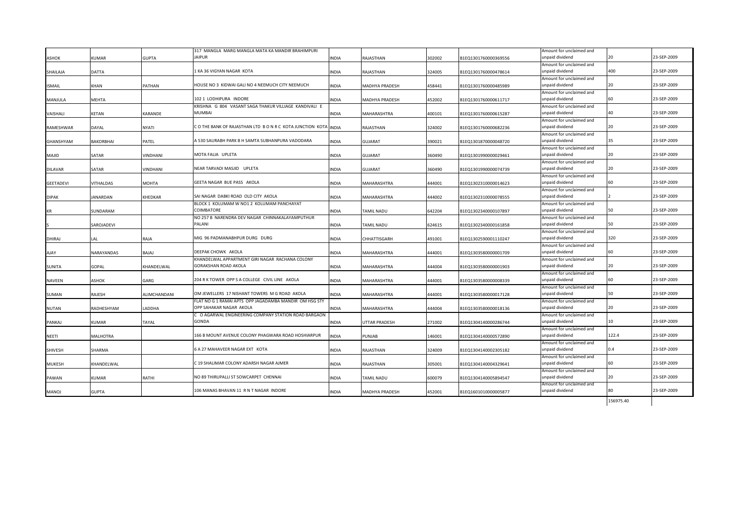| | | | | | | | | | | |
|---|---|---|---|---|---|---|---|---|---|---|
| ASHOK | KUMAR | GUPTA | 317 MANGLA MARG MANGLA MATA KA MANDIR BRAHIMPURI JAIPUR | INDIA | RAJASTHAN | 302002 | B1EQ1301760000369556 | Amount for unclaimed and unpaid dividend | 20 | 23-SEP-2009 |
| SHAILAJA | DATTA | | 1 KA 36 VIGYAN NAGAR KOTA | INDIA | RAJASTHAN | 324005 | B1EQ1301760000478614 | Amount for unclaimed and unpaid dividend | 400 | 23-SEP-2009 |
| ISMAIL | KHAN | PATHAN | HOUSE NO 3 KIDWAI GALI NO 4 NEEMUCH CITY NEEMUCH | INDIA | MADHYA PRADESH | 458441 | B1EQ1301760000485989 | Amount for unclaimed and unpaid dividend | 20 | 23-SEP-2009 |
| MANJULA | MEHTA | | 102 1 LODHIPURA INDORE | INDIA | MADHYA PRADESH | 452002 | B1EQ1301760000611717 | Amount for unclaimed and unpaid dividend | 60 | 23-SEP-2009 |
| VAISHALI | KETAN | KARANDE | KRISHNA G 804 VASANT SAGA THAKUR VILLIAGE KANDIVALI E MUMBAI | INDIA | MAHARASHTRA | 400101 | B1EQ1301760000615287 | Amount for unclaimed and unpaid dividend | 40 | 23-SEP-2009 |
| RAMESHWAR | DAYAL | NYATI | C O THE BANK OF RAJASTHAN LTD B O N R C KOTA JUNCTION KOTA | INDIA | RAJASTHAN | 324002 | B1EQ1301760000682236 | Amount for unclaimed and unpaid dividend | 20 | 23-SEP-2009 |
| GHANSHYAM | BAKORBHAI | PATEL | A 530 SAURABH PARK B H SAMTA SUBHANPURA VADODARA | INDIA | GUJARAT | 390021 | B1EQ1301870000048720 | Amount for unclaimed and unpaid dividend | 35 | 23-SEP-2009 |
| MAJID | SATAR | VINDHANI | MOTA FALIA UPLETA | INDIA | GUJARAT | 360490 | B1EQ1301990000029461 | Amount for unclaimed and unpaid dividend | 20 | 23-SEP-2009 |
| DILAVAR | SATAR | VINDHANI | NEAR TARVADI MASJID UPLETA | INDIA | GUJARAT | 360490 | B1EQ1301990000074739 | Amount for unclaimed and unpaid dividend | 20 | 23-SEP-2009 |
| GEETADEVI | VITHALDAS | MOHTA | GEETA NAGAR BUE PASS AKOLA | INDIA | MAHARASHTRA | 444001 | B1EQ1302310000014623 | Amount for unclaimed and unpaid dividend | 60 | 23-SEP-2009 |
| DIPAK | JANARDAN | KHEDKAR | SAI NAGAR DABKI ROAD OLD CITY AKOLA | INDIA | MAHARASHTRA | 444002 | B1EQ1302310000078555 | Amount for unclaimed and unpaid dividend | 2 | 23-SEP-2009 |
| KR | SUNDARAM | | BLOCK 1 KOLUMAM W NO1 2 KOLUMAM PANCHAYAT COIMBATORE | INDIA | TAMIL NADU | 642204 | B1EQ1302340000107897 | Amount for unclaimed and unpaid dividend | 50 | 23-SEP-2009 |
| S | SAROJADEVI | | NO 257 B NARENDRA DEV NAGAR CHINNAKALAYAMPUTHUR PALANI | INDIA | TAMIL NADU | 624615 | B1EQ1302340000161858 | Amount for unclaimed and unpaid dividend | 50 | 23-SEP-2009 |
| DHIRAJ | LAL | RAJA | MIG 96 PADMANABHPUR DURG DURG | INDIA | CHHATTISGARH | 491001 | B1EQ1302590001110247 | Amount for unclaimed and unpaid dividend | 320 | 23-SEP-2009 |
| AJAY | NARAYANDAS | BAJAJ | DEEPAK CHOWK AKOLA | INDIA | MAHARASHTRA | 444001 | B1EQ1303580000001709 | Amount for unclaimed and unpaid dividend | 60 | 23-SEP-2009 |
| SUNITA | GOPAL | KHANDELWAL | KHANDELWAL APPARTMENT GIRI NAGAR RACHANA COLONY GORAKSHAN ROAD AKOLA | INDIA | MAHARASHTRA | 444004 | B1EQ1303580000001903 | Amount for unclaimed and unpaid dividend | 20 | 23-SEP-2009 |
| NAVEEN | ASHOK | GARG | 204 R K TOWER OPP S A COLLEGE CIVIL LINE AKOLA | INDIA | MAHARASHTRA | 444001 | B1EQ1303580000008339 | Amount for unclaimed and unpaid dividend | 60 | 23-SEP-2009 |
| SUMAN | RAJESH | ALIMCHANDANI | OM JEWELLERS 17 NISHANT TOWERS M G ROAD AKOLA | INDIA | MAHARASHTRA | 444001 | B1EQ1303580000017128 | Amount for unclaimed and unpaid dividend | 50 | 23-SEP-2009 |
| NUTAN | RADHESHYAM | LADDHA | FLAT NO G 1 RAMAI APTS OPP JAGADAMBA MANDIR OM HSG STY OPP SAHAKAR NAGAR AKOLA | INDIA | MAHARASHTRA | 444004 | B1EQ1303580000018136 | Amount for unclaimed and unpaid dividend | 20 | 23-SEP-2009 |
| PANKAJ | KUMAR | TAYAL | C O AGARWAL ENGINEERING COMPANY STATION ROAD BARGAON GONDA | INDIA | UTTAR PRADESH | 271002 | B1EQ1304140000286744 | Amount for unclaimed and unpaid dividend | 10 | 23-SEP-2009 |
| NEETI | MALHOTRA | | 166 B MOUNT AVENUE COLONY PHAGWARA ROAD HOSHIARPUR | INDIA | PUNJAB | 146001 | B1EQ1304140000572890 | Amount for unclaimed and unpaid dividend | 122.4 | 23-SEP-2009 |
| SHIVESH | SHARMA | | 6 A 27 MAHAVEER NAGAR EXT KOTA | INDIA | RAJASTHAN | 324009 | B1EQ1304140002305182 | Amount for unclaimed and unpaid dividend | 0.4 | 23-SEP-2009 |
| MUKESH | KHANDELWAL | | C 19 SHALIMAR COLONY ADARSH NAGAR AJMER | INDIA | RAJASTHAN | 305001 | B1EQ1304140004329641 | Amount for unclaimed and unpaid dividend | 60 | 23-SEP-2009 |
| PAWAN | KUMAR | RATHI | NO 89 THIRUPALLI ST SOWCARPET CHENNAI | INDIA | TAMIL NADU | 600079 | B1EQ1304140005894547 | Amount for unclaimed and unpaid dividend | 20 | 23-SEP-2009 |
| MANOJ | GUPTA | | 106 MANAS BHAVAN 11 R N T NAGAR INDORE | INDIA | MADHYA PRADESH | 452001 | B1EQ1601010000005877 | Amount for unclaimed and unpaid dividend | 80 | 23-SEP-2009 |
| | | | | | | | | | 156975.40 | |